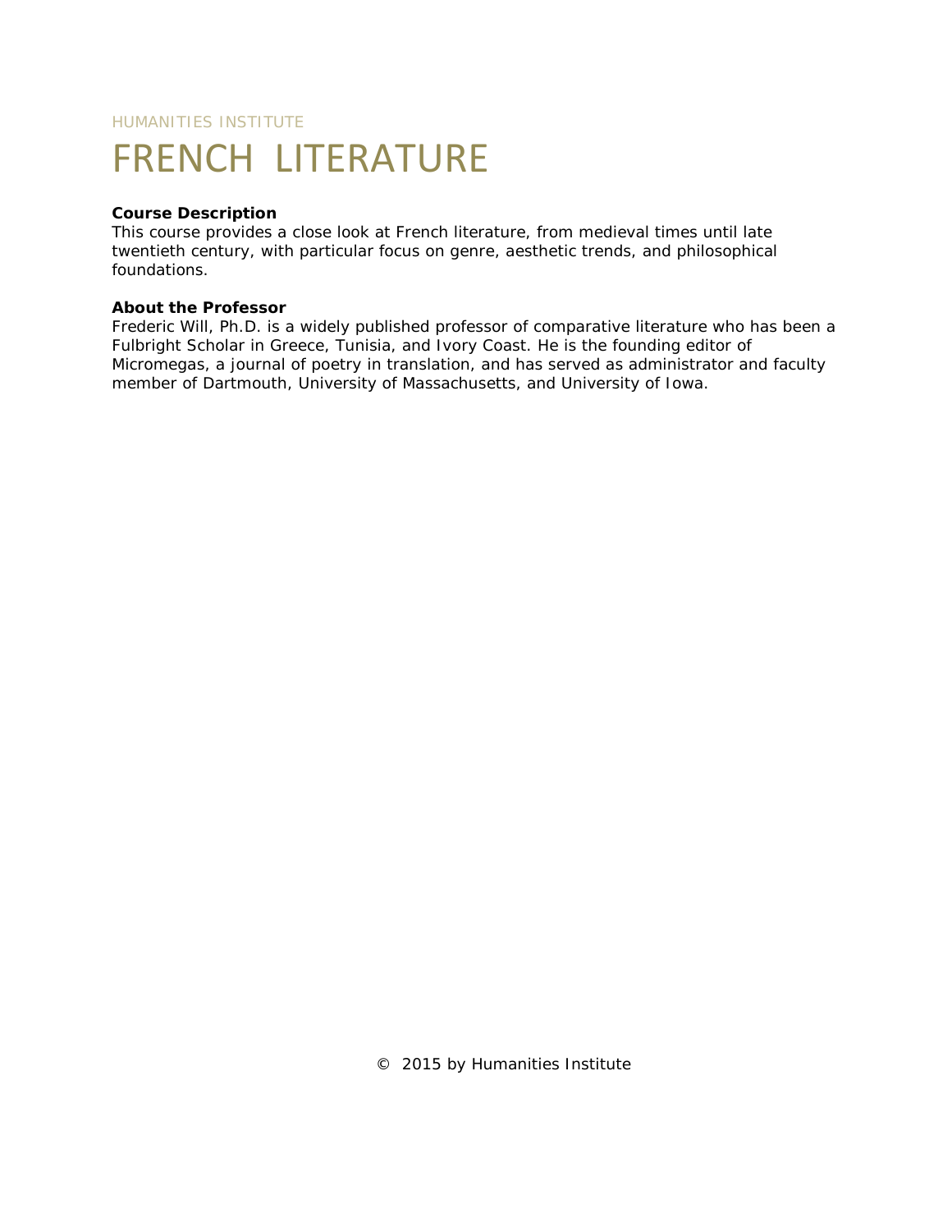HUMANITIES INSTITUTE

# FRENCH LITERATURE

**Course Description**
This course provides a close look at French literature, from medieval times until late twentieth century, with particular focus on genre, aesthetic trends, and philosophical foundations.

**About the Professor**
Frederic Will, Ph.D. is a widely published professor of comparative literature who has been a Fulbright Scholar in Greece, Tunisia, and Ivory Coast. He is the founding editor of Micromegas, a journal of poetry in translation, and has served as administrator and faculty member of Dartmouth, University of Massachusetts, and University of Iowa.

© 2015 by Humanities Institute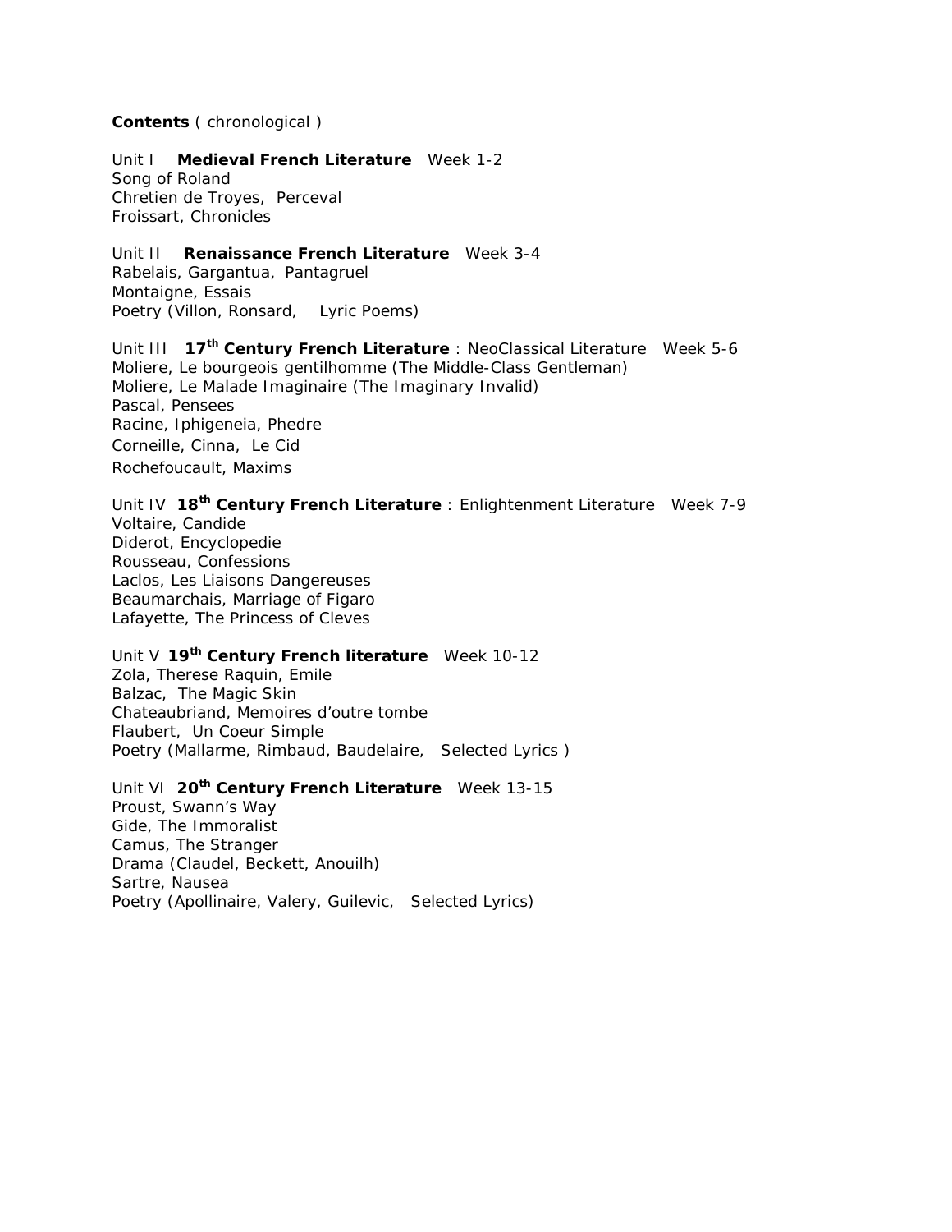**Contents** ( chronological )

Unit I **Medieval French Literature** Week 1-2
Song of Roland
Chretien de Troyes, Perceval
Froissart, Chronicles

Unit II **Renaissance French Literature** Week 3-4
Rabelais, Gargantua, Pantagruel
Montaigne, Essais
Poetry (Villon, Ronsard, Lyric Poems)

Unit III **17th Century French Literature** : NeoClassical Literature Week 5-6
Moliere, Le bourgeois gentilhomme (The Middle-Class Gentleman)
Moliere, Le Malade Imaginaire (The Imaginary Invalid)
Pascal, Pensees
Racine, Iphigeneia, Phedre
Corneille, Cinna, Le Cid
Rochefoucault, Maxims

Unit IV **18th Century French Literature** : Enlightenment Literature Week 7-9
Voltaire, Candide
Diderot, Encyclopedie
Rousseau, Confessions
Laclos, Les Liaisons Dangereuses
Beaumarchais, Marriage of Figaro
Lafayette, The Princess of Cleves

Unit V **19th Century French literature** Week 10-12
Zola, Therese Raquin, Emile
Balzac, The Magic Skin
Chateaubriand, Memoires d'outre tombe
Flaubert, Un Coeur Simple
Poetry (Mallarme, Rimbaud, Baudelaire, Selected Lyrics )

Unit VI **20th Century French Literature** Week 13-15
Proust, Swann's Way
Gide, The Immoralist
Camus, The Stranger
Drama (Claudel, Beckett, Anouilh)
Sartre, Nausea
Poetry (Apollinaire, Valery, Guilevic, Selected Lyrics)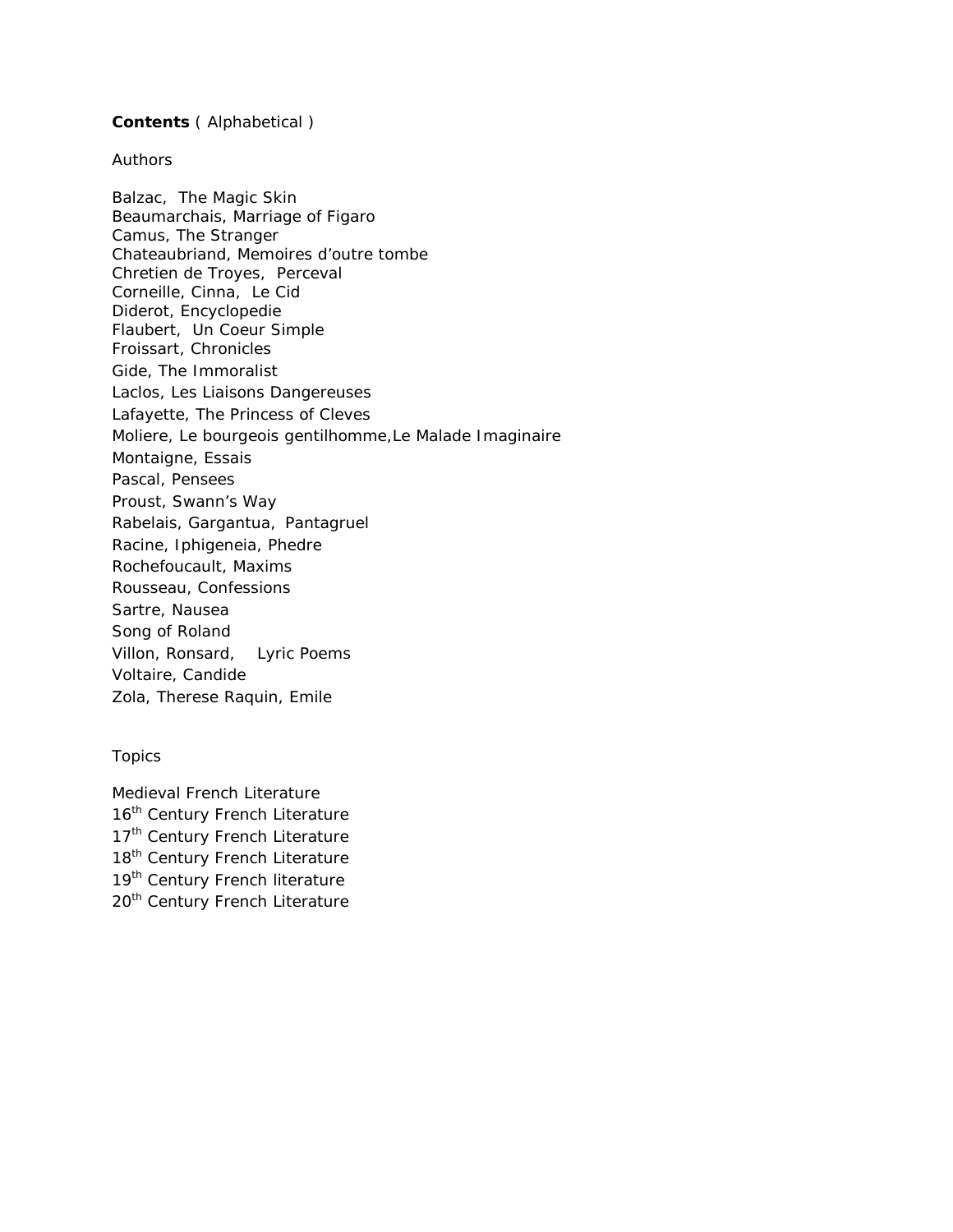**Contents** ( Alphabetical )

Authors

Balzac, The Magic Skin
Beaumarchais, Marriage of Figaro
Camus, The Stranger
Chateaubriand, Memoires d'outre tombe
Chretien de Troyes, Perceval
Corneille, Cinna, Le Cid
Diderot, Encyclopedie
Flaubert, Un Coeur Simple
Froissart, Chronicles
Gide, The Immoralist
Laclos, Les Liaisons Dangereuses
Lafayette, The Princess of Cleves
Moliere, Le bourgeois gentilhomme,Le Malade Imaginaire
Montaigne, Essais
Pascal, Pensees
Proust, Swann's Way
Rabelais, Gargantua, Pantagruel
Racine, Iphigeneia, Phedre
Rochefoucault, Maxims
Rousseau, Confessions
Sartre, Nausea
Song of Roland
Villon, Ronsard, Lyric Poems
Voltaire, Candide
Zola, Therese Raquin, Emile

Topics

Medieval French Literature
16th Century French Literature
17th Century French Literature
18th Century French Literature
19th Century French literature
20th Century French Literature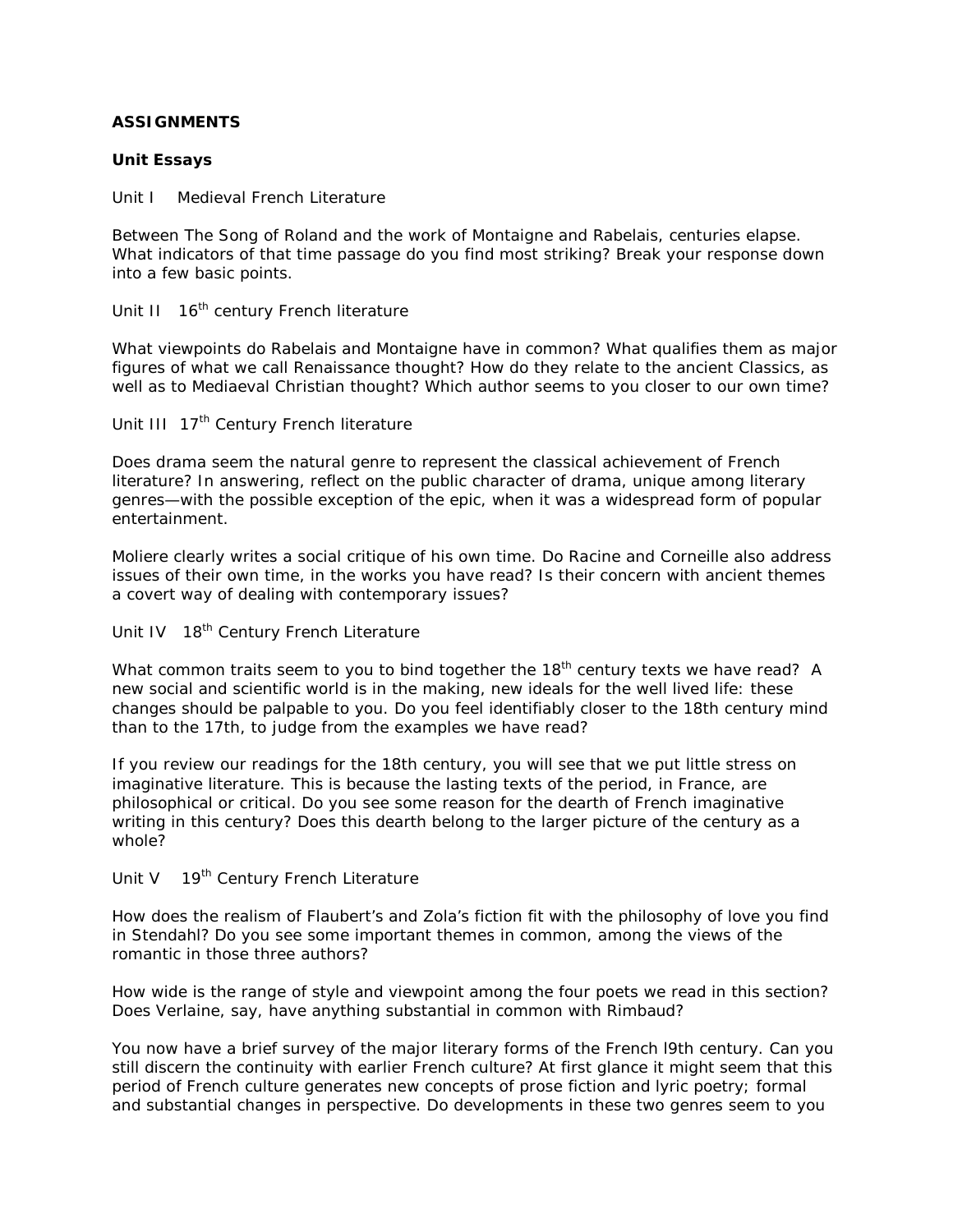**ASSIGNMENTS**

**Unit Essays**

Unit I Medieval French Literature

Between The Song of Roland and the work of Montaigne and Rabelais, centuries elapse. What indicators of that time passage do you find most striking? Break your response down into a few basic points.

Unit II 16th century French literature

What viewpoints do Rabelais and Montaigne have in common? What qualifies them as major figures of what we call Renaissance thought? How do they relate to the ancient Classics, as well as to Mediaeval Christian thought? Which author seems to you closer to our own time?

Unit III 17th Century French literature

Does drama seem the natural genre to represent the classical achievement of French literature? In answering, reflect on the public character of drama, unique among literary genres—with the possible exception of the epic, when it was a widespread form of popular entertainment.

Moliere clearly writes a social critique of his own time. Do Racine and Corneille also address issues of their own time, in the works you have read? Is their concern with ancient themes a covert way of dealing with contemporary issues?

Unit IV 18th Century French Literature

What common traits seem to you to bind together the 18th century texts we have read? A new social and scientific world is in the making, new ideals for the well lived life: these changes should be palpable to you. Do you feel identifiably closer to the 18th century mind than to the 17th, to judge from the examples we have read?

If you review our readings for the 18th century, you will see that we put little stress on imaginative literature. This is because the lasting texts of the period, in France, are philosophical or critical. Do you see some reason for the dearth of French imaginative writing in this century? Does this dearth belong to the larger picture of the century as a whole?

Unit V 19th Century French Literature

How does the realism of Flaubert's and Zola's fiction fit with the philosophy of love you find in Stendahl? Do you see some important themes in common, among the views of the romantic in those three authors?

How wide is the range of style and viewpoint among the four poets we read in this section? Does Verlaine, say, have anything substantial in common with Rimbaud?

You now have a brief survey of the major literary forms of the French l9th century. Can you still discern the continuity with earlier French culture? At first glance it might seem that this period of French culture generates new concepts of prose fiction and lyric poetry; formal and substantial changes in perspective. Do developments in these two genres seem to you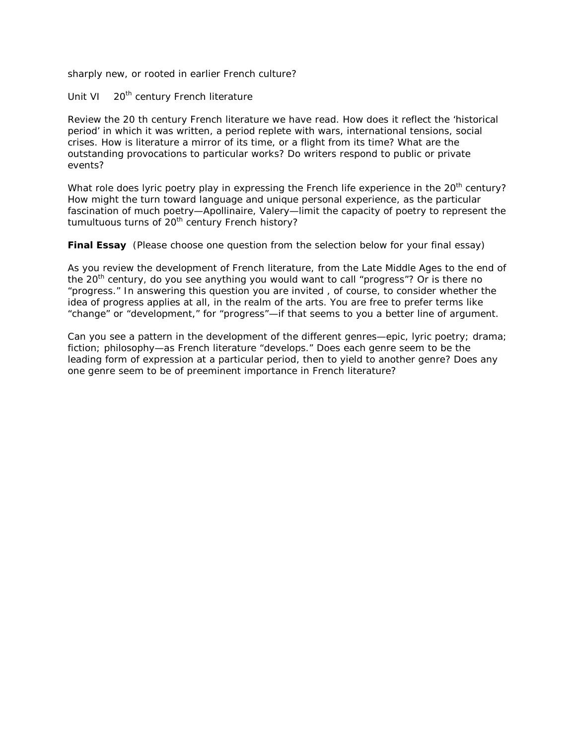sharply new, or rooted in earlier French culture?

Unit VI 20th century French literature

Review the 20 th century French literature we have read. How does it reflect the 'historical period' in which it was written, a period replete with wars, international tensions, social crises. How is literature a mirror of its time, or a flight from its time? What are the outstanding provocations to particular works? Do writers respond to public or private events?

What role does lyric poetry play in expressing the French life experience in the 20th century? How might the turn toward language and unique personal experience, as the particular fascination of much poetry—Apollinaire, Valery—limit the capacity of poetry to represent the tumultuous turns of 20th century French history?

**Final Essay** (Please choose one question from the selection below for your final essay)

As you review the development of French literature, from the Late Middle Ages to the end of the 20th century, do you see anything you would want to call "progress"? Or is there no "progress." In answering this question you are invited , of course, to consider whether the idea of progress applies at all, in the realm of the arts. You are free to prefer terms like "change" or "development," for "progress"—if that seems to you a better line of argument.

Can you see a pattern in the development of the different genres—epic, lyric poetry; drama; fiction; philosophy—as French literature "develops." Does each genre seem to be the leading form of expression at a particular period, then to yield to another genre? Does any one genre seem to be of preeminent importance in French literature?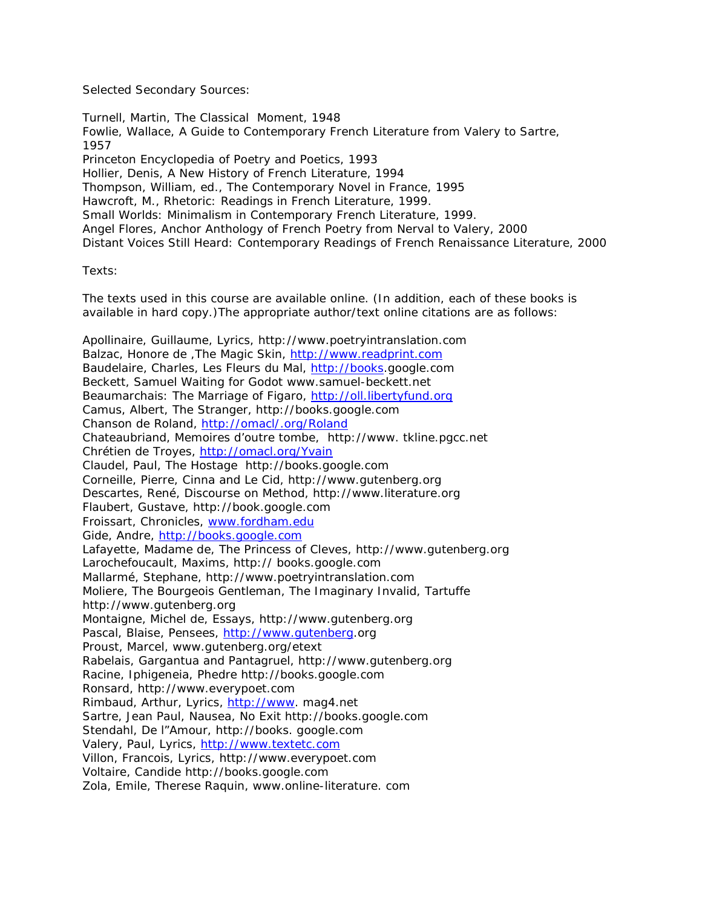Selected Secondary Sources:

Turnell, Martin, The Classical Moment, 1948
Fowlie, Wallace, A Guide to Contemporary French Literature from Valery to Sartre, 1957
Princeton Encyclopedia of Poetry and Poetics, 1993
Hollier, Denis, A New History of French Literature, 1994
Thompson, William, ed., The Contemporary Novel in France, 1995
Hawcroft, M., Rhetoric: Readings in French Literature, 1999.
Small Worlds: Minimalism in Contemporary French Literature, 1999.
Angel Flores, Anchor Anthology of French Poetry from Nerval to Valery, 2000
Distant Voices Still Heard: Contemporary Readings of French Renaissance Literature, 2000

Texts:

The texts used in this course are available online. (In addition, each of these books is available in hard copy.)The appropriate author/text online citations are as follows:

Apollinaire, Guillaume, Lyrics, http://www.poetryintranslation.com
Balzac, Honore de ,The Magic Skin, http://www.readprint.com
Baudelaire, Charles, Les Fleurs du Mal, http://books.google.com
Beckett, Samuel Waiting for Godot www.samuel-beckett.net
Beaumarchais: The Marriage of Figaro, http://oll.libertyfund.org
Camus, Albert, The Stranger, http://books.google.com
Chanson de Roland, http://omacl/.org/Roland
Chateaubriand, Memoires d'outre tombe, http://www. tkline.pgcc.net
Chrétien de Troyes, http://omacl.org/Yvain
Claudel, Paul, The Hostage http://books.google.com
Corneille, Pierre, Cinna and Le Cid, http://www.gutenberg.org
Descartes, René, Discourse on Method, http://www.literature.org
Flaubert, Gustave, http://book.google.com
Froissart, Chronicles, www.fordham.edu
Gide, Andre, http://books.google.com
Lafayette, Madame de, The Princess of Cleves, http://www.gutenberg.org
Larochefoucault, Maxims, http:// books.google.com
Mallarmé, Stephane, http://www.poetryintranslation.com
Moliere, The Bourgeois Gentleman, The Imaginary Invalid, Tartuffe http://www.gutenberg.org
Montaigne, Michel de, Essays, http://www.gutenberg.org
Pascal, Blaise, Pensees, http://www.gutenberg.org
Proust, Marcel, www.gutenberg.org/etext
Rabelais, Gargantua and Pantagruel, http://www.gutenberg.org
Racine, Iphigeneia, Phedre http://books.google.com
Ronsard, http://www.everypoet.com
Rimbaud, Arthur, Lyrics, http://www. mag4.net
Sartre, Jean Paul, Nausea, No Exit http://books.google.com
Stendahl, De l"Amour, http://books. google.com
Valery, Paul, Lyrics, http://www.textetc.com
Villon, Francois, Lyrics, http://www.everypoet.com
Voltaire, Candide http://books.google.com
Zola, Emile, Therese Raquin, www.online-literature. com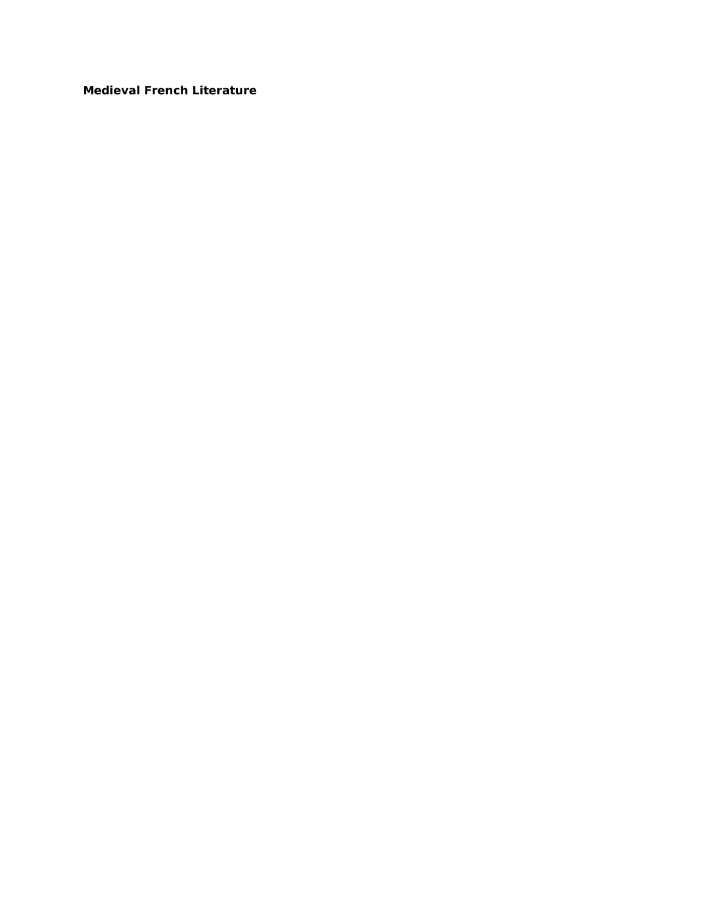**Medieval French Literature**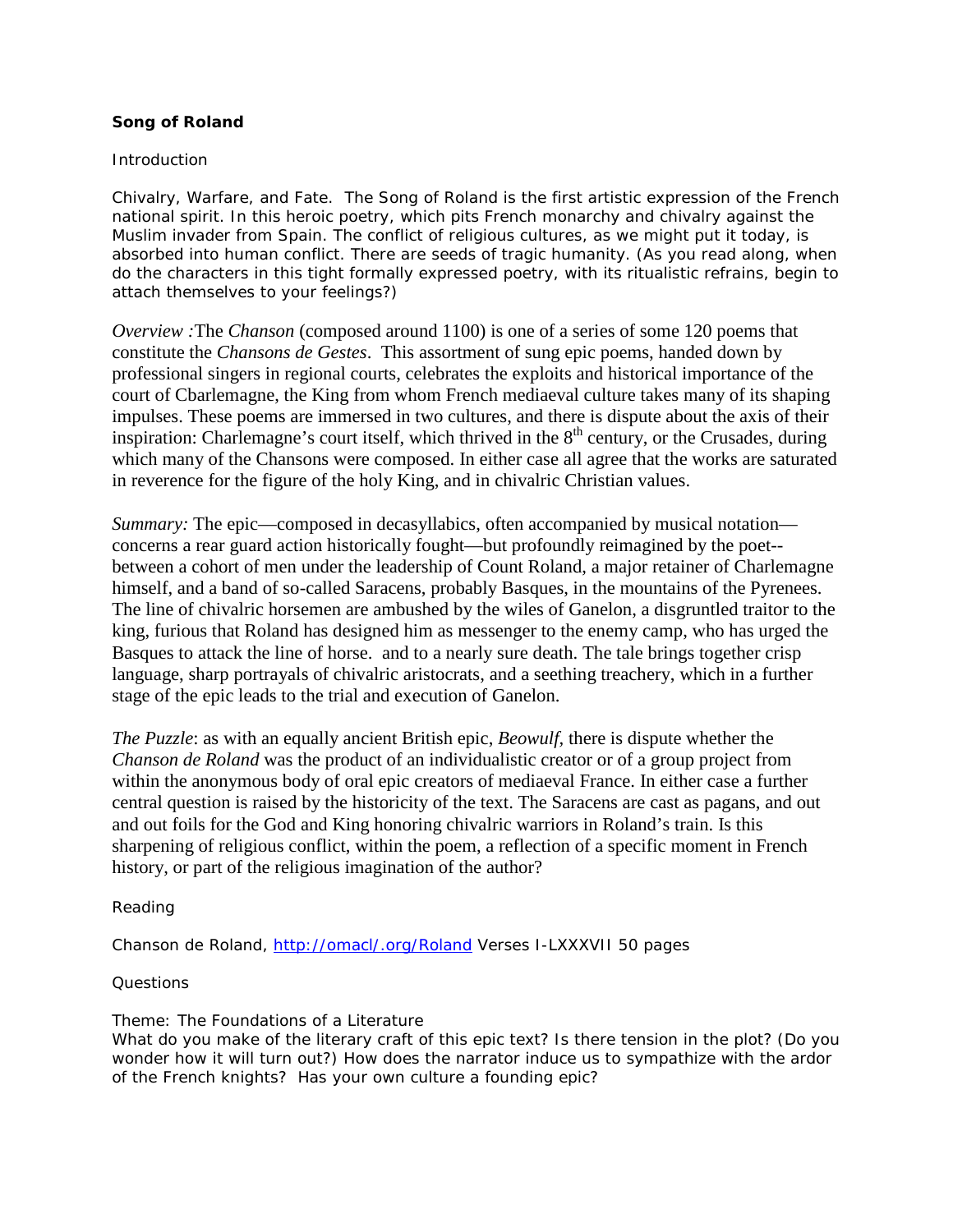**Song of Roland**

Introduction

Chivalry, Warfare, and Fate. The Song of Roland is the first artistic expression of the French national spirit. In this heroic poetry, which pits French monarchy and chivalry against the Muslim invader from Spain. The conflict of religious cultures, as we might put it today, is absorbed into human conflict. There are seeds of tragic humanity. (As you read along, when do the characters in this tight formally expressed poetry, with its ritualistic refrains, begin to attach themselves to your feelings?)

*Overview :*The *Chanson* (composed around 1100) is one of a series of some 120 poems that constitute the *Chansons de Gestes*. This assortment of sung epic poems, handed down by professional singers in regional courts, celebrates the exploits and historical importance of the court of Cbarlemagne, the King from whom French mediaeval culture takes many of its shaping impulses. These poems are immersed in two cultures, and there is dispute about the axis of their inspiration: Charlemagne's court itself, which thrived in the 8th century, or the Crusades, during which many of the Chansons were composed. In either case all agree that the works are saturated in reverence for the figure of the holy King, and in chivalric Christian values.

*Summary:* The epic—composed in decasyllabics, often accompanied by musical notation—concerns a rear guard action historically fought—but profoundly reimagined by the poet--between a cohort of men under the leadership of Count Roland, a major retainer of Charlemagne himself, and a band of so-called Saracens, probably Basques, in the mountains of the Pyrenees. The line of chivalric horsemen are ambushed by the wiles of Ganelon, a disgruntled traitor to the king, furious that Roland has designed him as messenger to the enemy camp, who has urged the Basques to attack the line of horse. and to a nearly sure death. The tale brings together crisp language, sharp portrayals of chivalric aristocrats, and a seething treachery, which in a further stage of the epic leads to the trial and execution of Ganelon.

*The Puzzle*: as with an equally ancient British epic, *Beowulf*, there is dispute whether the *Chanson de Roland* was the product of an individualistic creator or of a group project from within the anonymous body of oral epic creators of mediaeval France. In either case a further central question is raised by the historicity of the text. The Saracens are cast as pagans, and out and out foils for the God and King honoring chivalric warriors in Roland's train. Is this sharpening of religious conflict, within the poem, a reflection of a specific moment in French history, or part of the religious imagination of the author?

Reading

Chanson de Roland, http://omacl/.org/Roland Verses I-LXXXVII 50 pages

Questions

Theme: The Foundations of a Literature
What do you make of the literary craft of this epic text? Is there tension in the plot? (Do you wonder how it will turn out?) How does the narrator induce us to sympathize with the ardor of the French knights? Has your own culture a founding epic?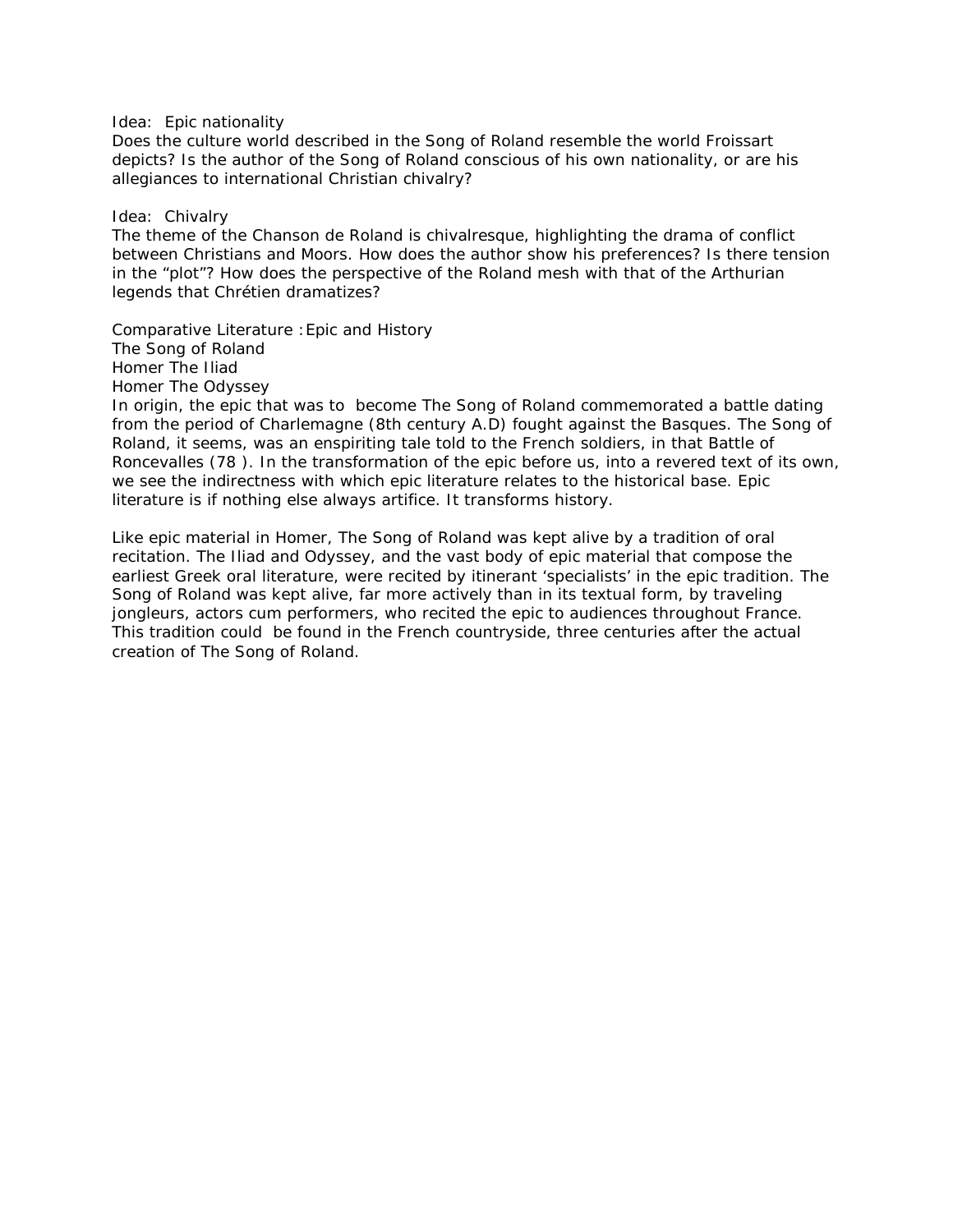Idea: Epic nationality

Does the culture world described in the Song of Roland resemble the world Froissart depicts? Is the author of the Song of Roland conscious of his own nationality, or are his allegiances to international Christian chivalry?

Idea: Chivalry

The theme of the Chanson de Roland is chivalresque, highlighting the drama of conflict between Christians and Moors. How does the author show his preferences? Is there tension in the "plot"? How does the perspective of the Roland mesh with that of the Arthurian legends that Chrétien dramatizes?

Comparative Literature : Epic and History

The Song of Roland

Homer The Iliad

Homer The Odyssey

In origin, the epic that was to become The Song of Roland commemorated a battle dating from the period of Charlemagne (8th century A.D) fought against the Basques. The Song of Roland, it seems, was an enspiriting tale told to the French soldiers, in that Battle of Roncevalles (78 ). In the transformation of the epic before us, into a revered text of its own, we see the indirectness with which epic literature relates to the historical base. Epic literature is if nothing else always artifice. It transforms history.

Like epic material in Homer, The Song of Roland was kept alive by a tradition of oral recitation. The Iliad and Odyssey, and the vast body of epic material that compose the earliest Greek oral literature, were recited by itinerant 'specialists' in the epic tradition. The Song of Roland was kept alive, far more actively than in its textual form, by traveling jongleurs, actors cum performers, who recited the epic to audiences throughout France. This tradition could be found in the French countryside, three centuries after the actual creation of The Song of Roland.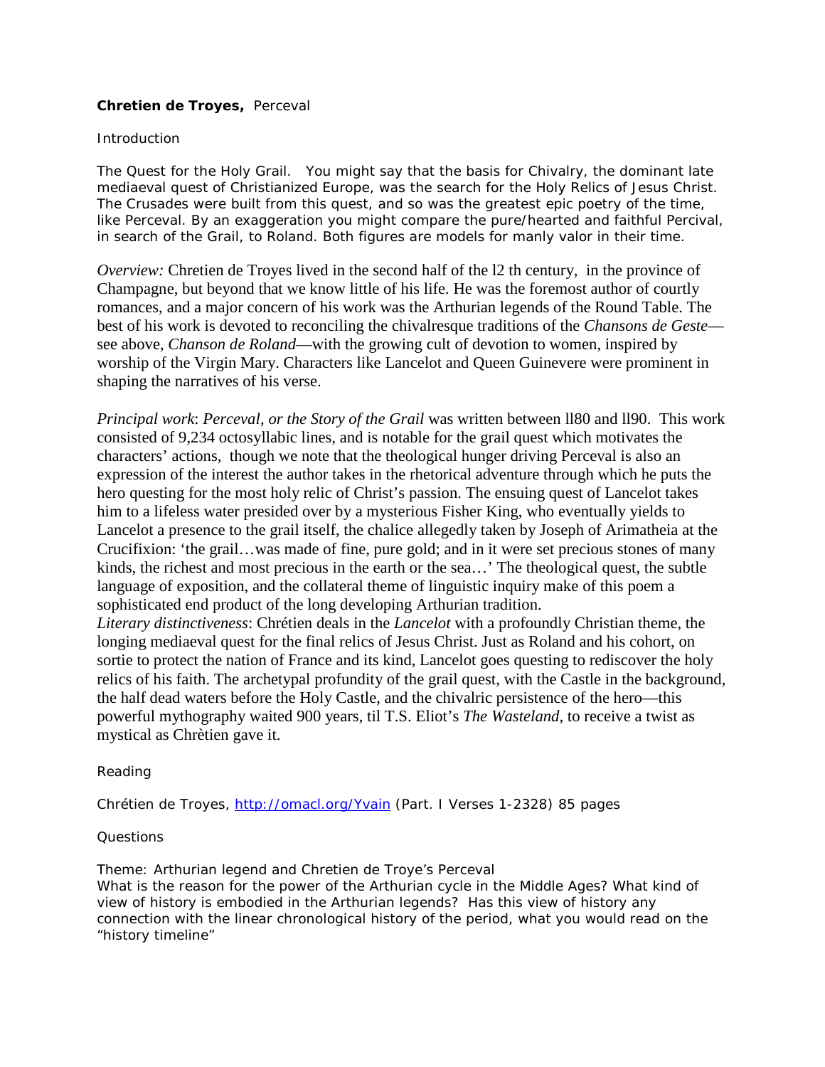**Chretien de Troyes,** Perceval

Introduction

The Quest for the Holy Grail. You might say that the basis for Chivalry, the dominant late mediaeval quest of Christianized Europe, was the search for the Holy Relics of Jesus Christ. The Crusades were built from this quest, and so was the greatest epic poetry of the time, like Perceval. By an exaggeration you might compare the pure/hearted and faithful Percival, in search of the Grail, to Roland. Both figures are models for manly valor in their time.

*Overview:* Chretien de Troyes lived in the second half of the l2 th century, in the province of Champagne, but beyond that we know little of his life. He was the foremost author of courtly romances, and a major concern of his work was the Arthurian legends of the Round Table. The best of his work is devoted to reconciling the chivalresque traditions of the *Chansons de Geste*—see above, *Chanson de Roland*—with the growing cult of devotion to women, inspired by worship of the Virgin Mary. Characters like Lancelot and Queen Guinevere were prominent in shaping the narratives of his verse.

*Principal work*: *Perceval, or the Story of the Grail* was written between ll80 and ll90. This work consisted of 9,234 octosyllabic lines, and is notable for the grail quest which motivates the characters' actions, though we note that the theological hunger driving Perceval is also an expression of the interest the author takes in the rhetorical adventure through which he puts the hero questing for the most holy relic of Christ's passion. The ensuing quest of Lancelot takes him to a lifeless water presided over by a mysterious Fisher King, who eventually yields to Lancelot a presence to the grail itself, the chalice allegedly taken by Joseph of Arimatheia at the Crucifixion: 'the grail…was made of fine, pure gold; and in it were set precious stones of many kinds, the richest and most precious in the earth or the sea…' The theological quest, the subtle language of exposition, and the collateral theme of linguistic inquiry make of this poem a sophisticated end product of the long developing Arthurian tradition.

*Literary distinctiveness*: Chrétien deals in the *Lancelot* with a profoundly Christian theme, the longing mediaeval quest for the final relics of Jesus Christ. Just as Roland and his cohort, on sortie to protect the nation of France and its kind, Lancelot goes questing to rediscover the holy relics of his faith. The archetypal profundity of the grail quest, with the Castle in the background, the half dead waters before the Holy Castle, and the chivalric persistence of the hero—this powerful mythography waited 900 years, til T.S. Eliot's *The Wasteland*, to receive a twist as mystical as Chrètien gave it.

Reading

Chrétien de Troyes, http://omacl.org/Yvain (Part. I Verses 1-2328) 85 pages

Questions

Theme: Arthurian legend and Chretien de Troye's Perceval
What is the reason for the power of the Arthurian cycle in the Middle Ages? What kind of view of history is embodied in the Arthurian legends? Has this view of history any connection with the linear chronological history of the period, what you would read on the "history timeline"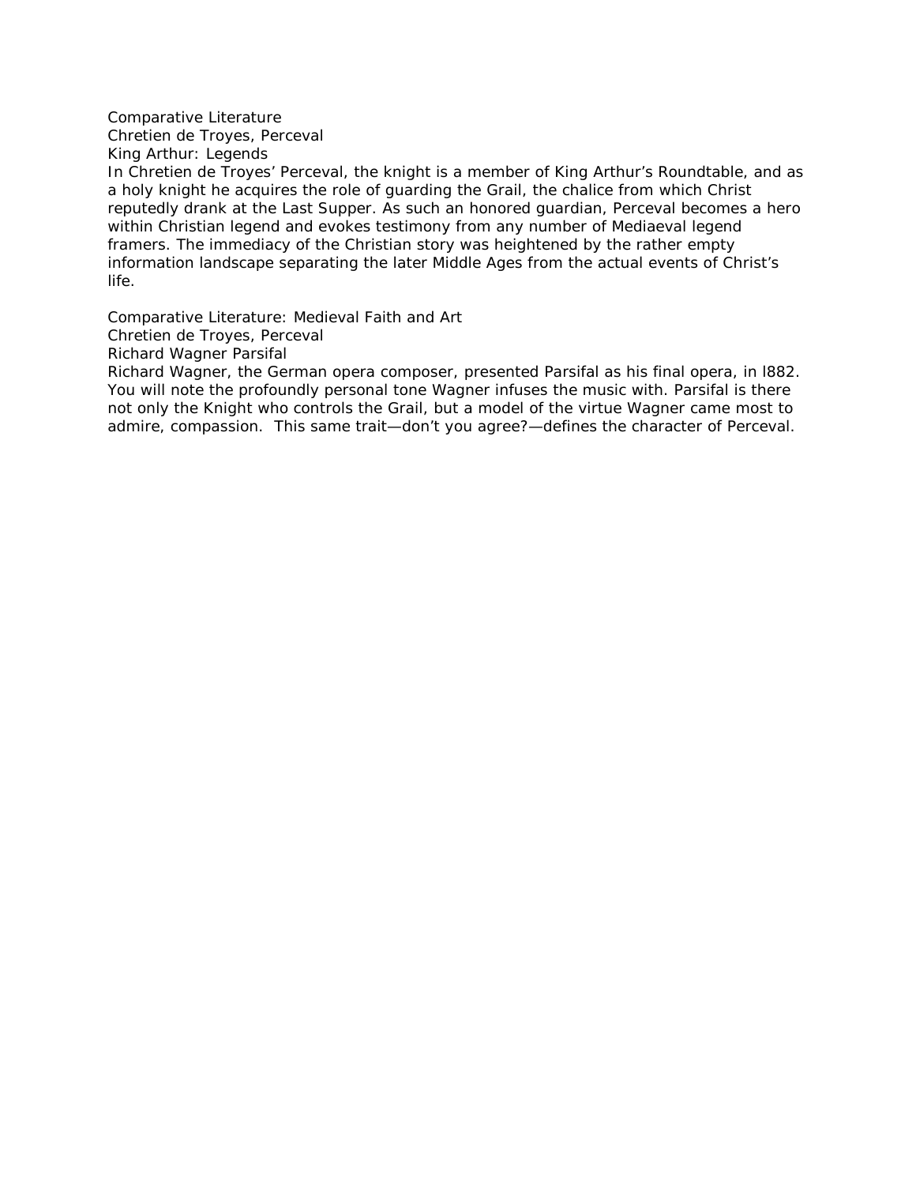Comparative Literature
Chretien de Troyes, Perceval
King Arthur: Legends

In Chretien de Troyes' Perceval, the knight is a member of King Arthur's Roundtable, and as a holy knight he acquires the role of guarding the Grail, the chalice from which Christ reputedly drank at the Last Supper. As such an honored guardian, Perceval becomes a hero within Christian legend and evokes testimony from any number of Mediaeval legend framers. The immediacy of the Christian story was heightened by the rather empty information landscape separating the later Middle Ages from the actual events of Christ's life.

Comparative Literature: Medieval Faith and Art
Chretien de Troyes, Perceval
Richard Wagner Parsifal

Richard Wagner, the German opera composer, presented Parsifal as his final opera, in l882. You will note the profoundly personal tone Wagner infuses the music with. Parsifal is there not only the Knight who controls the Grail, but a model of the virtue Wagner came most to admire, compassion. This same trait—don't you agree?—defines the character of Perceval.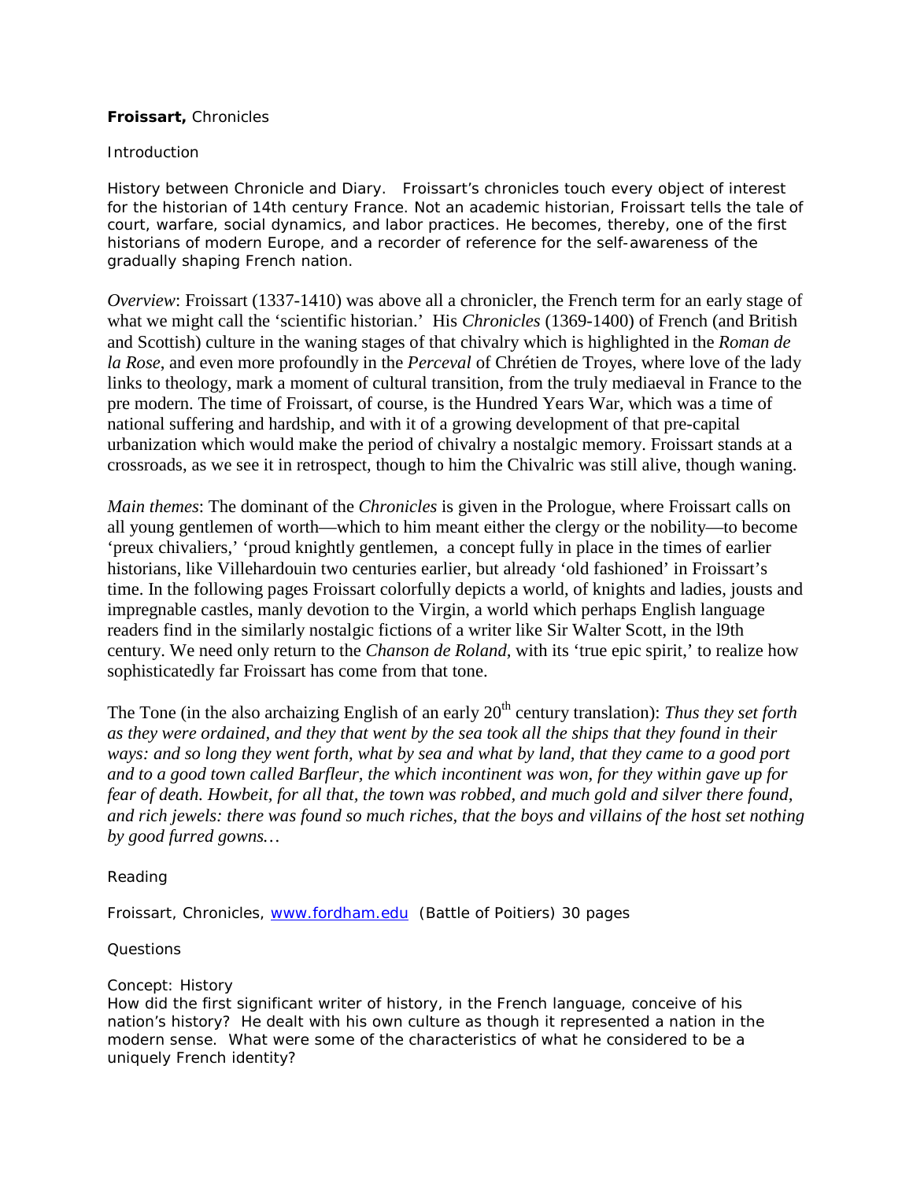**Froissart,** Chronicles

Introduction

History between Chronicle and Diary. Froissart's chronicles touch every object of interest for the historian of 14th century France. Not an academic historian, Froissart tells the tale of court, warfare, social dynamics, and labor practices. He becomes, thereby, one of the first historians of modern Europe, and a recorder of reference for the self-awareness of the gradually shaping French nation.

*Overview*: Froissart (1337-1410) was above all a chronicler, the French term for an early stage of what we might call the 'scientific historian.' His *Chronicles* (1369-1400) of French (and British and Scottish) culture in the waning stages of that chivalry which is highlighted in the *Roman de la Rose*, and even more profoundly in the *Perceval* of Chrétien de Troyes, where love of the lady links to theology, mark a moment of cultural transition, from the truly mediaeval in France to the pre modern. The time of Froissart, of course, is the Hundred Years War, which was a time of national suffering and hardship, and with it of a growing development of that pre-capital urbanization which would make the period of chivalry a nostalgic memory. Froissart stands at a crossroads, as we see it in retrospect, though to him the Chivalric was still alive, though waning.

*Main themes*: The dominant of the *Chronicles* is given in the Prologue, where Froissart calls on all young gentlemen of worth—which to him meant either the clergy or the nobility—to become 'preux chivaliers,' 'proud knightly gentlemen, a concept fully in place in the times of earlier historians, like Villehardouin two centuries earlier, but already 'old fashioned' in Froissart's time. In the following pages Froissart colorfully depicts a world, of knights and ladies, jousts and impregnable castles, manly devotion to the Virgin, a world which perhaps English language readers find in the similarly nostalgic fictions of a writer like Sir Walter Scott, in the l9th century. We need only return to the *Chanson de Roland*, with its 'true epic spirit,' to realize how sophisticatedly far Froissart has come from that tone.

The Tone (in the also archaizing English of an early 20th century translation): *Thus they set forth as they were ordained, and they that went by the sea took all the ships that they found in their ways: and so long they went forth, what by sea and what by land, that they came to a good port and to a good town called Barfleur, the which incontinent was won, for they within gave up for fear of death. Howbeit, for all that, the town was robbed, and much gold and silver there found, and rich jewels: there was found so much riches, that the boys and villains of the host set nothing by good furred gowns…*

Reading

Froissart, Chronicles, [www.fordham.edu](http://www.fordham.edu) (Battle of Poitiers) 30 pages

Questions

Concept: History
How did the first significant writer of history, in the French language, conceive of his nation's history? He dealt with his own culture as though it represented a nation in the modern sense. What were some of the characteristics of what he considered to be a uniquely French identity?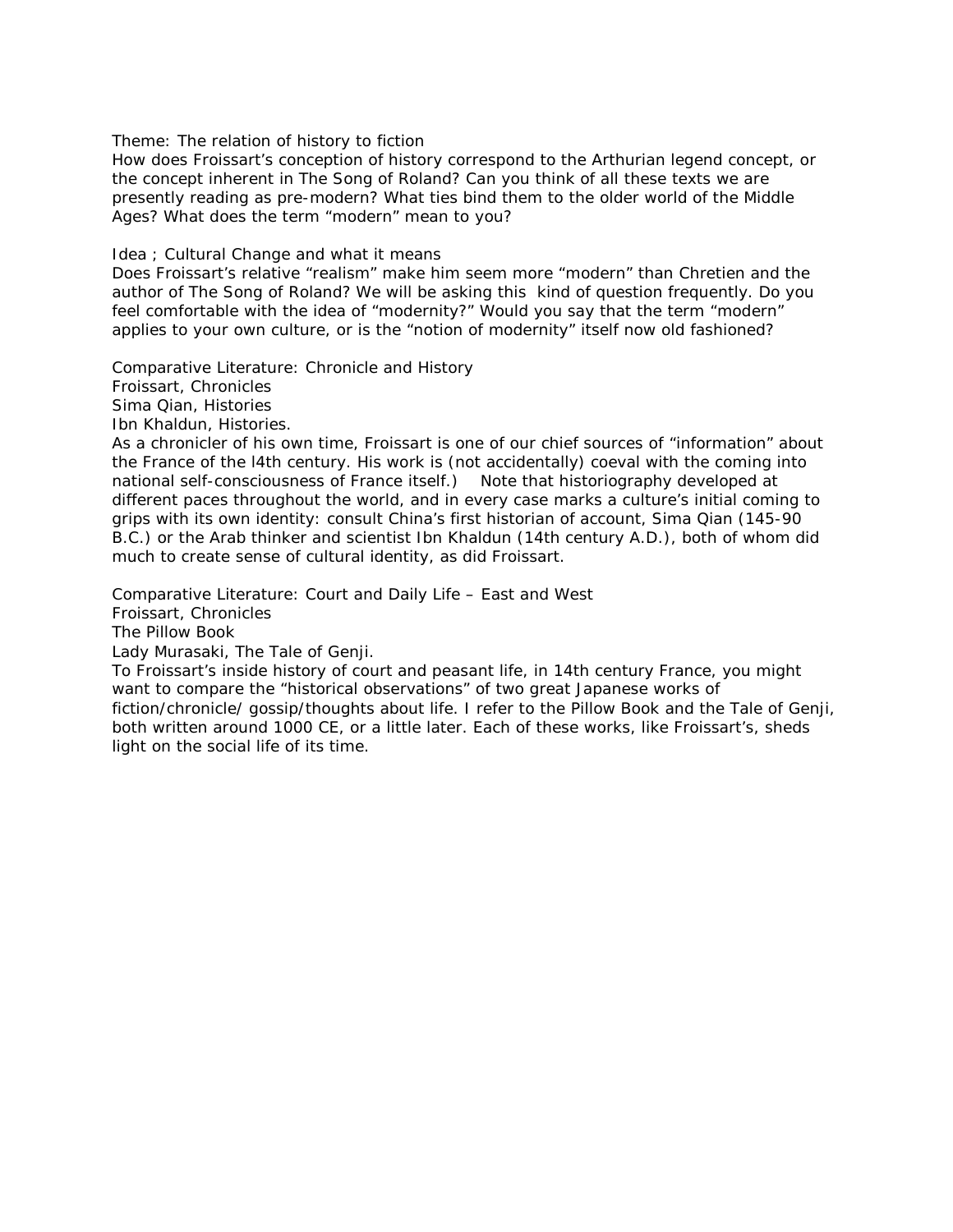Theme: The relation of history to fiction

How does Froissart's conception of history correspond to the Arthurian legend concept, or the concept inherent in The Song of Roland? Can you think of all these texts we are presently reading as pre-modern? What ties bind them to the older world of the Middle Ages? What does the term "modern" mean to you?

Idea ; Cultural Change and what it means

Does Froissart's relative "realism" make him seem more "modern" than Chretien and the author of The Song of Roland? We will be asking this kind of question frequently. Do you feel comfortable with the idea of "modernity?" Would you say that the term "modern" applies to your own culture, or is the "notion of modernity" itself now old fashioned?

Comparative Literature: Chronicle and History

Froissart, Chronicles

Sima Qian, Histories

Ibn Khaldun, Histories.

As a chronicler of his own time, Froissart is one of our chief sources of "information" about the France of the l4th century. His work is (not accidentally) coeval with the coming into national self-consciousness of France itself.) Note that historiography developed at different paces throughout the world, and in every case marks a culture's initial coming to grips with its own identity: consult China's first historian of account, Sima Qian (145-90 B.C.) or the Arab thinker and scientist Ibn Khaldun (14th century A.D.), both of whom did much to create sense of cultural identity, as did Froissart.

Comparative Literature: Court and Daily Life – East and West

Froissart, Chronicles

The Pillow Book

Lady Murasaki, The Tale of Genji.

To Froissart's inside history of court and peasant life, in 14th century France, you might want to compare the "historical observations" of two great Japanese works of fiction/chronicle/ gossip/thoughts about life. I refer to the Pillow Book and the Tale of Genji, both written around 1000 CE, or a little later. Each of these works, like Froissart's, sheds light on the social life of its time.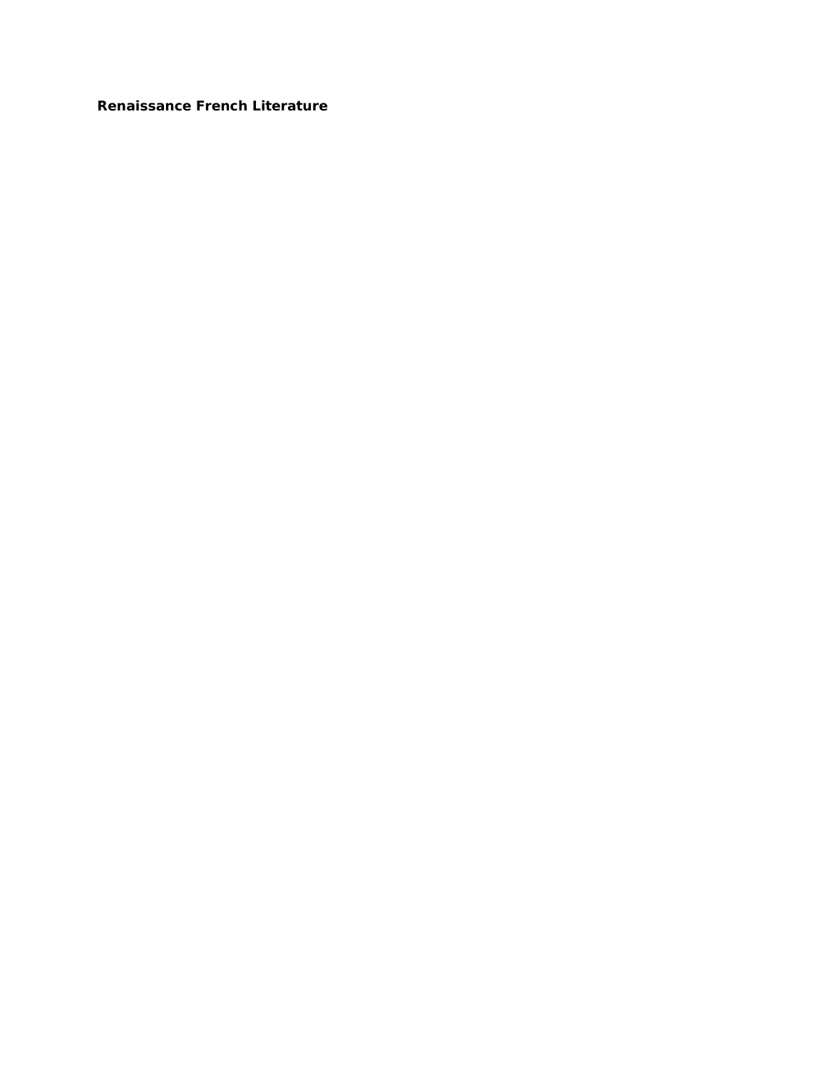**Renaissance French Literature**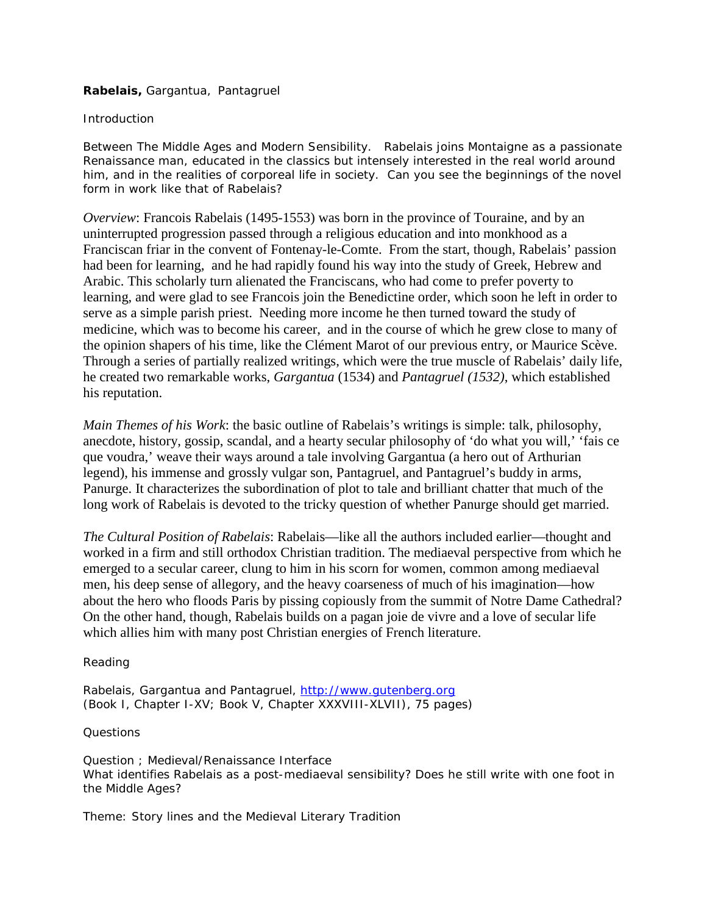**Rabelais,** Gargantua, Pantagruel

Introduction

Between The Middle Ages and Modern Sensibility. Rabelais joins Montaigne as a passionate Renaissance man, educated in the classics but intensely interested in the real world around him, and in the realities of corporeal life in society. Can you see the beginnings of the novel form in work like that of Rabelais?

*Overview*: Francois Rabelais (1495-1553) was born in the province of Touraine, and by an uninterrupted progression passed through a religious education and into monkhood as a Franciscan friar in the convent of Fontenay-le-Comte. From the start, though, Rabelais' passion had been for learning, and he had rapidly found his way into the study of Greek, Hebrew and Arabic. This scholarly turn alienated the Franciscans, who had come to prefer poverty to learning, and were glad to see Francois join the Benedictine order, which soon he left in order to serve as a simple parish priest. Needing more income he then turned toward the study of medicine, which was to become his career, and in the course of which he grew close to many of the opinion shapers of his time, like the Clément Marot of our previous entry, or Maurice Scève. Through a series of partially realized writings, which were the true muscle of Rabelais' daily life, he created two remarkable works, *Gargantua* (1534) and *Pantagruel (1532)*, which established his reputation.

*Main Themes of his Work*: the basic outline of Rabelais's writings is simple: talk, philosophy, anecdote, history, gossip, scandal, and a hearty secular philosophy of 'do what you will,' 'fais ce que voudra,' weave their ways around a tale involving Gargantua (a hero out of Arthurian legend), his immense and grossly vulgar son, Pantagruel, and Pantagruel's buddy in arms, Panurge. It characterizes the subordination of plot to tale and brilliant chatter that much of the long work of Rabelais is devoted to the tricky question of whether Panurge should get married.

*The Cultural Position of Rabelais*: Rabelais—like all the authors included earlier—thought and worked in a firm and still orthodox Christian tradition. The mediaeval perspective from which he emerged to a secular career, clung to him in his scorn for women, common among mediaeval men, his deep sense of allegory, and the heavy coarseness of much of his imagination—how about the hero who floods Paris by pissing copiously from the summit of Notre Dame Cathedral? On the other hand, though, Rabelais builds on a pagan joie de vivre and a love of secular life which allies him with many post Christian energies of French literature.

Reading

Rabelais, Gargantua and Pantagruel, [http://www.gutenberg.org](http://www.gutenberg.org)
(Book I, Chapter I-XV; Book V, Chapter XXXVIII-XLVII), 75 pages)

Questions

Question ; Medieval/Renaissance Interface
What identifies Rabelais as a post-mediaeval sensibility? Does he still write with one foot in the Middle Ages?

Theme: Story lines and the Medieval Literary Tradition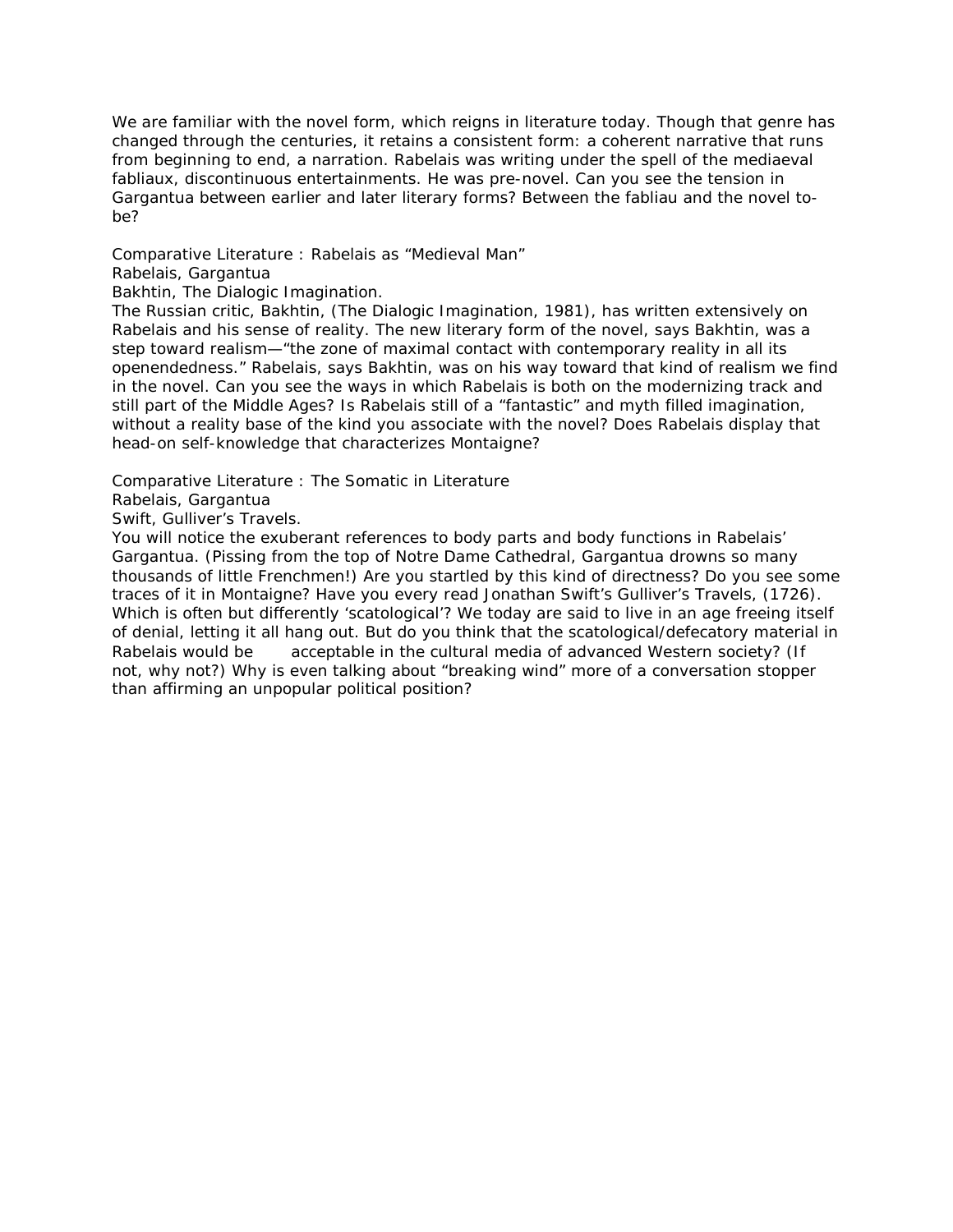We are familiar with the novel form, which reigns in literature today. Though that genre has changed through the centuries, it retains a consistent form: a coherent narrative that runs from beginning to end, a narration. Rabelais was writing under the spell of the mediaeval fabliaux, discontinuous entertainments. He was pre-novel. Can you see the tension in Gargantua between earlier and later literary forms? Between the fabliau and the novel to-be?

Comparative Literature : Rabelais as "Medieval Man"
Rabelais, Gargantua
Bakhtin, The Dialogic Imagination.
The Russian critic, Bakhtin, (The Dialogic Imagination, 1981), has written extensively on Rabelais and his sense of reality. The new literary form of the novel, says Bakhtin, was a step toward realism—"the zone of maximal contact with contemporary reality in all its openendedness." Rabelais, says Bakhtin, was on his way toward that kind of realism we find in the novel. Can you see the ways in which Rabelais is both on the modernizing track and still part of the Middle Ages? Is Rabelais still of a "fantastic" and myth filled imagination, without a reality base of the kind you associate with the novel? Does Rabelais display that head-on self-knowledge that characterizes Montaigne?

Comparative Literature : The Somatic in Literature
Rabelais, Gargantua
Swift, Gulliver's Travels.
You will notice the exuberant references to body parts and body functions in Rabelais' Gargantua. (Pissing from the top of Notre Dame Cathedral, Gargantua drowns so many thousands of little Frenchmen!) Are you startled by this kind of directness? Do you see some traces of it in Montaigne? Have you every read Jonathan Swift's Gulliver's Travels, (1726). Which is often but differently 'scatological'? We today are said to live in an age freeing itself of denial, letting it all hang out. But do you think that the scatological/defecatory material in Rabelais would be acceptable in the cultural media of advanced Western society? (If not, why not?) Why is even talking about "breaking wind" more of a conversation stopper than affirming an unpopular political position?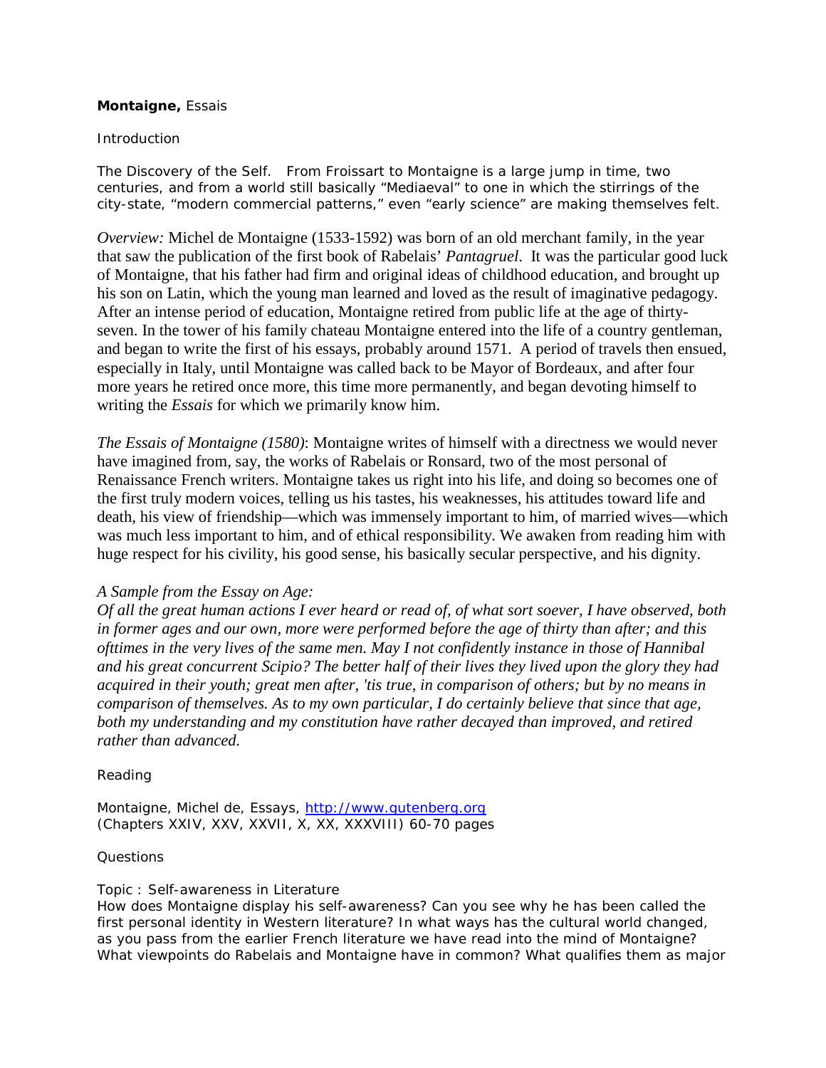**Montaigne,** Essais

Introduction

The Discovery of the Self. From Froissart to Montaigne is a large jump in time, two centuries, and from a world still basically “Mediaeval” to one in which the stirrings of the city-state, “modern commercial patterns,” even “early science” are making themselves felt.

*Overview:* Michel de Montaigne (1533-1592) was born of an old merchant family, in the year that saw the publication of the first book of Rabelais' *Pantagruel*. It was the particular good luck of Montaigne, that his father had firm and original ideas of childhood education, and brought up his son on Latin, which the young man learned and loved as the result of imaginative pedagogy. After an intense period of education, Montaigne retired from public life at the age of thirty-seven. In the tower of his family chateau Montaigne entered into the life of a country gentleman, and began to write the first of his essays, probably around 1571. A period of travels then ensued, especially in Italy, until Montaigne was called back to be Mayor of Bordeaux, and after four more years he retired once more, this time more permanently, and began devoting himself to writing the *Essais* for which we primarily know him.

*The Essais of Montaigne (1580)*: Montaigne writes of himself with a directness we would never have imagined from, say, the works of Rabelais or Ronsard, two of the most personal of Renaissance French writers. Montaigne takes us right into his life, and doing so becomes one of the first truly modern voices, telling us his tastes, his weaknesses, his attitudes toward life and death, his view of friendship—which was immensely important to him, of married wives—which was much less important to him, and of ethical responsibility. We awaken from reading him with huge respect for his civility, his good sense, his basically secular perspective, and his dignity.

*A Sample from the Essay on Age:*
*Of all the great human actions I ever heard or read of, of what sort soever, I have observed, both in former ages and our own, more were performed before the age of thirty than after; and this ofttimes in the very lives of the same men. May I not confidently instance in those of Hannibal and his great concurrent Scipio? The better half of their lives they lived upon the glory they had acquired in their youth; great men after, 'tis true, in comparison of others; but by no means in comparison of themselves. As to my own particular, I do certainly believe that since that age, both my understanding and my constitution have rather decayed than improved, and retired rather than advanced.*

Reading

Montaigne, Michel de, Essays, [http://www.gutenberg.org](http://www.gutenberg.org)
(Chapters XXIV, XXV, XXVII, X, XX, XXXVIII) 60-70 pages

Questions

Topic : Self-awareness in Literature
How does Montaigne display his self-awareness? Can you see why he has been called the first personal identity in Western literature? In what ways has the cultural world changed, as you pass from the earlier French literature we have read into the mind of Montaigne? What viewpoints do Rabelais and Montaigne have in common? What qualifies them as major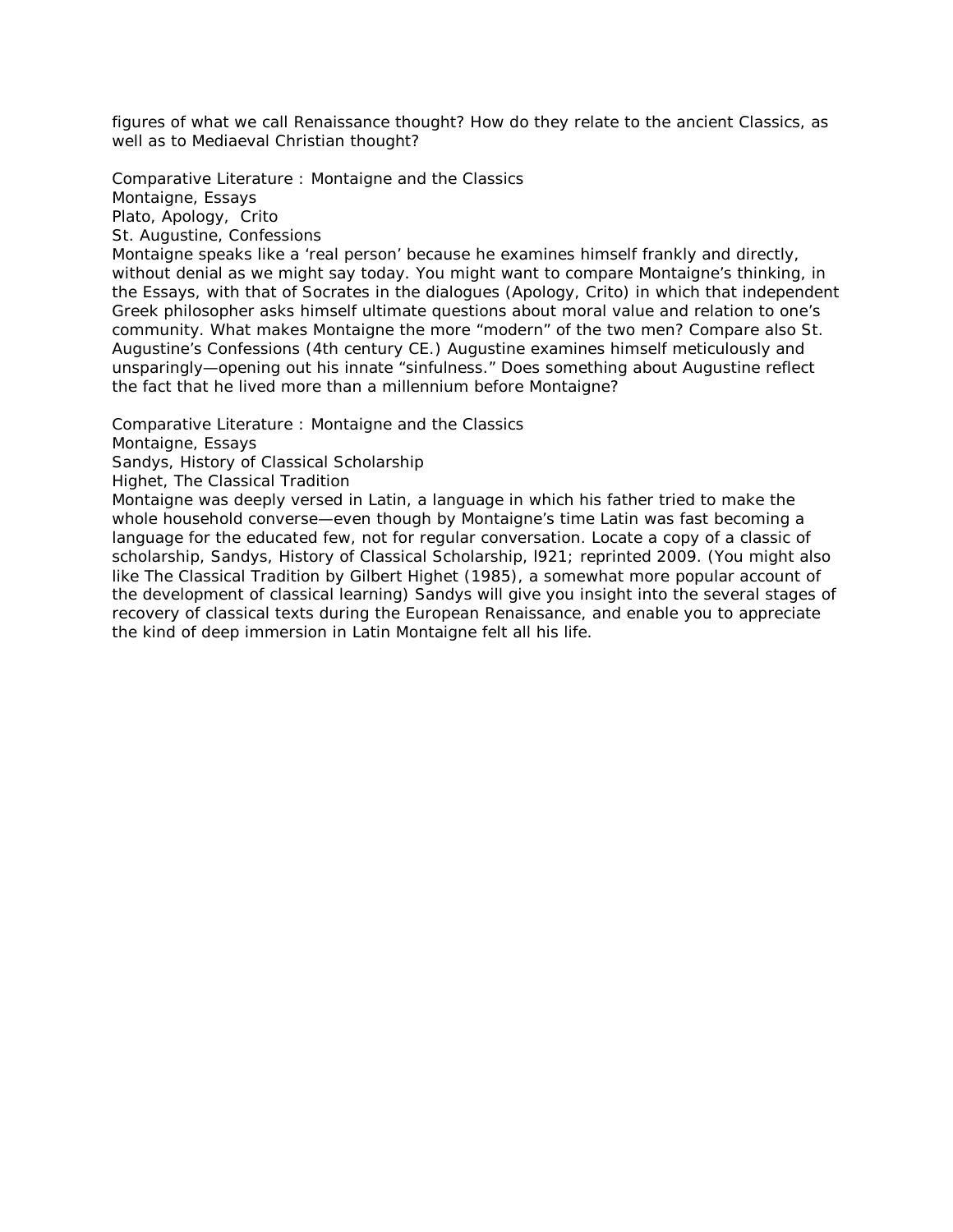figures of what we call Renaissance thought? How do they relate to the ancient Classics, as well as to Mediaeval Christian thought?

Comparative Literature : Montaigne and the Classics
Montaigne, Essays
Plato, Apology, Crito
St. Augustine, Confessions
Montaigne speaks like a 'real person' because he examines himself frankly and directly, without denial as we might say today. You might want to compare Montaigne's thinking, in the Essays, with that of Socrates in the dialogues (Apology, Crito) in which that independent Greek philosopher asks himself ultimate questions about moral value and relation to one's community. What makes Montaigne the more "modern" of the two men? Compare also St. Augustine's Confessions (4th century CE.) Augustine examines himself meticulously and unsparingly—opening out his innate "sinfulness." Does something about Augustine reflect the fact that he lived more than a millennium before Montaigne?

Comparative Literature : Montaigne and the Classics
Montaigne, Essays
Sandys, History of Classical Scholarship
Highet, The Classical Tradition
Montaigne was deeply versed in Latin, a language in which his father tried to make the whole household converse—even though by Montaigne's time Latin was fast becoming a language for the educated few, not for regular conversation. Locate a copy of a classic of scholarship, Sandys, History of Classical Scholarship, l921; reprinted 2009. (You might also like The Classical Tradition by Gilbert Highet (1985), a somewhat more popular account of the development of classical learning) Sandys will give you insight into the several stages of recovery of classical texts during the European Renaissance, and enable you to appreciate the kind of deep immersion in Latin Montaigne felt all his life.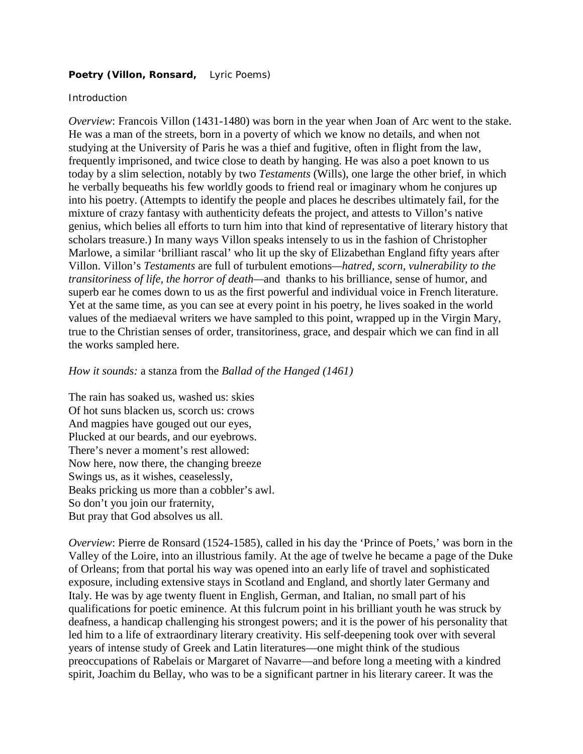**Poery (Villon, Ronsard,** Lyric Poems)

Introduction

*Overview*: Francois Villon (1431-1480) was born in the year when Joan of Arc went to the stake. He was a man of the streets, born in a poverty of which we know no details, and when not studying at the University of Paris he was a thief and fugitive, often in flight from the law, frequently imprisoned, and twice close to death by hanging. He was also a poet known to us today by a slim selection, notably by two *Testaments* (Wills), one large the other brief, in which he verbally bequeaths his few worldly goods to friend real or imaginary whom he conjures up into his poetry. (Attempts to identify the people and places he describes ultimately fail, for the mixture of crazy fantasy with authenticity defeats the project, and attests to Villon's native genius, which belies all efforts to turn him into that kind of representative of literary history that scholars treasure.) In many ways Villon speaks intensely to us in the fashion of Christopher Marlowe, a similar 'brilliant rascal' who lit up the sky of Elizabethan England fifty years after Villon. Villon's *Testaments* are full of turbulent emotions—*hatred, scorn, vulnerability to the transitoriness of life, the horror of death*—and thanks to his brilliance, sense of humor, and superb ear he comes down to us as the first powerful and individual voice in French literature. Yet at the same time, as you can see at every point in his poetry, he lives soaked in the world values of the mediaeval writers we have sampled to this point, wrapped up in the Virgin Mary, true to the Christian senses of order, transitoriness, grace, and despair which we can find in all the works sampled here.

*How it sounds:* a stanza from the *Ballad of the Hanged (1461)*

The rain has soaked us, washed us: skies
Of hot suns blacken us, scorch us: crows
And magpies have gouged out our eyes,
Plucked at our beards, and our eyebrows.
There's never a moment's rest allowed:
Now here, now there, the changing breeze
Swings us, as it wishes, ceaselessly,
Beaks pricking us more than a cobbler's awl.
So don't you join our fraternity,
But pray that God absolves us all.

*Overview*: Pierre de Ronsard (1524-1585), called in his day the 'Prince of Poets,' was born in the Valley of the Loire, into an illustrious family. At the age of twelve he became a page of the Duke of Orleans; from that portal his way was opened into an early life of travel and sophisticated exposure, including extensive stays in Scotland and England, and shortly later Germany and Italy. He was by age twenty fluent in English, German, and Italian, no small part of his qualifications for poetic eminence. At this fulcrum point in his brilliant youth he was struck by deafness, a handicap challenging his strongest powers; and it is the power of his personality that led him to a life of extraordinary literary creativity. His self-deepening took over with several years of intense study of Greek and Latin literatures—one might think of the studious preoccupations of Rabelais or Margaret of Navarre—and before long a meeting with a kindred spirit, Joachim du Bellay, who was to be a significant partner in his literary career. It was the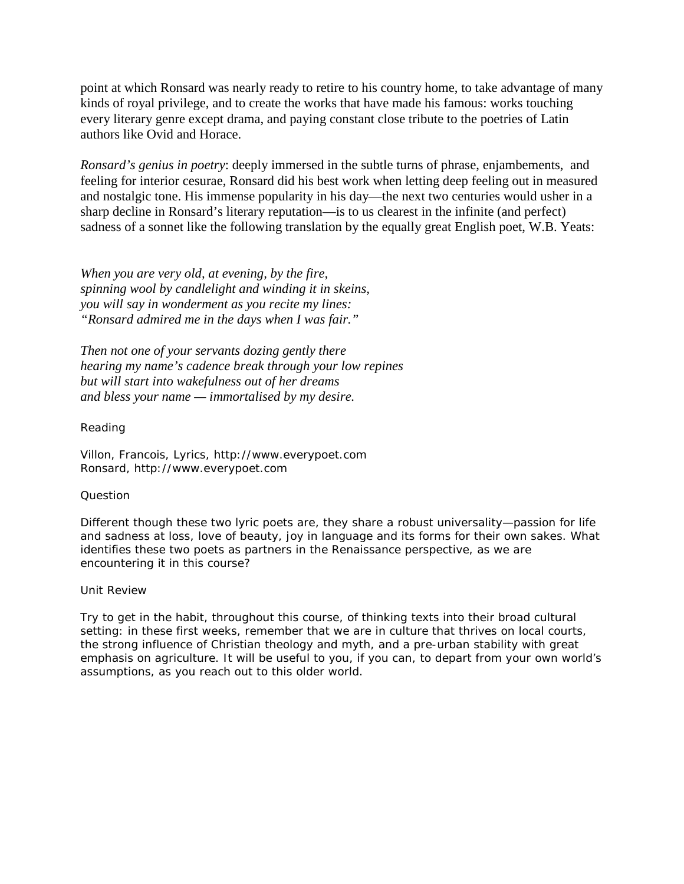point at which Ronsard was nearly ready to retire to his country home, to take advantage of many kinds of royal privilege, and to create the works that have made his famous: works touching every literary genre except drama, and paying constant close tribute to the poetries of Latin authors like Ovid and Horace.

*Ronsard's genius in poetry*: deeply immersed in the subtle turns of phrase, enjambements, and feeling for interior cesurae, Ronsard did his best work when letting deep feeling out in measured and nostalgic tone. His immense popularity in his day—the next two centuries would usher in a sharp decline in Ronsard's literary reputation—is to us clearest in the infinite (and perfect) sadness of a sonnet like the following translation by the equally great English poet, W.B. Yeats:

*When you are very old, at evening, by the fire,*
*spinning wool by candlelight and winding it in skeins,*
*you will say in wonderment as you recite my lines:*
*"Ronsard admired me in the days when I was fair."*

*Then not one of your servants dozing gently there*
*hearing my name's cadence break through your low repines*
*but will start into wakefulness out of her dreams*
*and bless your name — immortalised by my desire.*

Reading

Villon, Francois, Lyrics, http://www.everypoet.com
Ronsard, http://www.everypoet.com

Question

Different though these two lyric poets are, they share a robust universality—passion for life and sadness at loss, love of beauty, joy in language and its forms for their own sakes. What identifies these two poets as partners in the Renaissance perspective, as we are encountering it in this course?

Unit Review

Try to get in the habit, throughout this course, of thinking texts into their broad cultural setting: in these first weeks, remember that we are in culture that thrives on local courts, the strong influence of Christian theology and myth, and a pre-urban stability with great emphasis on agriculture. It will be useful to you, if you can, to depart from your own world's assumptions, as you reach out to this older world.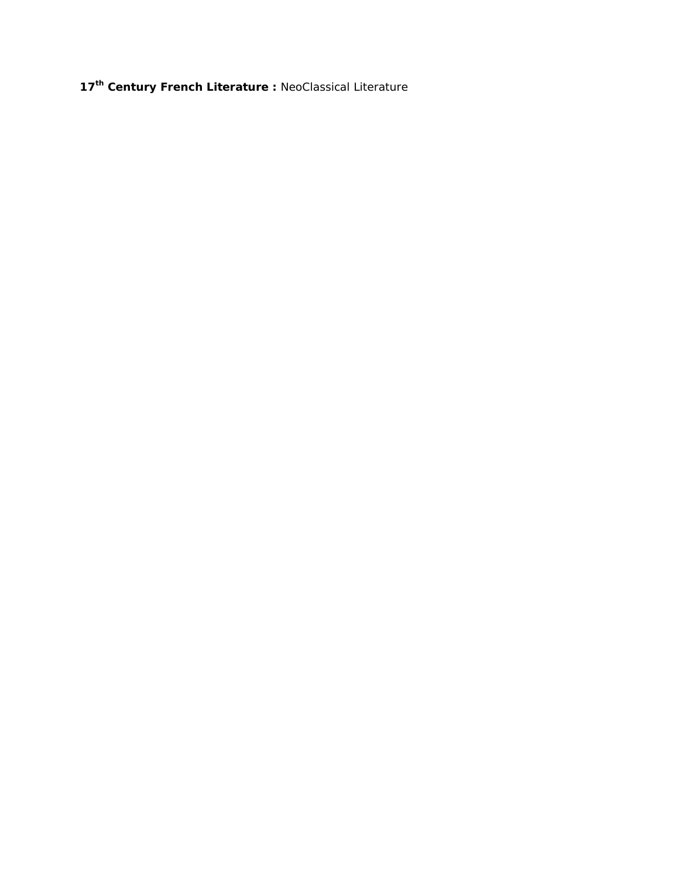**17th Century French Literature :** NeoClassical Literature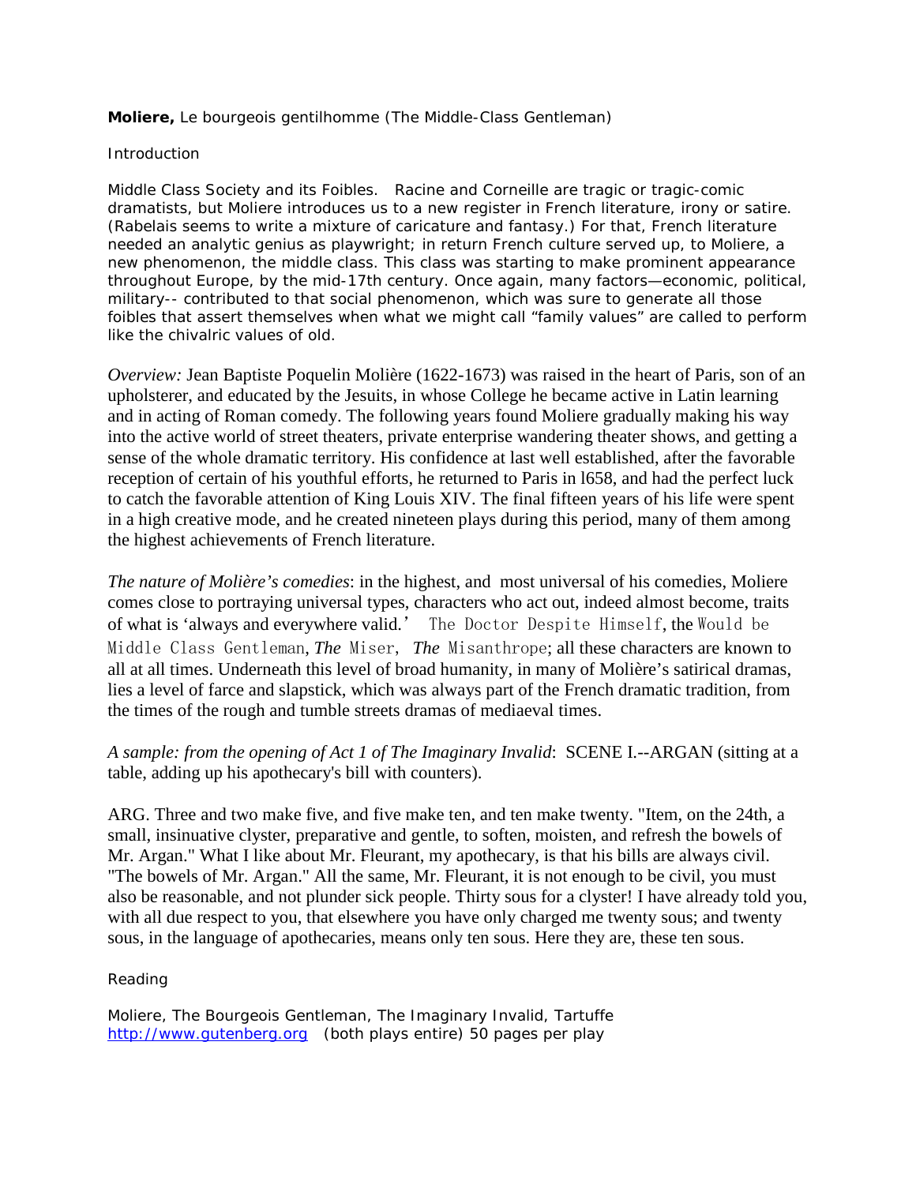**Moliere,** Le bourgeois gentilhomme (The Middle-Class Gentleman)

Introduction

Middle Class Society and its Foibles. Racine and Corneille are tragic or tragic-comic dramatists, but Moliere introduces us to a new register in French literature, irony or satire. (Rabelais seems to write a mixture of caricature and fantasy.) For that, French literature needed an analytic genius as playwright; in return French culture served up, to Moliere, a new phenomenon, the middle class. This class was starting to make prominent appearance throughout Europe, by the mid-17th century. Once again, many factors—economic, political, military-- contributed to that social phenomenon, which was sure to generate all those foibles that assert themselves when what we might call "family values" are called to perform like the chivalric values of old.

*Overview:* Jean Baptiste Poquelin Molière (1622-1673) was raised in the heart of Paris, son of an upholsterer, and educated by the Jesuits, in whose College he became active in Latin learning and in acting of Roman comedy. The following years found Moliere gradually making his way into the active world of street theaters, private enterprise wandering theater shows, and getting a sense of the whole dramatic territory. His confidence at last well established, after the favorable reception of certain of his youthful efforts, he returned to Paris in l658, and had the perfect luck to catch the favorable attention of King Louis XIV. The final fifteen years of his life were spent in a high creative mode, and he created nineteen plays during this period, many of them among the highest achievements of French literature.

*The nature of Molière's comedies*: in the highest, and most universal of his comedies, Moliere comes close to portraying universal types, characters who act out, indeed almost become, traits of what is 'always and everywhere valid.' The Doctor Despite Himself, the Would be Middle Class Gentleman, ***The*** Miser, ***The*** Misanthrope; all these characters are known to all at all times. Underneath this level of broad humanity, in many of Molière's satirical dramas, lies a level of farce and slapstick, which was always part of the French dramatic tradition, from the times of the rough and tumble streets dramas of mediaeval times.

*A sample: from the opening of Act 1 of The Imaginary Invalid*: SCENE I.--ARGAN (sitting at a table, adding up his apothecary's bill with counters).

ARG. Three and two make five, and five make ten, and ten make twenty. "Item, on the 24th, a small, insinuative clyster, preparative and gentle, to soften, moisten, and refresh the bowels of Mr. Argan." What I like about Mr. Fleurant, my apothecary, is that his bills are always civil. "The bowels of Mr. Argan." All the same, Mr. Fleurant, it is not enough to be civil, you must also be reasonable, and not plunder sick people. Thirty sous for a clyster! I have already told you, with all due respect to you, that elsewhere you have only charged me twenty sous; and twenty sous, in the language of apothecaries, means only ten sous. Here they are, these ten sous.

Reading

Moliere, The Bourgeois Gentleman, The Imaginary Invalid, Tartuffe
[http://www.gutenberg.org](http://www.gutenberg.org) (both plays entire) 50 pages per play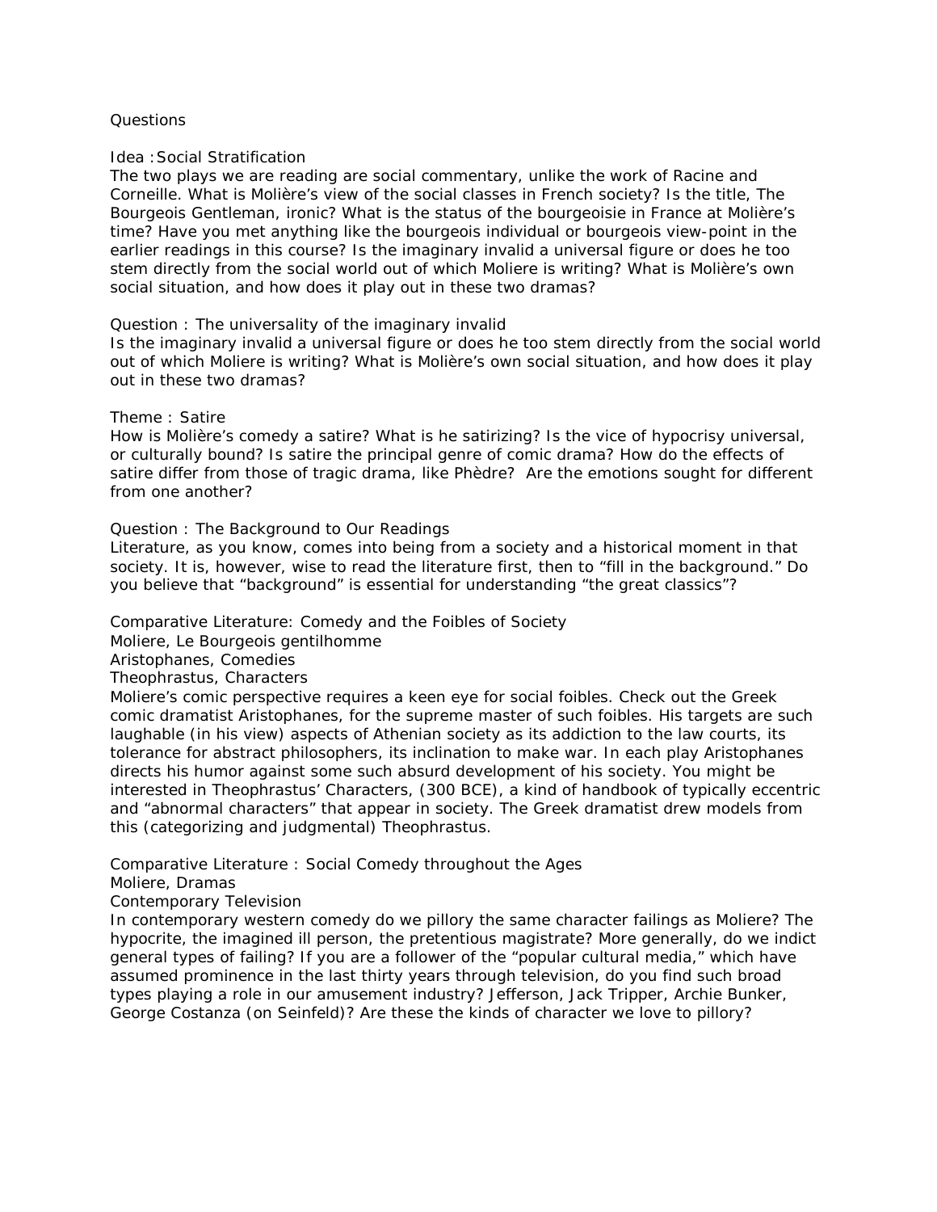Questions

Idea :Social Stratification

The two plays we are reading are social commentary, unlike the work of Racine and Corneille. What is Molière's view of the social classes in French society? Is the title, The Bourgeois Gentleman, ironic? What is the status of the bourgeoisie in France at Molière's time? Have you met anything like the bourgeois individual or bourgeois view-point in the earlier readings in this course? Is the imaginary invalid a universal figure or does he too stem directly from the social world out of which Moliere is writing? What is Molière's own social situation, and how does it play out in these two dramas?

Question : The universality of the imaginary invalid

Is the imaginary invalid a universal figure or does he too stem directly from the social world out of which Moliere is writing? What is Molière's own social situation, and how does it play out in these two dramas?

Theme : Satire

How is Molière's comedy a satire? What is he satirizing? Is the vice of hypocrisy universal, or culturally bound? Is satire the principal genre of comic drama? How do the effects of satire differ from those of tragic drama, like Phèdre? Are the emotions sought for different from one another?

Question : The Background to Our Readings

Literature, as you know, comes into being from a society and a historical moment in that society. It is, however, wise to read the literature first, then to "fill in the background." Do you believe that "background" is essential for understanding "the great classics"?

Comparative Literature: Comedy and the Foibles of Society

Moliere, Le Bourgeois gentilhomme

Aristophanes, Comedies

Theophrastus, Characters

Moliere's comic perspective requires a keen eye for social foibles. Check out the Greek comic dramatist Aristophanes, for the supreme master of such foibles. His targets are such laughable (in his view) aspects of Athenian society as its addiction to the law courts, its tolerance for abstract philosophers, its inclination to make war. In each play Aristophanes directs his humor against some such absurd development of his society. You might be interested in Theophrastus' Characters, (300 BCE), a kind of handbook of typically eccentric and "abnormal characters" that appear in society. The Greek dramatist drew models from this (categorizing and judgmental) Theophrastus.

Comparative Literature : Social Comedy throughout the Ages

Moliere, Dramas

Contemporary Television

In contemporary western comedy do we pillory the same character failings as Moliere? The hypocrite, the imagined ill person, the pretentious magistrate? More generally, do we indict general types of failing? If you are a follower of the "popular cultural media," which have assumed prominence in the last thirty years through television, do you find such broad types playing a role in our amusement industry? Jefferson, Jack Tripper, Archie Bunker, George Costanza (on Seinfeld)? Are these the kinds of character we love to pillory?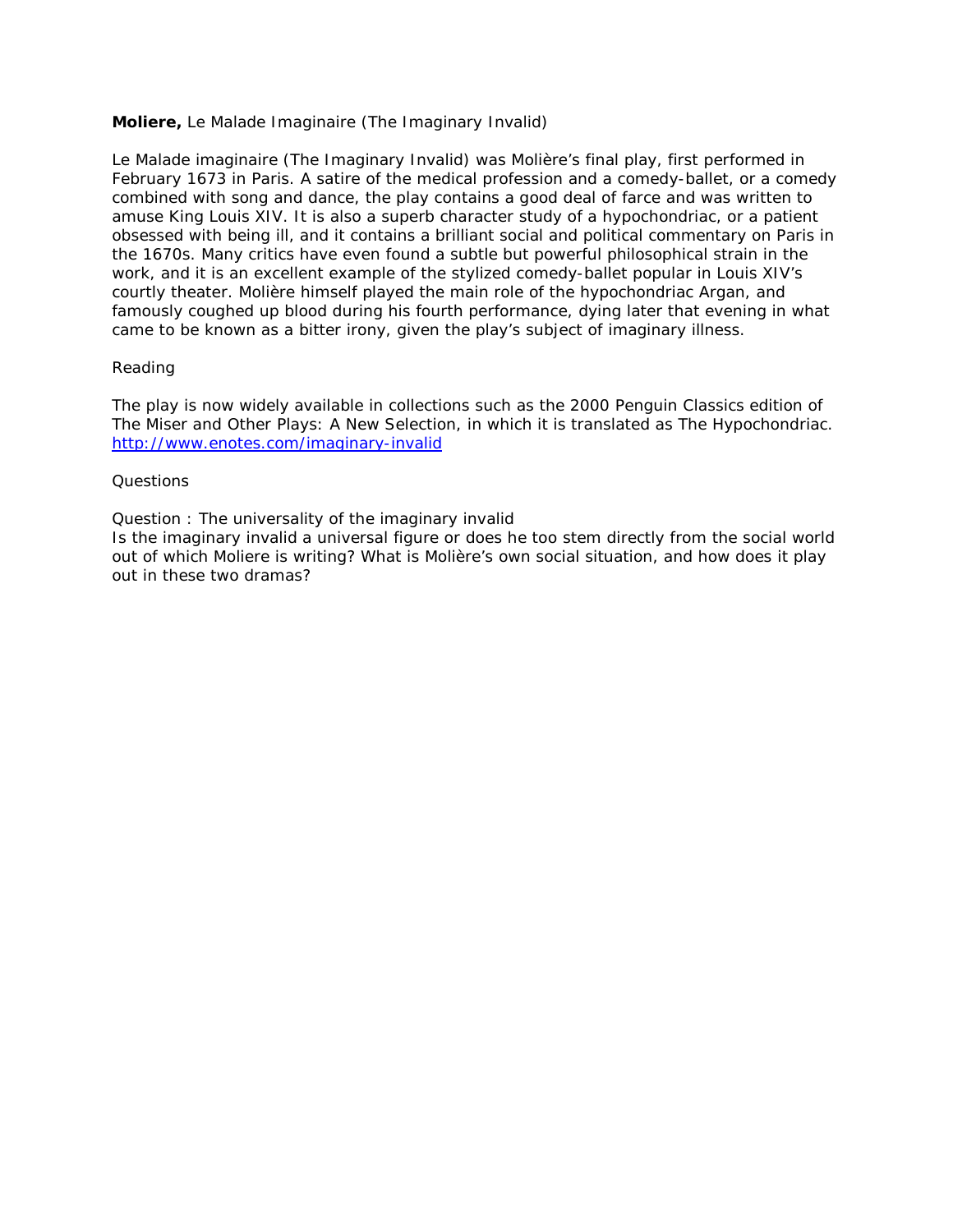**Moliere,** Le Malade Imaginaire (The Imaginary Invalid)

Le Malade imaginaire (The Imaginary Invalid) was Molière's final play, first performed in February 1673 in Paris. A satire of the medical profession and a comedy-ballet, or a comedy combined with song and dance, the play contains a good deal of farce and was written to amuse King Louis XIV. It is also a superb character study of a hypochondriac, or a patient obsessed with being ill, and it contains a brilliant social and political commentary on Paris in the 1670s. Many critics have even found a subtle but powerful philosophical strain in the work, and it is an excellent example of the stylized comedy-ballet popular in Louis XIV's courtly theater. Molière himself played the main role of the hypochondriac Argan, and famously coughed up blood during his fourth performance, dying later that evening in what came to be known as a bitter irony, given the play's subject of imaginary illness.

Reading

The play is now widely available in collections such as the 2000 Penguin Classics edition of The Miser and Other Plays: A New Selection, in which it is translated as The Hypochondriac. [http://www.enotes.com/imaginary-invalid](http://www.enotes.com/imaginary-invalid)

Questions

Question : The universality of the imaginary invalid
Is the imaginary invalid a universal figure or does he too stem directly from the social world out of which Moliere is writing? What is Molière's own social situation, and how does it play out in these two dramas?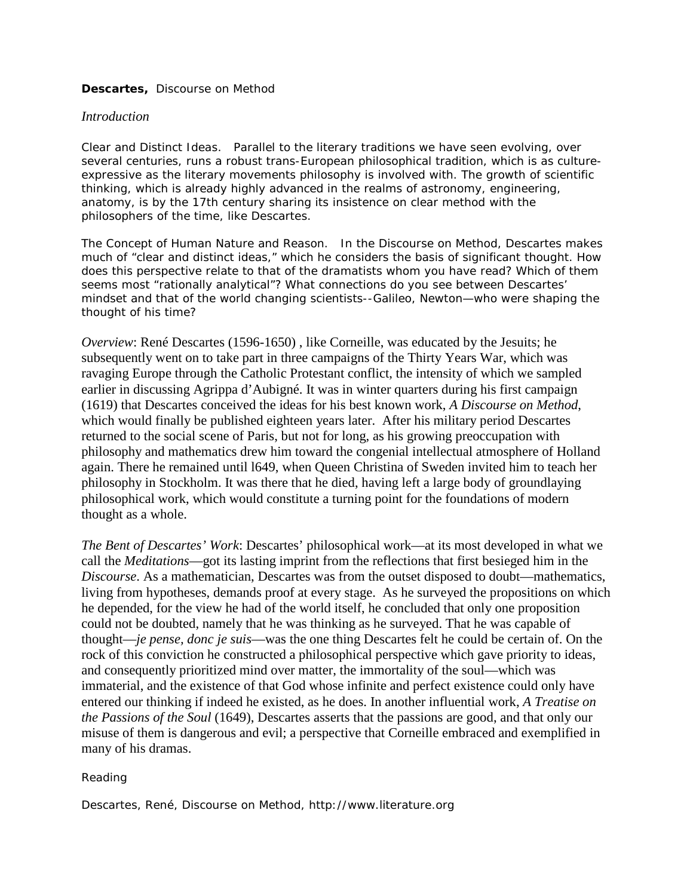**Descartes,** Discourse on Method

*Introduction*

Clear and Distinct Ideas.   Parallel to the literary traditions we have seen evolving, over several centuries, runs a robust trans-European philosophical tradition, which is as culture-expressive as the literary movements philosophy is involved with. The growth of scientific thinking, which is already highly advanced in the realms of astronomy, engineering, anatomy, is by the 17th century sharing its insistence on clear method with the philosophers of the time, like Descartes.

The Concept of Human Nature and Reason.   In the Discourse on Method, Descartes makes much of "clear and distinct ideas," which he considers the basis of significant thought. How does this perspective relate to that of the dramatists whom you have read? Which of them seems most "rationally analytical"? What connections do you see between Descartes' mindset and that of the world changing scientists--Galileo, Newton—who were shaping the thought of his time?

*Overview*: René Descartes (1596-1650) , like Corneille, was educated by the Jesuits; he subsequently went on to take part in three campaigns of the Thirty Years War, which was ravaging Europe through the Catholic Protestant conflict, the intensity of which we sampled earlier in discussing Agrippa d'Aubigné. It was in winter quarters during his first campaign (1619) that Descartes conceived the ideas for his best known work, *A Discourse on Method*, which would finally be published eighteen years later.  After his military period Descartes returned to the social scene of Paris, but not for long, as his growing preoccupation with philosophy and mathematics drew him toward the congenial intellectual atmosphere of Holland again. There he remained until l649, when Queen Christina of Sweden invited him to teach her philosophy in Stockholm. It was there that he died, having left a large body of groundlaying philosophical work, which would constitute a turning point for the foundations of modern thought as a whole.

*The Bent of Descartes' Work*: Descartes' philosophical work—at its most developed in what we call the *Meditations*—got its lasting imprint from the reflections that first besieged him in the *Discourse*. As a mathematician, Descartes was from the outset disposed to doubt—mathematics, living from hypotheses, demands proof at every stage.  As he surveyed the propositions on which he depended, for the view he had of the world itself, he concluded that only one proposition could not be doubted, namely that he was thinking as he surveyed. That he was capable of thought—*je pense, donc je suis*—was the one thing Descartes felt he could be certain of. On the rock of this conviction he constructed a philosophical perspective which gave priority to ideas, and consequently prioritized mind over matter, the immortality of the soul—which was immaterial, and the existence of that God whose infinite and perfect existence could only have entered our thinking if indeed he existed, as he does. In another influential work, *A Treatise on the Passions of the Soul* (1649), Descartes asserts that the passions are good, and that only our misuse of them is dangerous and evil; a perspective that Corneille embraced and exemplified in many of his dramas.

Reading

Descartes, René, Discourse on Method, http://www.literature.org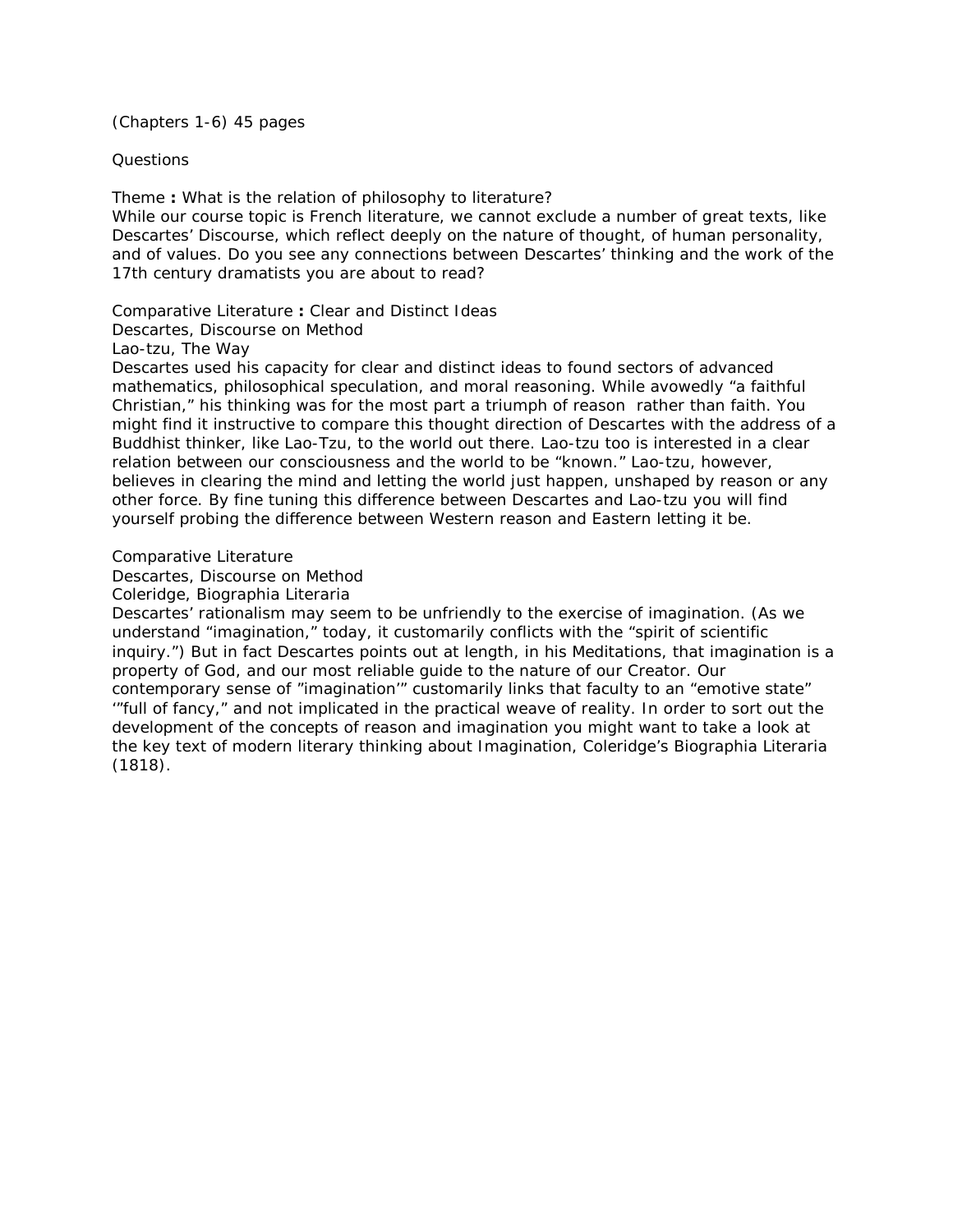(Chapters 1-6) 45 pages

Questions

Theme **:** What is the relation of philosophy to literature?
While our course topic is French literature, we cannot exclude a number of great texts, like Descartes' Discourse, which reflect deeply on the nature of thought, of human personality, and of values. Do you see any connections between Descartes' thinking and the work of the 17th century dramatists you are about to read?

Comparative Literature **:** Clear and Distinct Ideas
Descartes, Discourse on Method
Lao-tzu, The Way
Descartes used his capacity for clear and distinct ideas to found sectors of advanced mathematics, philosophical speculation, and moral reasoning. While avowedly "a faithful Christian," his thinking was for the most part a triumph of reason rather than faith. You might find it instructive to compare this thought direction of Descartes with the address of a Buddhist thinker, like Lao-Tzu, to the world out there. Lao-tzu too is interested in a clear relation between our consciousness and the world to be "known." Lao-tzu, however, believes in clearing the mind and letting the world just happen, unshaped by reason or any other force. By fine tuning this difference between Descartes and Lao-tzu you will find yourself probing the difference between Western reason and Eastern letting it be.

Comparative Literature
Descartes, Discourse on Method
Coleridge, Biographia Literaria
Descartes' rationalism may seem to be unfriendly to the exercise of imagination. (As we understand "imagination," today, it customarily conflicts with the "spirit of scientific inquiry.") But in fact Descartes points out at length, in his Meditations, that imagination is a property of God, and our most reliable guide to the nature of our Creator. Our contemporary sense of "imagination'" customarily links that faculty to an "emotive state" '"full of fancy," and not implicated in the practical weave of reality. In order to sort out the development of the concepts of reason and imagination you might want to take a look at the key text of modern literary thinking about Imagination, Coleridge's Biographia Literaria (1818).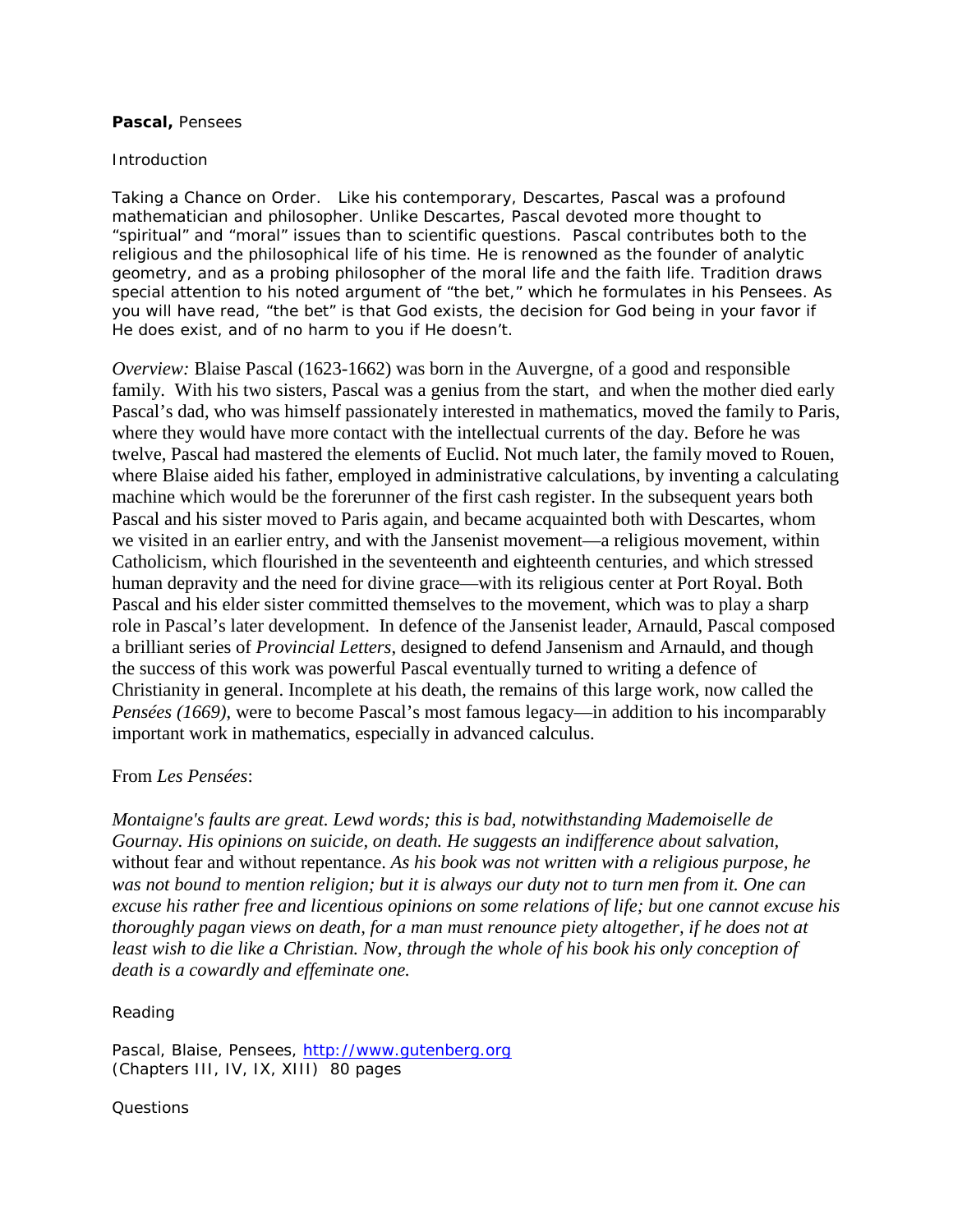**Pascal,** Pensees

Introduction

Taking a Chance on Order. Like his contemporary, Descartes, Pascal was a profound mathematician and philosopher. Unlike Descartes, Pascal devoted more thought to "spiritual" and "moral" issues than to scientific questions. Pascal contributes both to the religious and the philosophical life of his time. He is renowned as the founder of analytic geometry, and as a probing philosopher of the moral life and the faith life. Tradition draws special attention to his noted argument of "the bet," which he formulates in his Pensees. As you will have read, "the bet" is that God exists, the decision for God being in your favor if He does exist, and of no harm to you if He doesn't.

*Overview:* Blaise Pascal (1623-1662) was born in the Auvergne, of a good and responsible family. With his two sisters, Pascal was a genius from the start, and when the mother died early Pascal's dad, who was himself passionately interested in mathematics, moved the family to Paris, where they would have more contact with the intellectual currents of the day. Before he was twelve, Pascal had mastered the elements of Euclid. Not much later, the family moved to Rouen, where Blaise aided his father, employed in administrative calculations, by inventing a calculating machine which would be the forerunner of the first cash register. In the subsequent years both Pascal and his sister moved to Paris again, and became acquainted both with Descartes, whom we visited in an earlier entry, and with the Jansenist movement—a religious movement, within Catholicism, which flourished in the seventeenth and eighteenth centuries, and which stressed human depravity and the need for divine grace—with its religious center at Port Royal. Both Pascal and his elder sister committed themselves to the movement, which was to play a sharp role in Pascal's later development. In defence of the Jansenist leader, Arnauld, Pascal composed a brilliant series of *Provincial Letters*, designed to defend Jansenism and Arnauld, and though the success of this work was powerful Pascal eventually turned to writing a defence of Christianity in general. Incomplete at his death, the remains of this large work, now called the *Pensées (1669)*, were to become Pascal's most famous legacy—in addition to his incomparably important work in mathematics, especially in advanced calculus.

From *Les Pensées*:

*Montaigne's faults are great. Lewd words; this is bad, notwithstanding Mademoiselle de Gournay. His opinions on suicide, on death. He suggests an indifference about salvation,* without fear and without repentance. *As his book was not written with a religious purpose, he was not bound to mention religion; but it is always our duty not to turn men from it. One can excuse his rather free and licentious opinions on some relations of life; but one cannot excuse his thoroughly pagan views on death, for a man must renounce piety altogether, if he does not at least wish to die like a Christian. Now, through the whole of his book his only conception of death is a cowardly and effeminate one.*

Reading

Pascal, Blaise, Pensees, http://www.gutenberg.org
(Chapters III, IV, IX, XIII) 80 pages

Questions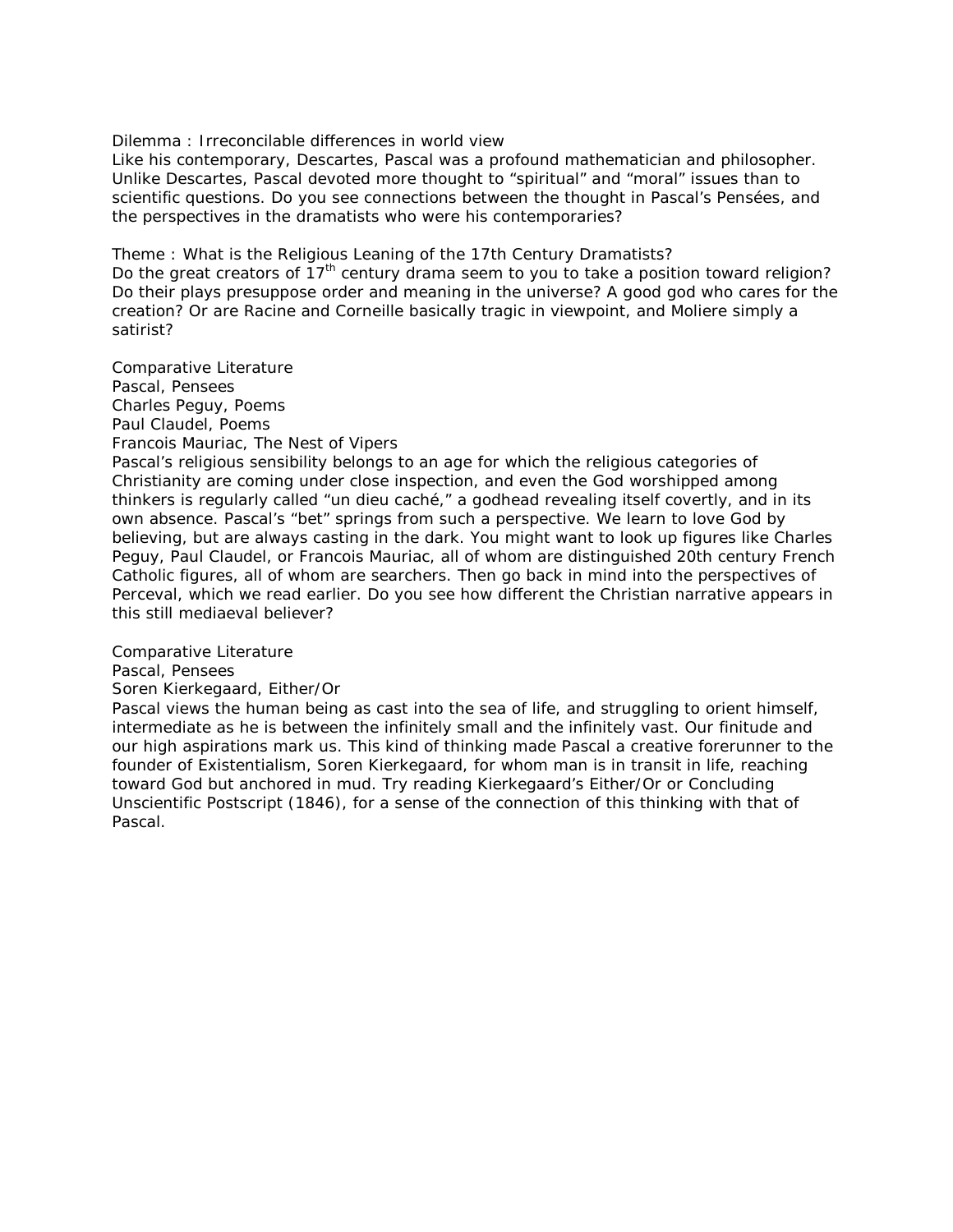Dilemma : Irreconcilable differences in world view

Like his contemporary, Descartes, Pascal was a profound mathematician and philosopher. Unlike Descartes, Pascal devoted more thought to "spiritual" and "moral" issues than to scientific questions. Do you see connections between the thought in Pascal's Pensées, and the perspectives in the dramatists who were his contemporaries?

Theme : What is the Religious Leaning of the 17th Century Dramatists?

Do the great creators of 17th century drama seem to you to take a position toward religion? Do their plays presuppose order and meaning in the universe? A good god who cares for the creation? Or are Racine and Corneille basically tragic in viewpoint, and Moliere simply a satirist?

Comparative Literature
Pascal, Pensees
Charles Peguy, Poems
Paul Claudel, Poems
Francois Mauriac, The Nest of Vipers

Pascal's religious sensibility belongs to an age for which the religious categories of Christianity are coming under close inspection, and even the God worshipped among thinkers is regularly called "un dieu caché," a godhead revealing itself covertly, and in its own absence. Pascal's "bet" springs from such a perspective. We learn to love God by believing, but are always casting in the dark. You might want to look up figures like Charles Peguy, Paul Claudel, or Francois Mauriac, all of whom are distinguished 20th century French Catholic figures, all of whom are searchers. Then go back in mind into the perspectives of Perceval, which we read earlier. Do you see how different the Christian narrative appears in this still mediaeval believer?

Comparative Literature
Pascal, Pensees
Soren Kierkegaard, Either/Or

Pascal views the human being as cast into the sea of life, and struggling to orient himself, intermediate as he is between the infinitely small and the infinitely vast. Our finitude and our high aspirations mark us. This kind of thinking made Pascal a creative forerunner to the founder of Existentialism, Soren Kierkegaard, for whom man is in transit in life, reaching toward God but anchored in mud. Try reading Kierkegaard's Either/Or or Concluding Unscientific Postscript (1846), for a sense of the connection of this thinking with that of Pascal.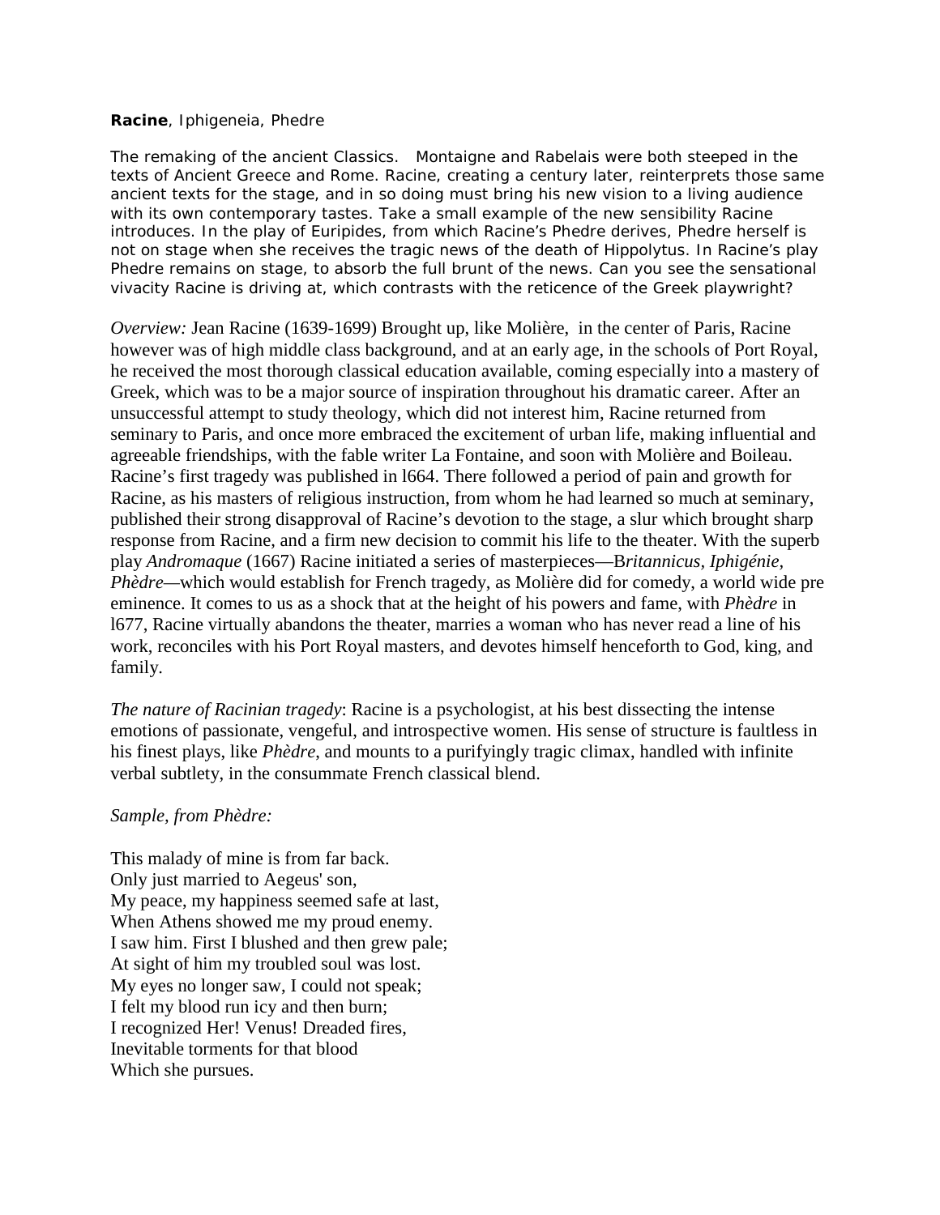**Racine**, Iphigeneia, Phedre

The remaking of the ancient Classics. Montaigne and Rabelais were both steeped in the texts of Ancient Greece and Rome. Racine, creating a century later, reinterprets those same ancient texts for the stage, and in so doing must bring his new vision to a living audience with its own contemporary tastes. Take a small example of the new sensibility Racine introduces. In the play of Euripides, from which Racine's Phedre derives, Phedre herself is not on stage when she receives the tragic news of the death of Hippolytus. In Racine's play Phedre remains on stage, to absorb the full brunt of the news. Can you see the sensational vivacity Racine is driving at, which contrasts with the reticence of the Greek playwright?

*Overview:* Jean Racine (1639-1699) Brought up, like Molière, in the center of Paris, Racine however was of high middle class background, and at an early age, in the schools of Port Royal, he received the most thorough classical education available, coming especially into a mastery of Greek, which was to be a major source of inspiration throughout his dramatic career. After an unsuccessful attempt to study theology, which did not interest him, Racine returned from seminary to Paris, and once more embraced the excitement of urban life, making influential and agreeable friendships, with the fable writer La Fontaine, and soon with Molière and Boileau. Racine's first tragedy was published in l664. There followed a period of pain and growth for Racine, as his masters of religious instruction, from whom he had learned so much at seminary, published their strong disapproval of Racine's devotion to the stage, a slur which brought sharp response from Racine, and a firm new decision to commit his life to the theater. With the superb play *Andromaque* (1667) Racine initiated a series of masterpieces—B*ritannicus, Iphigénie, Phèdre*—which would establish for French tragedy, as Molière did for comedy, a world wide pre eminence. It comes to us as a shock that at the height of his powers and fame, with *Phèdre* in l677, Racine virtually abandons the theater, marries a woman who has never read a line of his work, reconciles with his Port Royal masters, and devotes himself henceforth to God, king, and family.

*The nature of Racinian tragedy*: Racine is a psychologist, at his best dissecting the intense emotions of passionate, vengeful, and introspective women. His sense of structure is faultless in his finest plays, like *Phèdre,* and mounts to a purifyingly tragic climax, handled with infinite verbal subtlety, in the consummate French classical blend.

*Sample, from Phèdre:*

This malady of mine is from far back.
Only just married to Aegeus' son,
My peace, my happiness seemed safe at last,
When Athens showed me my proud enemy.
I saw him. First I blushed and then grew pale;
At sight of him my troubled soul was lost.
My eyes no longer saw, I could not speak;
I felt my blood run icy and then burn;
I recognized Her! Venus! Dreaded fires,
Inevitable torments for that blood
Which she pursues.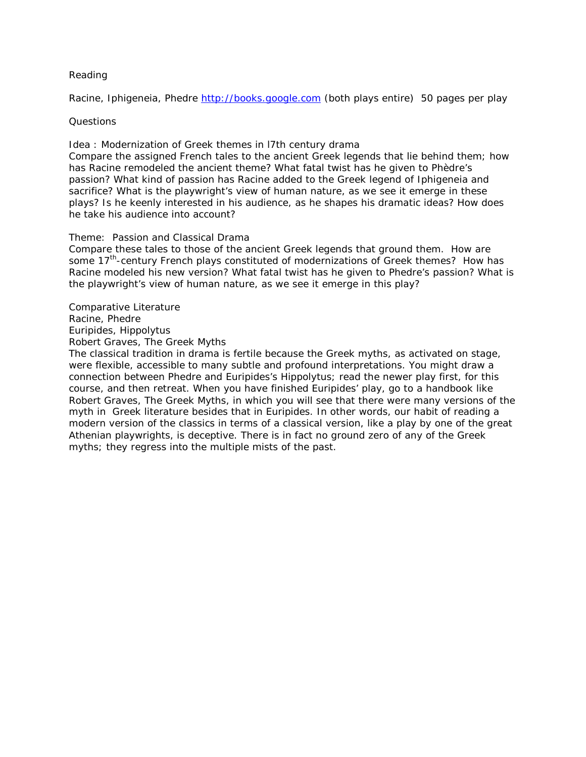Reading

Racine, Iphigeneia, Phedre http://books.google.com (both plays entire) 50 pages per play

Questions

Idea : Modernization of Greek themes in l7th century drama
Compare the assigned French tales to the ancient Greek legends that lie behind them; how has Racine remodeled the ancient theme? What fatal twist has he given to Phèdre's passion? What kind of passion has Racine added to the Greek legend of Iphigeneia and sacrifice? What is the playwright's view of human nature, as we see it emerge in these plays? Is he keenly interested in his audience, as he shapes his dramatic ideas? How does he take his audience into account?

Theme: Passion and Classical Drama
Compare these tales to those of the ancient Greek legends that ground them. How are some 17th-century French plays constituted of modernizations of Greek themes? How has Racine modeled his new version? What fatal twist has he given to Phedre's passion? What is the playwright's view of human nature, as we see it emerge in this play?

Comparative Literature
Racine, Phedre
Euripides, Hippolytus
Robert Graves, The Greek Myths
The classical tradition in drama is fertile because the Greek myths, as activated on stage, were flexible, accessible to many subtle and profound interpretations. You might draw a connection between Phedre and Euripides's Hippolytus; read the newer play first, for this course, and then retreat. When you have finished Euripides' play, go to a handbook like Robert Graves, The Greek Myths, in which you will see that there were many versions of the myth in Greek literature besides that in Euripides. In other words, our habit of reading a modern version of the classics in terms of a classical version, like a play by one of the great Athenian playwrights, is deceptive. There is in fact no ground zero of any of the Greek myths; they regress into the multiple mists of the past.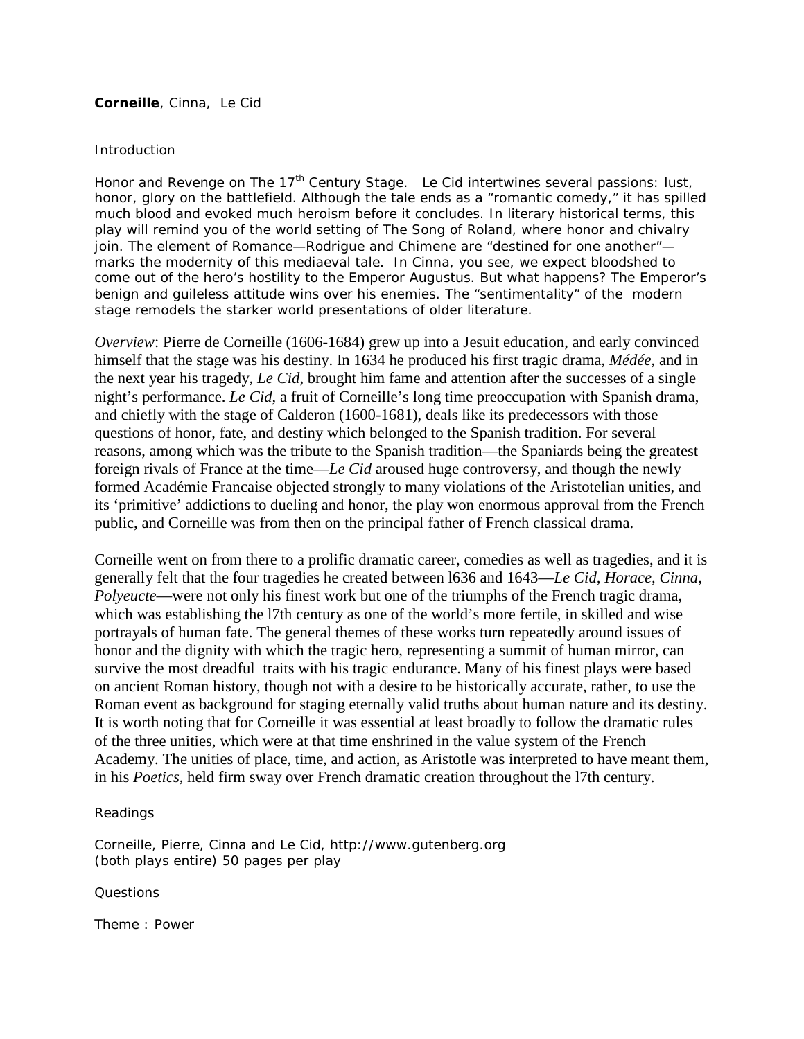**Corneille**, Cinna, Le Cid

Introduction

Honor and Revenge on The 17th Century Stage. Le Cid intertwines several passions: lust, honor, glory on the battlefield. Although the tale ends as a “romantic comedy,” it has spilled much blood and evoked much heroism before it concludes. In literary historical terms, this play will remind you of the world setting of The Song of Roland, where honor and chivalry join. The element of Romance—Rodrigue and Chimene are “destined for one another”—marks the modernity of this mediaeval tale. In Cinna, you see, we expect bloodshed to come out of the hero’s hostility to the Emperor Augustus. But what happens? The Emperor’s benign and guileless attitude wins over his enemies. The “sentimentality” of the modern stage remodels the starker world presentations of older literature.

*Overview*: Pierre de Corneille (1606-1684) grew up into a Jesuit education, and early convinced himself that the stage was his destiny. In 1634 he produced his first tragic drama, *Médée*, and in the next year his tragedy, *Le Cid*, brought him fame and attention after the successes of a single night’s performance. *Le Cid*, a fruit of Corneille’s long time preoccupation with Spanish drama, and chiefly with the stage of Calderon (1600-1681), deals like its predecessors with those questions of honor, fate, and destiny which belonged to the Spanish tradition. For several reasons, among which was the tribute to the Spanish tradition—the Spaniards being the greatest foreign rivals of France at the time—*Le Cid* aroused huge controversy, and though the newly formed Académie Francaise objected strongly to many violations of the Aristotelian unities, and its ‘primitive’ addictions to dueling and honor, the play won enormous approval from the French public, and Corneille was from then on the principal father of French classical drama.

Corneille went on from there to a prolific dramatic career, comedies as well as tragedies, and it is generally felt that the four tragedies he created between l636 and 1643—*Le Cid, Horace, Cinna, Polyeucte*—were not only his finest work but one of the triumphs of the French tragic drama, which was establishing the l7th century as one of the world’s more fertile, in skilled and wise portrayals of human fate. The general themes of these works turn repeatedly around issues of honor and the dignity with which the tragic hero, representing a summit of human mirror, can survive the most dreadful traits with his tragic endurance. Many of his finest plays were based on ancient Roman history, though not with a desire to be historically accurate, rather, to use the Roman event as background for staging eternally valid truths about human nature and its destiny. It is worth noting that for Corneille it was essential at least broadly to follow the dramatic rules of the three unities, which were at that time enshrined in the value system of the French Academy. The unities of place, time, and action, as Aristotle was interpreted to have meant them, in his *Poetics*, held firm sway over French dramatic creation throughout the l7th century.

Readings

Corneille, Pierre, Cinna and Le Cid, http://www.gutenberg.org
(both plays entire) 50 pages per play

Questions

Theme : Power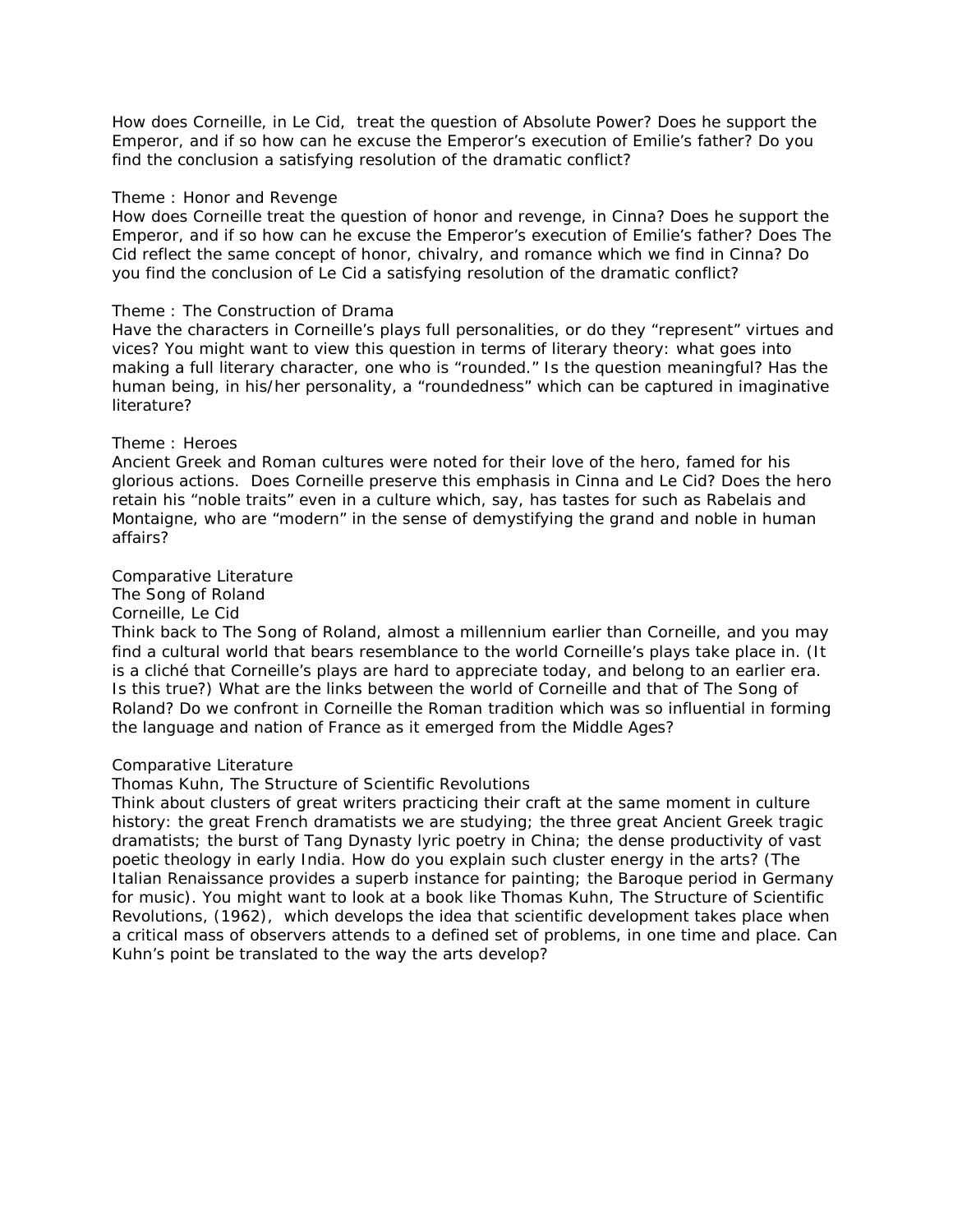How does Corneille, in Le Cid, treat the question of Absolute Power? Does he support the Emperor, and if so how can he excuse the Emperor's execution of Emilie's father? Do you find the conclusion a satisfying resolution of the dramatic conflict?

Theme : Honor and Revenge

How does Corneille treat the question of honor and revenge, in Cinna? Does he support the Emperor, and if so how can he excuse the Emperor's execution of Emilie's father? Does The Cid reflect the same concept of honor, chivalry, and romance which we find in Cinna? Do you find the conclusion of Le Cid a satisfying resolution of the dramatic conflict?

Theme : The Construction of Drama

Have the characters in Corneille's plays full personalities, or do they "represent" virtues and vices? You might want to view this question in terms of literary theory: what goes into making a full literary character, one who is "rounded." Is the question meaningful? Has the human being, in his/her personality, a "roundedness" which can be captured in imaginative literature?

Theme : Heroes

Ancient Greek and Roman cultures were noted for their love of the hero, famed for his glorious actions. Does Corneille preserve this emphasis in Cinna and Le Cid? Does the hero retain his "noble traits" even in a culture which, say, has tastes for such as Rabelais and Montaigne, who are "modern" in the sense of demystifying the grand and noble in human affairs?

Comparative Literature

The Song of Roland

Corneille, Le Cid

Think back to The Song of Roland, almost a millennium earlier than Corneille, and you may find a cultural world that bears resemblance to the world Corneille's plays take place in. (It is a cliché that Corneille's plays are hard to appreciate today, and belong to an earlier era. Is this true?) What are the links between the world of Corneille and that of The Song of Roland? Do we confront in Corneille the Roman tradition which was so influential in forming the language and nation of France as it emerged from the Middle Ages?

Comparative Literature

Thomas Kuhn, The Structure of Scientific Revolutions

Think about clusters of great writers practicing their craft at the same moment in culture history: the great French dramatists we are studying; the three great Ancient Greek tragic dramatists; the burst of Tang Dynasty lyric poetry in China; the dense productivity of vast poetic theology in early India. How do you explain such cluster energy in the arts? (The Italian Renaissance provides a superb instance for painting; the Baroque period in Germany for music). You might want to look at a book like Thomas Kuhn, The Structure of Scientific Revolutions, (1962), which develops the idea that scientific development takes place when a critical mass of observers attends to a defined set of problems, in one time and place. Can Kuhn's point be translated to the way the arts develop?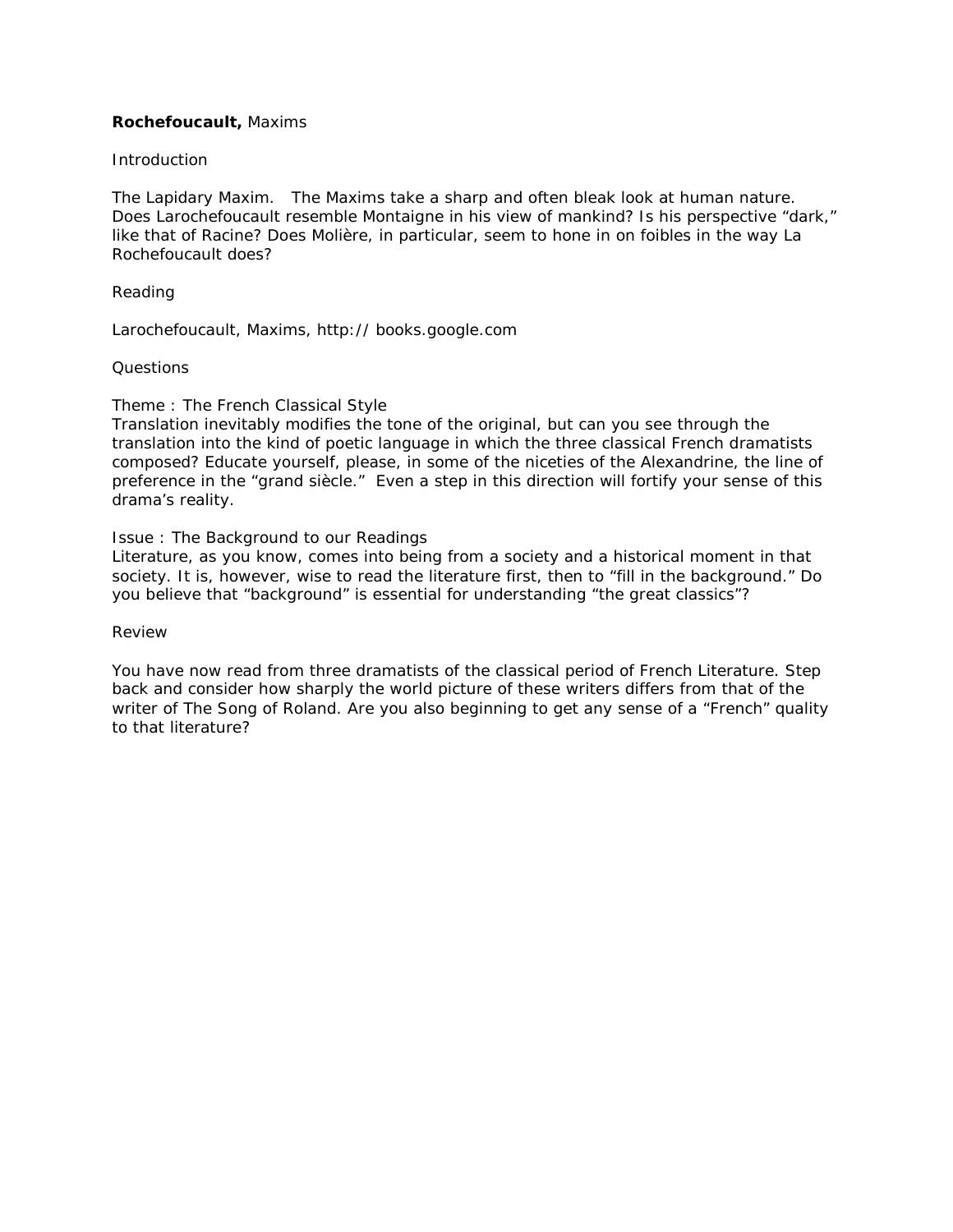**Rochefoucault,** Maxims

Introduction

The Lapidary Maxim. The Maxims take a sharp and often bleak look at human nature. Does Larochefoucault resemble Montaigne in his view of mankind? Is his perspective "dark," like that of Racine? Does Molière, in particular, seem to hone in on foibles in the way La Rochefoucault does?

Reading

Larochefoucault, Maxims, http:// books.google.com

Questions

Theme : The French Classical Style
Translation inevitably modifies the tone of the original, but can you see through the translation into the kind of poetic language in which the three classical French dramatists composed? Educate yourself, please, in some of the niceties of the Alexandrine, the line of preference in the "grand siècle." Even a step in this direction will fortify your sense of this drama's reality.

Issue : The Background to our Readings
Literature, as you know, comes into being from a society and a historical moment in that society. It is, however, wise to read the literature first, then to "fill in the background." Do you believe that "background" is essential for understanding "the great classics"?

Review

You have now read from three dramatists of the classical period of French Literature. Step back and consider how sharply the world picture of these writers differs from that of the writer of The Song of Roland. Are you also beginning to get any sense of a "French" quality to that literature?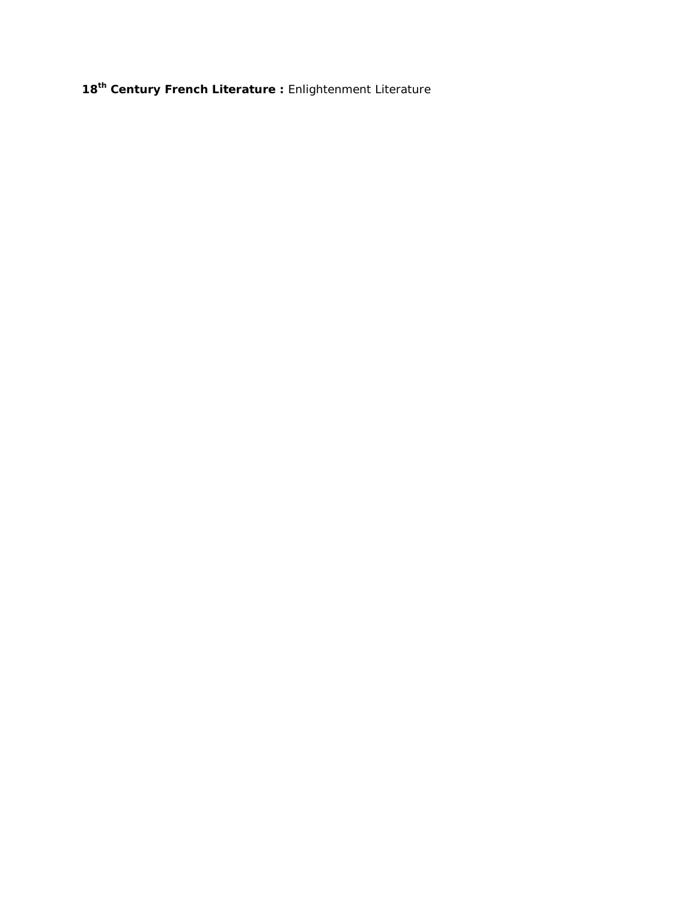**18th Century French Literature :** Enlightenment Literature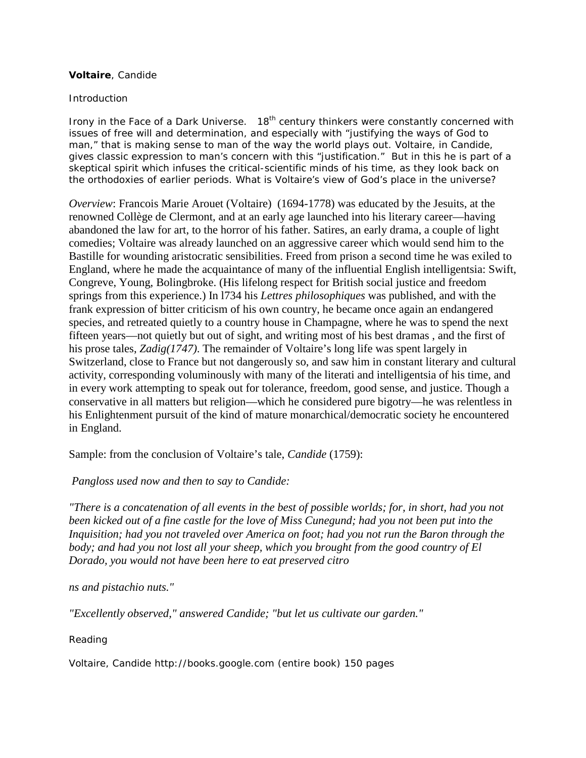**Voltaire**, Candide

Introduction

Irony in the Face of a Dark Universe. 18th century thinkers were constantly concerned with issues of free will and determination, and especially with "justifying the ways of God to man," that is making sense to man of the way the world plays out. Voltaire, in Candide, gives classic expression to man's concern with this "justification." But in this he is part of a skeptical spirit which infuses the critical-scientific minds of his time, as they look back on the orthodoxies of earlier periods. What is Voltaire's view of God's place in the universe?

*Overview*: Francois Marie Arouet (Voltaire) (1694-1778) was educated by the Jesuits, at the renowned Collège de Clermont, and at an early age launched into his literary career—having abandoned the law for art, to the horror of his father. Satires, an early drama, a couple of light comedies; Voltaire was already launched on an aggressive career which would send him to the Bastille for wounding aristocratic sensibilities. Freed from prison a second time he was exiled to England, where he made the acquaintance of many of the influential English intelligentsia: Swift, Congreve, Young, Bolingbroke. (His lifelong respect for British social justice and freedom springs from this experience.) In l734 his *Lettres philosophiques* was published, and with the frank expression of bitter criticism of his own country, he became once again an endangered species, and retreated quietly to a country house in Champagne, where he was to spend the next fifteen years—not quietly but out of sight, and writing most of his best dramas , and the first of his prose tales, *Zadig(1747).* The remainder of Voltaire's long life was spent largely in Switzerland, close to France but not dangerously so, and saw him in constant literary and cultural activity, corresponding voluminously with many of the literati and intelligentsia of his time, and in every work attempting to speak out for tolerance, freedom, good sense, and justice. Though a conservative in all matters but religion—which he considered pure bigotry—he was relentless in his Enlightenment pursuit of the kind of mature monarchical/democratic society he encountered in England.

Sample: from the conclusion of Voltaire's tale, *Candide* (1759):

*Pangloss used now and then to say to Candide:*

*"There is a concatenation of all events in the best of possible worlds; for, in short, had you not been kicked out of a fine castle for the love of Miss Cunegund; had you not been put into the Inquisition; had you not traveled over America on foot; had you not run the Baron through the body; and had you not lost all your sheep, which you brought from the good country of El Dorado, you would not have been here to eat preserved citrons and pistachio nuts."*

*"Excellently observed," answered Candide; "but let us cultivate our garden."*

Reading

Voltaire, Candide http://books.google.com (entire book) 150 pages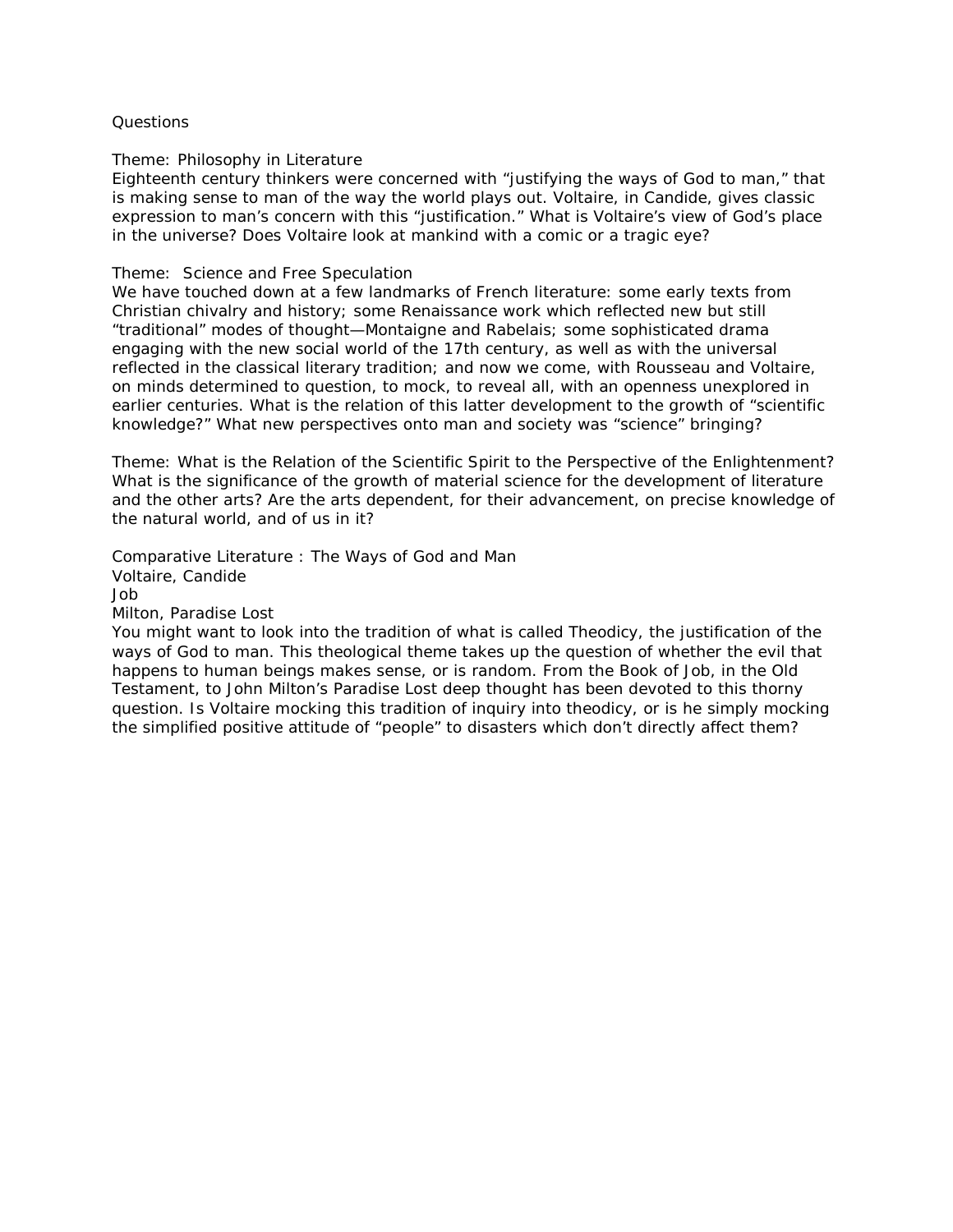## Questions

### Theme: Philosophy in Literature

Eighteenth century thinkers were concerned with "justifying the ways of God to man," that is making sense to man of the way the world plays out. Voltaire, in Candide, gives classic expression to man's concern with this "justification." What is Voltaire's view of God's place in the universe? Does Voltaire look at mankind with a comic or a tragic eye?

### Theme: Science and Free Speculation

We have touched down at a few landmarks of French literature: some early texts from Christian chivalry and history; some Renaissance work which reflected new but still "traditional" modes of thought—Montaigne and Rabelais; some sophisticated drama engaging with the new social world of the 17th century, as well as with the universal reflected in the classical literary tradition; and now we come, with Rousseau and Voltaire, on minds determined to question, to mock, to reveal all, with an openness unexplored in earlier centuries. What is the relation of this latter development to the growth of "scientific knowledge?" What new perspectives onto man and society was "science" bringing?

### Theme: What is the Relation of the Scientific Spirit to the Perspective of the Enlightenment?

What is the significance of the growth of material science for the development of literature and the other arts? Are the arts dependent, for their advancement, on precise knowledge of the natural world, and of us in it?

### Comparative Literature : The Ways of God and Man

Voltaire, Candide
Job
Milton, Paradise Lost

You might want to look into the tradition of what is called Theodicy, the justification of the ways of God to man. This theological theme takes up the question of whether the evil that happens to human beings makes sense, or is random. From the Book of Job, in the Old Testament, to John Milton's Paradise Lost deep thought has been devoted to this thorny question. Is Voltaire mocking this tradition of inquiry into theodicy, or is he simply mocking the simplified positive attitude of "people" to disasters which don't directly affect them?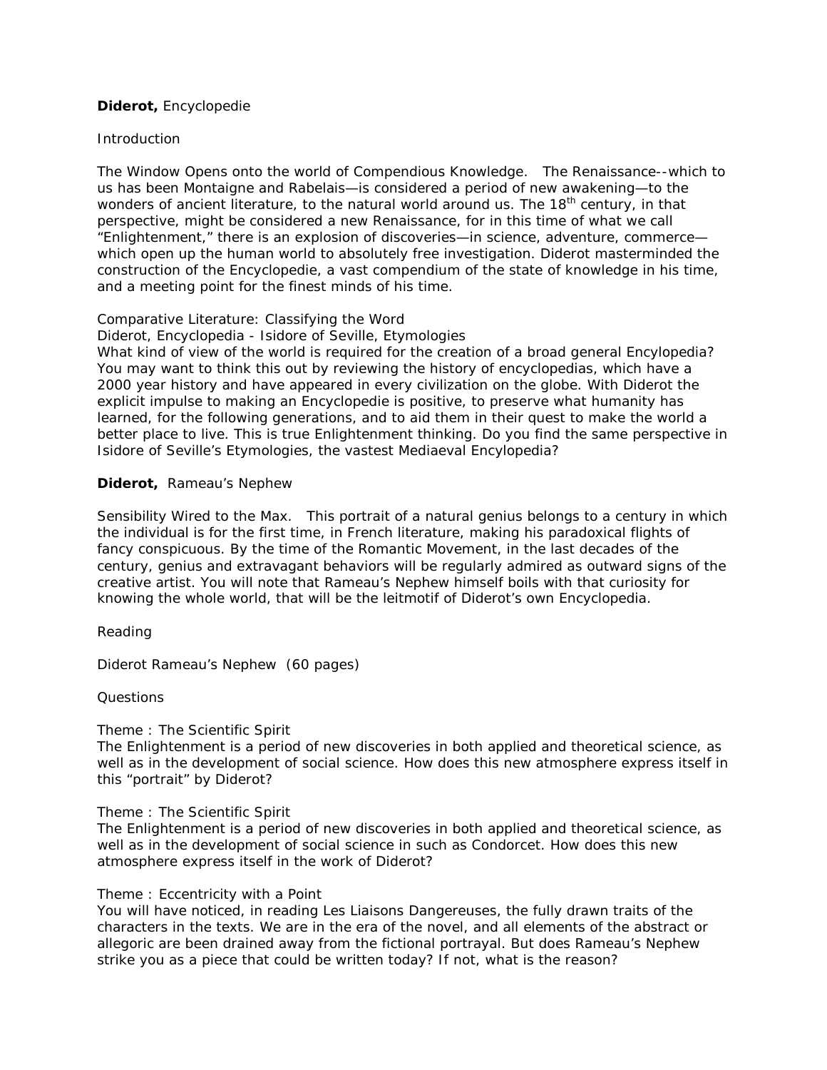**Diderot,** Encyclopedie

Introduction

The Window Opens onto the world of Compendious Knowledge. The Renaissance--which to us has been Montaigne and Rabelais—is considered a period of new awakening—to the wonders of ancient literature, to the natural world around us. The 18th century, in that perspective, might be considered a new Renaissance, for in this time of what we call "Enlightenment," there is an explosion of discoveries—in science, adventure, commerce—which open up the human world to absolutely free investigation. Diderot masterminded the construction of the Encyclopedie, a vast compendium of the state of knowledge in his time, and a meeting point for the finest minds of his time.

Comparative Literature: Classifying the Word
Diderot, Encyclopedia - Isidore of Seville, Etymologies
What kind of view of the world is required for the creation of a broad general Encylopedia? You may want to think this out by reviewing the history of encyclopedias, which have a 2000 year history and have appeared in every civilization on the globe. With Diderot the explicit impulse to making an Encyclopedie is positive, to preserve what humanity has learned, for the following generations, and to aid them in their quest to make the world a better place to live. This is true Enlightenment thinking. Do you find the same perspective in Isidore of Seville's Etymologies, the vastest Mediaeval Encylopedia?

**Diderot,** Rameau's Nephew

Sensibility Wired to the Max. This portrait of a natural genius belongs to a century in which the individual is for the first time, in French literature, making his paradoxical flights of fancy conspicuous. By the time of the Romantic Movement, in the last decades of the century, genius and extravagant behaviors will be regularly admired as outward signs of the creative artist. You will note that Rameau's Nephew himself boils with that curiosity for knowing the whole world, that will be the leitmotif of Diderot's own Encyclopedia.

Reading

Diderot Rameau's Nephew (60 pages)

Questions

Theme : The Scientific Spirit
The Enlightenment is a period of new discoveries in both applied and theoretical science, as well as in the development of social science. How does this new atmosphere express itself in this "portrait" by Diderot?

Theme : The Scientific Spirit
The Enlightenment is a period of new discoveries in both applied and theoretical science, as well as in the development of social science in such as Condorcet. How does this new atmosphere express itself in the work of Diderot?

Theme : Eccentricity with a Point
You will have noticed, in reading Les Liaisons Dangereuses, the fully drawn traits of the characters in the texts. We are in the era of the novel, and all elements of the abstract or allegoric are been drained away from the fictional portrayal. But does Rameau's Nephew strike you as a piece that could be written today? If not, what is the reason?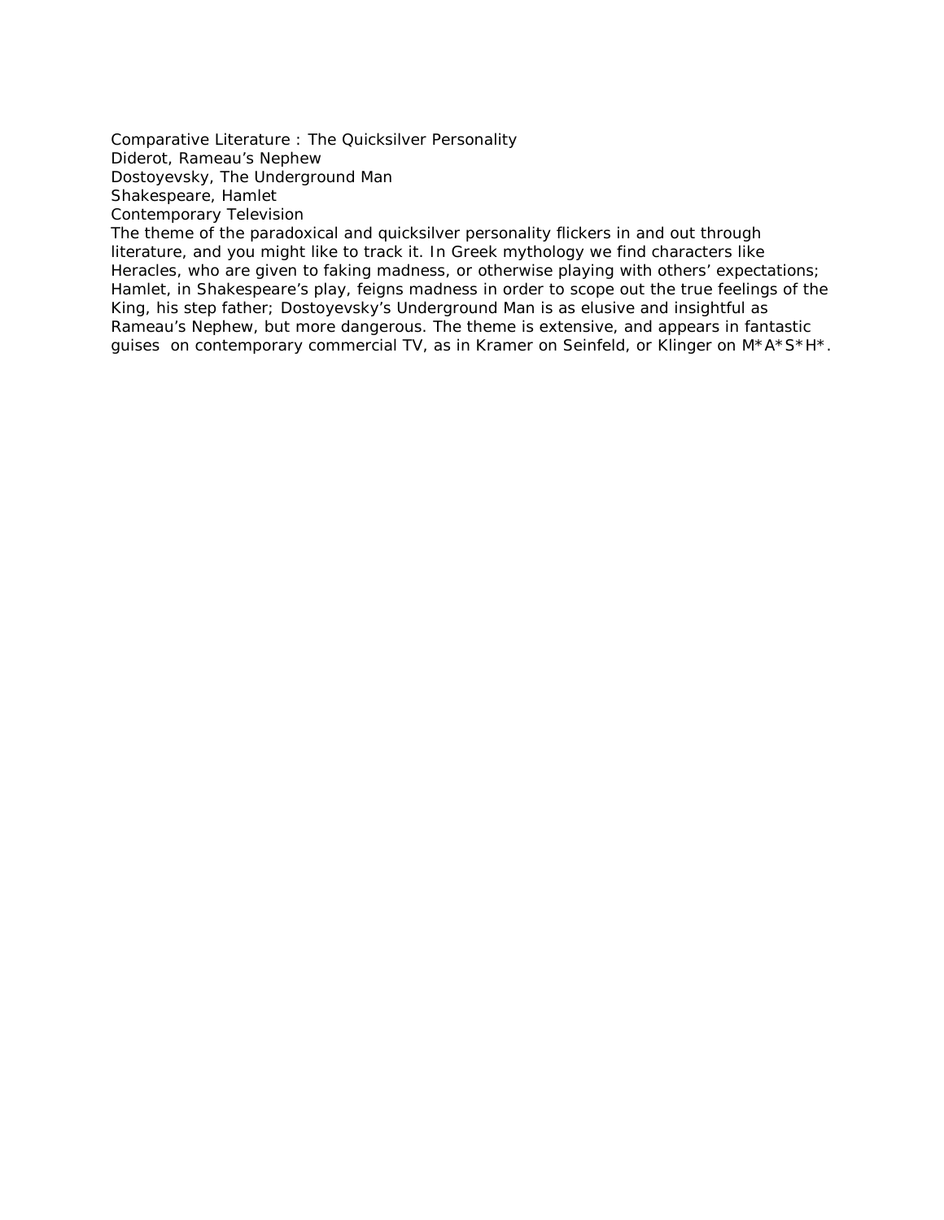Comparative Literature : The Quicksilver Personality

Diderot, Rameau's Nephew

Dostoyevsky, The Underground Man

Shakespeare, Hamlet

Contemporary Television

The theme of the paradoxical and quicksilver personality flickers in and out through literature, and you might like to track it. In Greek mythology we find characters like Heracles, who are given to faking madness, or otherwise playing with others' expectations; Hamlet, in Shakespeare's play, feigns madness in order to scope out the true feelings of the King, his step father; Dostoyevsky's Underground Man is as elusive and insightful as Rameau's Nephew, but more dangerous. The theme is extensive, and appears in fantastic guises on contemporary commercial TV, as in Kramer on Seinfeld, or Klinger on M*A*S*H*.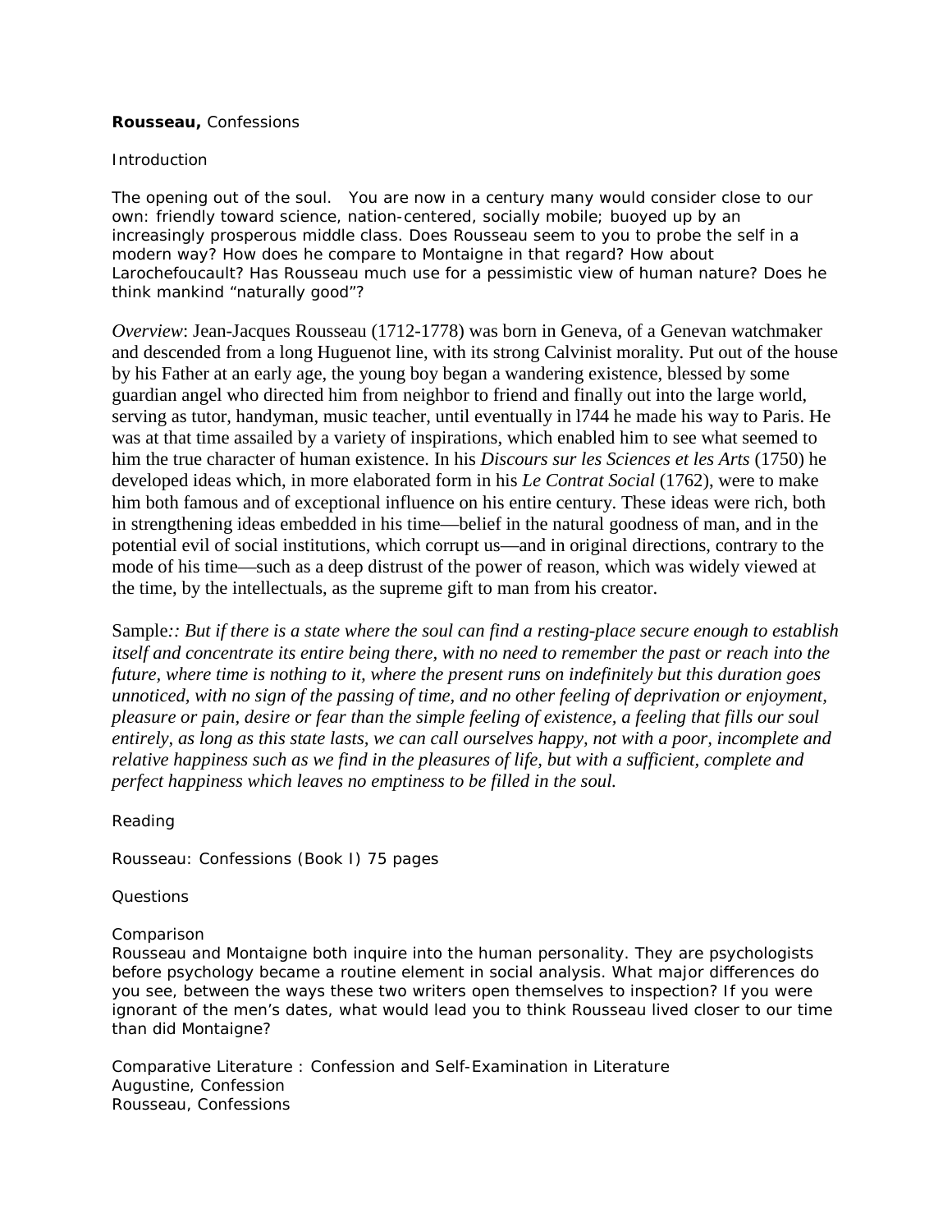**Rousseau,** Confessions

Introduction

The opening out of the soul.   You are now in a century many would consider close to our own: friendly toward science, nation-centered, socially mobile; buoyed up by an increasingly prosperous middle class. Does Rousseau seem to you to probe the self in a modern way? How does he compare to Montaigne in that regard? How about Larochefoucault? Has Rousseau much use for a pessimistic view of human nature? Does he think mankind "naturally good"?

*Overview*: Jean-Jacques Rousseau (1712-1778) was born in Geneva, of a Genevan watchmaker and descended from a long Huguenot line, with its strong Calvinist morality. Put out of the house by his Father at an early age, the young boy began a wandering existence, blessed by some guardian angel who directed him from neighbor to friend and finally out into the large world, serving as tutor, handyman, music teacher, until eventually in l744 he made his way to Paris. He was at that time assailed by a variety of inspirations, which enabled him to see what seemed to him the true character of human existence. In his *Discours sur les Sciences et les Arts* (1750) he developed ideas which, in more elaborated form in his *Le Contrat Social* (1762), were to make him both famous and of exceptional influence on his entire century. These ideas were rich, both in strengthening ideas embedded in his time—belief in the natural goodness of man, and in the potential evil of social institutions, which corrupt us—and in original directions, contrary to the mode of his time—such as a deep distrust of the power of reason, which was widely viewed at the time, by the intellectuals, as the supreme gift to man from his creator.

Sample*:: But if there is a state where the soul can find a resting-place secure enough to establish itself and concentrate its entire being there, with no need to remember the past or reach into the future, where time is nothing to it, where the present runs on indefinitely but this duration goes unnoticed, with no sign of the passing of time, and no other feeling of deprivation or enjoyment, pleasure or pain, desire or fear than the simple feeling of existence, a feeling that fills our soul entirely, as long as this state lasts, we can call ourselves happy, not with a poor, incomplete and relative happiness such as we find in the pleasures of life, but with a sufficient, complete and perfect happiness which leaves no emptiness to be filled in the soul.*

Reading

Rousseau: Confessions (Book I) 75 pages

Questions

Comparison
Rousseau and Montaigne both inquire into the human personality. They are psychologists before psychology became a routine element in social analysis. What major differences do you see, between the ways these two writers open themselves to inspection? If you were ignorant of the men's dates, what would lead you to think Rousseau lived closer to our time than did Montaigne?

Comparative Literature : Confession and Self-Examination in Literature
Augustine, Confession
Rousseau, Confessions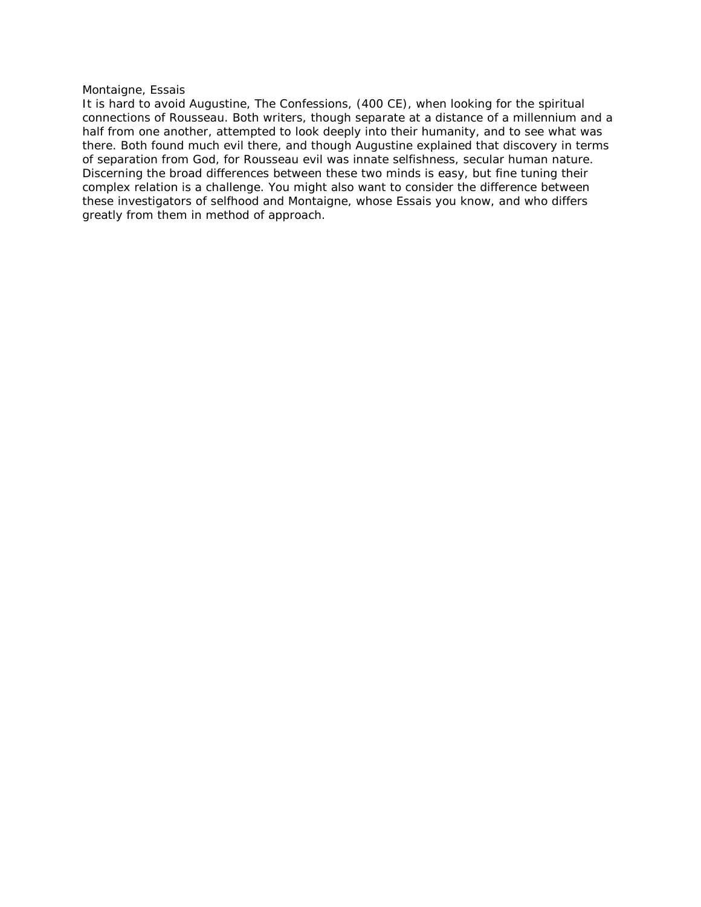Montaigne, Essais

It is hard to avoid Augustine, The Confessions, (400 CE), when looking for the spiritual connections of Rousseau. Both writers, though separate at a distance of a millennium and a half from one another, attempted to look deeply into their humanity, and to see what was there. Both found much evil there, and though Augustine explained that discovery in terms of separation from God, for Rousseau evil was innate selfishness, secular human nature. Discerning the broad differences between these two minds is easy, but fine tuning their complex relation is a challenge. You might also want to consider the difference between these investigators of selfhood and Montaigne, whose Essais you know, and who differs greatly from them in method of approach.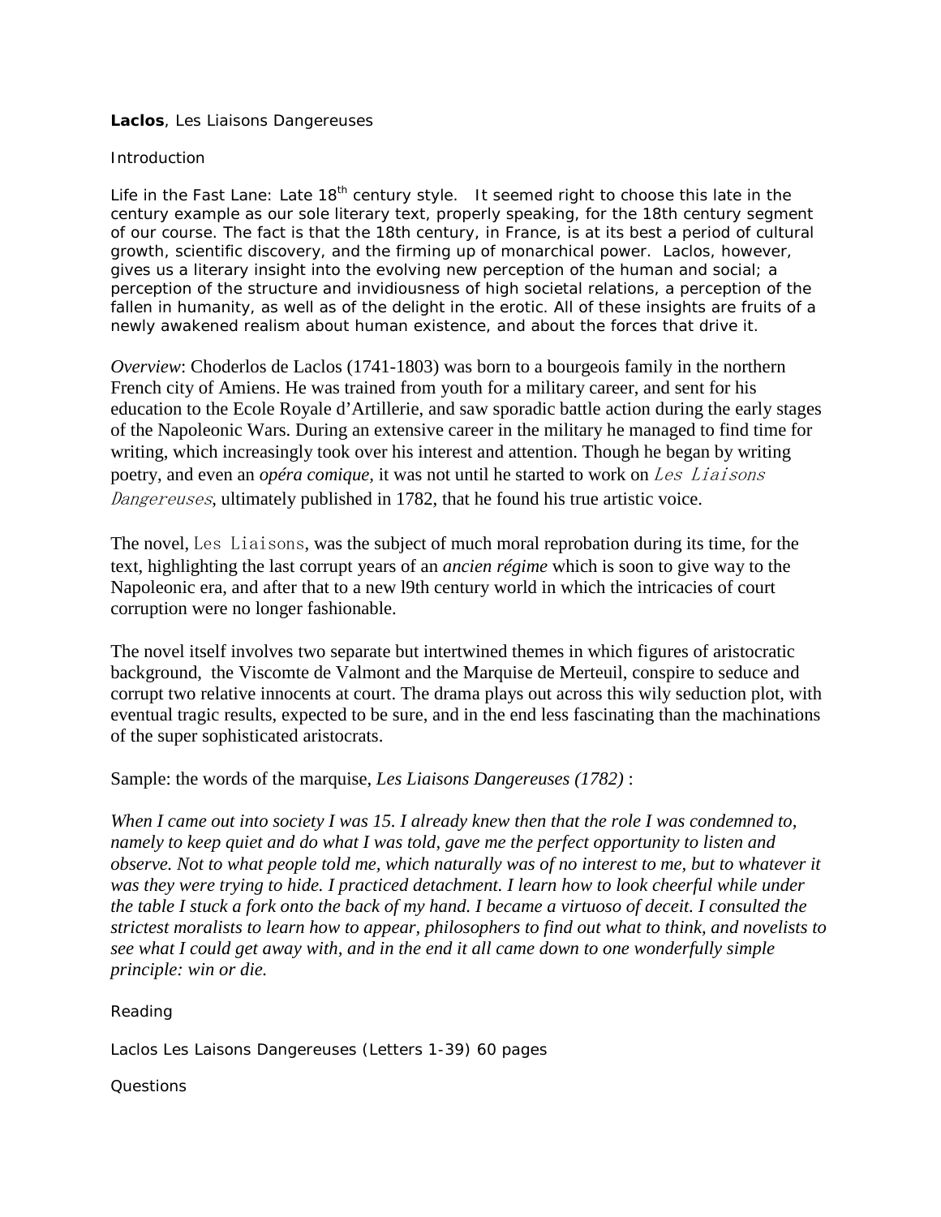**Laclos**, Les Liaisons Dangereuses

Introduction

Life in the Fast Lane: Late 18th century style. It seemed right to choose this late in the century example as our sole literary text, properly speaking, for the 18th century segment of our course. The fact is that the 18th century, in France, is at its best a period of cultural growth, scientific discovery, and the firming up of monarchical power. Laclos, however, gives us a literary insight into the evolving new perception of the human and social; a perception of the structure and invidiousness of high societal relations, a perception of the fallen in humanity, as well as of the delight in the erotic. All of these insights are fruits of a newly awakened realism about human existence, and about the forces that drive it.

*Overview*: Choderlos de Laclos (1741-1803) was born to a bourgeois family in the northern French city of Amiens. He was trained from youth for a military career, and sent for his education to the Ecole Royale d'Artillerie, and saw sporadic battle action during the early stages of the Napoleonic Wars. During an extensive career in the military he managed to find time for writing, which increasingly took over his interest and attention. Though he began by writing poetry, and even an *opéra comique*, it was not until he started to work on *Les Liaisons Dangereuses*, ultimately published in 1782, that he found his true artistic voice.

The novel, Les Liaisons, was the subject of much moral reprobation during its time, for the text, highlighting the last corrupt years of an *ancien régime* which is soon to give way to the Napoleonic era, and after that to a new l9th century world in which the intricacies of court corruption were no longer fashionable.

The novel itself involves two separate but intertwined themes in which figures of aristocratic background, the Viscomte de Valmont and the Marquise de Merteuil, conspire to seduce and corrupt two relative innocents at court. The drama plays out across this wily seduction plot, with eventual tragic results, expected to be sure, and in the end less fascinating than the machinations of the super sophisticated aristocrats.

Sample: the words of the marquise, *Les Liaisons Dangereuses (1782)* :

*When I came out into society I was 15. I already knew then that the role I was condemned to, namely to keep quiet and do what I was told, gave me the perfect opportunity to listen and observe. Not to what people told me, which naturally was of no interest to me, but to whatever it was they were trying to hide. I practiced detachment. I learn how to look cheerful while under the table I stuck a fork onto the back of my hand. I became a virtuoso of deceit. I consulted the strictest moralists to learn how to appear, philosophers to find out what to think, and novelists to see what I could get away with, and in the end it all came down to one wonderfully simple principle: win or die.*

Reading

Laclos Les Laisons Dangereuses (Letters 1-39) 60 pages

Questions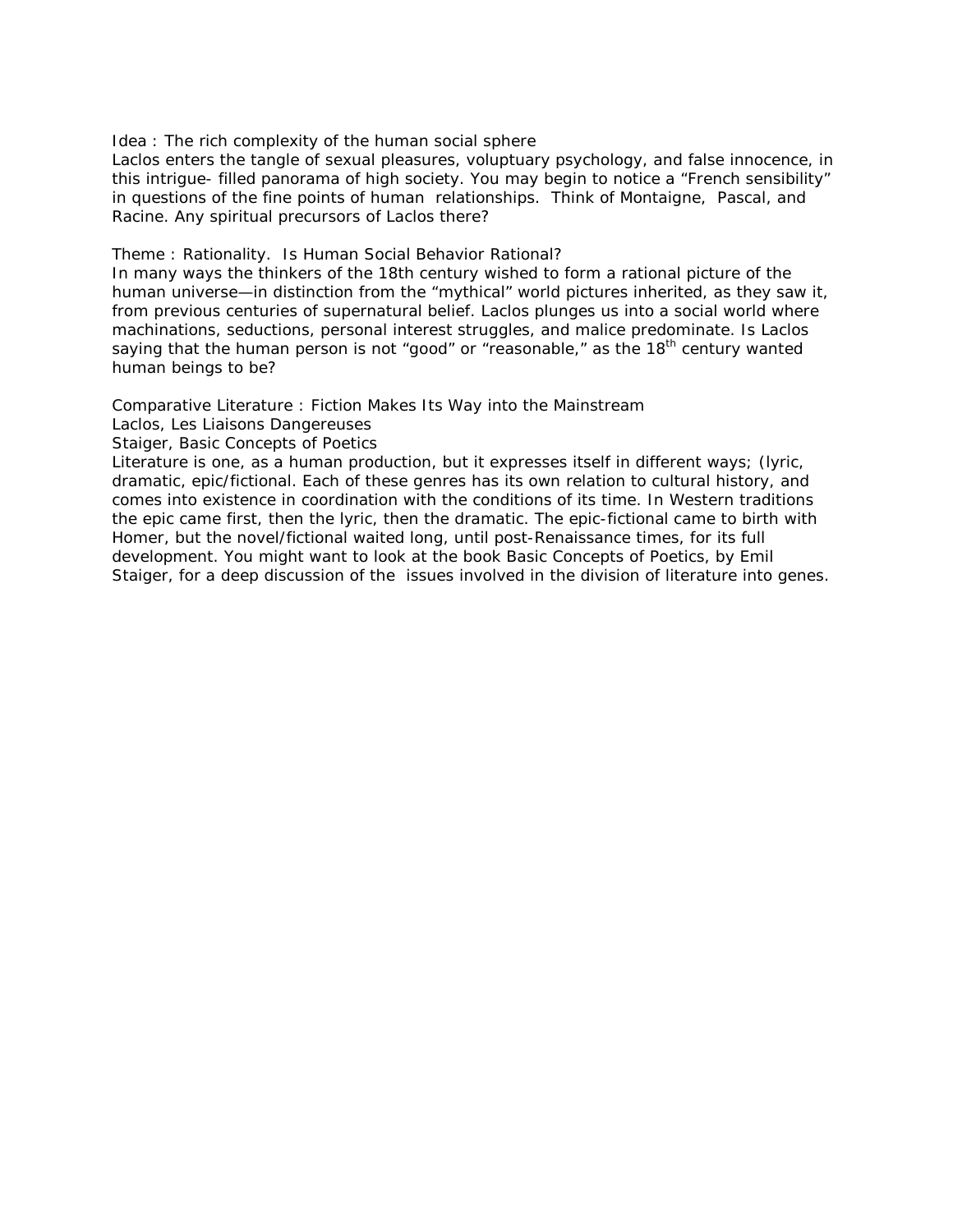Idea : The rich complexity of the human social sphere

Laclos enters the tangle of sexual pleasures, voluptuary psychology, and false innocence, in this intrigue- filled panorama of high society. You may begin to notice a "French sensibility" in questions of the fine points of human relationships. Think of Montaigne, Pascal, and Racine. Any spiritual precursors of Laclos there?

Theme : Rationality. Is Human Social Behavior Rational?

In many ways the thinkers of the 18th century wished to form a rational picture of the human universe—in distinction from the "mythical" world pictures inherited, as they saw it, from previous centuries of supernatural belief. Laclos plunges us into a social world where machinations, seductions, personal interest struggles, and malice predominate. Is Laclos saying that the human person is not "good" or "reasonable," as the 18th century wanted human beings to be?

Comparative Literature : Fiction Makes Its Way into the Mainstream

Laclos, Les Liaisons Dangereuses

Staiger, Basic Concepts of Poetics

Literature is one, as a human production, but it expresses itself in different ways; (lyric, dramatic, epic/fictional. Each of these genres has its own relation to cultural history, and comes into existence in coordination with the conditions of its time. In Western traditions the epic came first, then the lyric, then the dramatic. The epic-fictional came to birth with Homer, but the novel/fictional waited long, until post-Renaissance times, for its full development. You might want to look at the book Basic Concepts of Poetics, by Emil Staiger, for a deep discussion of the issues involved in the division of literature into genes.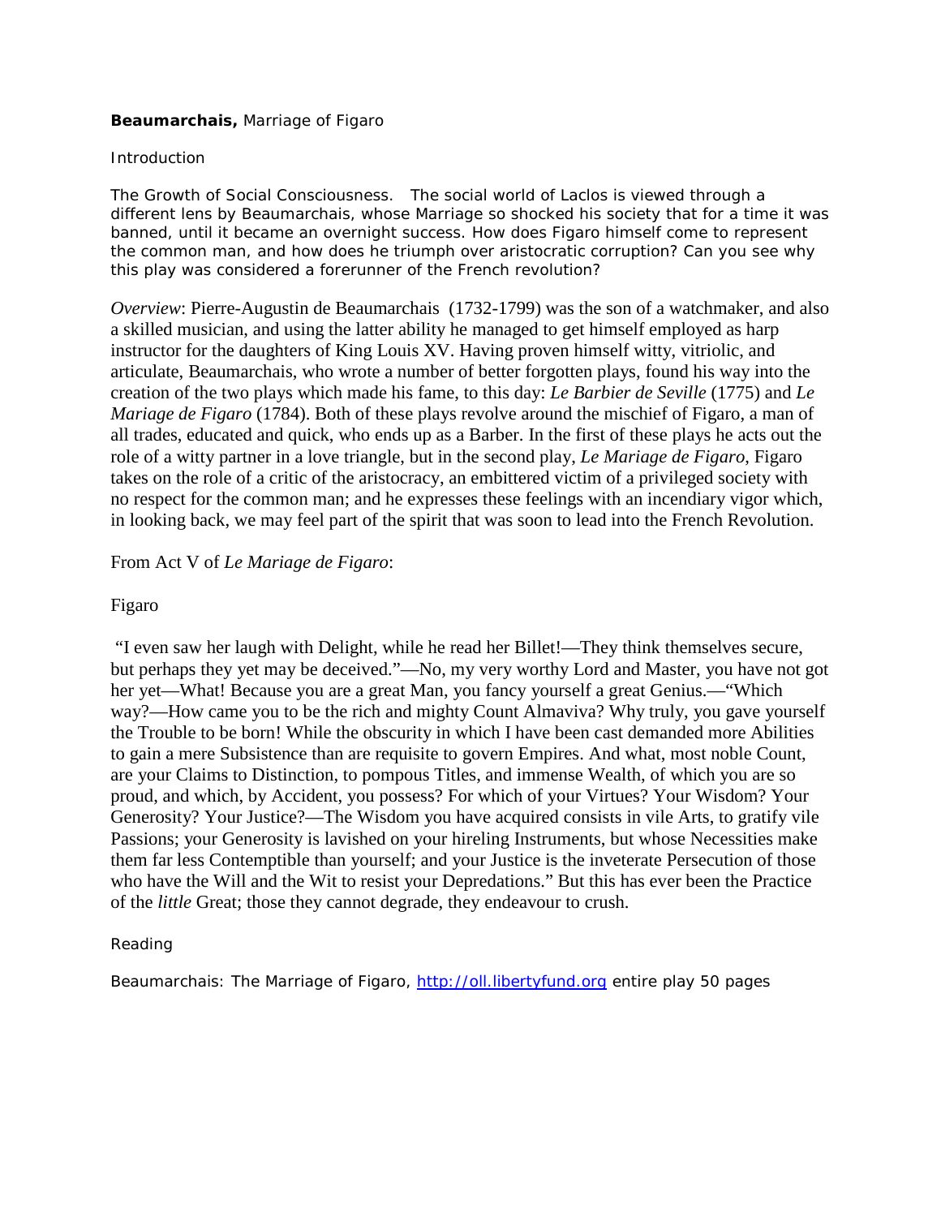**Beaumarchais,** Marriage of Figaro

Introduction

The Growth of Social Consciousness. The social world of Laclos is viewed through a different lens by Beaumarchais, whose Marriage so shocked his society that for a time it was banned, until it became an overnight success. How does Figaro himself come to represent the common man, and how does he triumph over aristocratic corruption? Can you see why this play was considered a forerunner of the French revolution?

*Overview*: Pierre-Augustin de Beaumarchais (1732-1799) was the son of a watchmaker, and also a skilled musician, and using the latter ability he managed to get himself employed as harp instructor for the daughters of King Louis XV. Having proven himself witty, vitriolic, and articulate, Beaumarchais, who wrote a number of better forgotten plays, found his way into the creation of the two plays which made his fame, to this day: *Le Barbier de Seville* (1775) and *Le Mariage de Figaro* (1784). Both of these plays revolve around the mischief of Figaro, a man of all trades, educated and quick, who ends up as a Barber. In the first of these plays he acts out the role of a witty partner in a love triangle, but in the second play, *Le Mariage de Figaro*, Figaro takes on the role of a critic of the aristocracy, an embittered victim of a privileged society with no respect for the common man; and he expresses these feelings with an incendiary vigor which, in looking back, we may feel part of the spirit that was soon to lead into the French Revolution.

From Act V of *Le Mariage de Figaro*:

Figaro

"I even saw her laugh with Delight, while he read her Billet!—They think themselves secure, but perhaps they yet may be deceived."—No, my very worthy Lord and Master, you have not got her yet—What! Because you are a great Man, you fancy yourself a great Genius.—"Which way?—How came you to be the rich and mighty Count Almaviva? Why truly, you gave yourself the Trouble to be born! While the obscurity in which I have been cast demanded more Abilities to gain a mere Subsistence than are requisite to govern Empires. And what, most noble Count, are your Claims to Distinction, to pompous Titles, and immense Wealth, of which you are so proud, and which, by Accident, you possess? For which of your Virtues? Your Wisdom? Your Generosity? Your Justice?—The Wisdom you have acquired consists in vile Arts, to gratify vile Passions; your Generosity is lavished on your hireling Instruments, but whose Necessities make them far less Contemptible than yourself; and your Justice is the inveterate Persecution of those who have the Will and the Wit to resist your Depredations." But this has ever been the Practice of the *little* Great; those they cannot degrade, they endeavour to crush.

Reading

Beaumarchais: The Marriage of Figaro, [http://oll.libertyfund.org](http://oll.libertyfund.org) entire play 50 pages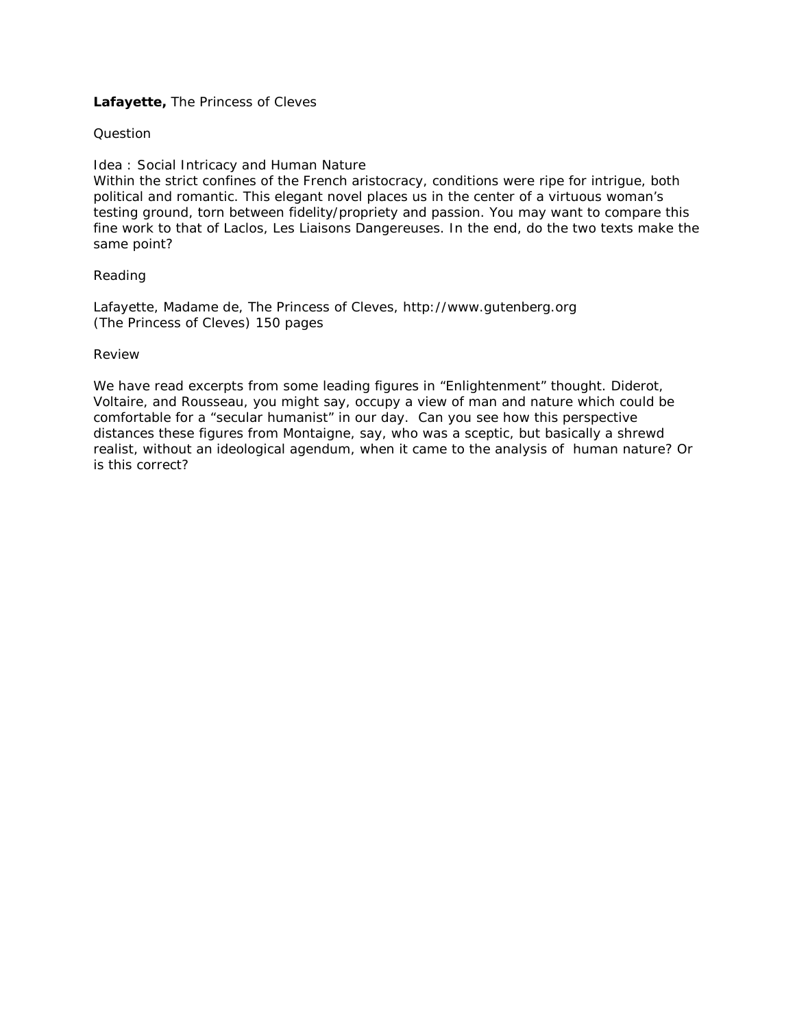**Lafayette,** The Princess of Cleves

Question

Idea : Social Intricacy and Human Nature
Within the strict confines of the French aristocracy, conditions were ripe for intrigue, both political and romantic. This elegant novel places us in the center of a virtuous woman's testing ground, torn between fidelity/propriety and passion. You may want to compare this fine work to that of Laclos, Les Liaisons Dangereuses. In the end, do the two texts make the same point?

Reading

Lafayette, Madame de, The Princess of Cleves, http://www.gutenberg.org
(The Princess of Cleves) 150 pages

Review

We have read excerpts from some leading figures in "Enlightenment" thought. Diderot, Voltaire, and Rousseau, you might say, occupy a view of man and nature which could be comfortable for a "secular humanist" in our day. Can you see how this perspective distances these figures from Montaigne, say, who was a sceptic, but basically a shrewd realist, without an ideological agendum, when it came to the analysis of human nature? Or is this correct?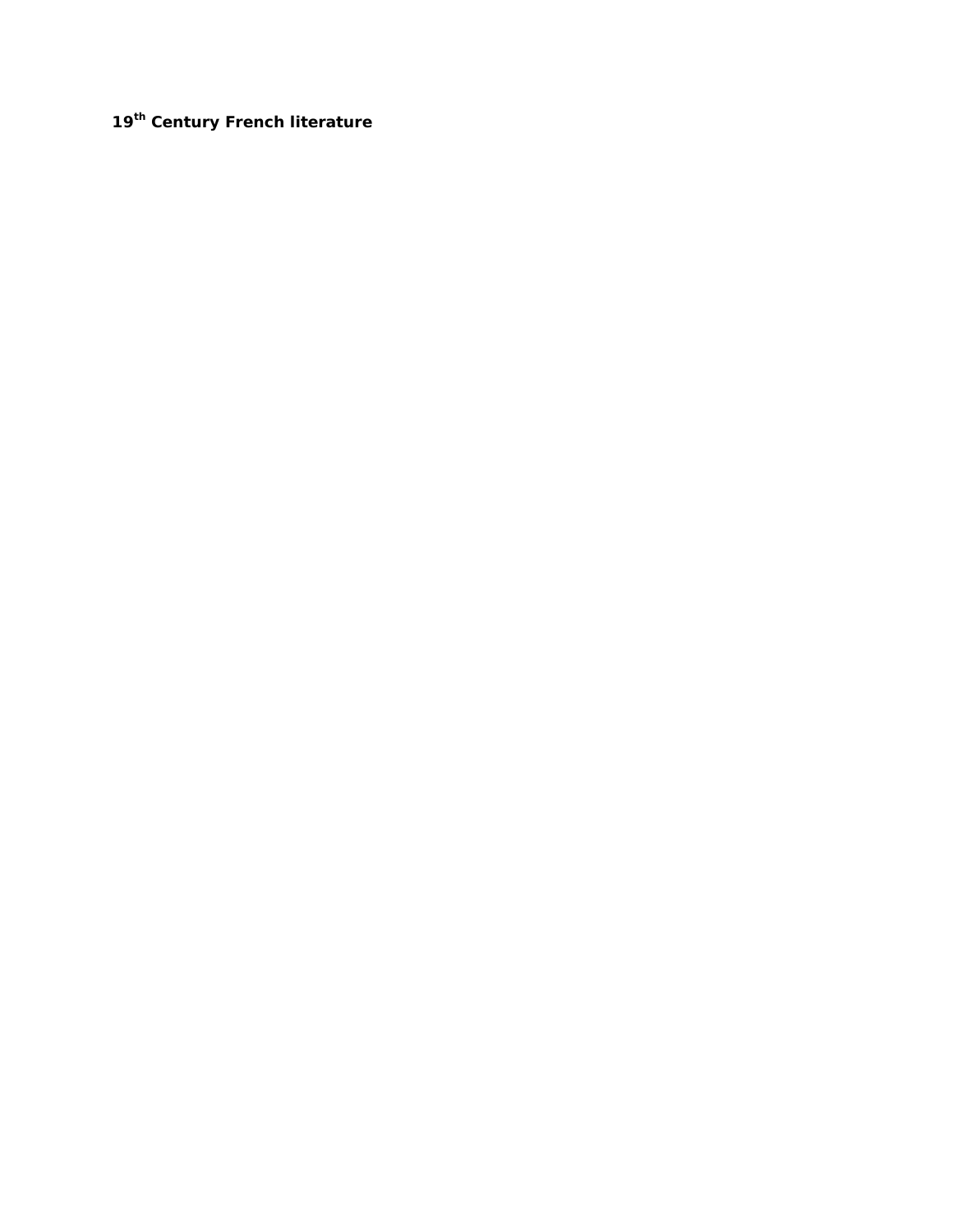**19th Century French literature**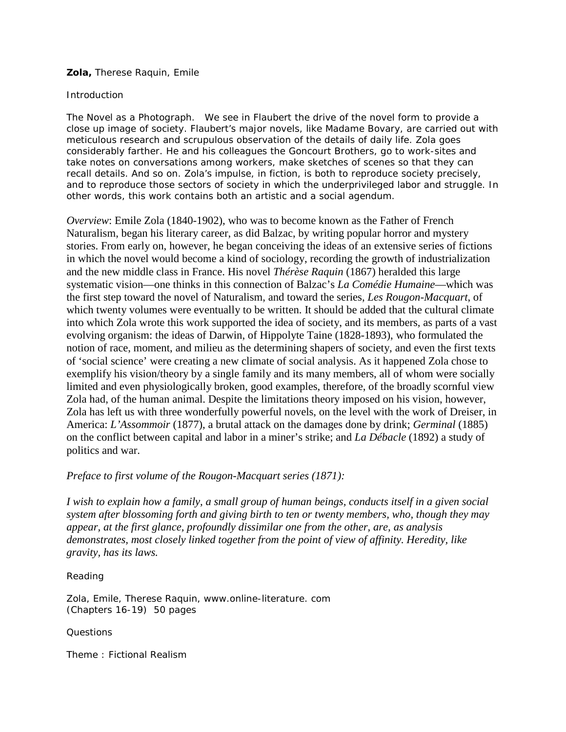**Zola,** Therese Raquin, Emile

Introduction

The Novel as a Photograph. We see in Flaubert the drive of the novel form to provide a close up image of society. Flaubert's major novels, like Madame Bovary, are carried out with meticulous research and scrupulous observation of the details of daily life. Zola goes considerably farther. He and his colleagues the Goncourt Brothers, go to work-sites and take notes on conversations among workers, make sketches of scenes so that they can recall details. And so on. Zola's impulse, in fiction, is both to reproduce society precisely, and to reproduce those sectors of society in which the underprivileged labor and struggle. In other words, this work contains both an artistic and a social agendum.

*Overview*: Emile Zola (1840-1902), who was to become known as the Father of French Naturalism, began his literary career, as did Balzac, by writing popular horror and mystery stories. From early on, however, he began conceiving the ideas of an extensive series of fictions in which the novel would become a kind of sociology, recording the growth of industrialization and the new middle class in France. His novel *Thérèse Raquin* (1867) heralded this large systematic vision—one thinks in this connection of Balzac's *La Comédie Humaine*—which was the first step toward the novel of Naturalism, and toward the series, *Les Rougon-Macquart*, of which twenty volumes were eventually to be written. It should be added that the cultural climate into which Zola wrote this work supported the idea of society, and its members, as parts of a vast evolving organism: the ideas of Darwin, of Hippolyte Taine (1828-1893), who formulated the notion of race, moment, and milieu as the determining shapers of society, and even the first texts of 'social science' were creating a new climate of social analysis. As it happened Zola chose to exemplify his vision/theory by a single family and its many members, all of whom were socially limited and even physiologically broken, good examples, therefore, of the broadly scornful view Zola had, of the human animal. Despite the limitations theory imposed on his vision, however, Zola has left us with three wonderfully powerful novels, on the level with the work of Dreiser, in America: *L'Assommoir* (1877), a brutal attack on the damages done by drink; *Germinal* (1885) on the conflict between capital and labor in a miner's strike; and *La Débacle* (1892) a study of politics and war.

*Preface to first volume of the Rougon-Macquart series (1871):*

*I wish to explain how a family, a small group of human beings, conducts itself in a given social system after blossoming forth and giving birth to ten or twenty members, who, though they may appear, at the first glance, profoundly dissimilar one from the other, are, as analysis demonstrates, most closely linked together from the point of view of affinity. Heredity, like gravity, has its laws.*

Reading

Zola, Emile, Therese Raquin, www.online-literature. com
(Chapters 16-19) 50 pages

Questions

Theme : Fictional Realism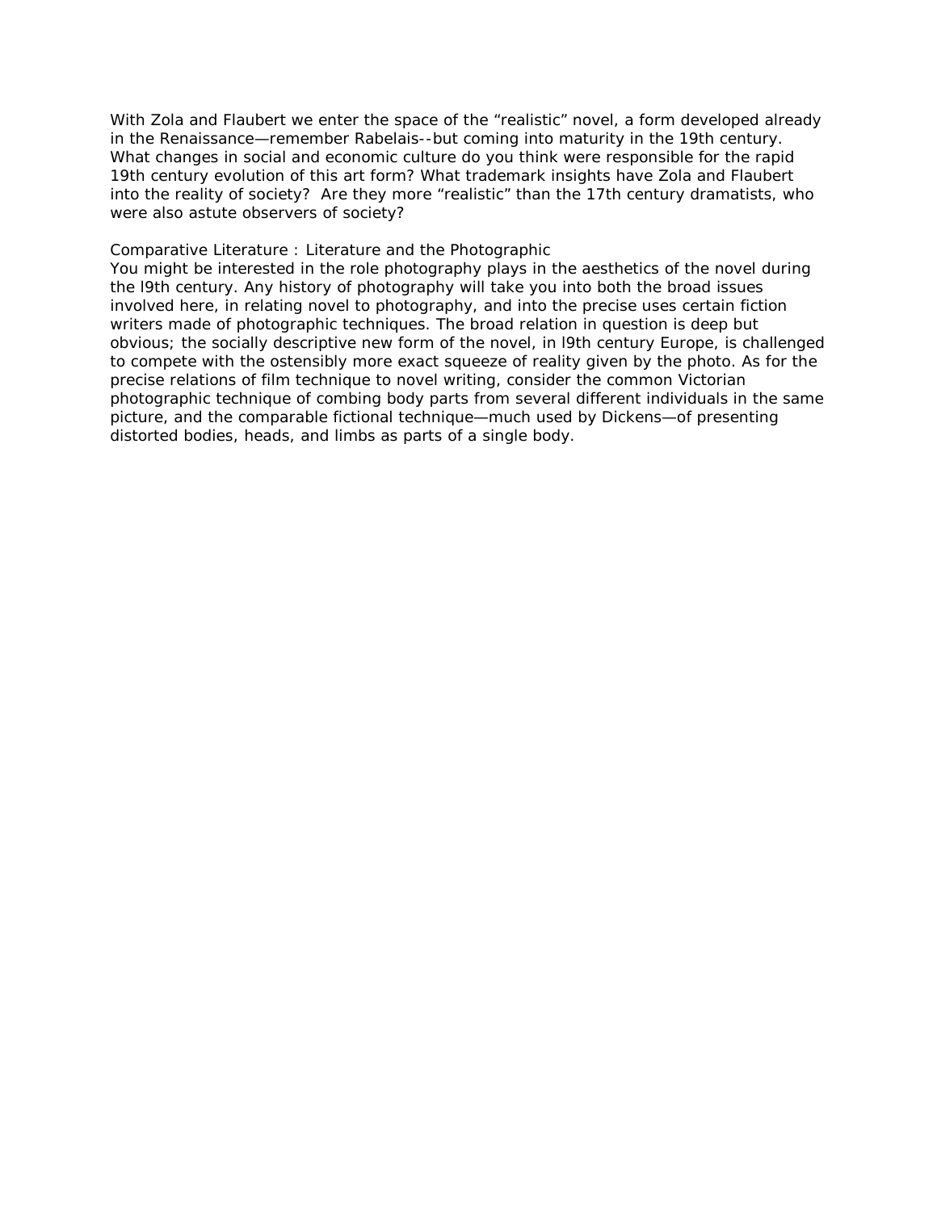With Zola and Flaubert we enter the space of the "realistic" novel, a form developed already in the Renaissance—remember Rabelais--but coming into maturity in the 19th century. What changes in social and economic culture do you think were responsible for the rapid 19th century evolution of this art form? What trademark insights have Zola and Flaubert into the reality of society? Are they more "realistic" than the 17th century dramatists, who were also astute observers of society?

Comparative Literature : Literature and the Photographic

You might be interested in the role photography plays in the aesthetics of the novel during the l9th century. Any history of photography will take you into both the broad issues involved here, in relating novel to photography, and into the precise uses certain fiction writers made of photographic techniques. The broad relation in question is deep but obvious; the socially descriptive new form of the novel, in l9th century Europe, is challenged to compete with the ostensibly more exact squeeze of reality given by the photo. As for the precise relations of film technique to novel writing, consider the common Victorian photographic technique of combing body parts from several different individuals in the same picture, and the comparable fictional technique—much used by Dickens—of presenting distorted bodies, heads, and limbs as parts of a single body.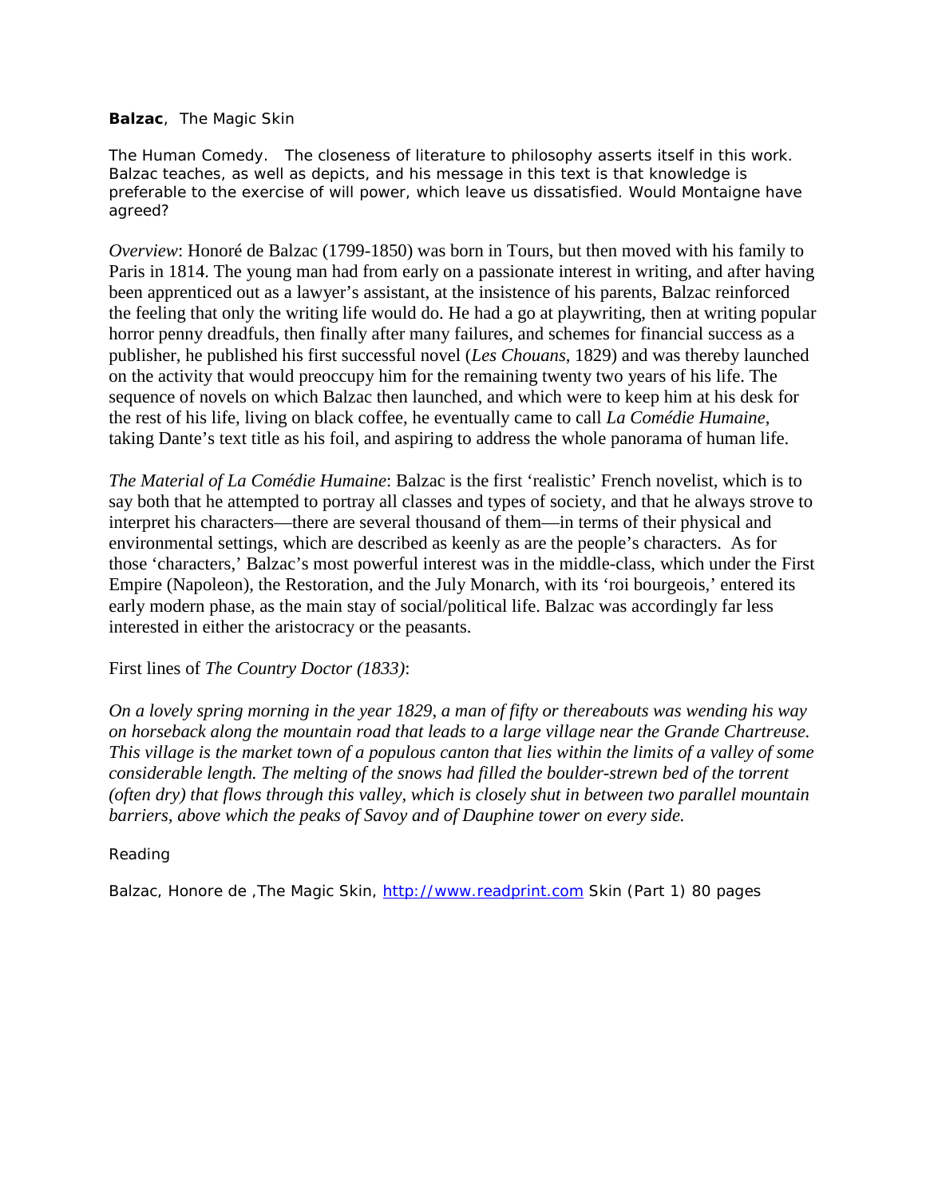**Balzac**, The Magic Skin

The Human Comedy. The closeness of literature to philosophy asserts itself in this work. Balzac teaches, as well as depicts, and his message in this text is that knowledge is preferable to the exercise of will power, which leave us dissatisfied. Would Montaigne have agreed?

*Overview*: Honoré de Balzac (1799-1850) was born in Tours, but then moved with his family to Paris in 1814. The young man had from early on a passionate interest in writing, and after having been apprenticed out as a lawyer's assistant, at the insistence of his parents, Balzac reinforced the feeling that only the writing life would do. He had a go at playwriting, then at writing popular horror penny dreadfuls, then finally after many failures, and schemes for financial success as a publisher, he published his first successful novel (*Les Chouans*, 1829) and was thereby launched on the activity that would preoccupy him for the remaining twenty two years of his life. The sequence of novels on which Balzac then launched, and which were to keep him at his desk for the rest of his life, living on black coffee, he eventually came to call *La Comédie Humaine*, taking Dante's text title as his foil, and aspiring to address the whole panorama of human life.

*The Material of La Comédie Humaine*: Balzac is the first 'realistic' French novelist, which is to say both that he attempted to portray all classes and types of society, and that he always strove to interpret his characters—there are several thousand of them—in terms of their physical and environmental settings, which are described as keenly as are the people's characters. As for those 'characters,' Balzac's most powerful interest was in the middle-class, which under the First Empire (Napoleon), the Restoration, and the July Monarch, with its 'roi bourgeois,' entered its early modern phase, as the main stay of social/political life. Balzac was accordingly far less interested in either the aristocracy or the peasants.

First lines of *The Country Doctor (1833)*:

*On a lovely spring morning in the year 1829, a man of fifty or thereabouts was wending his way on horseback along the mountain road that leads to a large village near the Grande Chartreuse. This village is the market town of a populous canton that lies within the limits of a valley of some considerable length. The melting of the snows had filled the boulder-strewn bed of the torrent (often dry) that flows through this valley, which is closely shut in between two parallel mountain barriers, above which the peaks of Savoy and of Dauphine tower on every side.*

Reading

Balzac, Honore de ,The Magic Skin, http://www.readprint.com Skin (Part 1) 80 pages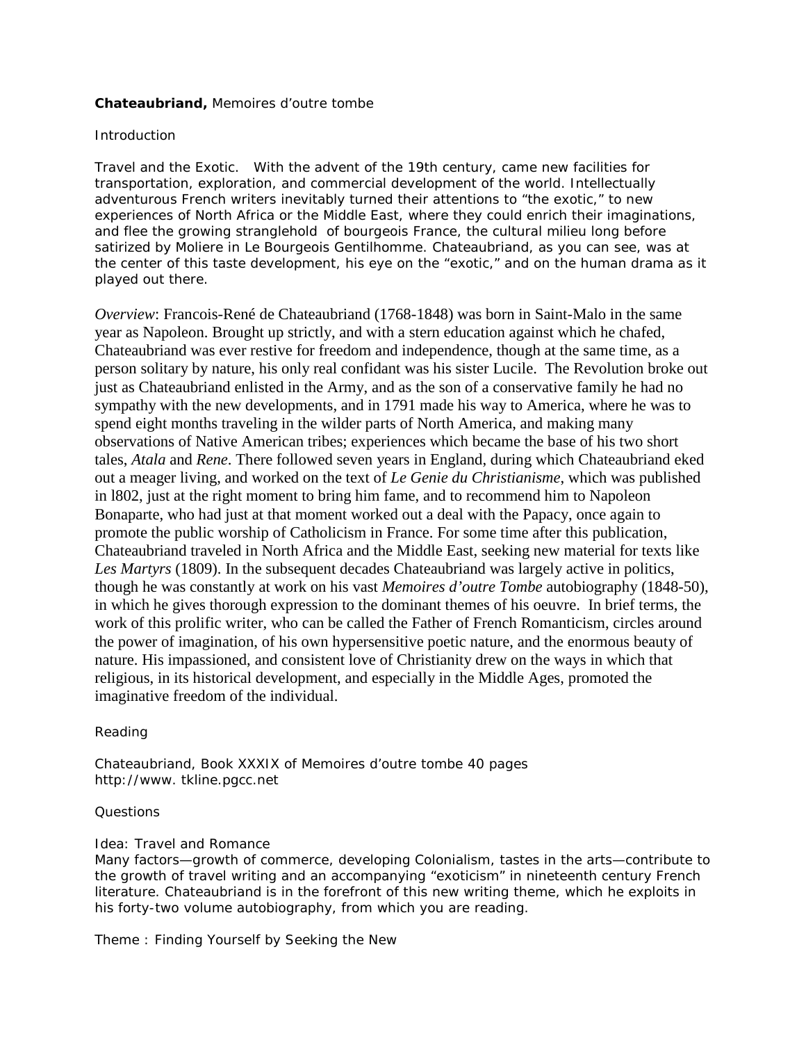**Chateaubriand,** Memoires d'outre tombe

Introduction

Travel and the Exotic. With the advent of the 19th century, came new facilities for transportation, exploration, and commercial development of the world. Intellectually adventurous French writers inevitably turned their attentions to "the exotic," to new experiences of North Africa or the Middle East, where they could enrich their imaginations, and flee the growing stranglehold of bourgeois France, the cultural milieu long before satirized by Moliere in Le Bourgeois Gentilhomme. Chateaubriand, as you can see, was at the center of this taste development, his eye on the "exotic," and on the human drama as it played out there.

*Overview*: Francois-René de Chateaubriand (1768-1848) was born in Saint-Malo in the same year as Napoleon. Brought up strictly, and with a stern education against which he chafed, Chateaubriand was ever restive for freedom and independence, though at the same time, as a person solitary by nature, his only real confidant was his sister Lucile. The Revolution broke out just as Chateaubriand enlisted in the Army, and as the son of a conservative family he had no sympathy with the new developments, and in 1791 made his way to America, where he was to spend eight months traveling in the wilder parts of North America, and making many observations of Native American tribes; experiences which became the base of his two short tales, *Atala* and *Rene*. There followed seven years in England, during which Chateaubriand eked out a meager living, and worked on the text of *Le Genie du Christianisme*, which was published in l802, just at the right moment to bring him fame, and to recommend him to Napoleon Bonaparte, who had just at that moment worked out a deal with the Papacy, once again to promote the public worship of Catholicism in France. For some time after this publication, Chateaubriand traveled in North Africa and the Middle East, seeking new material for texts like *Les Martyrs* (1809). In the subsequent decades Chateaubriand was largely active in politics, though he was constantly at work on his vast *Memoires d'outre Tombe* autobiography (1848-50), in which he gives thorough expression to the dominant themes of his oeuvre. In brief terms, the work of this prolific writer, who can be called the Father of French Romanticism, circles around the power of imagination, of his own hypersensitive poetic nature, and the enormous beauty of nature. His impassioned, and consistent love of Christianity drew on the ways in which that religious, in its historical development, and especially in the Middle Ages, promoted the imaginative freedom of the individual.

Reading

Chateaubriand, Book XXXIX of Memoires d'outre tombe 40 pages
http://www. tkline.pgcc.net

Questions

Idea: Travel and Romance
Many factors—growth of commerce, developing Colonialism, tastes in the arts—contribute to the growth of travel writing and an accompanying "exoticism" in nineteenth century French literature. Chateaubriand is in the forefront of this new writing theme, which he exploits in his forty-two volume autobiography, from which you are reading.

Theme : Finding Yourself by Seeking the New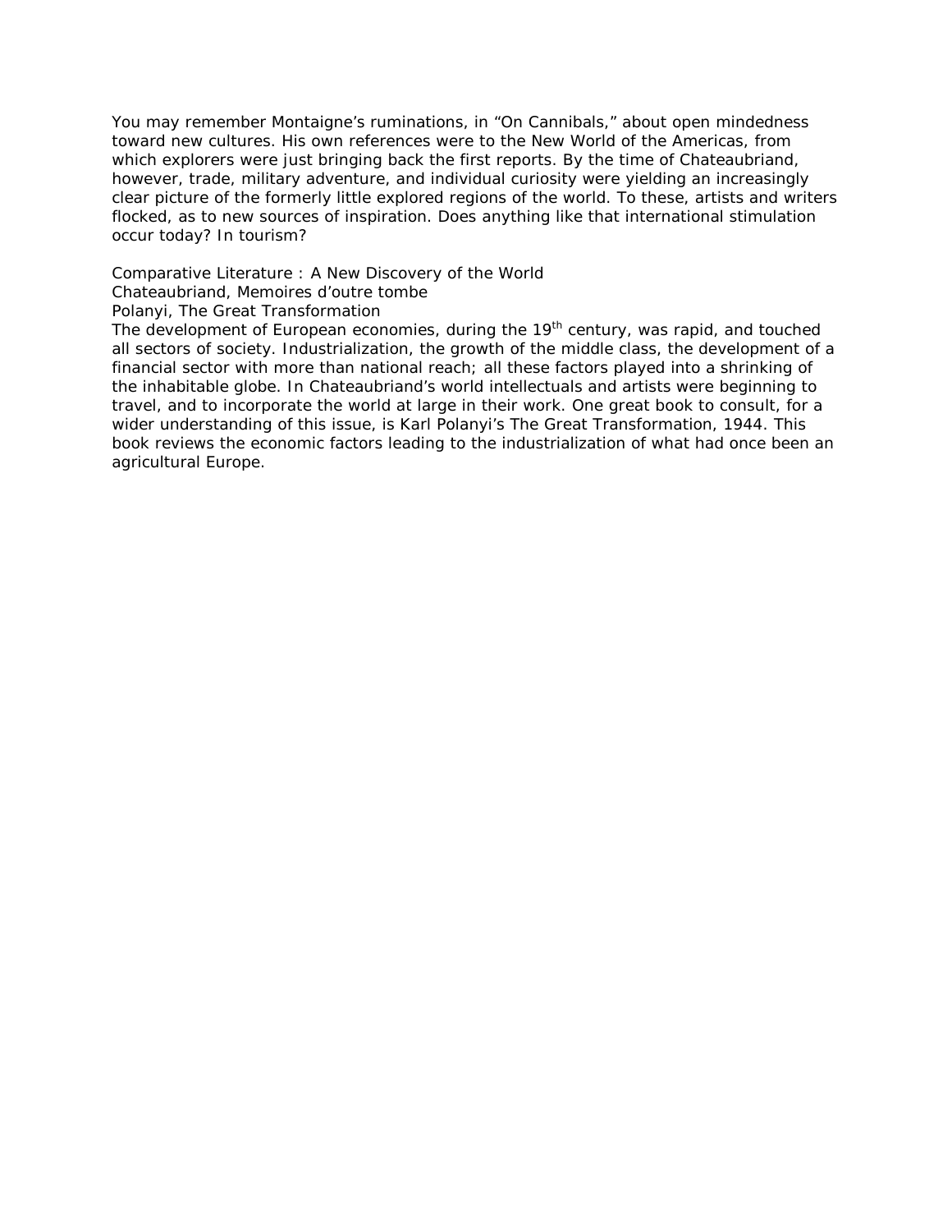You may remember Montaigne's ruminations, in "On Cannibals," about open mindedness toward new cultures. His own references were to the New World of the Americas, from which explorers were just bringing back the first reports. By the time of Chateaubriand, however, trade, military adventure, and individual curiosity were yielding an increasingly clear picture of the formerly little explored regions of the world. To these, artists and writers flocked, as to new sources of inspiration. Does anything like that international stimulation occur today? In tourism?

Comparative Literature : A New Discovery of the World

Chateaubriand, Memoires d'outre tombe

Polanyi, The Great Transformation

The development of European economies, during the 19th century, was rapid, and touched all sectors of society. Industrialization, the growth of the middle class, the development of a financial sector with more than national reach; all these factors played into a shrinking of the inhabitable globe. In Chateaubriand's world intellectuals and artists were beginning to travel, and to incorporate the world at large in their work. One great book to consult, for a wider understanding of this issue, is Karl Polanyi's The Great Transformation, 1944. This book reviews the economic factors leading to the industrialization of what had once been an agricultural Europe.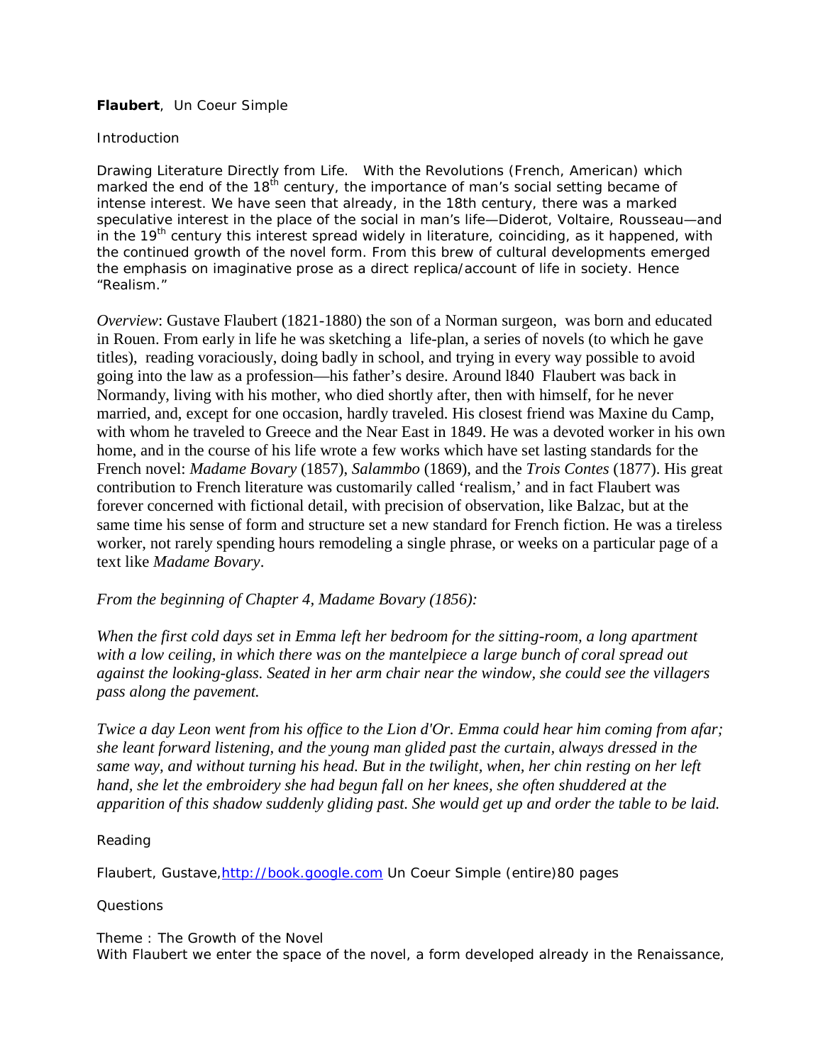**Flaubert**, Un Coeur Simple

Introduction

Drawing Literature Directly from Life. With the Revolutions (French, American) which marked the end of the 18th century, the importance of man's social setting became of intense interest. We have seen that already, in the 18th century, there was a marked speculative interest in the place of the social in man's life—Diderot, Voltaire, Rousseau—and in the 19th century this interest spread widely in literature, coinciding, as it happened, with the continued growth of the novel form. From this brew of cultural developments emerged the emphasis on imaginative prose as a direct replica/account of life in society. Hence "Realism."

*Overview*: Gustave Flaubert (1821-1880) the son of a Norman surgeon, was born and educated in Rouen. From early in life he was sketching a life-plan, a series of novels (to which he gave titles), reading voraciously, doing badly in school, and trying in every way possible to avoid going into the law as a profession—his father's desire. Around l840 Flaubert was back in Normandy, living with his mother, who died shortly after, then with himself, for he never married, and, except for one occasion, hardly traveled. His closest friend was Maxine du Camp, with whom he traveled to Greece and the Near East in 1849. He was a devoted worker in his own home, and in the course of his life wrote a few works which have set lasting standards for the French novel: *Madame Bovary* (1857), *Salammbo* (1869), and the *Trois Contes* (1877). His great contribution to French literature was customarily called 'realism,' and in fact Flaubert was forever concerned with fictional detail, with precision of observation, like Balzac, but at the same time his sense of form and structure set a new standard for French fiction. He was a tireless worker, not rarely spending hours remodeling a single phrase, or weeks on a particular page of a text like *Madame Bovary*.

*From the beginning of Chapter 4, Madame Bovary (1856):*

*When the first cold days set in Emma left her bedroom for the sitting-room, a long apartment with a low ceiling, in which there was on the mantelpiece a large bunch of coral spread out against the looking-glass. Seated in her arm chair near the window, she could see the villagers pass along the pavement.*

*Twice a day Leon went from his office to the Lion d'Or. Emma could hear him coming from afar; she leant forward listening, and the young man glided past the curtain, always dressed in the same way, and without turning his head. But in the twilight, when, her chin resting on her left hand, she let the embroidery she had begun fall on her knees, she often shuddered at the apparition of this shadow suddenly gliding past. She would get up and order the table to be laid.*

Reading

Flaubert, Gustave, [http://book.google.com](http://book.google.com) Un Coeur Simple (entire)80 pages

Questions

Theme : The Growth of the Novel
With Flaubert we enter the space of the novel, a form developed already in the Renaissance,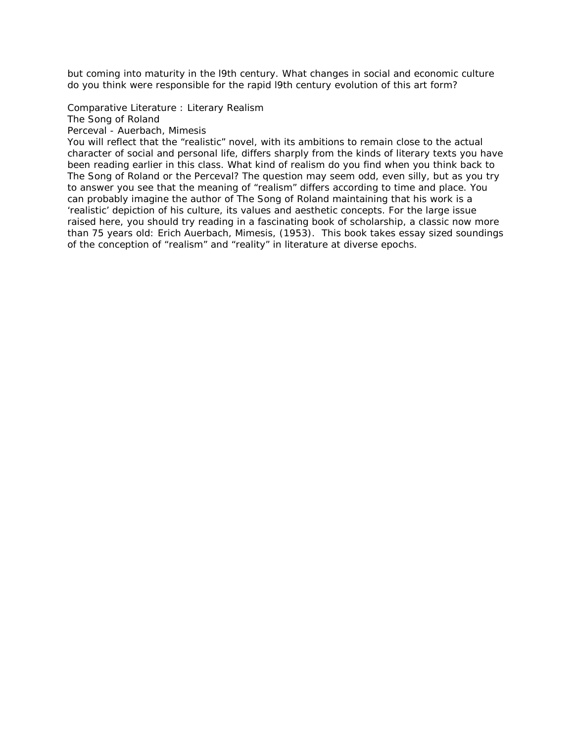but coming into maturity in the l9th century. What changes in social and economic culture do you think were responsible for the rapid l9th century evolution of this art form?

Comparative Literature : Literary Realism
The Song of Roland
Perceval - Auerbach, Mimesis

You will reflect that the "realistic" novel, with its ambitions to remain close to the actual character of social and personal life, differs sharply from the kinds of literary texts you have been reading earlier in this class. What kind of realism do you find when you think back to The Song of Roland or the Perceval? The question may seem odd, even silly, but as you try to answer you see that the meaning of "realism" differs according to time and place. You can probably imagine the author of The Song of Roland maintaining that his work is a 'realistic' depiction of his culture, its values and aesthetic concepts. For the large issue raised here, you should try reading in a fascinating book of scholarship, a classic now more than 75 years old: Erich Auerbach, Mimesis, (1953). This book takes essay sized soundings of the conception of "realism" and "reality" in literature at diverse epochs.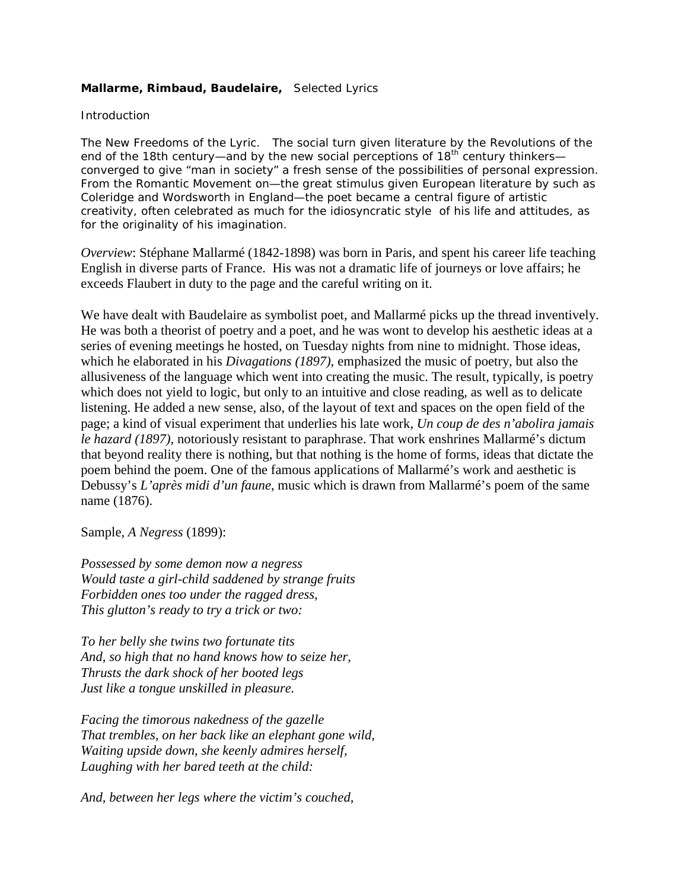**Mallarme, Rimbaud, Baudelaire,** Selected Lyrics

Introduction

The New Freedoms of the Lyric. The social turn given literature by the Revolutions of the end of the 18th century—and by the new social perceptions of 18th century thinkers—converged to give "man in society" a fresh sense of the possibilities of personal expression. From the Romantic Movement on—the great stimulus given European literature by such as Coleridge and Wordsworth in England—the poet became a central figure of artistic creativity, often celebrated as much for the idiosyncratic style of his life and attitudes, as for the originality of his imagination.

*Overview*: Stéphane Mallarmé (1842-1898) was born in Paris, and spent his career life teaching English in diverse parts of France. His was not a dramatic life of journeys or love affairs; he exceeds Flaubert in duty to the page and the careful writing on it.

We have dealt with Baudelaire as symbolist poet, and Mallarmé picks up the thread inventively. He was both a theorist of poetry and a poet, and he was wont to develop his aesthetic ideas at a series of evening meetings he hosted, on Tuesday nights from nine to midnight. Those ideas, which he elaborated in his *Divagations (1897),* emphasized the music of poetry, but also the allusiveness of the language which went into creating the music. The result, typically, is poetry which does not yield to logic, but only to an intuitive and close reading, as well as to delicate listening. He added a new sense, also, of the layout of text and spaces on the open field of the page; a kind of visual experiment that underlies his late work, *Un coup de des n'abolira jamais le hazard (1897),* notoriously resistant to paraphrase. That work enshrines Mallarmé's dictum that beyond reality there is nothing, but that nothing is the home of forms, ideas that dictate the poem behind the poem. One of the famous applications of Mallarmé's work and aesthetic is Debussy's *L'après midi d'un faune*, music which is drawn from Mallarmé's poem of the same name (1876).

Sample, *A Negress* (1899):

*Possessed by some demon now a negress*
*Would taste a girl-child saddened by strange fruits*
*Forbidden ones too under the ragged dress,*
*This glutton's ready to try a trick or two:*

*To her belly she twins two fortunate tits*
*And, so high that no hand knows how to seize her,*
*Thrusts the dark shock of her booted legs*
*Just like a tongue unskilled in pleasure.*

*Facing the timorous nakedness of the gazelle*
*That trembles, on her back like an elephant gone wild,*
*Waiting upside down, she keenly admires herself,*
*Laughing with her bared teeth at the child:*

*And, between her legs where the victim's couched,*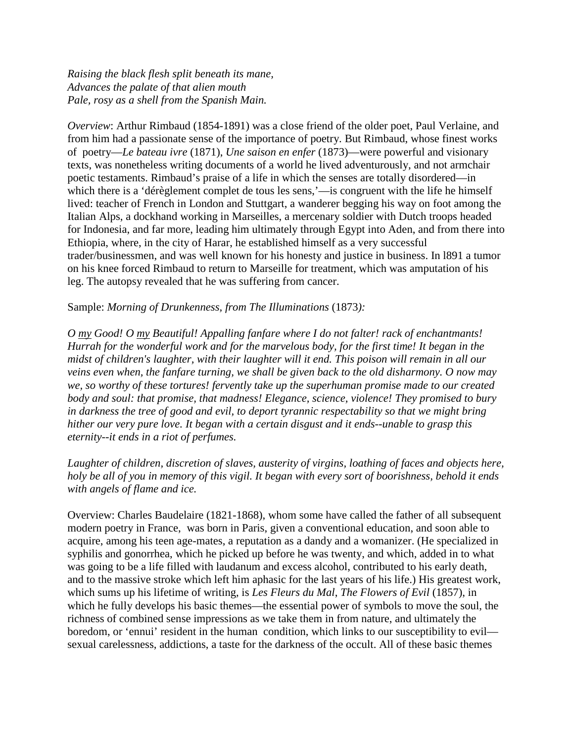*Raising the black flesh split beneath its mane,*
*Advances the palate of that alien mouth*
*Pale, rosy as a shell from the Spanish Main.*

*Overview*: Arthur Rimbaud (1854-1891) was a close friend of the older poet, Paul Verlaine, and from him had a passionate sense of the importance of poetry. But Rimbaud, whose finest works of poetry—*Le bateau ivre* (1871), *Une saison en enfer* (1873)—were powerful and visionary texts, was nonetheless writing documents of a world he lived adventurously, and not armchair poetic testaments. Rimbaud's praise of a life in which the senses are totally disordered—in which there is a 'dérèglement complet de tous les sens,'—is congruent with the life he himself lived: teacher of French in London and Stuttgart, a wanderer begging his way on foot among the Italian Alps, a dockhand working in Marseilles, a mercenary soldier with Dutch troops headed for Indonesia, and far more, leading him ultimately through Egypt into Aden, and from there into Ethiopia, where, in the city of Harar, he established himself as a very successful trader/businessmen, and was well known for his honesty and justice in business. In l891 a tumor on his knee forced Rimbaud to return to Marseille for treatment, which was amputation of his leg. The autopsy revealed that he was suffering from cancer.

Sample: *Morning of Drunkenness, from The Illuminations* (1873*):*

*O <u>my</u> Good! O <u>my</u> Beautiful! Appalling fanfare where I do not falter! rack of enchantmants! Hurrah for the wonderful work and for the marvelous body, for the first time! It began in the midst of children's laughter, with their laughter will it end. This poison will remain in all our veins even when, the fanfare turning, we shall be given back to the old disharmony. O now may we, so worthy of these tortures! fervently take up the superhuman promise made to our created body and soul: that promise, that madness! Elegance, science, violence! They promised to bury in darkness the tree of good and evil, to deport tyrannic respectability so that we might bring hither our very pure love. It began with a certain disgust and it ends--unable to grasp this eternity--it ends in a riot of perfumes.*

*Laughter of children, discretion of slaves, austerity of virgins, loathing of faces and objects here, holy be all of you in memory of this vigil. It began with every sort of boorishness, behold it ends with angels of flame and ice.*

Overview: Charles Baudelaire (1821-1868), whom some have called the father of all subsequent modern poetry in France, was born in Paris, given a conventional education, and soon able to acquire, among his teen age-mates, a reputation as a dandy and a womanizer. (He specialized in syphilis and gonorrhea, which he picked up before he was twenty, and which, added in to what was going to be a life filled with laudanum and excess alcohol, contributed to his early death, and to the massive stroke which left him aphasic for the last years of his life.) His greatest work, which sums up his lifetime of writing, is *Les Fleurs du Mal*, *The Flowers of Evil* (1857), in which he fully develops his basic themes—the essential power of symbols to move the soul, the richness of combined sense impressions as we take them in from nature, and ultimately the boredom, or 'ennui' resident in the human condition, which links to our susceptibility to evil—sexual carelessness, addictions, a taste for the darkness of the occult. All of these basic themes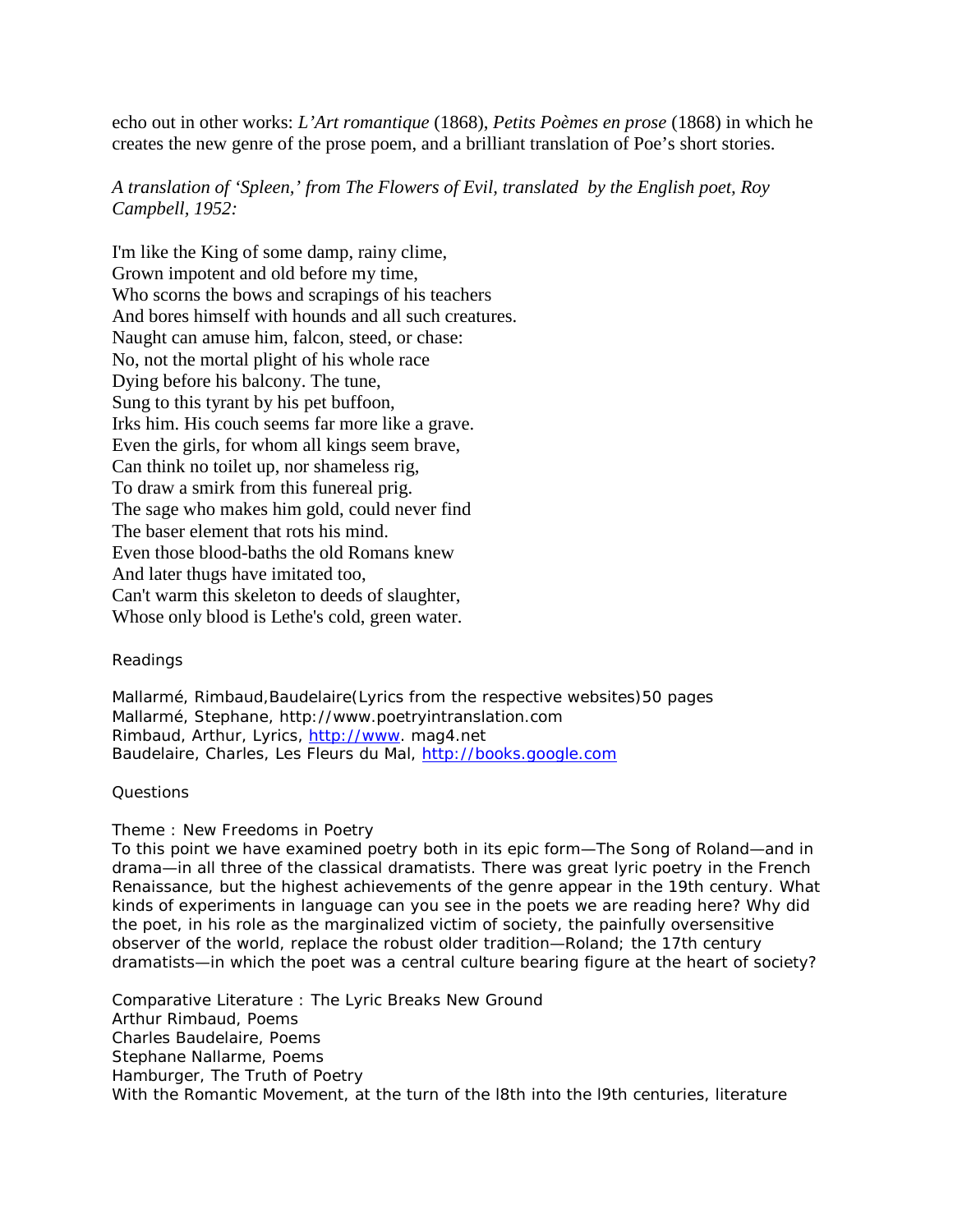echo out in other works: *L'Art romantique* (1868), *Petits Poèmes en prose* (1868) in which he creates the new genre of the prose poem, and a brilliant translation of Poe's short stories.

*A translation of 'Spleen,' from The Flowers of Evil, translated by the English poet, Roy Campbell, 1952:*

I'm like the King of some damp, rainy clime,  
Grown impotent and old before my time,  
Who scorns the bows and scrapings of his teachers  
And bores himself with hounds and all such creatures.  
Naught can amuse him, falcon, steed, or chase:  
No, not the mortal plight of his whole race  
Dying before his balcony. The tune,  
Sung to this tyrant by his pet buffoon,  
Irks him. His couch seems far more like a grave.  
Even the girls, for whom all kings seem brave,  
Can think no toilet up, nor shameless rig,  
To draw a smirk from this funereal prig.  
The sage who makes him gold, could never find  
The baser element that rots his mind.  
Even those blood-baths the old Romans knew  
And later thugs have imitated too,  
Can't warm this skeleton to deeds of slaughter,  
Whose only blood is Lethe's cold, green water.

Readings

Mallarmé, Rimbaud,Baudelaire(Lyrics from the respective websites)50 pages  
Mallarmé, Stephane, http://www.poetryintranslation.com  
Rimbaud, Arthur, Lyrics, http://www. mag4.net  
Baudelaire, Charles, Les Fleurs du Mal, http://books.google.com

Questions

Theme : New Freedoms in Poetry  
To this point we have examined poetry both in its epic form—The Song of Roland—and in drama—in all three of the classical dramatists. There was great lyric poetry in the French Renaissance, but the highest achievements of the genre appear in the 19th century. What kinds of experiments in language can you see in the poets we are reading here? Why did the poet, in his role as the marginalized victim of society, the painfully oversensitive observer of the world, replace the robust older tradition—Roland; the 17th century dramatists—in which the poet was a central culture bearing figure at the heart of society?

Comparative Literature : The Lyric Breaks New Ground  
Arthur Rimbaud, Poems  
Charles Baudelaire, Poems  
Stephane Nallarme, Poems  
Hamburger, The Truth of Poetry  
With the Romantic Movement, at the turn of the l8th into the l9th centuries, literature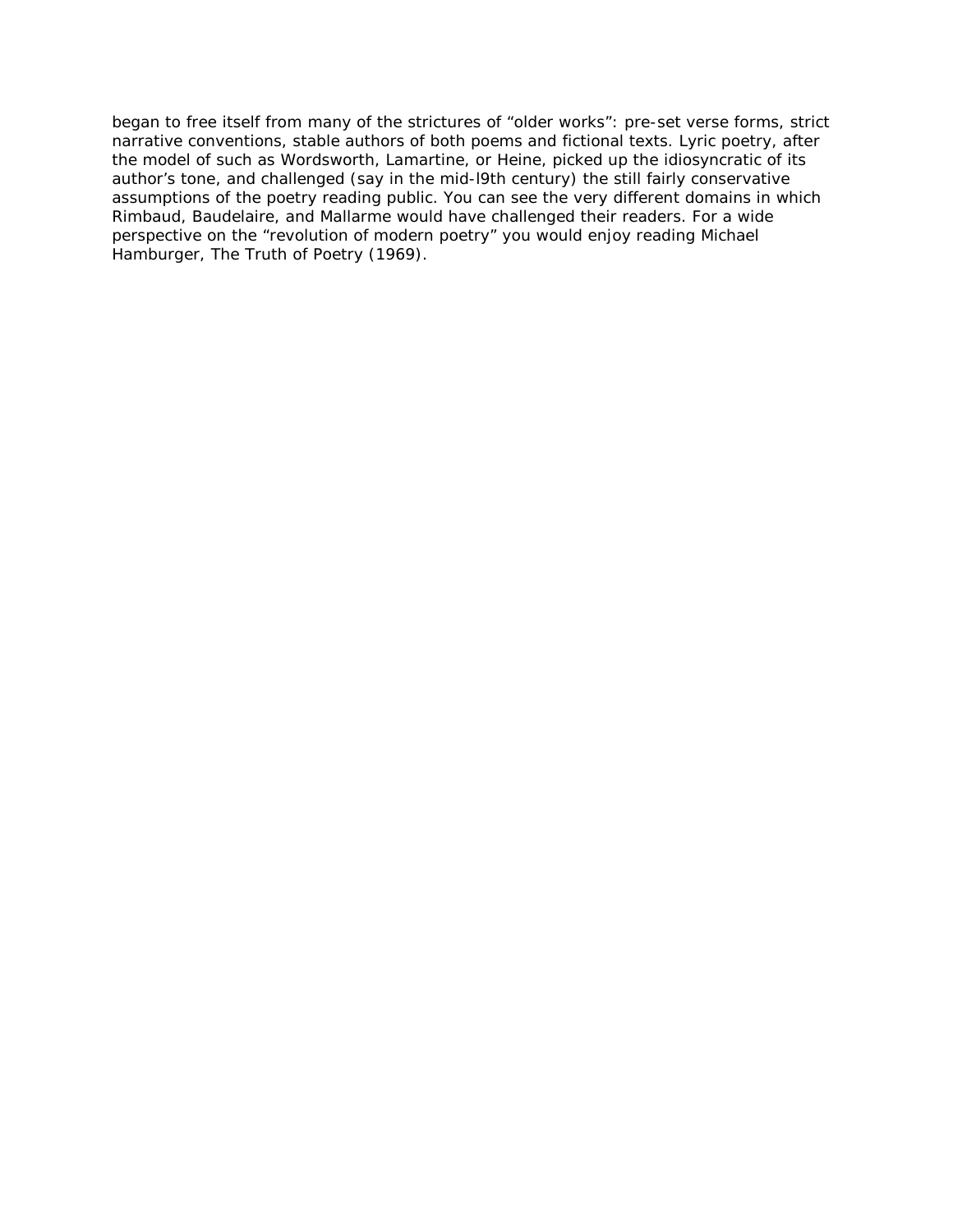began to free itself from many of the strictures of “older works”: pre-set verse forms, strict narrative conventions, stable authors of both poems and fictional texts. Lyric poetry, after the model of such as Wordsworth, Lamartine, or Heine, picked up the idiosyncratic of its author’s tone, and challenged (say in the mid-l9th century) the still fairly conservative assumptions of the poetry reading public. You can see the very different domains in which Rimbaud, Baudelaire, and Mallarme would have challenged their readers. For a wide perspective on the “revolution of modern poetry” you would enjoy reading Michael Hamburger, The Truth of Poetry (1969).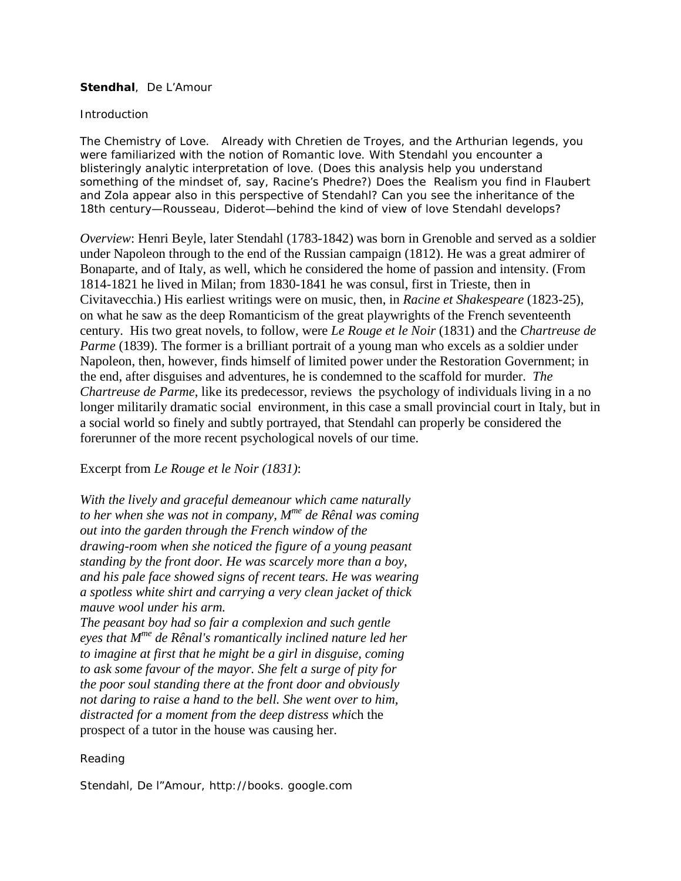**Stendhal**, De L'Amour

Introduction

The Chemistry of Love. Already with Chretien de Troyes, and the Arthurian legends, you were familiarized with the notion of Romantic love. With Stendahl you encounter a blisteringly analytic interpretation of love. (Does this analysis help you understand something of the mindset of, say, Racine's Phedre?) Does the Realism you find in Flaubert and Zola appear also in this perspective of Stendahl? Can you see the inheritance of the 18th century—Rousseau, Diderot—behind the kind of view of love Stendahl develops?

*Overview*: Henri Beyle, later Stendahl (1783-1842) was born in Grenoble and served as a soldier under Napoleon through to the end of the Russian campaign (1812). He was a great admirer of Bonaparte, and of Italy, as well, which he considered the home of passion and intensity. (From 1814-1821 he lived in Milan; from 1830-1841 he was consul, first in Trieste, then in Civitavecchia.) His earliest writings were on music, then, in *Racine et Shakespeare* (1823-25), on what he saw as the deep Romanticism of the great playwrights of the French seventeenth century. His two great novels, to follow, were *Le Rouge et le Noir* (1831) and the *Chartreuse de Parme* (1839). The former is a brilliant portrait of a young man who excels as a soldier under Napoleon, then, however, finds himself of limited power under the Restoration Government; in the end, after disguises and adventures, he is condemned to the scaffold for murder. *The Chartreuse de Parme*, like its predecessor, reviews the psychology of individuals living in a no longer militarily dramatic social environment, in this case a small provincial court in Italy, but in a social world so finely and subtly portrayed, that Stendahl can properly be considered the forerunner of the more recent psychological novels of our time.

Excerpt from *Le Rouge et le Noir (1831)*:

*With the lively and graceful demeanour which came naturally to her when she was not in company, Mme de Rênal was coming out into the garden through the French window of the drawing-room when she noticed the figure of a young peasant standing by the front door. He was scarcely more than a boy, and his pale face showed signs of recent tears. He was wearing a spotless white shirt and carrying a very clean jacket of thick mauve wool under his arm.*

*The peasant boy had so fair a complexion and such gentle eyes that Mme de Rênal's romantically inclined nature led her to imagine at first that he might be a girl in disguise, coming to ask some favour of the mayor. She felt a surge of pity for the poor soul standing there at the front door and obviously not daring to raise a hand to the bell. She went over to him, distracted for a moment from the deep distress whi*ch the prospect of a tutor in the house was causing her.

Reading

Stendahl, De l"Amour, http://books. google.com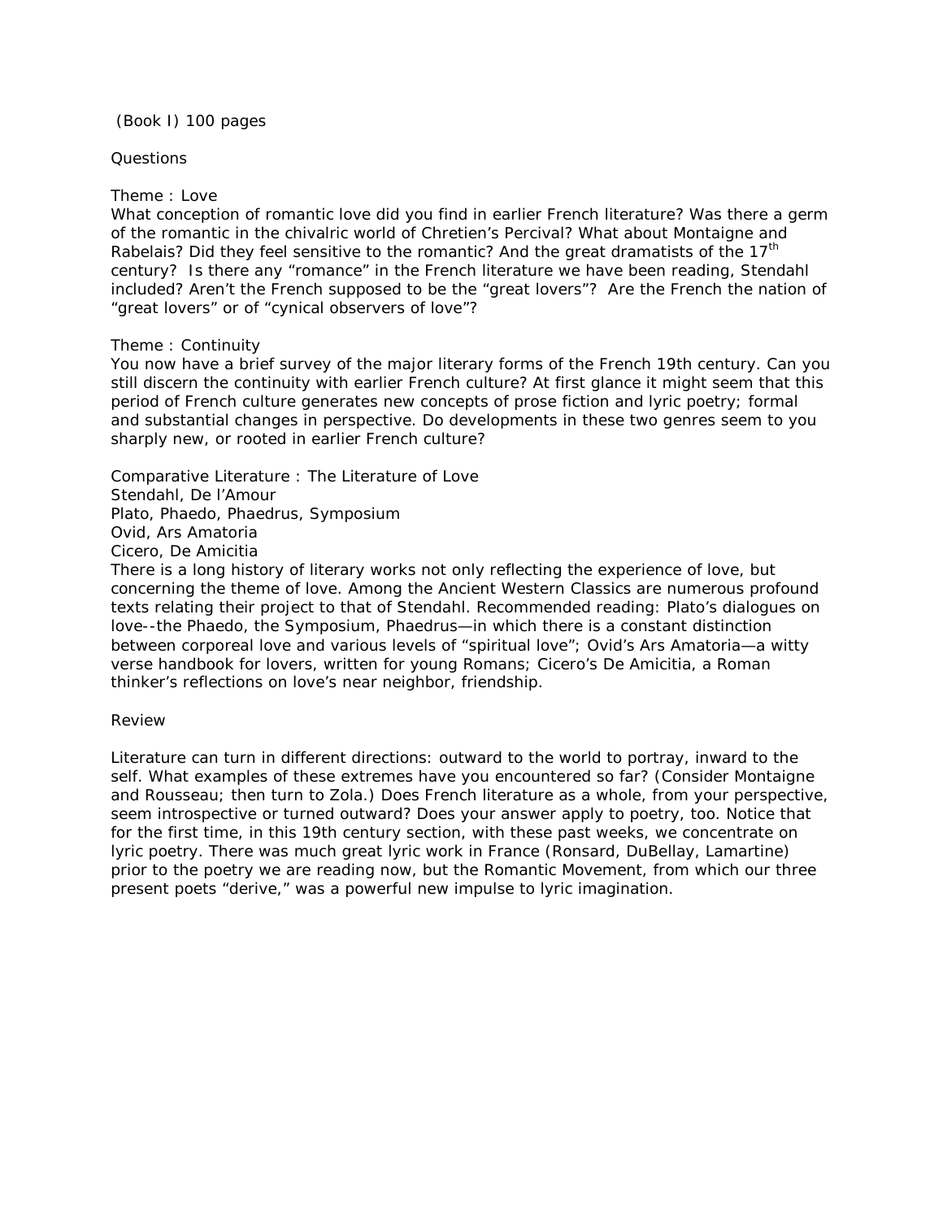(Book I) 100 pages

Questions

Theme : Love

What conception of romantic love did you find in earlier French literature? Was there a germ of the romantic in the chivalric world of Chretien's Percival? What about Montaigne and Rabelais? Did they feel sensitive to the romantic? And the great dramatists of the 17th century? Is there any "romance" in the French literature we have been reading, Stendahl included? Aren't the French supposed to be the "great lovers"? Are the French the nation of "great lovers" or of "cynical observers of love"?

Theme : Continuity

You now have a brief survey of the major literary forms of the French 19th century. Can you still discern the continuity with earlier French culture? At first glance it might seem that this period of French culture generates new concepts of prose fiction and lyric poetry; formal and substantial changes in perspective. Do developments in these two genres seem to you sharply new, or rooted in earlier French culture?

Comparative Literature : The Literature of Love

Stendahl, De l'Amour
Plato, Phaedo, Phaedrus, Symposium
Ovid, Ars Amatoria
Cicero, De Amicitia

There is a long history of literary works not only reflecting the experience of love, but concerning the theme of love. Among the Ancient Western Classics are numerous profound texts relating their project to that of Stendahl. Recommended reading: Plato's dialogues on love--the Phaedo, the Symposium, Phaedrus—in which there is a constant distinction between corporeal love and various levels of "spiritual love"; Ovid's Ars Amatoria—a witty verse handbook for lovers, written for young Romans; Cicero's De Amicitia, a Roman thinker's reflections on love's near neighbor, friendship.

Review

Literature can turn in different directions: outward to the world to portray, inward to the self. What examples of these extremes have you encountered so far? (Consider Montaigne and Rousseau; then turn to Zola.) Does French literature as a whole, from your perspective, seem introspective or turned outward? Does your answer apply to poetry, too. Notice that for the first time, in this 19th century section, with these past weeks, we concentrate on lyric poetry. There was much great lyric work in France (Ronsard, DuBellay, Lamartine) prior to the poetry we are reading now, but the Romantic Movement, from which our three present poets "derive," was a powerful new impulse to lyric imagination.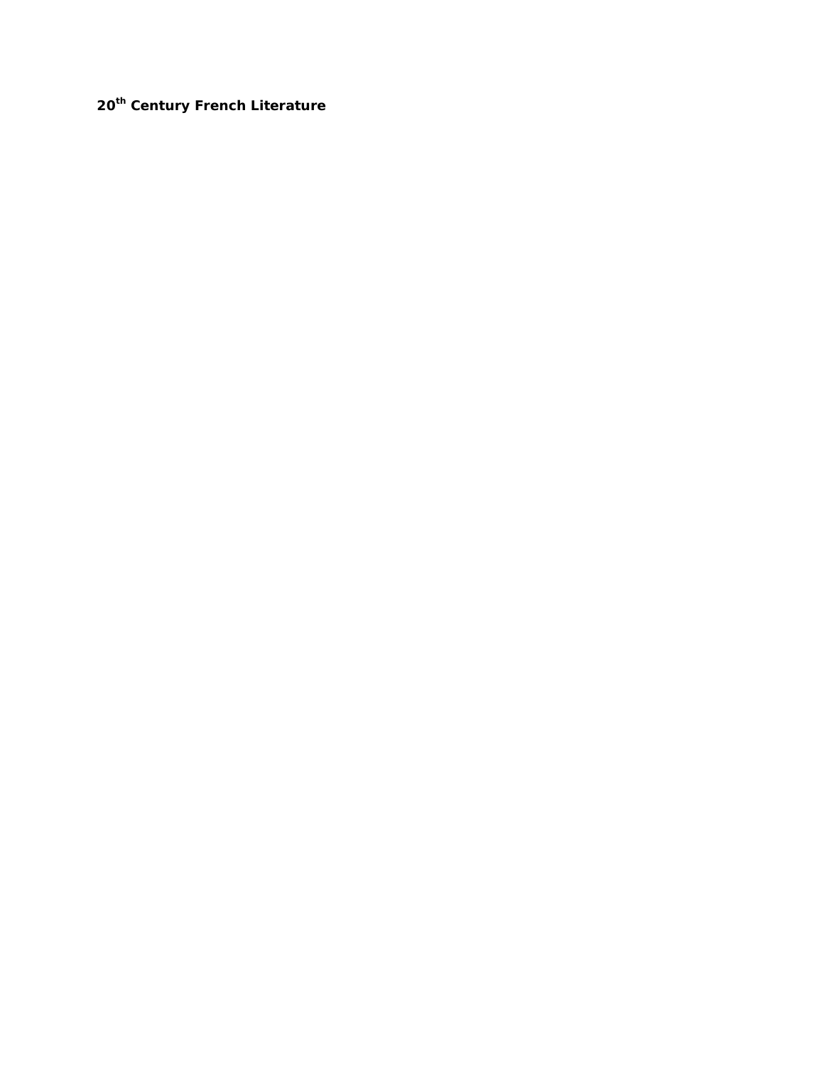**$20^{th}$ Century French Literature**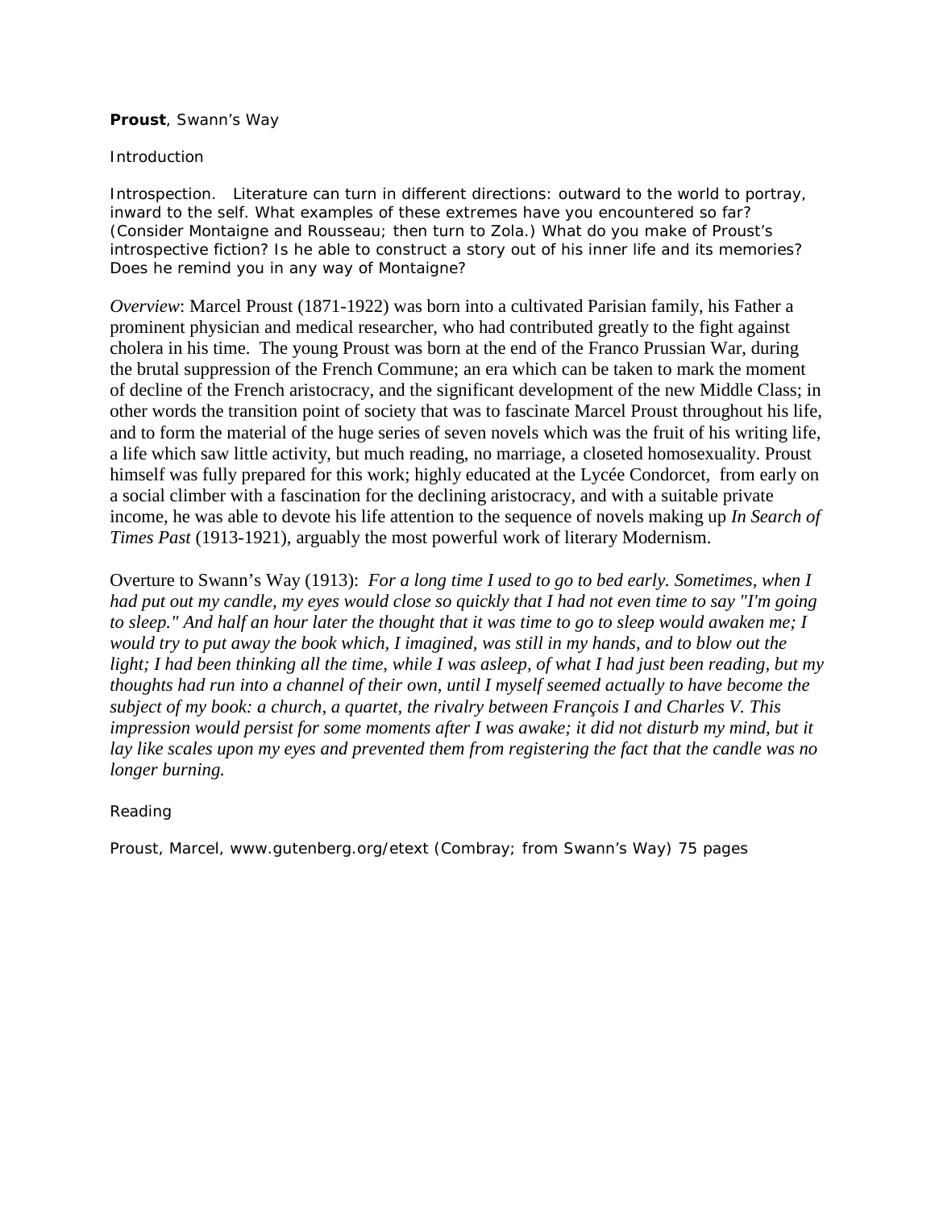**Proust**, Swann's Way

Introduction

Introspection. Literature can turn in different directions: outward to the world to portray, inward to the self. What examples of these extremes have you encountered so far? (Consider Montaigne and Rousseau; then turn to Zola.) What do you make of Proust's introspective fiction? Is he able to construct a story out of his inner life and its memories? Does he remind you in any way of Montaigne?

*Overview*: Marcel Proust (1871-1922) was born into a cultivated Parisian family, his Father a prominent physician and medical researcher, who had contributed greatly to the fight against cholera in his time. The young Proust was born at the end of the Franco Prussian War, during the brutal suppression of the French Commune; an era which can be taken to mark the moment of decline of the French aristocracy, and the significant development of the new Middle Class; in other words the transition point of society that was to fascinate Marcel Proust throughout his life, and to form the material of the huge series of seven novels which was the fruit of his writing life, a life which saw little activity, but much reading, no marriage, a closeted homosexuality. Proust himself was fully prepared for this work; highly educated at the Lycée Condorcet, from early on a social climber with a fascination for the declining aristocracy, and with a suitable private income, he was able to devote his life attention to the sequence of novels making up *In Search of Times Past* (1913-1921), arguably the most powerful work of literary Modernism.

Overture to Swann's Way (1913): *For a long time I used to go to bed early. Sometimes, when I had put out my candle, my eyes would close so quickly that I had not even time to say "I'm going to sleep." And half an hour later the thought that it was time to go to sleep would awaken me; I would try to put away the book which, I imagined, was still in my hands, and to blow out the light; I had been thinking all the time, while I was asleep, of what I had just been reading, but my thoughts had run into a channel of their own, until I myself seemed actually to have become the subject of my book: a church, a quartet, the rivalry between François I and Charles V. This impression would persist for some moments after I was awake; it did not disturb my mind, but it lay like scales upon my eyes and prevented them from registering the fact that the candle was no longer burning.*

Reading

Proust, Marcel, www.gutenberg.org/etext (Combray; from Swann's Way) 75 pages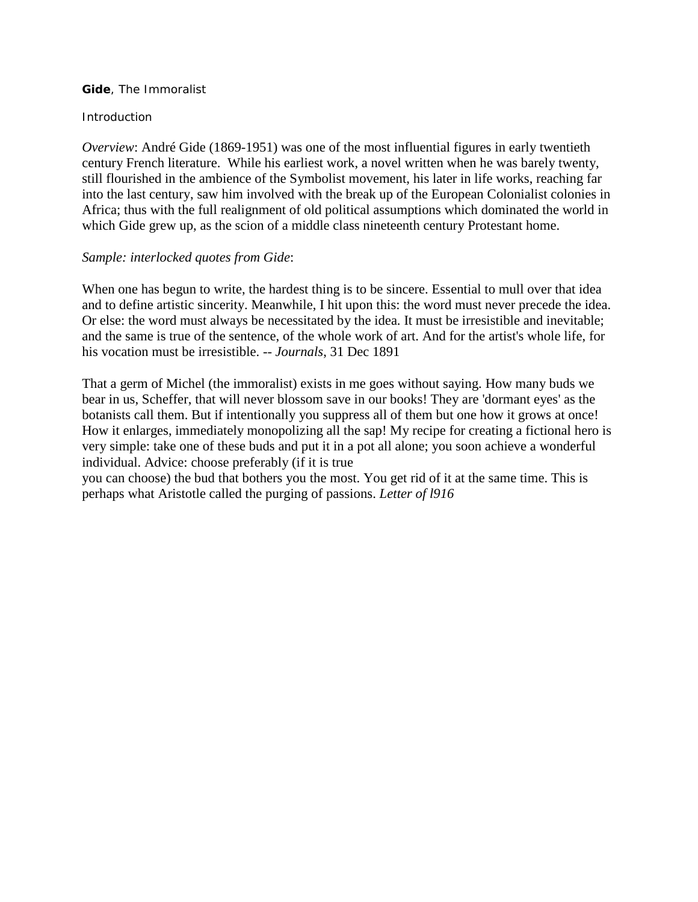**Gide**, The Immoralist

Introduction

*Overview*: André Gide (1869-1951) was one of the most influential figures in early twentieth century French literature. While his earliest work, a novel written when he was barely twenty, still flourished in the ambience of the Symbolist movement, his later in life works, reaching far into the last century, saw him involved with the break up of the European Colonialist colonies in Africa; thus with the full realignment of old political assumptions which dominated the world in which Gide grew up, as the scion of a middle class nineteenth century Protestant home.

*Sample: interlocked quotes from Gide*:

When one has begun to write, the hardest thing is to be sincere. Essential to mull over that idea and to define artistic sincerity. Meanwhile, I hit upon this: the word must never precede the idea. Or else: the word must always be necessitated by the idea. It must be irresistible and inevitable; and the same is true of the sentence, of the whole work of art. And for the artist's whole life, for his vocation must be irresistible. -- *Journals*, 31 Dec 1891

That a germ of Michel (the immoralist) exists in me goes without saying. How many buds we bear in us, Scheffer, that will never blossom save in our books! They are 'dormant eyes' as the botanists call them. But if intentionally you suppress all of them but one how it grows at once! How it enlarges, immediately monopolizing all the sap! My recipe for creating a fictional hero is very simple: take one of these buds and put it in a pot all alone; you soon achieve a wonderful individual. Advice: choose preferably (if it is true you can choose) the bud that bothers you the most. You get rid of it at the same time. This is perhaps what Aristotle called the purging of passions. *Letter of l916*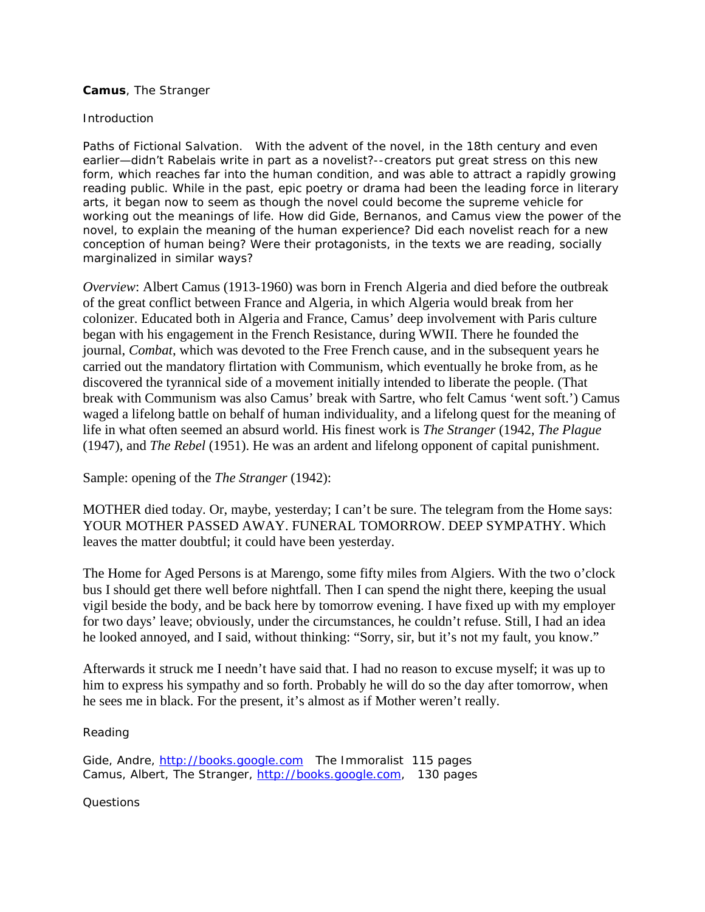**Camus**, The Stranger

Introduction

Paths of Fictional Salvation. With the advent of the novel, in the 18th century and even earlier—didn't Rabelais write in part as a novelist?--creators put great stress on this new form, which reaches far into the human condition, and was able to attract a rapidly growing reading public. While in the past, epic poetry or drama had been the leading force in literary arts, it began now to seem as though the novel could become the supreme vehicle for working out the meanings of life. How did Gide, Bernanos, and Camus view the power of the novel, to explain the meaning of the human experience? Did each novelist reach for a new conception of human being? Were their protagonists, in the texts we are reading, socially marginalized in similar ways?

*Overview*: Albert Camus (1913-1960) was born in French Algeria and died before the outbreak of the great conflict between France and Algeria, in which Algeria would break from her colonizer. Educated both in Algeria and France, Camus' deep involvement with Paris culture began with his engagement in the French Resistance, during WWII. There he founded the journal, *Combat*, which was devoted to the Free French cause, and in the subsequent years he carried out the mandatory flirtation with Communism, which eventually he broke from, as he discovered the tyrannical side of a movement initially intended to liberate the people. (That break with Communism was also Camus' break with Sartre, who felt Camus 'went soft.') Camus waged a lifelong battle on behalf of human individuality, and a lifelong quest for the meaning of life in what often seemed an absurd world. His finest work is *The Stranger* (1942, *The Plague* (1947), and *The Rebel* (1951). He was an ardent and lifelong opponent of capital punishment.

Sample: opening of the *The Stranger* (1942):

MOTHER died today. Or, maybe, yesterday; I can't be sure. The telegram from the Home says: YOUR MOTHER PASSED AWAY. FUNERAL TOMORROW. DEEP SYMPATHY. Which leaves the matter doubtful; it could have been yesterday.

The Home for Aged Persons is at Marengo, some fifty miles from Algiers. With the two o'clock bus I should get there well before nightfall. Then I can spend the night there, keeping the usual vigil beside the body, and be back here by tomorrow evening. I have fixed up with my employer for two days' leave; obviously, under the circumstances, he couldn't refuse. Still, I had an idea he looked annoyed, and I said, without thinking: "Sorry, sir, but it's not my fault, you know."

Afterwards it struck me I needn't have said that. I had no reason to excuse myself; it was up to him to express his sympathy and so forth. Probably he will do so the day after tomorrow, when he sees me in black. For the present, it's almost as if Mother weren't really.

Reading

Gide, Andre, http://books.google.com The Immoralist 115 pages
Camus, Albert, The Stranger, http://books.google.com, 130 pages

Questions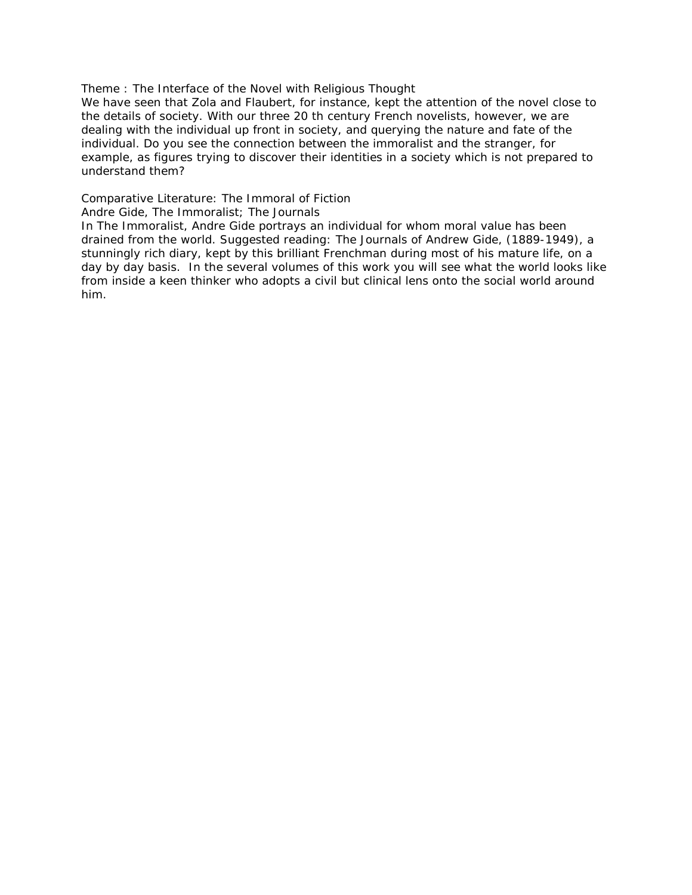Theme : The Interface of the Novel with Religious Thought

We have seen that Zola and Flaubert, for instance, kept the attention of the novel close to the details of society. With our three 20 th century French novelists, however, we are dealing with the individual up front in society, and querying the nature and fate of the individual. Do you see the connection between the immoralist and the stranger, for example, as figures trying to discover their identities in a society which is not prepared to understand them?

Comparative Literature: The Immoral of Fiction

Andre Gide, The Immoralist; The Journals

In The Immoralist, Andre Gide portrays an individual for whom moral value has been drained from the world. Suggested reading: The Journals of Andrew Gide, (1889-1949), a stunningly rich diary, kept by this brilliant Frenchman during most of his mature life, on a day by day basis. In the several volumes of this work you will see what the world looks like from inside a keen thinker who adopts a civil but clinical lens onto the social world around him.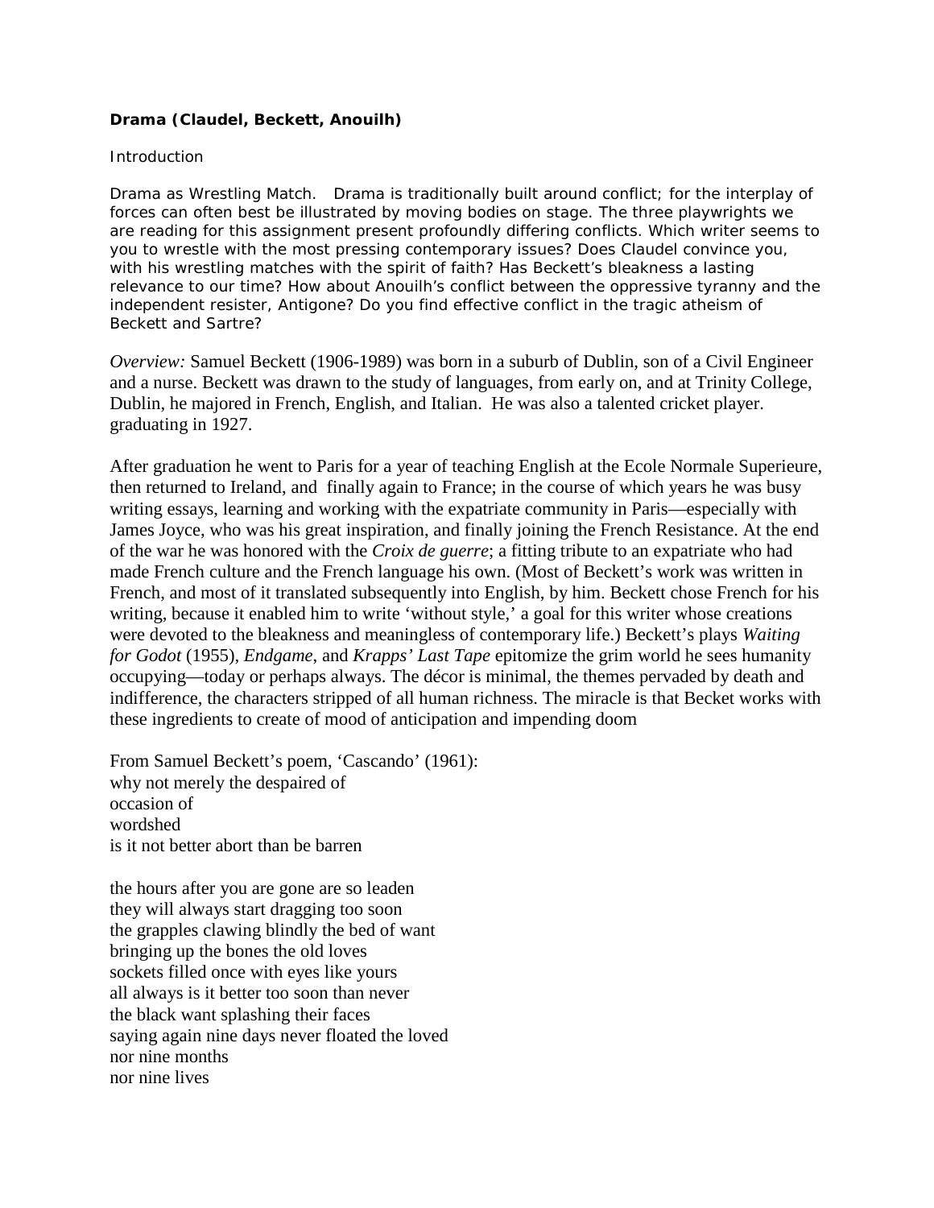**Drama (Claudel, Beckett, Anouilh)**

Introduction

Drama as Wrestling Match. Drama is traditionally built around conflict; for the interplay of forces can often best be illustrated by moving bodies on stage. The three playwrights we are reading for this assignment present profoundly differing conflicts. Which writer seems to you to wrestle with the most pressing contemporary issues? Does Claudel convince you, with his wrestling matches with the spirit of faith? Has Beckett's bleakness a lasting relevance to our time? How about Anouilh's conflict between the oppressive tyranny and the independent resister, Antigone? Do you find effective conflict in the tragic atheism of Beckett and Sartre?

*Overview:* Samuel Beckett (1906-1989) was born in a suburb of Dublin, son of a Civil Engineer and a nurse. Beckett was drawn to the study of languages, from early on, and at Trinity College, Dublin, he majored in French, English, and Italian. He was also a talented cricket player. graduating in 1927.

After graduation he went to Paris for a year of teaching English at the Ecole Normale Superieure, then returned to Ireland, and finally again to France; in the course of which years he was busy writing essays, learning and working with the expatriate community in Paris—especially with James Joyce, who was his great inspiration, and finally joining the French Resistance. At the end of the war he was honored with the *Croix de guerre*; a fitting tribute to an expatriate who had made French culture and the French language his own. (Most of Beckett's work was written in French, and most of it translated subsequently into English, by him. Beckett chose French for his writing, because it enabled him to write 'without style,' a goal for this writer whose creations were devoted to the bleakness and meaningless of contemporary life.) Beckett's plays *Waiting for Godot* (1955), *Endgame*, and *Krapps' Last Tape* epitomize the grim world he sees humanity occupying—today or perhaps always. The décor is minimal, the themes pervaded by death and indifference, the characters stripped of all human richness. The miracle is that Becket works with these ingredients to create of mood of anticipation and impending doom

From Samuel Beckett's poem, 'Cascando' (1961):
why not merely the despaired of
occasion of
wordshed
is it not better abort than be barren

the hours after you are gone are so leaden
they will always start dragging too soon
the grapples clawing blindly the bed of want
bringing up the bones the old loves
sockets filled once with eyes like yours
all always is it better too soon than never
the black want splashing their faces
saying again nine days never floated the loved
nor nine months
nor nine lives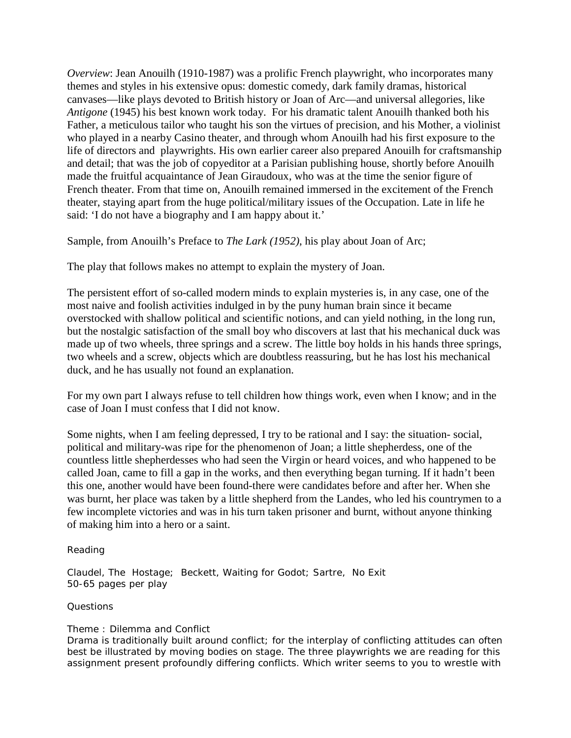*Overview*: Jean Anouilh (1910-1987) was a prolific French playwright, who incorporates many themes and styles in his extensive opus: domestic comedy, dark family dramas, historical canvases—like plays devoted to British history or Joan of Arc—and universal allegories, like *Antigone* (1945) his best known work today. For his dramatic talent Anouilh thanked both his Father, a meticulous tailor who taught his son the virtues of precision, and his Mother, a violinist who played in a nearby Casino theater, and through whom Anouilh had his first exposure to the life of directors and playwrights. His own earlier career also prepared Anouilh for craftsmanship and detail; that was the job of copyeditor at a Parisian publishing house, shortly before Anouilh made the fruitful acquaintance of Jean Giraudoux, who was at the time the senior figure of French theater. From that time on, Anouilh remained immersed in the excitement of the French theater, staying apart from the huge political/military issues of the Occupation. Late in life he said: 'I do not have a biography and I am happy about it.'

Sample, from Anouilh's Preface to *The Lark (1952)*, his play about Joan of Arc;

The play that follows makes no attempt to explain the mystery of Joan.

The persistent effort of so-called modern minds to explain mysteries is, in any case, one of the most naive and foolish activities indulged in by the puny human brain since it became overstocked with shallow political and scientific notions, and can yield nothing, in the long run, but the nostalgic satisfaction of the small boy who discovers at last that his mechanical duck was made up of two wheels, three springs and a screw. The little boy holds in his hands three springs, two wheels and a screw, objects which are doubtless reassuring, but he has lost his mechanical duck, and he has usually not found an explanation.

For my own part I always refuse to tell children how things work, even when I know; and in the case of Joan I must confess that I did not know.

Some nights, when I am feeling depressed, I try to be rational and I say: the situation- social, political and military-was ripe for the phenomenon of Joan; a little shepherdess, one of the countless little shepherdesses who had seen the Virgin or heard voices, and who happened to be called Joan, came to fill a gap in the works, and then everything began turning. If it hadn't been this one, another would have been found-there were candidates before and after her. When she was burnt, her place was taken by a little shepherd from the Landes, who led his countrymen to a few incomplete victories and was in his turn taken prisoner and burnt, without anyone thinking of making him into a hero or a saint.

Reading

Claudel, The Hostage; Beckett, Waiting for Godot; Sartre, No Exit
50-65 pages per play

Questions

Theme : Dilemma and Conflict
Drama is traditionally built around conflict; for the interplay of conflicting attitudes can often best be illustrated by moving bodies on stage. The three playwrights we are reading for this assignment present profoundly differing conflicts. Which writer seems to you to wrestle with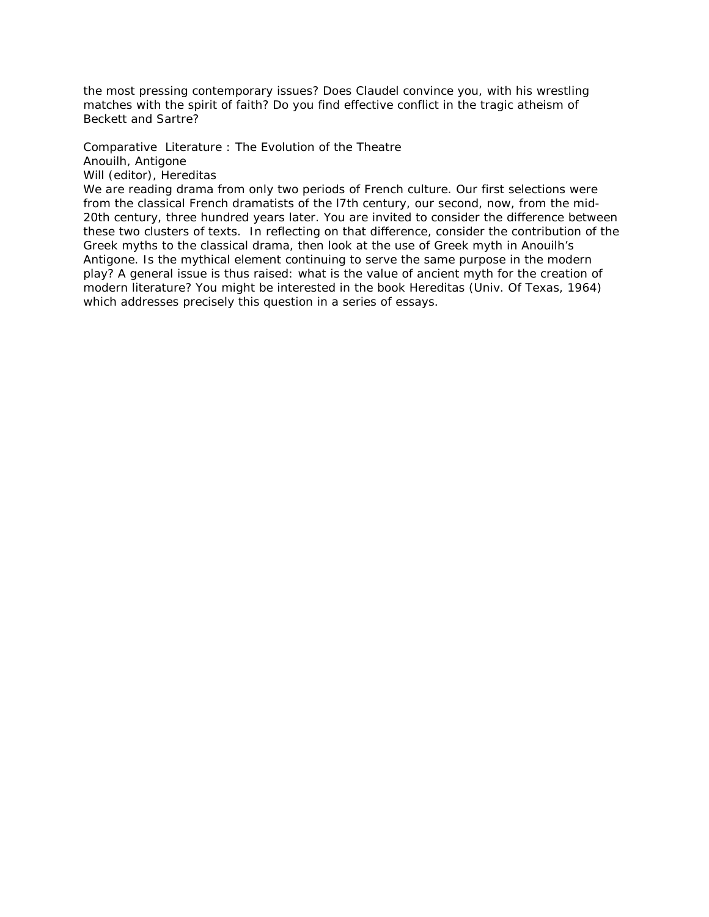the most pressing contemporary issues? Does Claudel convince you, with his wrestling matches with the spirit of faith? Do you find effective conflict in the tragic atheism of Beckett and Sartre?

Comparative Literature : The Evolution of the Theatre
Anouilh, Antigone
Will (editor), Hereditas

We are reading drama from only two periods of French culture. Our first selections were from the classical French dramatists of the l7th century, our second, now, from the mid-20th century, three hundred years later. You are invited to consider the difference between these two clusters of texts. In reflecting on that difference, consider the contribution of the Greek myths to the classical drama, then look at the use of Greek myth in Anouilh's Antigone. Is the mythical element continuing to serve the same purpose in the modern play? A general issue is thus raised: what is the value of ancient myth for the creation of modern literature? You might be interested in the book Hereditas (Univ. Of Texas, 1964) which addresses precisely this question in a series of essays.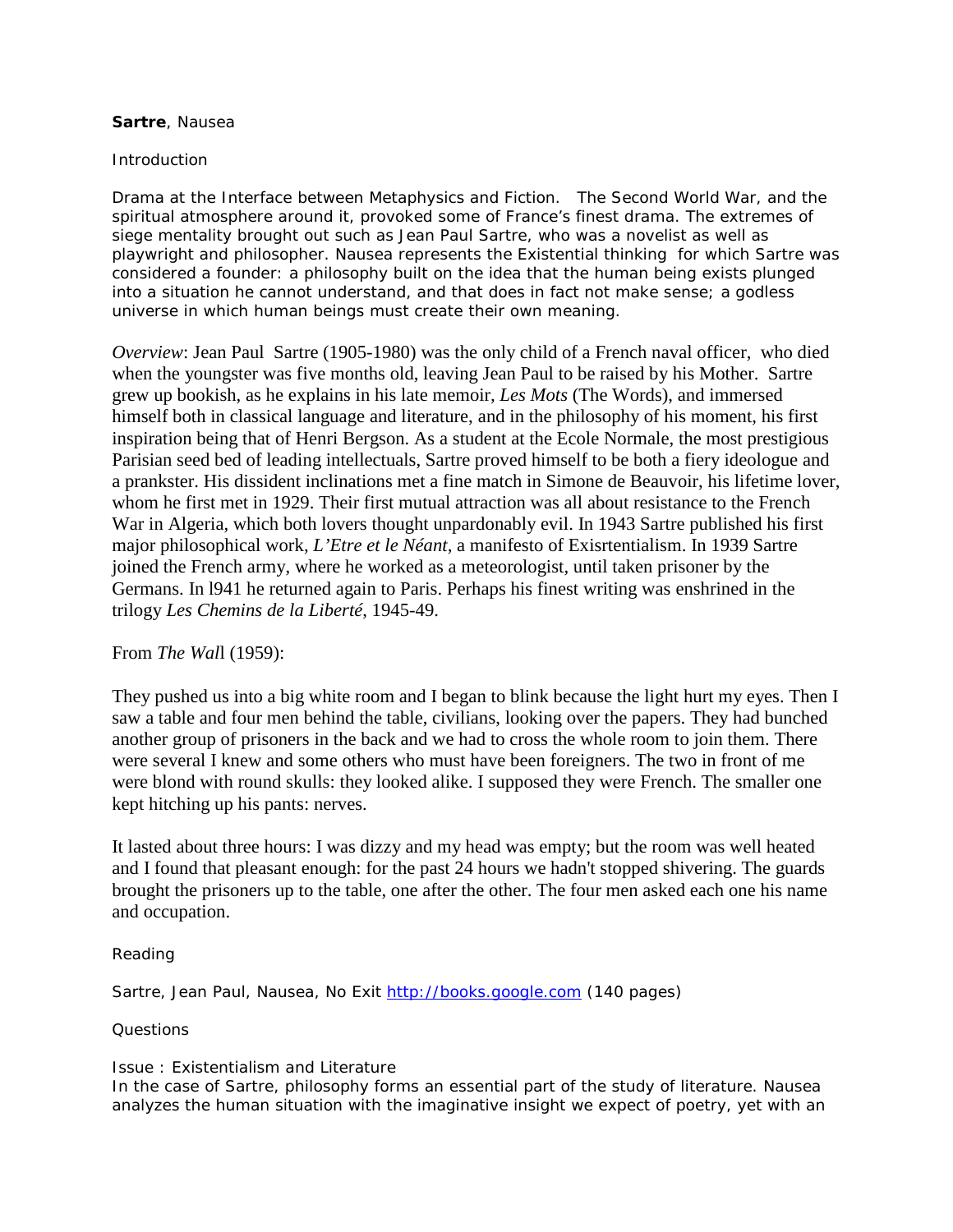**Sartre**, Nausea

Introduction

Drama at the Interface between Metaphysics and Fiction.   The Second World War, and the spiritual atmosphere around it, provoked some of France's finest drama. The extremes of siege mentality brought out such as Jean Paul Sartre, who was a novelist as well as playwright and philosopher. Nausea represents the Existential thinking  for which Sartre was considered a founder: a philosophy built on the idea that the human being exists plunged into a situation he cannot understand, and that does in fact not make sense; a godless universe in which human beings must create their own meaning.

*Overview*: Jean Paul  Sartre (1905-1980) was the only child of a French naval officer,  who died when the youngster was five months old, leaving Jean Paul to be raised by his Mother.  Sartre grew up bookish, as he explains in his late memoir, *Les Mots* (The Words), and immersed himself both in classical language and literature, and in the philosophy of his moment, his first inspiration being that of Henri Bergson. As a student at the Ecole Normale, the most prestigious Parisian seed bed of leading intellectuals, Sartre proved himself to be both a fiery ideologue and a prankster. His dissident inclinations met a fine match in Simone de Beauvoir, his lifetime lover, whom he first met in 1929. Their first mutual attraction was all about resistance to the French War in Algeria, which both lovers thought unpardonably evil. In 1943 Sartre published his first major philosophical work, *L'Etre et le Néant*, a manifesto of Exisrtentialism. In 1939 Sartre joined the French army, where he worked as a meteorologist, until taken prisoner by the Germans. In l941 he returned again to Paris. Perhaps his finest writing was enshrined in the trilogy *Les Chemins de la Liberté*, 1945-49.

From *The Wal*l (1959):

They pushed us into a big white room and I began to blink because the light hurt my eyes. Then I saw a table and four men behind the table, civilians, looking over the papers. They had bunched another group of prisoners in the back and we had to cross the whole room to join them. There were several I knew and some others who must have been foreigners. The two in front of me were blond with round skulls: they looked alike. I supposed they were French. The smaller one kept hitching up his pants: nerves.

It lasted about three hours: I was dizzy and my head was empty; but the room was well heated and I found that pleasant enough: for the past 24 hours we hadn't stopped shivering. The guards brought the prisoners up to the table, one after the other. The four men asked each one his name and occupation.

Reading

Sartre, Jean Paul, Nausea, No Exit http://books.google.com (140 pages)

Questions

Issue : Existentialism and Literature
In the case of Sartre, philosophy forms an essential part of the study of literature. Nausea analyzes the human situation with the imaginative insight we expect of poetry, yet with an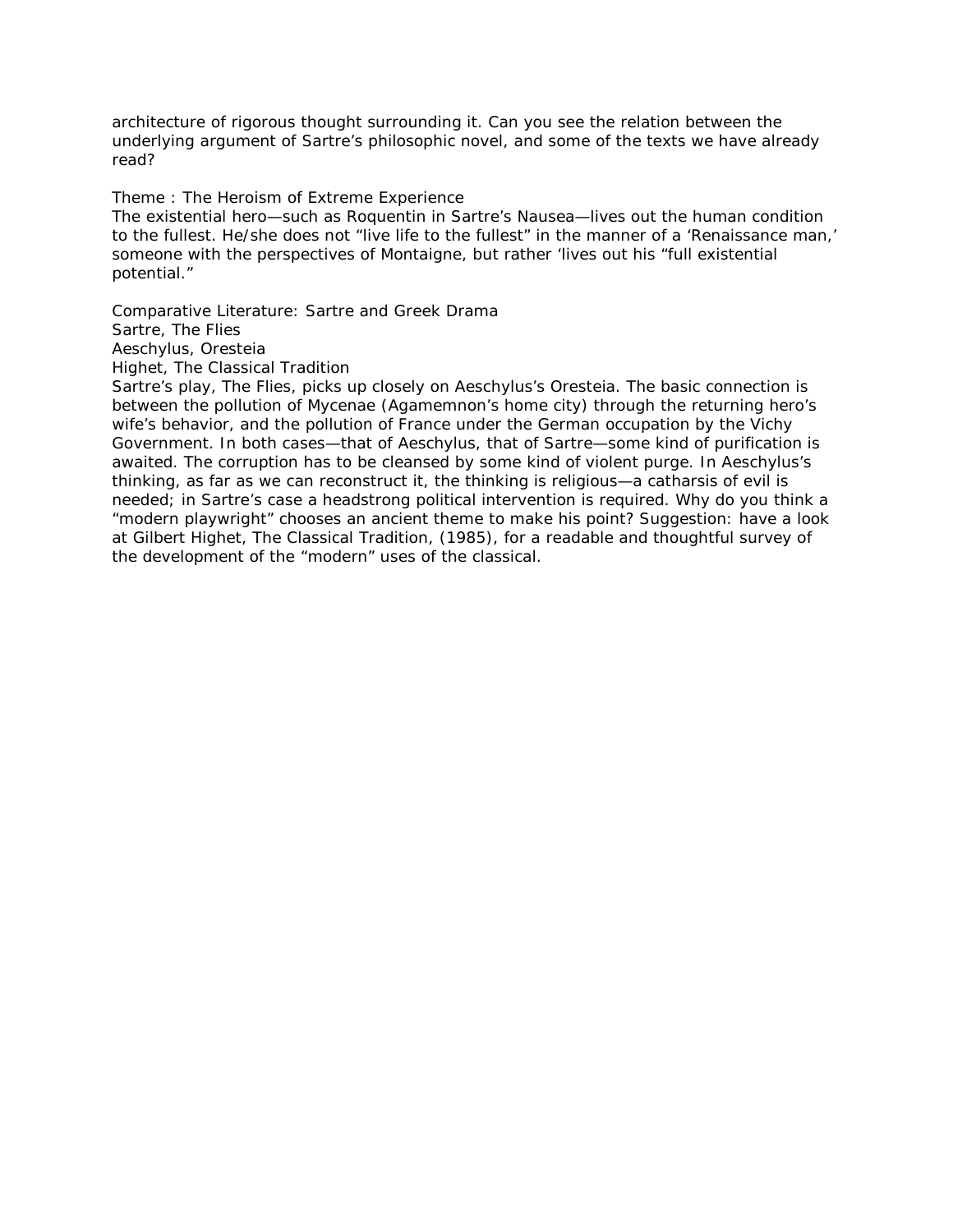architecture of rigorous thought surrounding it. Can you see the relation between the underlying argument of Sartre's philosophic novel, and some of the texts we have already read?

Theme : The Heroism of Extreme Experience

The existential hero—such as Roquentin in Sartre's Nausea—lives out the human condition to the fullest. He/she does not "live life to the fullest" in the manner of a 'Renaissance man,' someone with the perspectives of Montaigne, but rather 'lives out his "full existential potential."

Comparative Literature: Sartre and Greek Drama

Sartre, The Flies

Aeschylus, Oresteia

Highet, The Classical Tradition

Sartre's play, The Flies, picks up closely on Aeschylus's Oresteia. The basic connection is between the pollution of Mycenae (Agamemnon's home city) through the returning hero's wife's behavior, and the pollution of France under the German occupation by the Vichy Government. In both cases—that of Aeschylus, that of Sartre—some kind of purification is awaited. The corruption has to be cleansed by some kind of violent purge. In Aeschylus's thinking, as far as we can reconstruct it, the thinking is religious—a catharsis of evil is needed; in Sartre's case a headstrong political intervention is required. Why do you think a "modern playwright" chooses an ancient theme to make his point? Suggestion: have a look at Gilbert Highet, The Classical Tradition, (1985), for a readable and thoughtful survey of the development of the "modern" uses of the classical.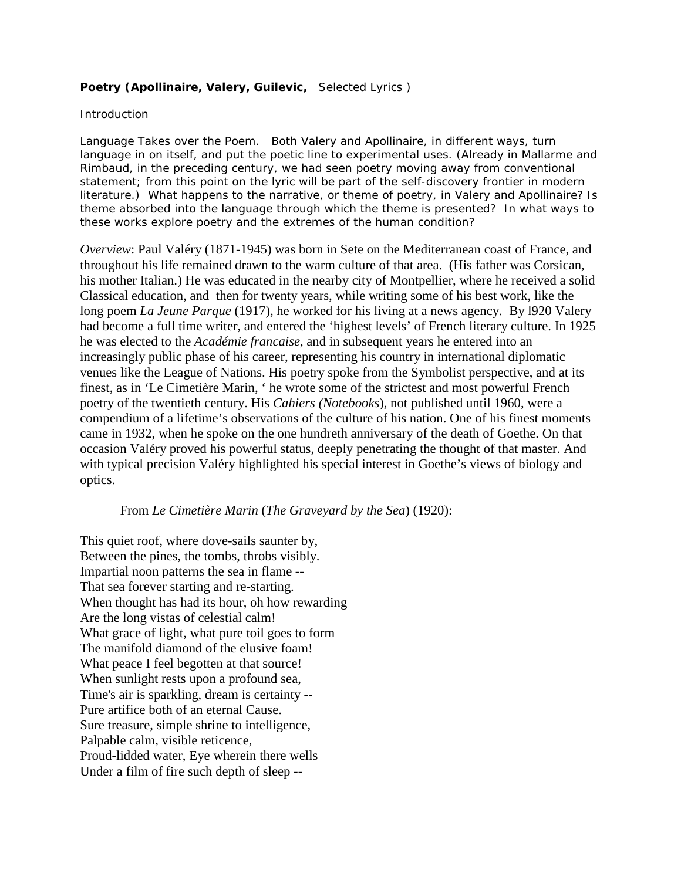**Poetry (Apollinaire, Valery, Guilevic,** Selected Lyrics )

Introduction

Language Takes over the Poem. Both Valery and Apollinaire, in different ways, turn language in on itself, and put the poetic line to experimental uses. (Already in Mallarme and Rimbaud, in the preceding century, we had seen poetry moving away from conventional statement; from this point on the lyric will be part of the self-discovery frontier in modern literature.) What happens to the narrative, or theme of poetry, in Valery and Apollinaire? Is theme absorbed into the language through which the theme is presented? In what ways to these works explore poetry and the extremes of the human condition?

*Overview*: Paul Valéry (1871-1945) was born in Sete on the Mediterranean coast of France, and throughout his life remained drawn to the warm culture of that area. (His father was Corsican, his mother Italian.) He was educated in the nearby city of Montpellier, where he received a solid Classical education, and then for twenty years, while writing some of his best work, like the long poem *La Jeune Parque* (1917), he worked for his living at a news agency. By l920 Valery had become a full time writer, and entered the 'highest levels' of French literary culture. In 1925 he was elected to the *Académie francaise*, and in subsequent years he entered into an increasingly public phase of his career, representing his country in international diplomatic venues like the League of Nations. His poetry spoke from the Symbolist perspective, and at its finest, as in 'Le Cimetière Marin, ' he wrote some of the strictest and most powerful French poetry of the twentieth century. His *Cahiers (Notebooks*), not published until 1960, were a compendium of a lifetime's observations of the culture of his nation. One of his finest moments came in 1932, when he spoke on the one hundreth anniversary of the death of Goethe. On that occasion Valéry proved his powerful status, deeply penetrating the thought of that master. And with typical precision Valéry highlighted his special interest in Goethe's views of biology and optics.

From *Le Cimetière Marin* (*The Graveyard by the Sea*) (1920):

This quiet roof, where dove-sails saunter by,
Between the pines, the tombs, throbs visibly.
Impartial noon patterns the sea in flame --
That sea forever starting and re-starting.
When thought has had its hour, oh how rewarding
Are the long vistas of celestial calm!
What grace of light, what pure toil goes to form
The manifold diamond of the elusive foam!
What peace I feel begotten at that source!
When sunlight rests upon a profound sea,
Time's air is sparkling, dream is certainty --
Pure artifice both of an eternal Cause.
Sure treasure, simple shrine to intelligence,
Palpable calm, visible reticence,
Proud-lidded water, Eye wherein there wells
Under a film of fire such depth of sleep --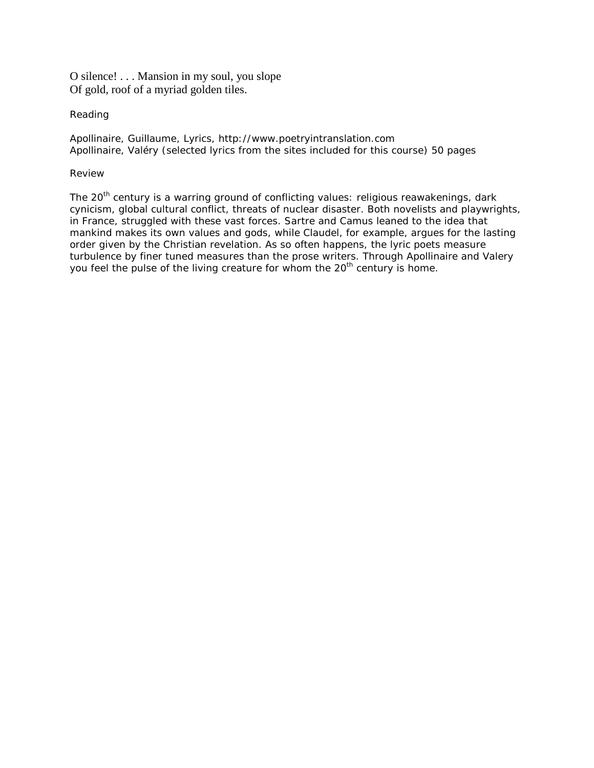O silence! . . . Mansion in my soul, you slope
Of gold, roof of a myriad golden tiles.

Reading

Apollinaire, Guillaume, Lyrics, http://www.poetryintranslation.com
Apollinaire, Valéry (selected lyrics from the sites included for this course) 50 pages

Review

The 20th century is a warring ground of conflicting values: religious reawakenings, dark cynicism, global cultural conflict, threats of nuclear disaster. Both novelists and playwrights, in France, struggled with these vast forces. Sartre and Camus leaned to the idea that mankind makes its own values and gods, while Claudel, for example, argues for the lasting order given by the Christian revelation. As so often happens, the lyric poets measure turbulence by finer tuned measures than the prose writers. Through Apollinaire and Valery you feel the pulse of the living creature for whom the 20th century is home.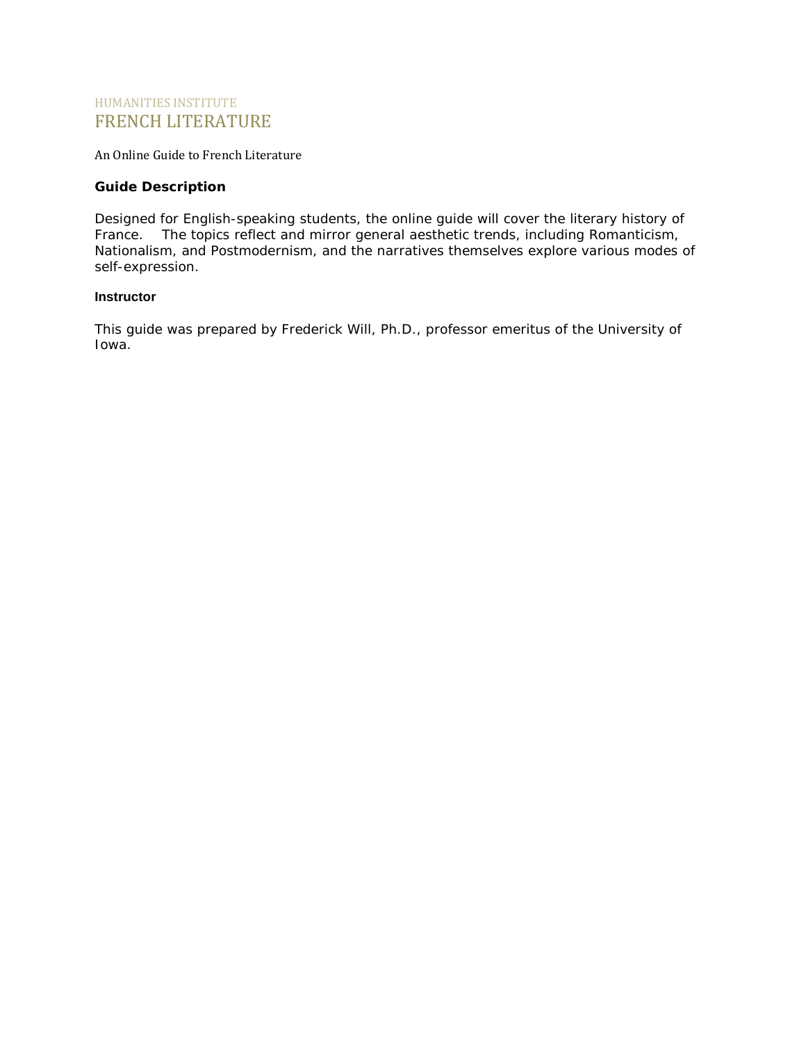HUMANITIES INSTITUTE

# FRENCH LITERATURE

An Online Guide to French Literature

### Guide Description

Designed for English-speaking students, the online guide will cover the literary history of France. The topics reflect and mirror general aesthetic trends, including Romanticism, Nationalism, and Postmodernism, and the narratives themselves explore various modes of self-expression.

#### Instructor

This guide was prepared by Frederick Will, Ph.D., professor emeritus of the University of Iowa.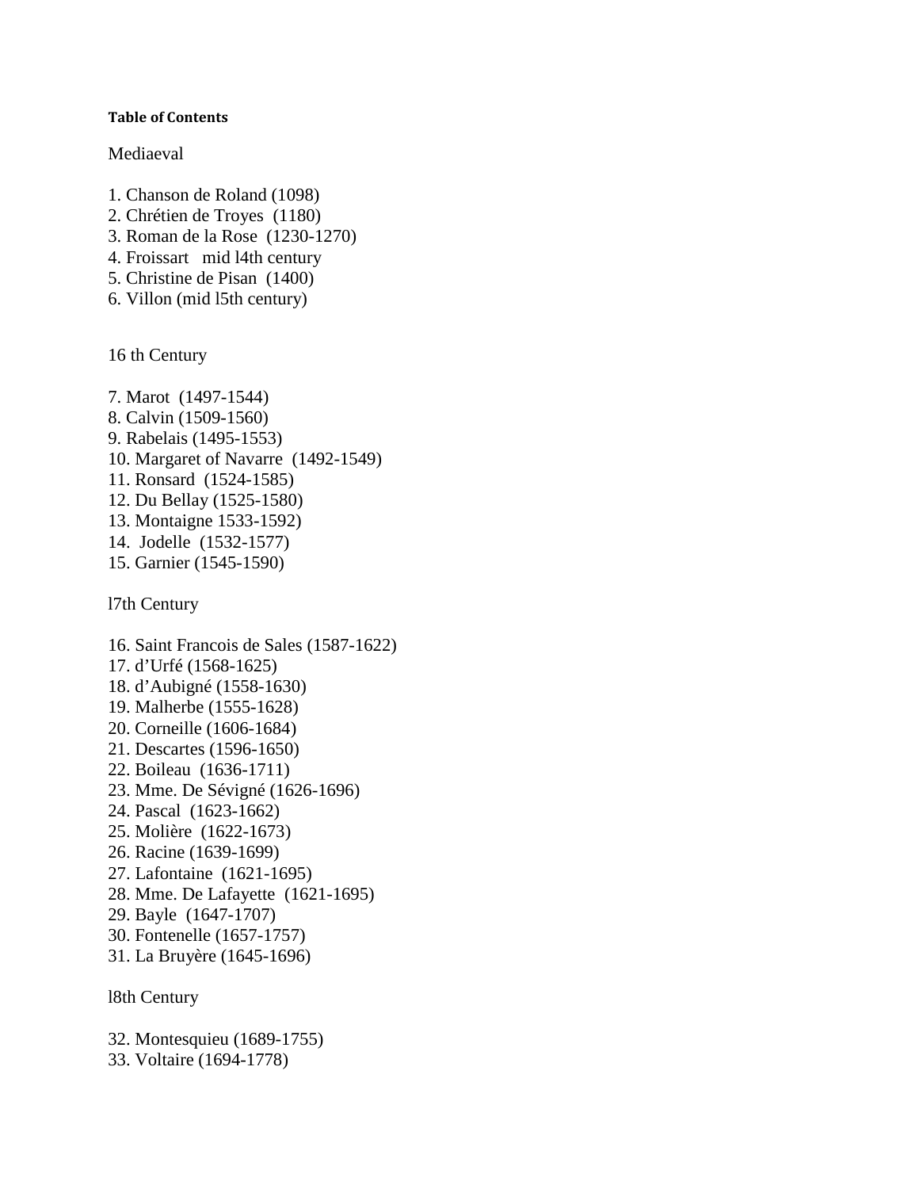**Table of Contents**

Mediaeval

1. Chanson de Roland (1098)
2. Chrétien de Troyes (1180)
3. Roman de la Rose (1230-1270)
4. Froissart mid l4th century
5. Christine de Pisan (1400)
6. Villon (mid l5th century)

16 th Century

7. Marot (1497-1544)
8. Calvin (1509-1560)
9. Rabelais (1495-1553)
10. Margaret of Navarre (1492-1549)
11. Ronsard (1524-1585)
12. Du Bellay (1525-1580)
13. Montaigne 1533-1592)
14. Jodelle (1532-1577)
15. Garnier (1545-1590)

l7th Century

16. Saint Francois de Sales (1587-1622)
17. d'Urfé (1568-1625)
18. d'Aubigné (1558-1630)
19. Malherbe (1555-1628)
20. Corneille (1606-1684)
21. Descartes (1596-1650)
22. Boileau (1636-1711)
23. Mme. De Sévigné (1626-1696)
24. Pascal (1623-1662)
25. Molière (1622-1673)
26. Racine (1639-1699)
27. Lafontaine (1621-1695)
28. Mme. De Lafayette (1621-1695)
29. Bayle (1647-1707)
30. Fontenelle (1657-1757)
31. La Bruyère (1645-1696)

l8th Century

32. Montesquieu (1689-1755)
33. Voltaire (1694-1778)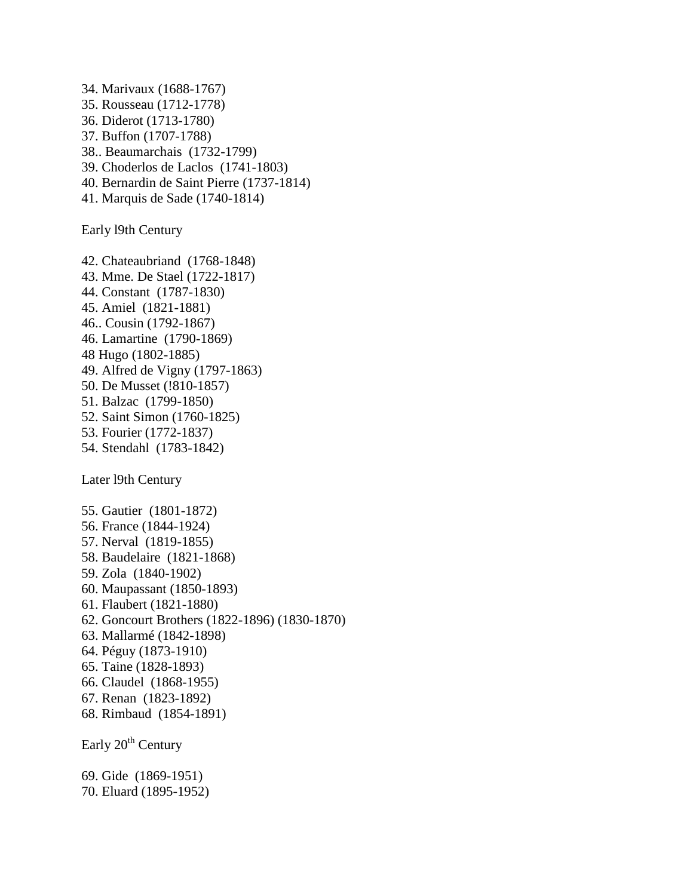34. Marivaux (1688-1767)
35. Rousseau (1712-1778)
36. Diderot (1713-1780)
37. Buffon (1707-1788)
38.. Beaumarchais (1732-1799)
39. Choderlos de Laclos (1741-1803)
40. Bernardin de Saint Pierre (1737-1814)
41. Marquis de Sade (1740-1814)

Early l9th Century

42. Chateaubriand (1768-1848)
43. Mme. De Stael (1722-1817)
44. Constant (1787-1830)
45. Amiel (1821-1881)
46.. Cousin (1792-1867)
46. Lamartine (1790-1869)
48 Hugo (1802-1885)
49. Alfred de Vigny (1797-1863)
50. De Musset (!810-1857)
51. Balzac (1799-1850)
52. Saint Simon (1760-1825)
53. Fourier (1772-1837)
54. Stendahl (1783-1842)

Later l9th Century

55. Gautier (1801-1872)
56. France (1844-1924)
57. Nerval (1819-1855)
58. Baudelaire (1821-1868)
59. Zola (1840-1902)
60. Maupassant (1850-1893)
61. Flaubert (1821-1880)
62. Goncourt Brothers (1822-1896) (1830-1870)
63. Mallarmé (1842-1898)
64. Péguy (1873-1910)
65. Taine (1828-1893)
66. Claudel (1868-1955)
67. Renan (1823-1892)
68. Rimbaud (1854-1891)

Early 20th Century

69. Gide (1869-1951)
70. Eluard (1895-1952)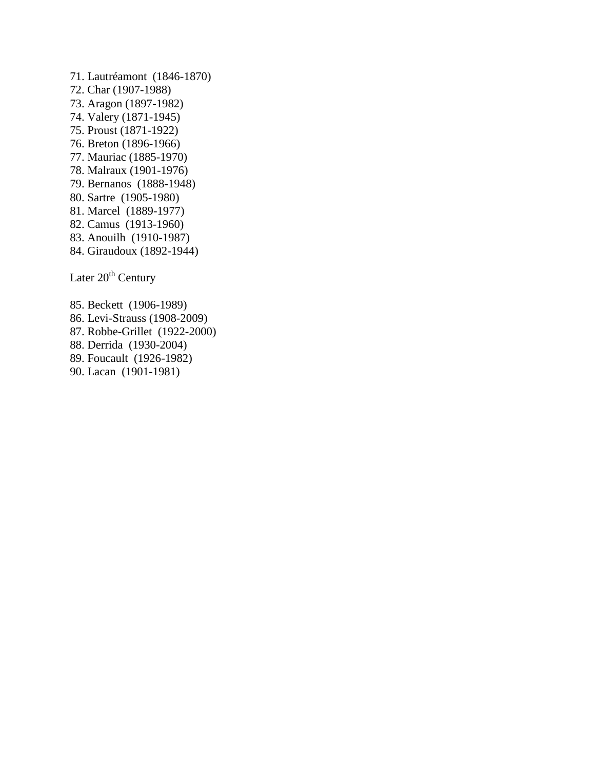71. Lautréamont (1846-1870)
72. Char (1907-1988)
73. Aragon (1897-1982)
74. Valery (1871-1945)
75. Proust (1871-1922)
76. Breton (1896-1966)
77. Mauriac (1885-1970)
78. Malraux (1901-1976)
79. Bernanos (1888-1948)
80. Sartre (1905-1980)
81. Marcel (1889-1977)
82. Camus (1913-1960)
83. Anouilh (1910-1987)
84. Giraudoux (1892-1944)

Later 20th Century

85. Beckett (1906-1989)
86. Levi-Strauss (1908-2009)
87. Robbe-Grillet (1922-2000)
88. Derrida (1930-2004)
89. Foucault (1926-1982)
90. Lacan (1901-1981)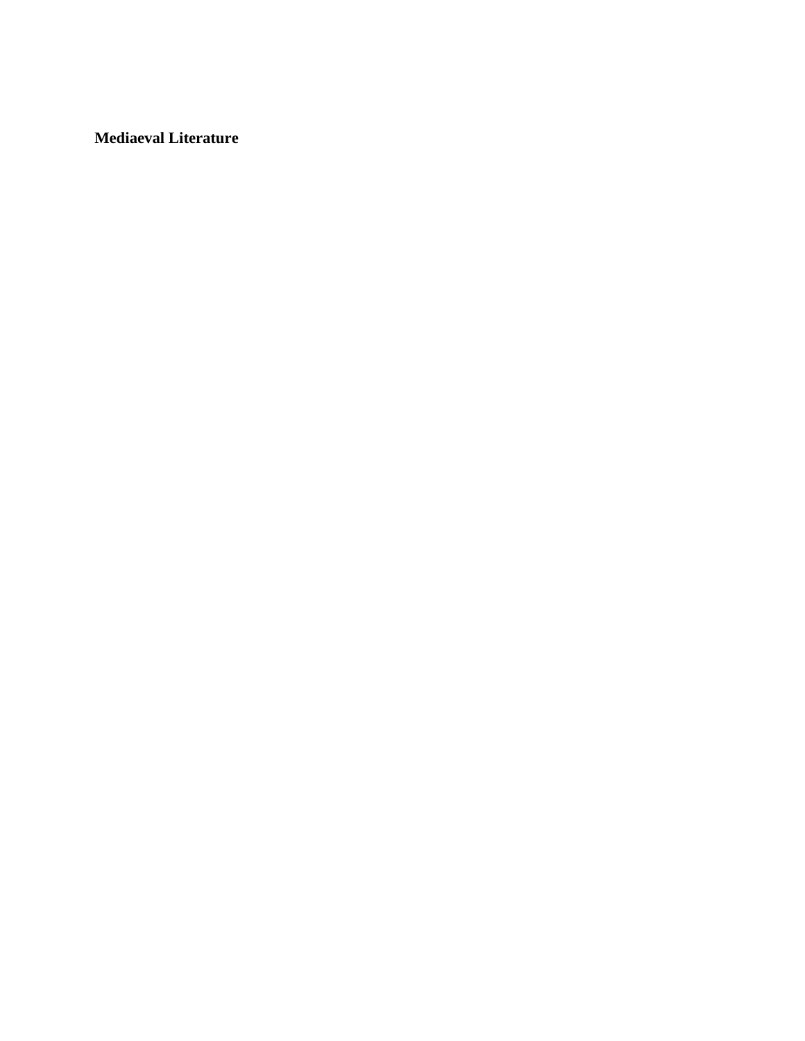**Mediaeval Literature**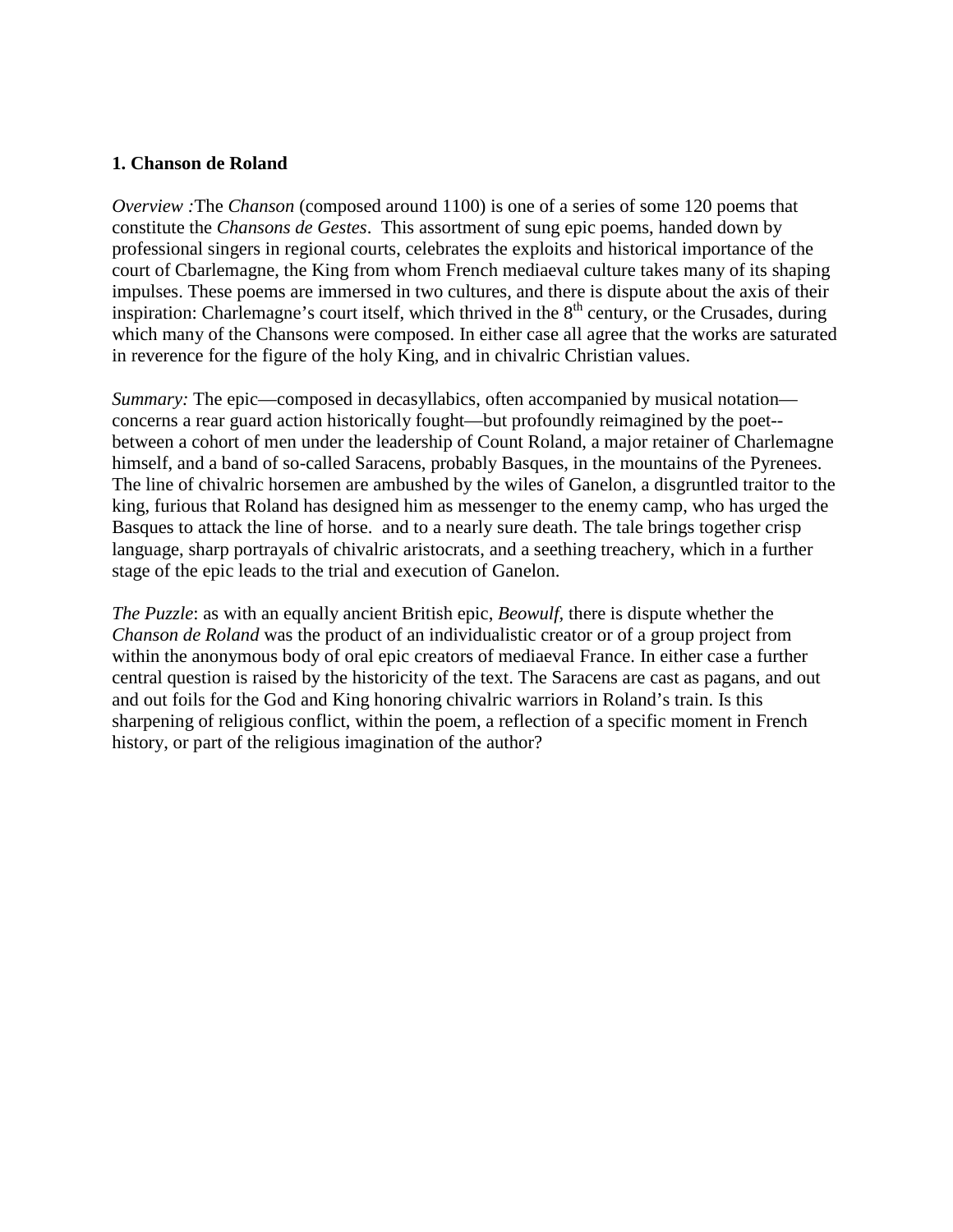**1. Chanson de Roland**

*Overview :*The *Chanson* (composed around 1100) is one of a series of some 120 poems that constitute the *Chansons de Gestes*.  This assortment of sung epic poems, handed down by professional singers in regional courts, celebrates the exploits and historical importance of the court of Cbarlemagne, the King from whom French mediaeval culture takes many of its shaping impulses. These poems are immersed in two cultures, and there is dispute about the axis of their inspiration: Charlemagne's court itself, which thrived in the 8th century, or the Crusades, during which many of the Chansons were composed. In either case all agree that the works are saturated in reverence for the figure of the holy King, and in chivalric Christian values.

*Summary:* The epic—composed in decasyllabics, often accompanied by musical notation—concerns a rear guard action historically fought—but profoundly reimagined by the poet--between a cohort of men under the leadership of Count Roland, a major retainer of Charlemagne himself, and a band of so-called Saracens, probably Basques, in the mountains of the Pyrenees. The line of chivalric horsemen are ambushed by the wiles of Ganelon, a disgruntled traitor to the king, furious that Roland has designed him as messenger to the enemy camp, who has urged the Basques to attack the line of horse.  and to a nearly sure death. The tale brings together crisp language, sharp portrayals of chivalric aristocrats, and a seething treachery, which in a further stage of the epic leads to the trial and execution of Ganelon.

*The Puzzle*: as with an equally ancient British epic, *Beowulf,* there is dispute whether the *Chanson de Roland* was the product of an individualistic creator or of a group project from within the anonymous body of oral epic creators of mediaeval France. In either case a further central question is raised by the historicity of the text. The Saracens are cast as pagans, and out and out foils for the God and King honoring chivalric warriors in Roland's train. Is this sharpening of religious conflict, within the poem, a reflection of a specific moment in French history, or part of the religious imagination of the author?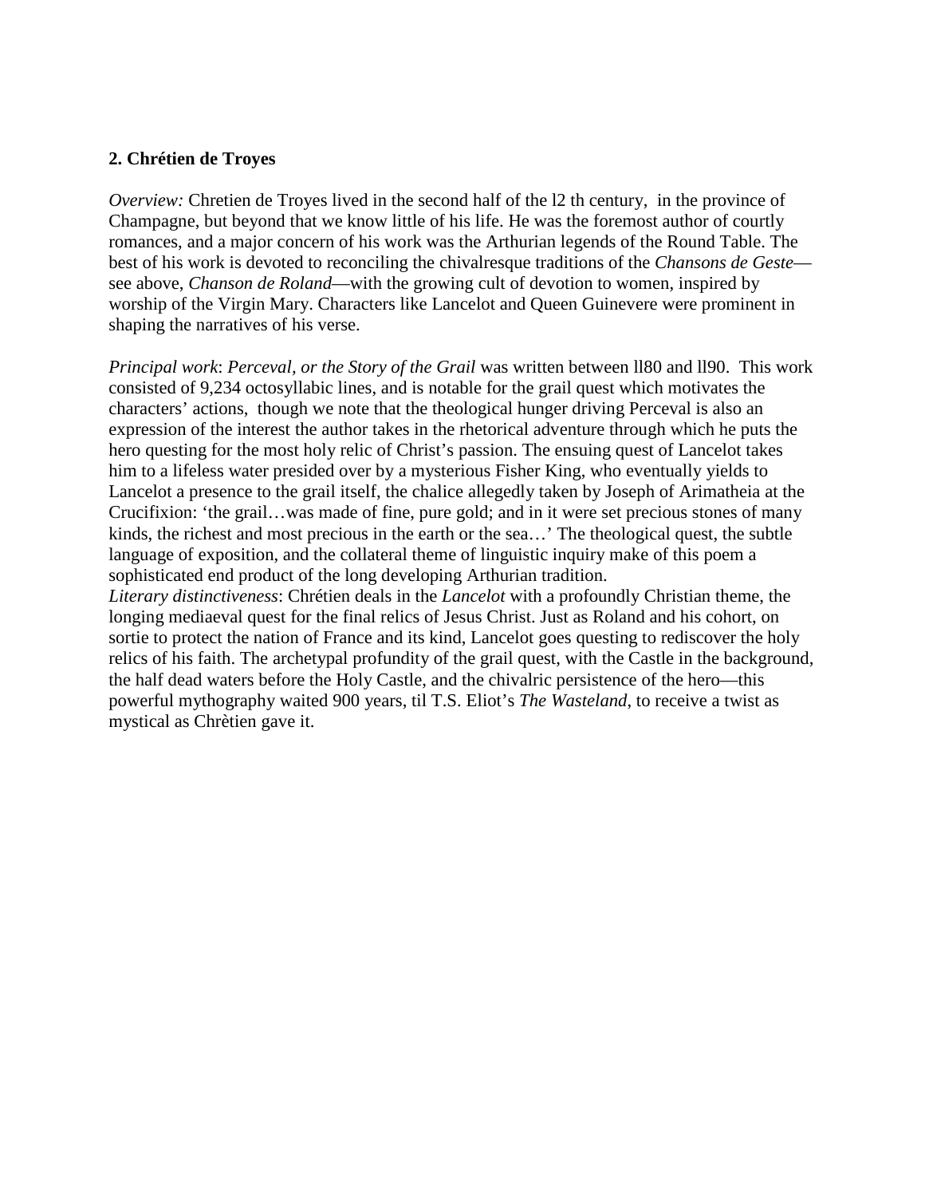**2. Chrétien de Troyes**

*Overview:* Chretien de Troyes lived in the second half of the l2 th century, in the province of Champagne, but beyond that we know little of his life. He was the foremost author of courtly romances, and a major concern of his work was the Arthurian legends of the Round Table. The best of his work is devoted to reconciling the chivalresque traditions of the *Chansons de Geste*—see above, *Chanson de Roland*—with the growing cult of devotion to women, inspired by worship of the Virgin Mary. Characters like Lancelot and Queen Guinevere were prominent in shaping the narratives of his verse.

*Principal work*: *Perceval, or the Story of the Grail* was written between ll80 and ll90. This work consisted of 9,234 octosyllabic lines, and is notable for the grail quest which motivates the characters' actions, though we note that the theological hunger driving Perceval is also an expression of the interest the author takes in the rhetorical adventure through which he puts the hero questing for the most holy relic of Christ's passion. The ensuing quest of Lancelot takes him to a lifeless water presided over by a mysterious Fisher King, who eventually yields to Lancelot a presence to the grail itself, the chalice allegedly taken by Joseph of Arimatheia at the Crucifixion: 'the grail…was made of fine, pure gold; and in it were set precious stones of many kinds, the richest and most precious in the earth or the sea…' The theological quest, the subtle language of exposition, and the collateral theme of linguistic inquiry make of this poem a sophisticated end product of the long developing Arthurian tradition.

*Literary distinctiveness*: Chrétien deals in the *Lancelot* with a profoundly Christian theme, the longing mediaeval quest for the final relics of Jesus Christ. Just as Roland and his cohort, on sortie to protect the nation of France and its kind, Lancelot goes questing to rediscover the holy relics of his faith. The archetypal profundity of the grail quest, with the Castle in the background, the half dead waters before the Holy Castle, and the chivalric persistence of the hero—this powerful mythography waited 900 years, til T.S. Eliot's *The Wasteland*, to receive a twist as mystical as Chrètien gave it.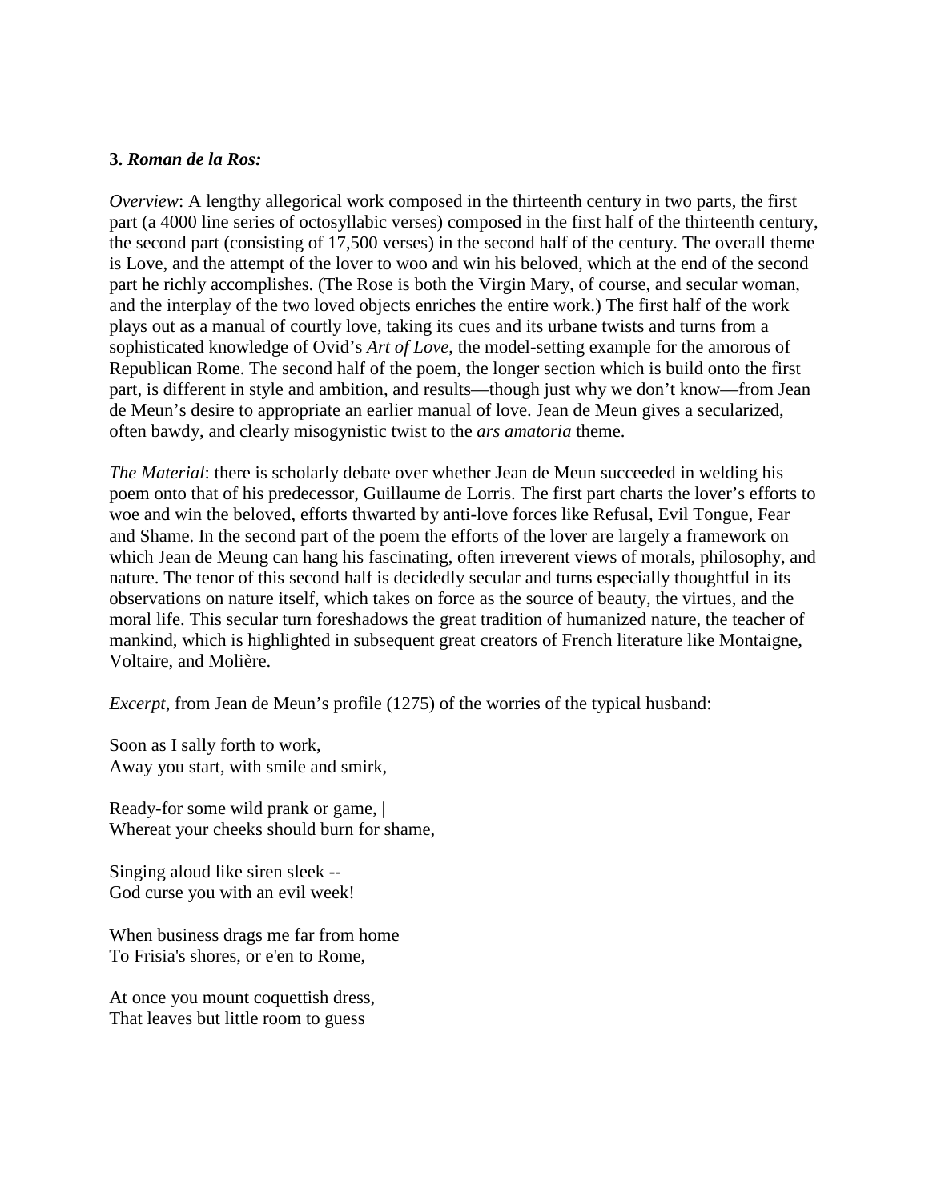**3. *Roman de la Ros:***

*Overview*: A lengthy allegorical work composed in the thirteenth century in two parts, the first part (a 4000 line series of octosyllabic verses) composed in the first half of the thirteenth century, the second part (consisting of 17,500 verses) in the second half of the century. The overall theme is Love, and the attempt of the lover to woo and win his beloved, which at the end of the second part he richly accomplishes. (The Rose is both the Virgin Mary, of course, and secular woman, and the interplay of the two loved objects enriches the entire work.) The first half of the work plays out as a manual of courtly love, taking its cues and its urbane twists and turns from a sophisticated knowledge of Ovid's *Art of Love*, the model-setting example for the amorous of Republican Rome. The second half of the poem, the longer section which is build onto the first part, is different in style and ambition, and results—though just why we don't know—from Jean de Meun's desire to appropriate an earlier manual of love. Jean de Meun gives a secularized, often bawdy, and clearly misogynistic twist to the *ars amatoria* theme.

*The Material*: there is scholarly debate over whether Jean de Meun succeeded in welding his poem onto that of his predecessor, Guillaume de Lorris. The first part charts the lover's efforts to woe and win the beloved, efforts thwarted by anti-love forces like Refusal, Evil Tongue, Fear and Shame. In the second part of the poem the efforts of the lover are largely a framework on which Jean de Meung can hang his fascinating, often irreverent views of morals, philosophy, and nature. The tenor of this second half is decidedly secular and turns especially thoughtful in its observations on nature itself, which takes on force as the source of beauty, the virtues, and the moral life. This secular turn foreshadows the great tradition of humanized nature, the teacher of mankind, which is highlighted in subsequent great creators of French literature like Montaigne, Voltaire, and Molière.

*Excerpt*, from Jean de Meun's profile (1275) of the worries of the typical husband:

Soon as I sally forth to work,
Away you start, with smile and smirk,

Ready-for some wild prank or game, |
Whereat your cheeks should burn for shame,

Singing aloud like siren sleek --
God curse you with an evil week!

When business drags me far from home
To Frisia's shores, or e'en to Rome,

At once you mount coquettish dress,
That leaves but little room to guess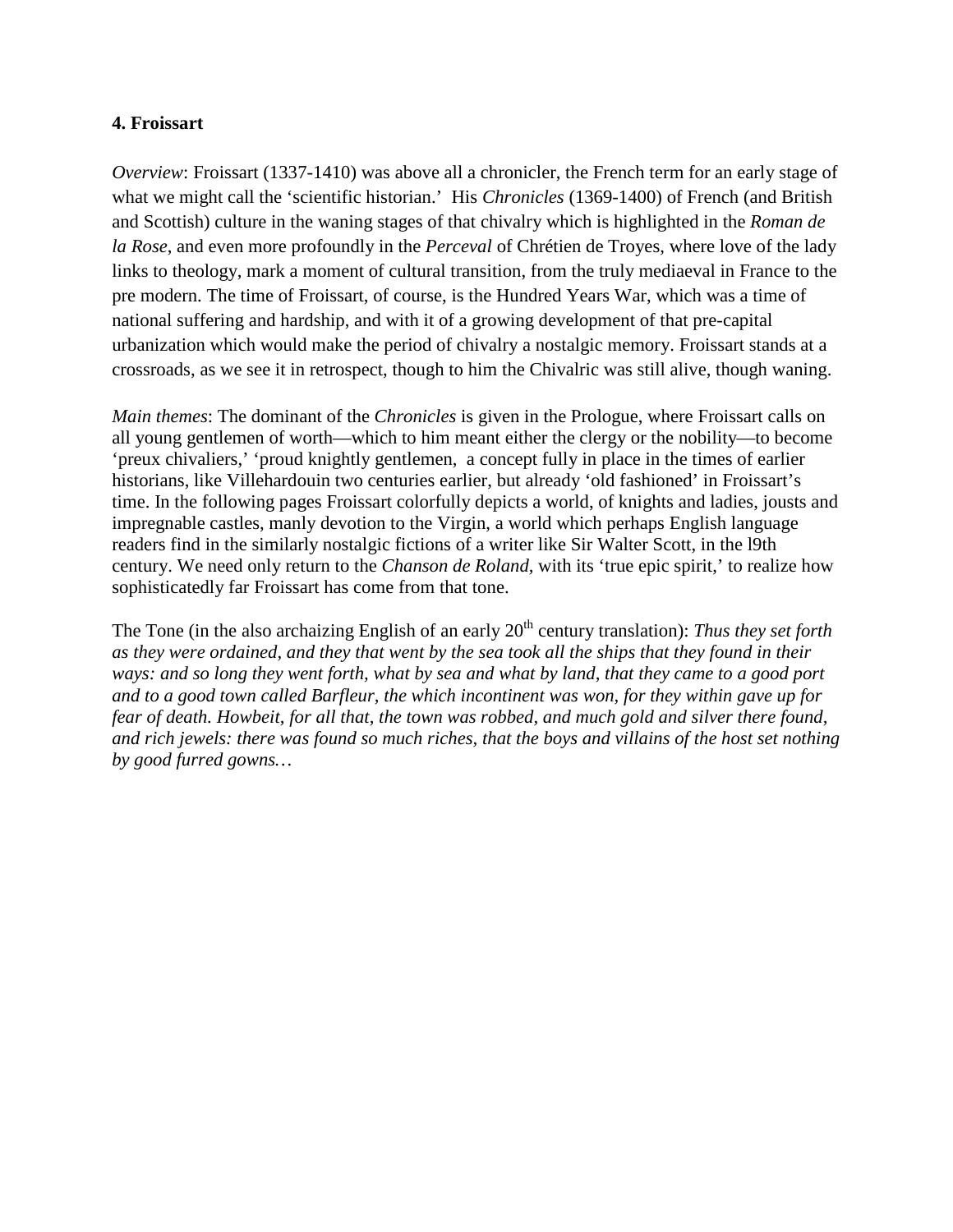**4. Froissart**

*Overview*: Froissart (1337-1410) was above all a chronicler, the French term for an early stage of what we might call the 'scientific historian.' His *Chronicles* (1369-1400) of French (and British and Scottish) culture in the waning stages of that chivalry which is highlighted in the *Roman de la Rose*, and even more profoundly in the *Perceval* of Chrétien de Troyes, where love of the lady links to theology, mark a moment of cultural transition, from the truly mediaeval in France to the pre modern. The time of Froissart, of course, is the Hundred Years War, which was a time of national suffering and hardship, and with it of a growing development of that pre-capital urbanization which would make the period of chivalry a nostalgic memory. Froissart stands at a crossroads, as we see it in retrospect, though to him the Chivalric was still alive, though waning.

*Main themes*: The dominant of the *Chronicles* is given in the Prologue, where Froissart calls on all young gentlemen of worth—which to him meant either the clergy or the nobility—to become 'preux chivaliers,' 'proud knightly gentlemen, a concept fully in place in the times of earlier historians, like Villehardouin two centuries earlier, but already 'old fashioned' in Froissart's time. In the following pages Froissart colorfully depicts a world, of knights and ladies, jousts and impregnable castles, manly devotion to the Virgin, a world which perhaps English language readers find in the similarly nostalgic fictions of a writer like Sir Walter Scott, in the l9th century. We need only return to the *Chanson de Roland*, with its 'true epic spirit,' to realize how sophisticatedly far Froissart has come from that tone.

The Tone (in the also archaizing English of an early 20th century translation): *Thus they set forth as they were ordained, and they that went by the sea took all the ships that they found in their ways: and so long they went forth, what by sea and what by land, that they came to a good port and to a good town called Barfleur, the which incontinent was won, for they within gave up for fear of death. Howbeit, for all that, the town was robbed, and much gold and silver there found, and rich jewels: there was found so much riches, that the boys and villains of the host set nothing by good furred gowns…*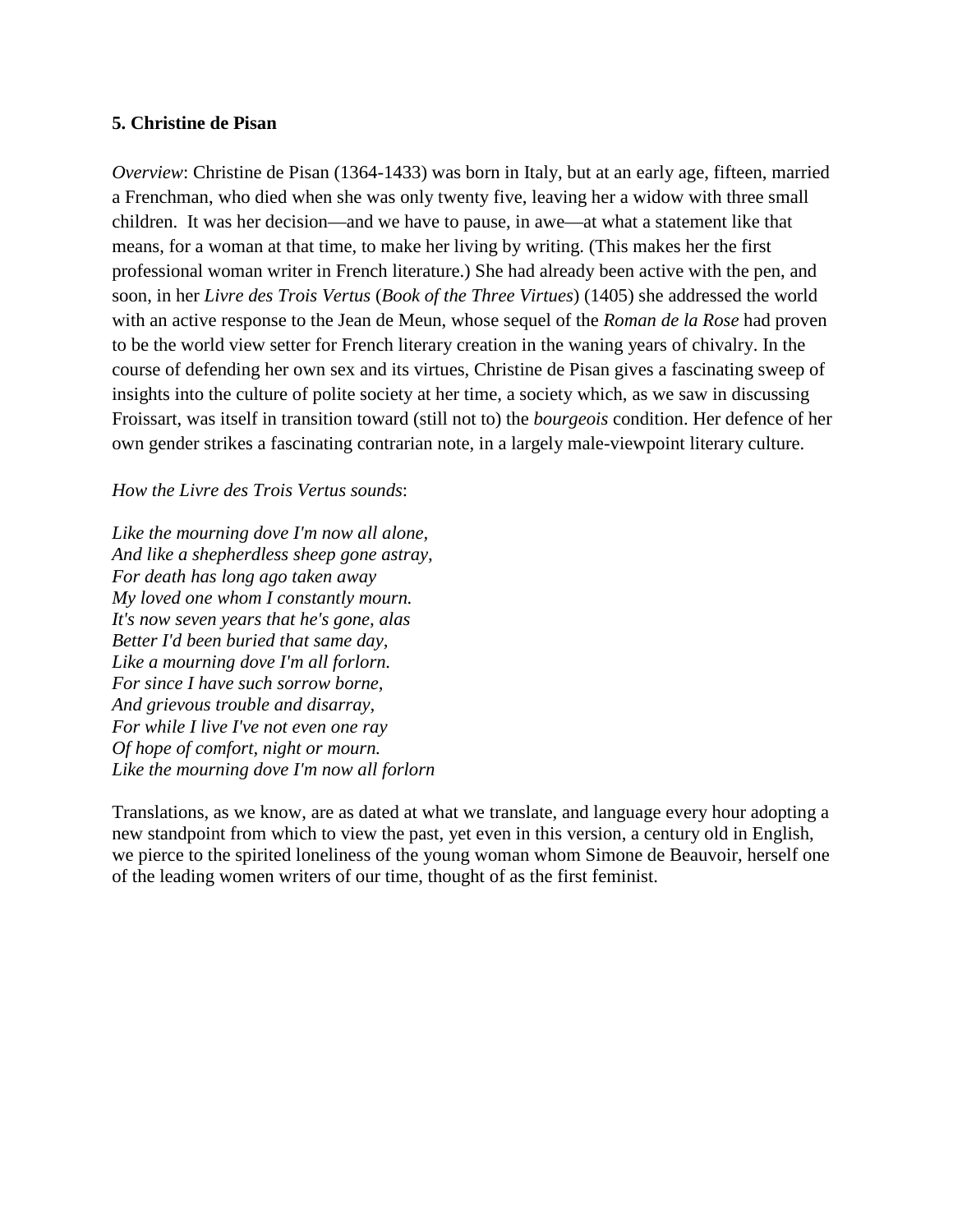**5. Christine de Pisan**

*Overview*: Christine de Pisan (1364-1433) was born in Italy, but at an early age, fifteen, married a Frenchman, who died when she was only twenty five, leaving her a widow with three small children. It was her decision—and we have to pause, in awe—at what a statement like that means, for a woman at that time, to make her living by writing. (This makes her the first professional woman writer in French literature.) She had already been active with the pen, and soon, in her *Livre des Trois Vertus* (*Book of the Three Virtues*) (1405) she addressed the world with an active response to the Jean de Meun, whose sequel of the *Roman de la Rose* had proven to be the world view setter for French literary creation in the waning years of chivalry. In the course of defending her own sex and its virtues, Christine de Pisan gives a fascinating sweep of insights into the culture of polite society at her time, a society which, as we saw in discussing Froissart, was itself in transition toward (still not to) the *bourgeois* condition. Her defence of her own gender strikes a fascinating contrarian note, in a largely male-viewpoint literary culture.

*How the Livre des Trois Vertus sounds*:

*Like the mourning dove I'm now all alone,*  
*And like a shepherdless sheep gone astray,*  
*For death has long ago taken away*  
*My loved one whom I constantly mourn.*  
*It's now seven years that he's gone, alas*  
*Better I'd been buried that same day,*  
*Like a mourning dove I'm all forlorn.*  
*For since I have such sorrow borne,*  
*And grievous trouble and disarray,*  
*For while I live I've not even one ray*  
*Of hope of comfort, night or mourn.*  
*Like the mourning dove I'm now all forlorn*

Translations, as we know, are as dated at what we translate, and language every hour adopting a new standpoint from which to view the past, yet even in this version, a century old in English, we pierce to the spirited loneliness of the young woman whom Simone de Beauvoir, herself one of the leading women writers of our time, thought of as the first feminist.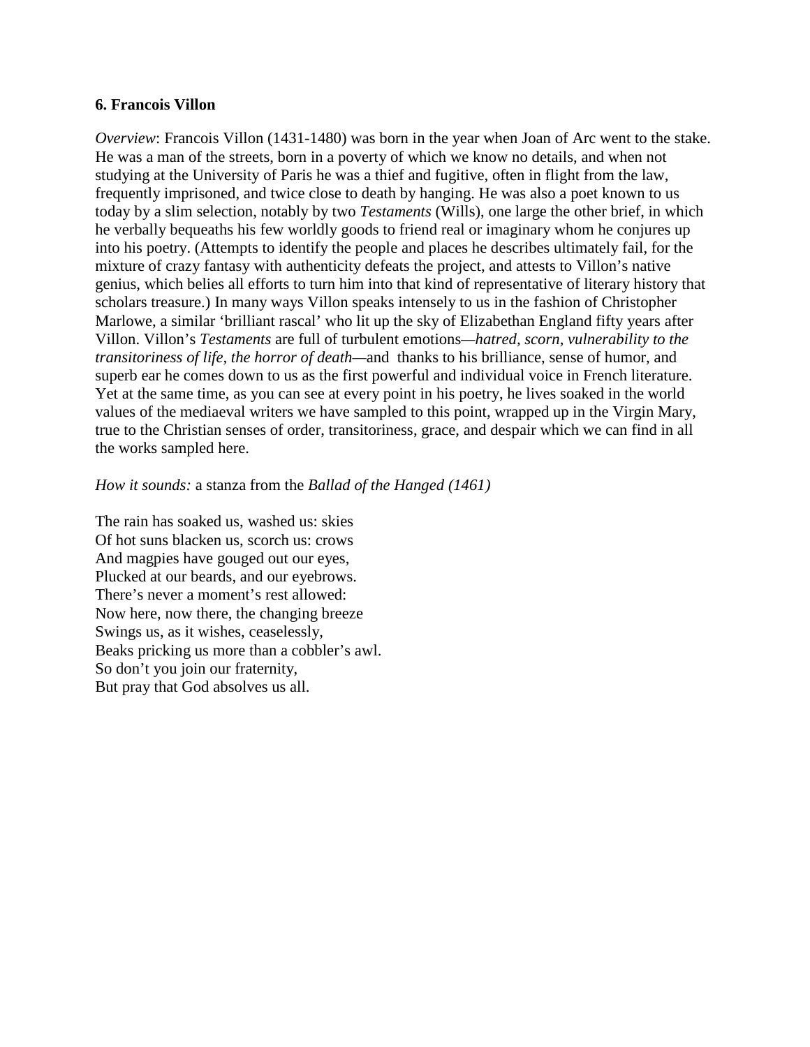**6. Francois Villon**

*Overview*: Francois Villon (1431-1480) was born in the year when Joan of Arc went to the stake. He was a man of the streets, born in a poverty of which we know no details, and when not studying at the University of Paris he was a thief and fugitive, often in flight from the law, frequently imprisoned, and twice close to death by hanging. He was also a poet known to us today by a slim selection, notably by two *Testaments* (Wills), one large the other brief, in which he verbally bequeaths his few worldly goods to friend real or imaginary whom he conjures up into his poetry. (Attempts to identify the people and places he describes ultimately fail, for the mixture of crazy fantasy with authenticity defeats the project, and attests to Villon's native genius, which belies all efforts to turn him into that kind of representative of literary history that scholars treasure.) In many ways Villon speaks intensely to us in the fashion of Christopher Marlowe, a similar 'brilliant rascal' who lit up the sky of Elizabethan England fifty years after Villon. Villon's *Testaments* are full of turbulent emotions—*hatred, scorn, vulnerability to the transitoriness of life, the horror of death*—and thanks to his brilliance, sense of humor, and superb ear he comes down to us as the first powerful and individual voice in French literature. Yet at the same time, as you can see at every point in his poetry, he lives soaked in the world values of the mediaeval writers we have sampled to this point, wrapped up in the Virgin Mary, true to the Christian senses of order, transitoriness, grace, and despair which we can find in all the works sampled here.

*How it sounds:* a stanza from the *Ballad of the Hanged (1461)*

The rain has soaked us, washed us: skies  
Of hot suns blacken us, scorch us: crows  
And magpies have gouged out our eyes,  
Plucked at our beards, and our eyebrows.  
There's never a moment's rest allowed:  
Now here, now there, the changing breeze  
Swings us, as it wishes, ceaselessly,  
Beaks pricking us more than a cobbler's awl.  
So don't you join our fraternity,  
But pray that God absolves us all.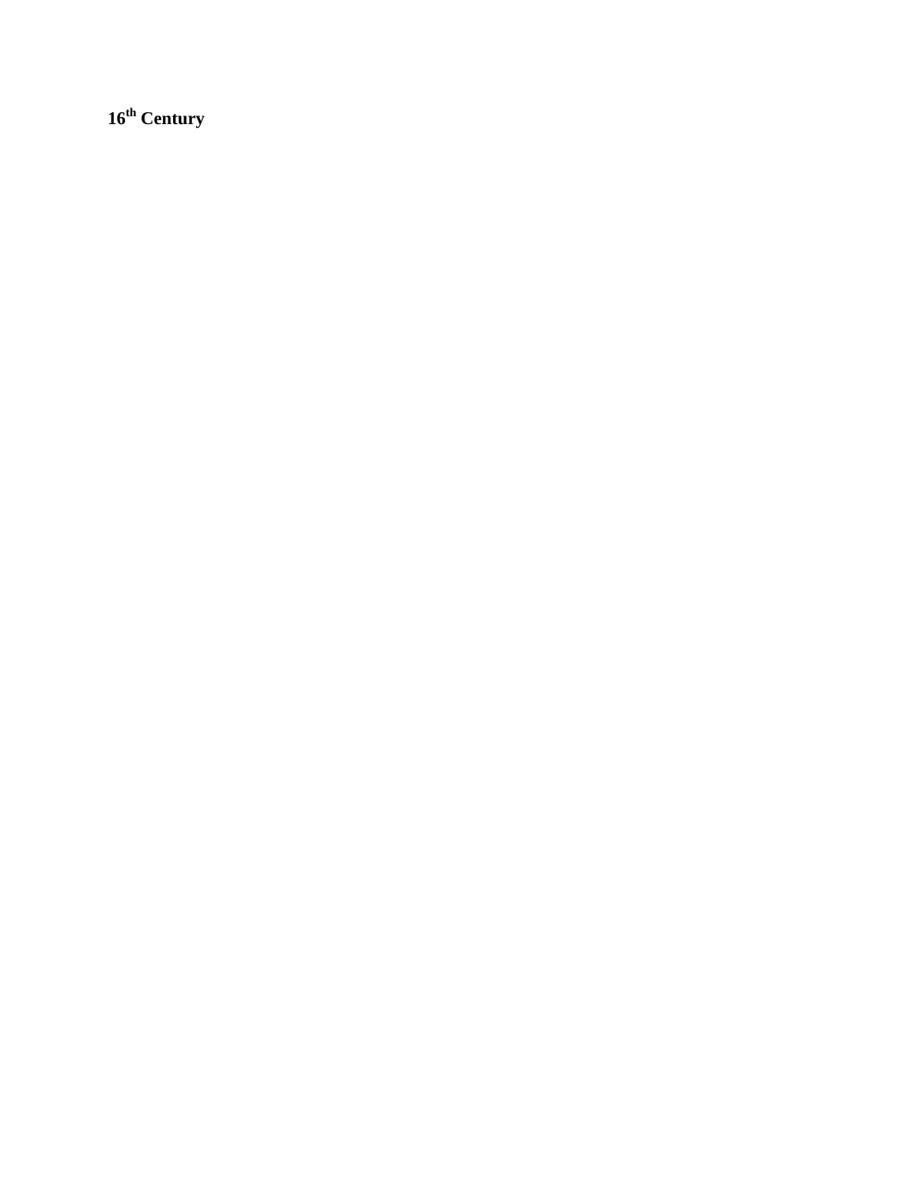**16th Century**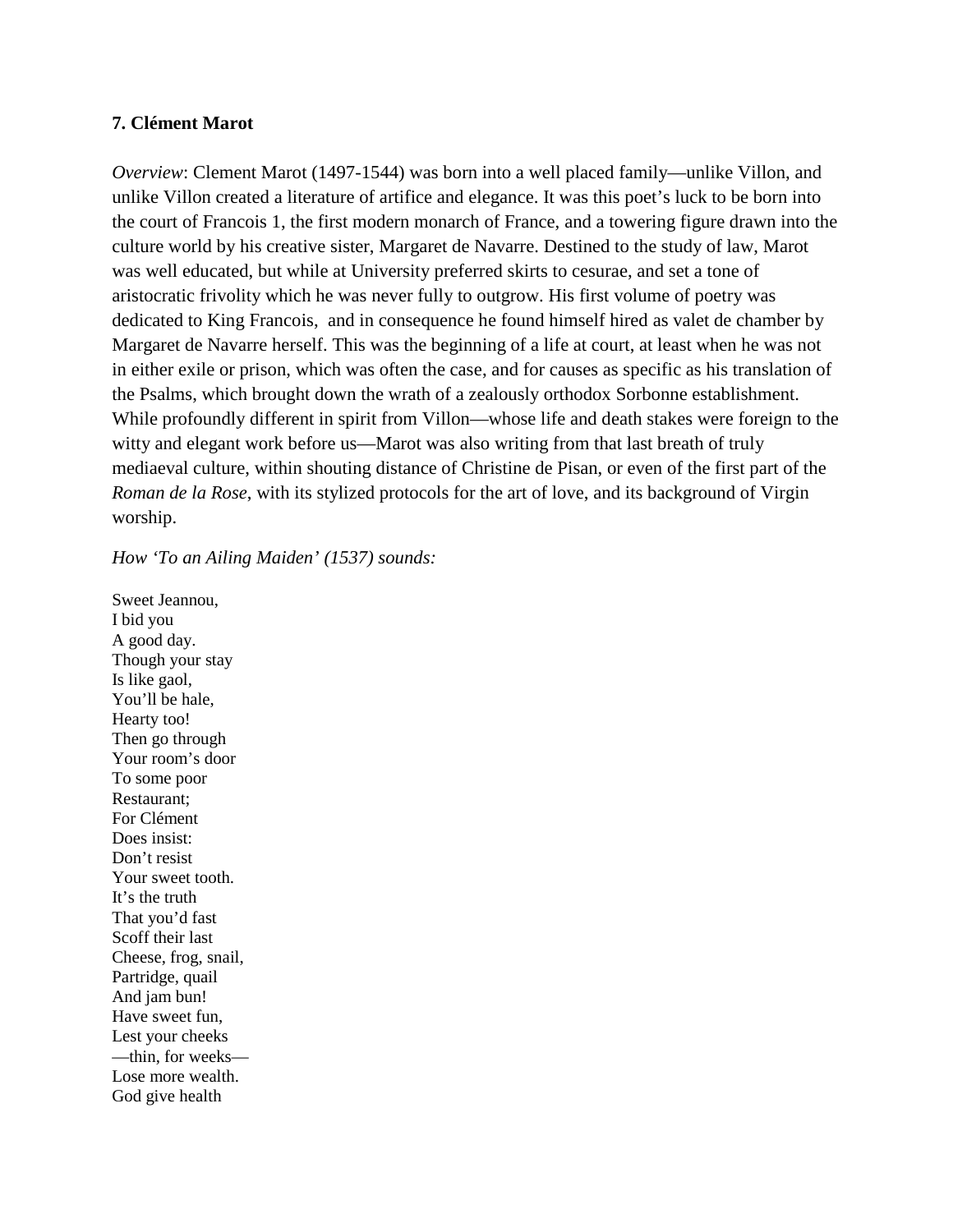**7. Clément Marot**

*Overview*: Clement Marot (1497-1544) was born into a well placed family—unlike Villon, and unlike Villon created a literature of artifice and elegance. It was this poet's luck to be born into the court of Francois 1, the first modern monarch of France, and a towering figure drawn into the culture world by his creative sister, Margaret de Navarre. Destined to the study of law, Marot was well educated, but while at University preferred skirts to cesurae, and set a tone of aristocratic frivolity which he was never fully to outgrow. His first volume of poetry was dedicated to King Francois, and in consequence he found himself hired as valet de chamber by Margaret de Navarre herself. This was the beginning of a life at court, at least when he was not in either exile or prison, which was often the case, and for causes as specific as his translation of the Psalms, which brought down the wrath of a zealously orthodox Sorbonne establishment. While profoundly different in spirit from Villon—whose life and death stakes were foreign to the witty and elegant work before us—Marot was also writing from that last breath of truly mediaeval culture, within shouting distance of Christine de Pisan, or even of the first part of the *Roman de la Rose*, with its stylized protocols for the art of love, and its background of Virgin worship.

*How 'To an Ailing Maiden' (1537) sounds:*

Sweet Jeannou,
I bid you
A good day.
Though your stay
Is like gaol,
You'll be hale,
Hearty too!
Then go through
Your room's door
To some poor
Restaurant;
For Clément
Does insist:
Don't resist
Your sweet tooth.
It's the truth
That you'd fast
Scoff their last
Cheese, frog, snail,
Partridge, quail
And jam bun!
Have sweet fun,
Lest your cheeks
—thin, for weeks—
Lose more wealth.
God give health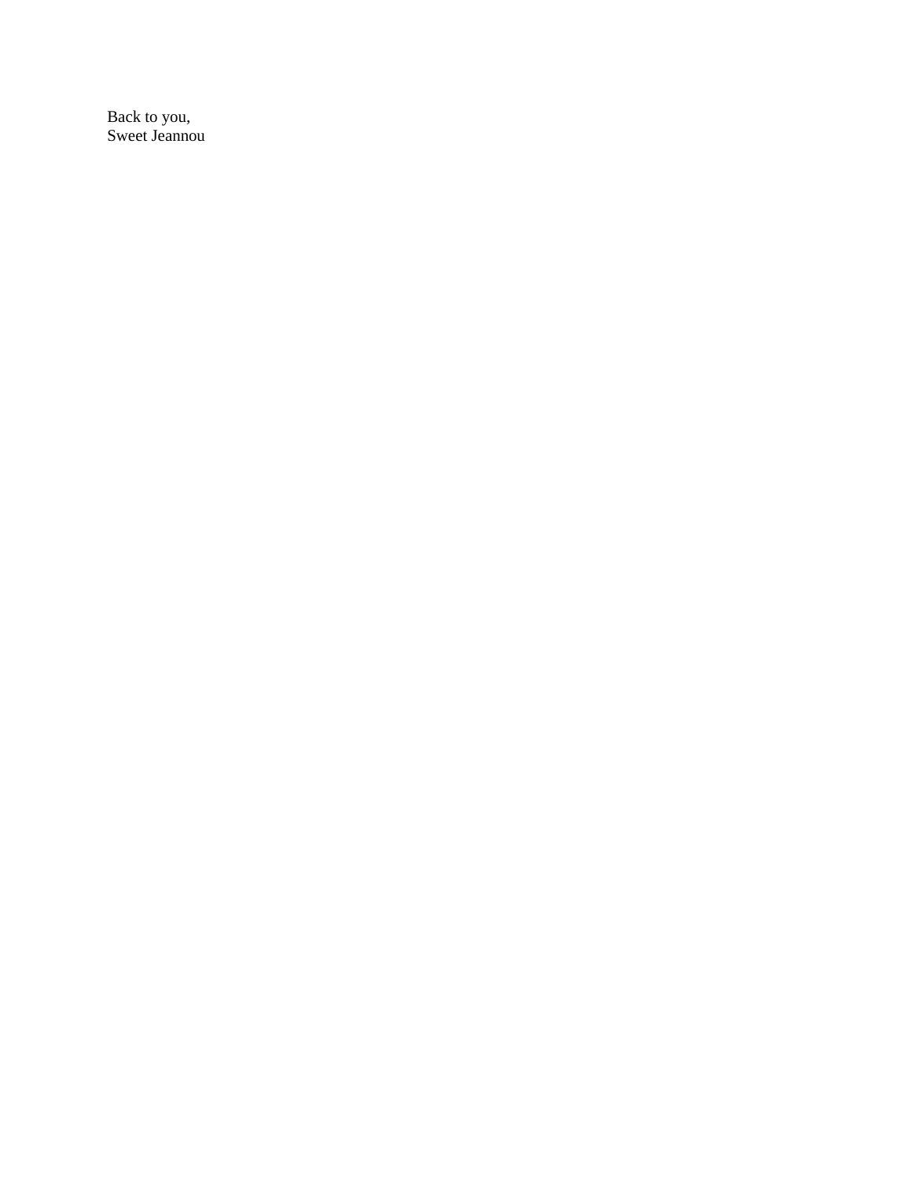Back to you,
Sweet Jeannou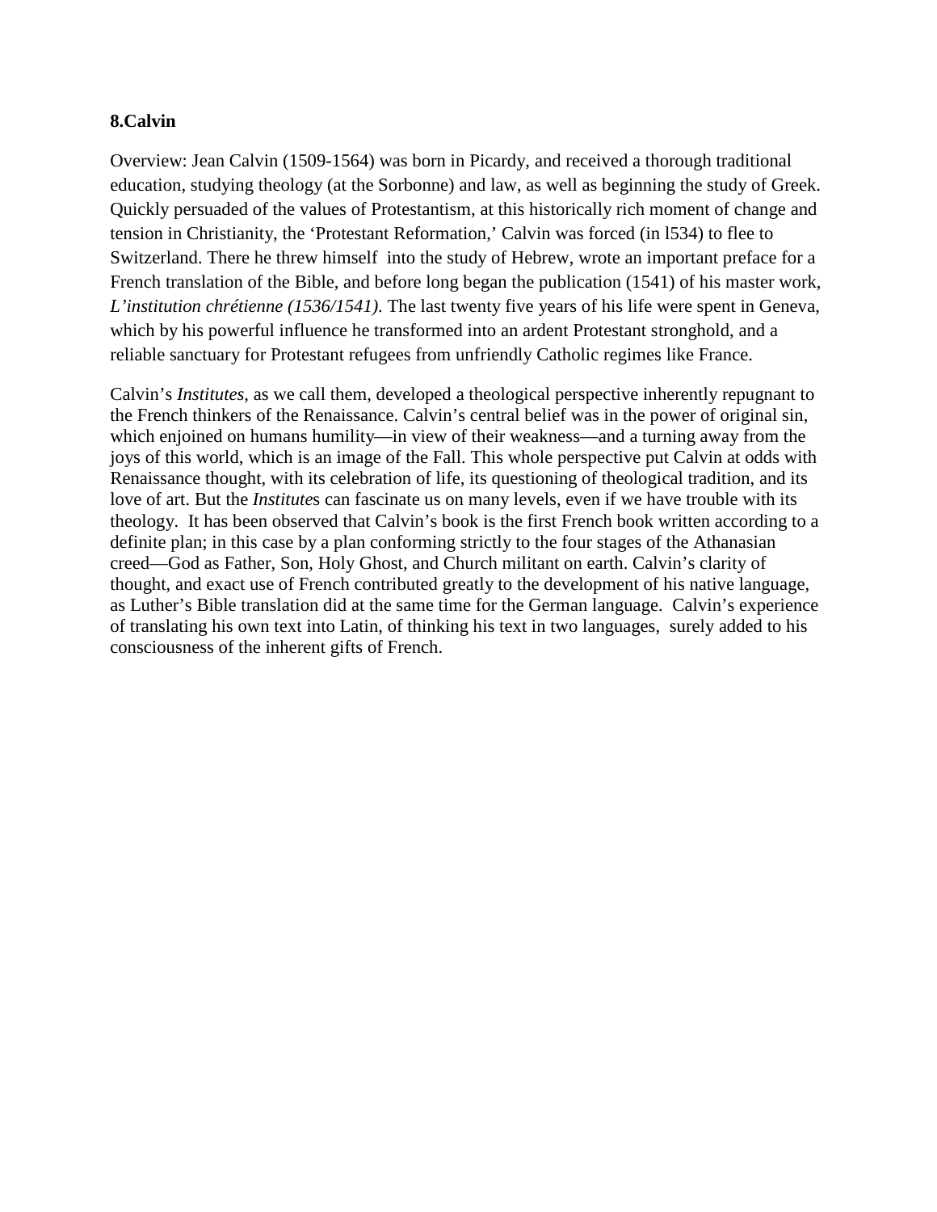**8.Calvin**

Overview: Jean Calvin (1509-1564) was born in Picardy, and received a thorough traditional education, studying theology (at the Sorbonne) and law, as well as beginning the study of Greek. Quickly persuaded of the values of Protestantism, at this historically rich moment of change and tension in Christianity, the 'Protestant Reformation,' Calvin was forced (in l534) to flee to Switzerland. There he threw himself into the study of Hebrew, wrote an important preface for a French translation of the Bible, and before long began the publication (1541) of his master work, *L'institution chrétienne (1536/1541)*. The last twenty five years of his life were spent in Geneva, which by his powerful influence he transformed into an ardent Protestant stronghold, and a reliable sanctuary for Protestant refugees from unfriendly Catholic regimes like France.

Calvin's *Institutes*, as we call them, developed a theological perspective inherently repugnant to the French thinkers of the Renaissance. Calvin's central belief was in the power of original sin, which enjoined on humans humility—in view of their weakness—and a turning away from the joys of this world, which is an image of the Fall. This whole perspective put Calvin at odds with Renaissance thought, with its celebration of life, its questioning of theological tradition, and its love of art. But the *Institute*s can fascinate us on many levels, even if we have trouble with its theology. It has been observed that Calvin's book is the first French book written according to a definite plan; in this case by a plan conforming strictly to the four stages of the Athanasian creed—God as Father, Son, Holy Ghost, and Church militant on earth. Calvin's clarity of thought, and exact use of French contributed greatly to the development of his native language, as Luther's Bible translation did at the same time for the German language. Calvin's experience of translating his own text into Latin, of thinking his text in two languages, surely added to his consciousness of the inherent gifts of French.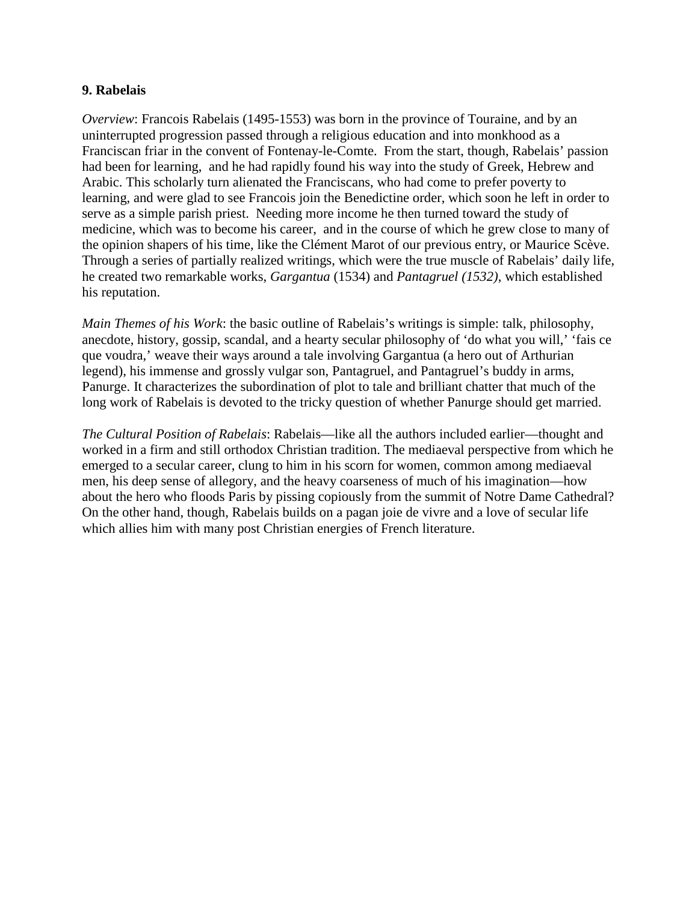**9. Rabelais**

*Overview*: Francois Rabelais (1495-1553) was born in the province of Touraine, and by an uninterrupted progression passed through a religious education and into monkhood as a Franciscan friar in the convent of Fontenay-le-Comte. From the start, though, Rabelais' passion had been for learning, and he had rapidly found his way into the study of Greek, Hebrew and Arabic. This scholarly turn alienated the Franciscans, who had come to prefer poverty to learning, and were glad to see Francois join the Benedictine order, which soon he left in order to serve as a simple parish priest. Needing more income he then turned toward the study of medicine, which was to become his career, and in the course of which he grew close to many of the opinion shapers of his time, like the Clément Marot of our previous entry, or Maurice Scève. Through a series of partially realized writings, which were the true muscle of Rabelais' daily life, he created two remarkable works, *Gargantua* (1534) and *Pantagruel (1532)*, which established his reputation.

*Main Themes of his Work*: the basic outline of Rabelais's writings is simple: talk, philosophy, anecdote, history, gossip, scandal, and a hearty secular philosophy of 'do what you will,' 'fais ce que voudra,' weave their ways around a tale involving Gargantua (a hero out of Arthurian legend), his immense and grossly vulgar son, Pantagruel, and Pantagruel's buddy in arms, Panurge. It characterizes the subordination of plot to tale and brilliant chatter that much of the long work of Rabelais is devoted to the tricky question of whether Panurge should get married.

*The Cultural Position of Rabelais*: Rabelais—like all the authors included earlier—thought and worked in a firm and still orthodox Christian tradition. The mediaeval perspective from which he emerged to a secular career, clung to him in his scorn for women, common among mediaeval men, his deep sense of allegory, and the heavy coarseness of much of his imagination—how about the hero who floods Paris by pissing copiously from the summit of Notre Dame Cathedral? On the other hand, though, Rabelais builds on a pagan joie de vivre and a love of secular life which allies him with many post Christian energies of French literature.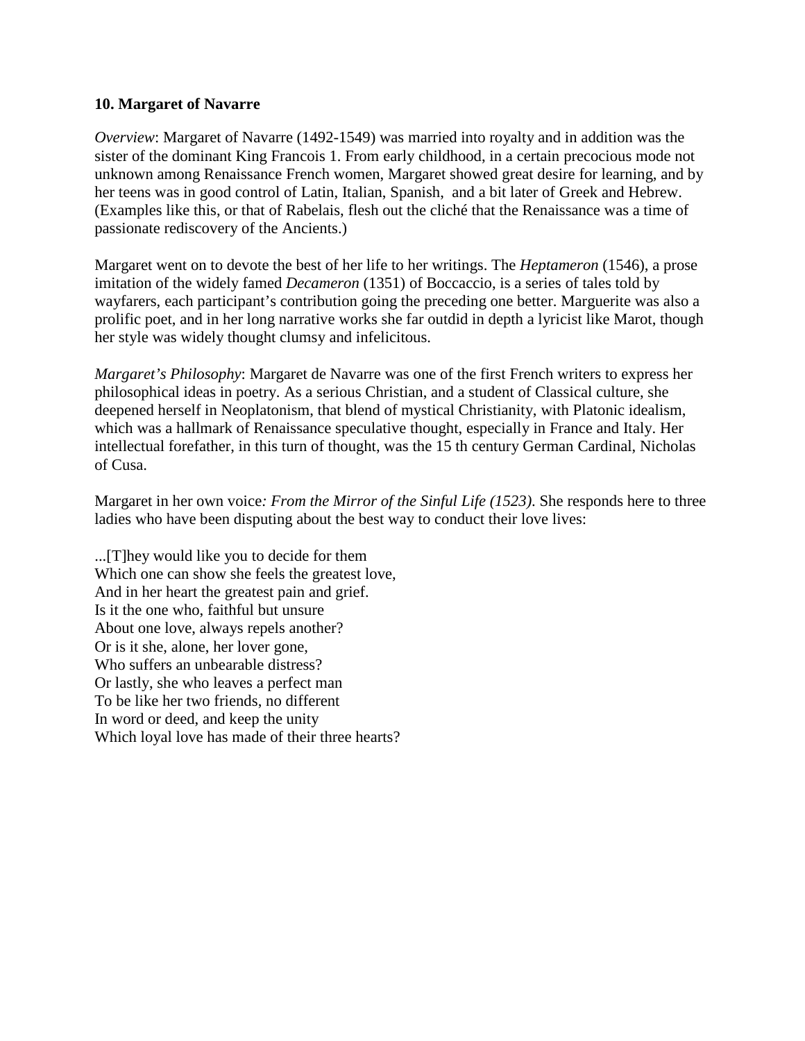**10. Margaret of Navarre**

*Overview*: Margaret of Navarre (1492-1549) was married into royalty and in addition was the sister of the dominant King Francois 1. From early childhood, in a certain precocious mode not unknown among Renaissance French women, Margaret showed great desire for learning, and by her teens was in good control of Latin, Italian, Spanish, and a bit later of Greek and Hebrew. (Examples like this, or that of Rabelais, flesh out the cliché that the Renaissance was a time of passionate rediscovery of the Ancients.)

Margaret went on to devote the best of her life to her writings. The *Heptameron* (1546), a prose imitation of the widely famed *Decameron* (1351) of Boccaccio, is a series of tales told by wayfarers, each participant's contribution going the preceding one better. Marguerite was also a prolific poet, and in her long narrative works she far outdid in depth a lyricist like Marot, though her style was widely thought clumsy and infelicitous.

*Margaret's Philosophy*: Margaret de Navarre was one of the first French writers to express her philosophical ideas in poetry. As a serious Christian, and a student of Classical culture, she deepened herself in Neoplatonism, that blend of mystical Christianity, with Platonic idealism, which was a hallmark of Renaissance speculative thought, especially in France and Italy. Her intellectual forefather, in this turn of thought, was the 15 th century German Cardinal, Nicholas of Cusa.

Margaret in her own voice*: From the Mirror of the Sinful Life (1523)*. She responds here to three ladies who have been disputing about the best way to conduct their love lives:

...[T]hey would like you to decide for them  
Which one can show she feels the greatest love,  
And in her heart the greatest pain and grief.  
Is it the one who, faithful but unsure  
About one love, always repels another?  
Or is it she, alone, her lover gone,  
Who suffers an unbearable distress?  
Or lastly, she who leaves a perfect man  
To be like her two friends, no different  
In word or deed, and keep the unity  
Which loyal love has made of their three hearts?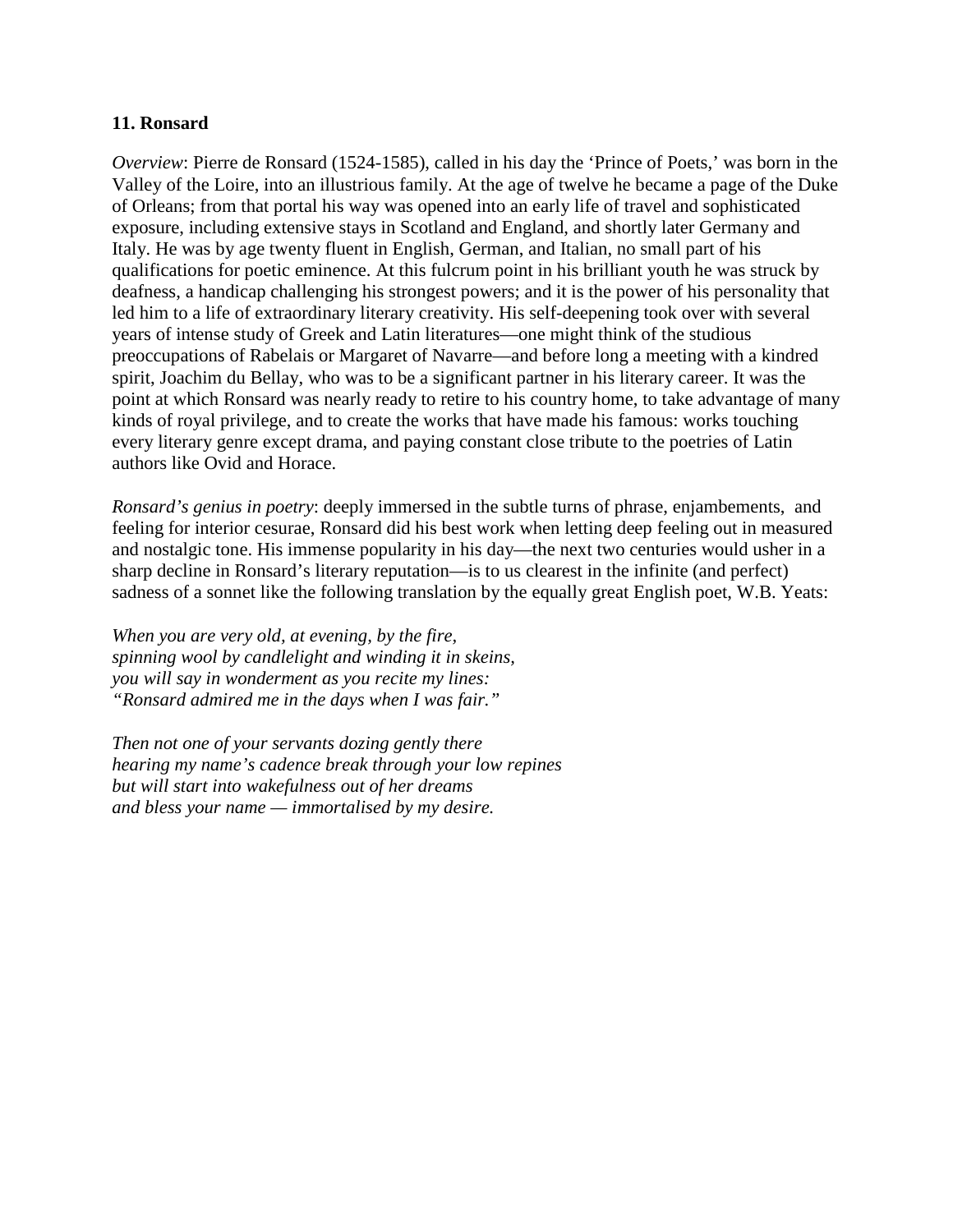**11. Ronsard**

*Overview*: Pierre de Ronsard (1524-1585), called in his day the 'Prince of Poets,' was born in the Valley of the Loire, into an illustrious family. At the age of twelve he became a page of the Duke of Orleans; from that portal his way was opened into an early life of travel and sophisticated exposure, including extensive stays in Scotland and England, and shortly later Germany and Italy. He was by age twenty fluent in English, German, and Italian, no small part of his qualifications for poetic eminence. At this fulcrum point in his brilliant youth he was struck by deafness, a handicap challenging his strongest powers; and it is the power of his personality that led him to a life of extraordinary literary creativity. His self-deepening took over with several years of intense study of Greek and Latin literatures—one might think of the studious preoccupations of Rabelais or Margaret of Navarre—and before long a meeting with a kindred spirit, Joachim du Bellay, who was to be a significant partner in his literary career. It was the point at which Ronsard was nearly ready to retire to his country home, to take advantage of many kinds of royal privilege, and to create the works that have made his famous: works touching every literary genre except drama, and paying constant close tribute to the poetries of Latin authors like Ovid and Horace.

*Ronsard's genius in poetry*: deeply immersed in the subtle turns of phrase, enjambements, and feeling for interior cesurae, Ronsard did his best work when letting deep feeling out in measured and nostalgic tone. His immense popularity in his day—the next two centuries would usher in a sharp decline in Ronsard's literary reputation—is to us clearest in the infinite (and perfect) sadness of a sonnet like the following translation by the equally great English poet, W.B. Yeats:

*When you are very old, at evening, by the fire,*
*spinning wool by candlelight and winding it in skeins,*
*you will say in wonderment as you recite my lines:*
*"Ronsard admired me in the days when I was fair."*

*Then not one of your servants dozing gently there*
*hearing my name's cadence break through your low repines*
*but will start into wakefulness out of her dreams*
*and bless your name — immortalised by my desire.*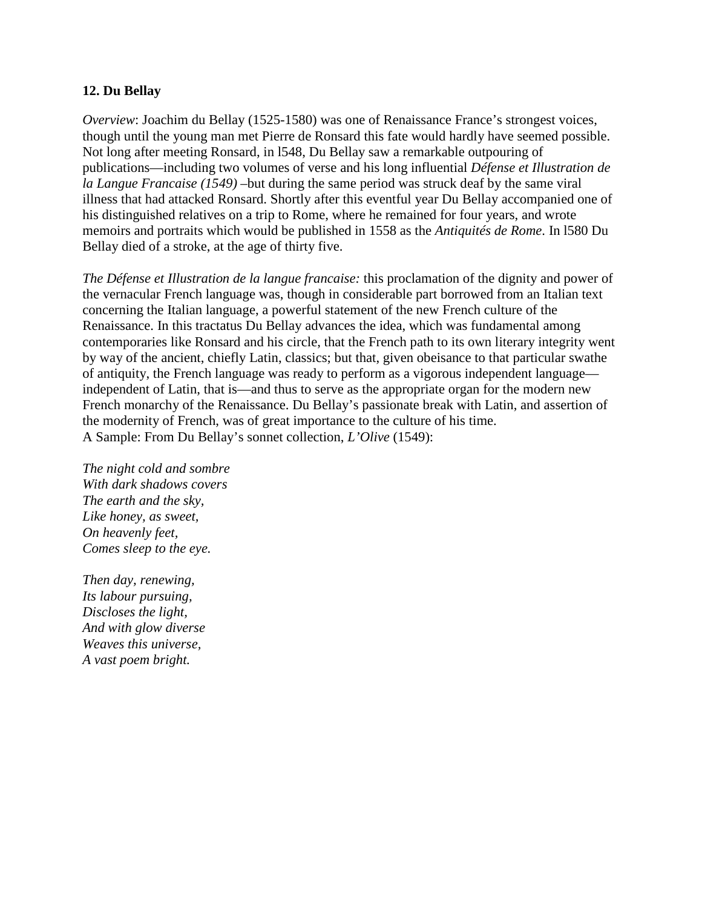**12. Du Bellay**

*Overview*: Joachim du Bellay (1525-1580) was one of Renaissance France's strongest voices, though until the young man met Pierre de Ronsard this fate would hardly have seemed possible. Not long after meeting Ronsard, in l548, Du Bellay saw a remarkable outpouring of publications—including two volumes of verse and his long influential *Défense et Illustration de la Langue Francaise (1549)* –but during the same period was struck deaf by the same viral illness that had attacked Ronsard. Shortly after this eventful year Du Bellay accompanied one of his distinguished relatives on a trip to Rome, where he remained for four years, and wrote memoirs and portraits which would be published in 1558 as the *Antiquités de Rome*. In l580 Du Bellay died of a stroke, at the age of thirty five.

*The Défense et Illustration de la langue francaise:* this proclamation of the dignity and power of the vernacular French language was, though in considerable part borrowed from an Italian text concerning the Italian language, a powerful statement of the new French culture of the Renaissance. In this tractatus Du Bellay advances the idea, which was fundamental among contemporaries like Ronsard and his circle, that the French path to its own literary integrity went by way of the ancient, chiefly Latin, classics; but that, given obeisance to that particular swathe of antiquity, the French language was ready to perform as a vigorous independent language—independent of Latin, that is—and thus to serve as the appropriate organ for the modern new French monarchy of the Renaissance. Du Bellay's passionate break with Latin, and assertion of the modernity of French, was of great importance to the culture of his time.
A Sample: From Du Bellay's sonnet collection, *L'Olive* (1549):

*The night cold and sombre*
*With dark shadows covers*
*The earth and the sky,*
*Like honey, as sweet,*
*On heavenly feet,*
*Comes sleep to the eye.*

*Then day, renewing,*
*Its labour pursuing,*
*Discloses the light,*
*And with glow diverse*
*Weaves this universe,*
*A vast poem bright.*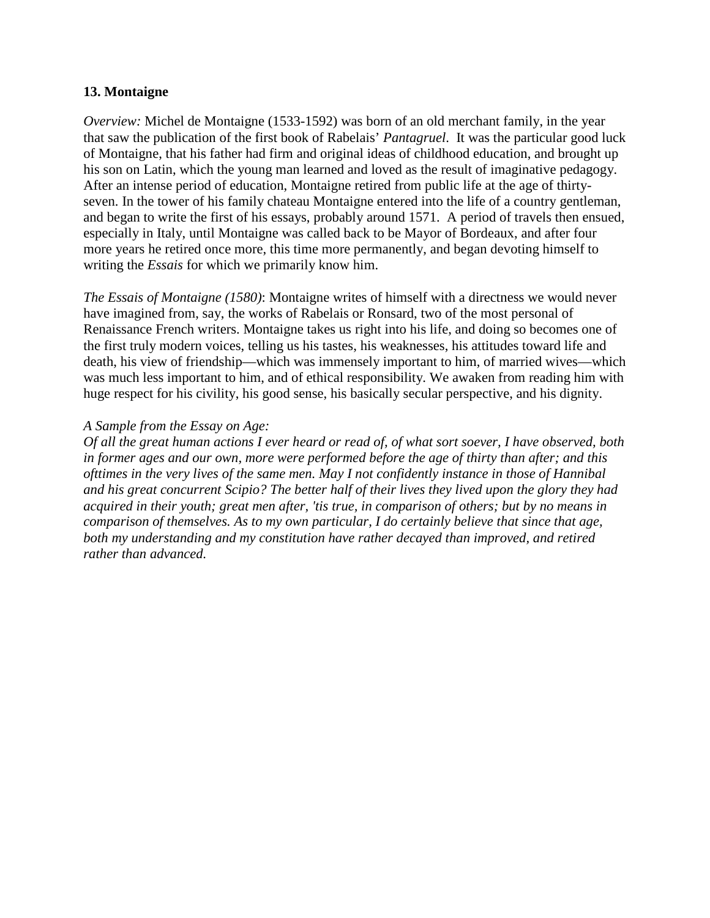**13. Montaigne**

*Overview:* Michel de Montaigne (1533-1592) was born of an old merchant family, in the year that saw the publication of the first book of Rabelais' *Pantagruel*. It was the particular good luck of Montaigne, that his father had firm and original ideas of childhood education, and brought up his son on Latin, which the young man learned and loved as the result of imaginative pedagogy. After an intense period of education, Montaigne retired from public life at the age of thirty-seven. In the tower of his family chateau Montaigne entered into the life of a country gentleman, and began to write the first of his essays, probably around 1571. A period of travels then ensued, especially in Italy, until Montaigne was called back to be Mayor of Bordeaux, and after four more years he retired once more, this time more permanently, and began devoting himself to writing the *Essais* for which we primarily know him.

*The Essais of Montaigne (1580)*: Montaigne writes of himself with a directness we would never have imagined from, say, the works of Rabelais or Ronsard, two of the most personal of Renaissance French writers. Montaigne takes us right into his life, and doing so becomes one of the first truly modern voices, telling us his tastes, his weaknesses, his attitudes toward life and death, his view of friendship—which was immensely important to him, of married wives—which was much less important to him, and of ethical responsibility. We awaken from reading him with huge respect for his civility, his good sense, his basically secular perspective, and his dignity.

*A Sample from the Essay on Age:*

*Of all the great human actions I ever heard or read of, of what sort soever, I have observed, both in former ages and our own, more were performed before the age of thirty than after; and this ofttimes in the very lives of the same men. May I not confidently instance in those of Hannibal and his great concurrent Scipio? The better half of their lives they lived upon the glory they had acquired in their youth; great men after, 'tis true, in comparison of others; but by no means in comparison of themselves. As to my own particular, I do certainly believe that since that age, both my understanding and my constitution have rather decayed than improved, and retired rather than advanced.*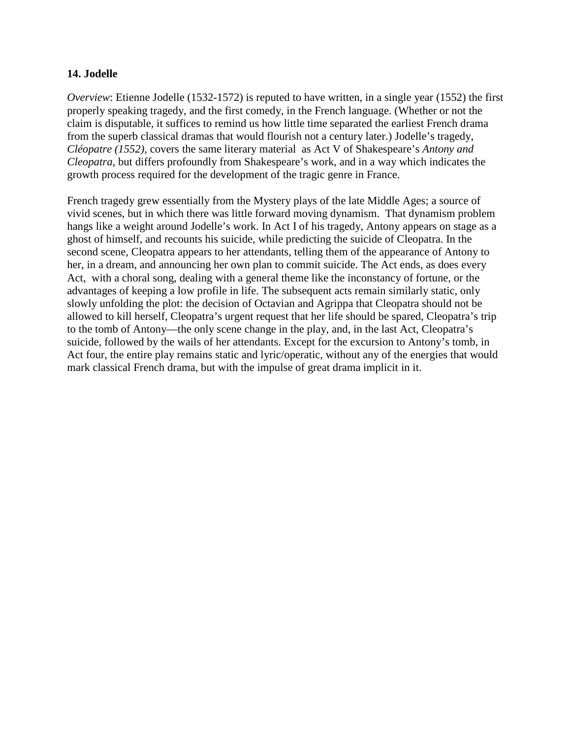**14. Jodelle**

*Overview*: Etienne Jodelle (1532-1572) is reputed to have written, in a single year (1552) the first properly speaking tragedy, and the first comedy, in the French language. (Whether or not the claim is disputable, it suffices to remind us how little time separated the earliest French drama from the superb classical dramas that would flourish not a century later.) Jodelle's tragedy, *Cléopatre (1552)*, covers the same literary material as Act V of Shakespeare's *Antony and Cleopatra,* but differs profoundly from Shakespeare's work, and in a way which indicates the growth process required for the development of the tragic genre in France.

French tragedy grew essentially from the Mystery plays of the late Middle Ages; a source of vivid scenes, but in which there was little forward moving dynamism. That dynamism problem hangs like a weight around Jodelle's work. In Act I of his tragedy, Antony appears on stage as a ghost of himself, and recounts his suicide, while predicting the suicide of Cleopatra. In the second scene, Cleopatra appears to her attendants, telling them of the appearance of Antony to her, in a dream, and announcing her own plan to commit suicide. The Act ends, as does every Act, with a choral song, dealing with a general theme like the inconstancy of fortune, or the advantages of keeping a low profile in life. The subsequent acts remain similarly static, only slowly unfolding the plot: the decision of Octavian and Agrippa that Cleopatra should not be allowed to kill herself, Cleopatra's urgent request that her life should be spared, Cleopatra's trip to the tomb of Antony—the only scene change in the play, and, in the last Act, Cleopatra's suicide, followed by the wails of her attendants. Except for the excursion to Antony's tomb, in Act four, the entire play remains static and lyric/operatic, without any of the energies that would mark classical French drama, but with the impulse of great drama implicit in it.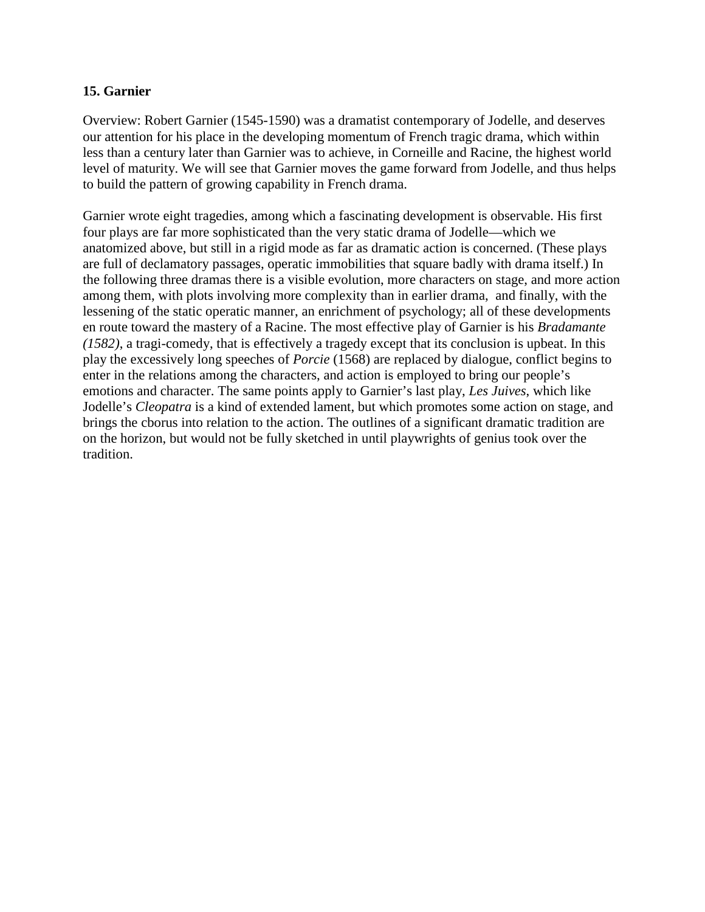**15. Garnier**

Overview: Robert Garnier (1545-1590) was a dramatist contemporary of Jodelle, and deserves our attention for his place in the developing momentum of French tragic drama, which within less than a century later than Garnier was to achieve, in Corneille and Racine, the highest world level of maturity. We will see that Garnier moves the game forward from Jodelle, and thus helps to build the pattern of growing capability in French drama.

Garnier wrote eight tragedies, among which a fascinating development is observable. His first four plays are far more sophisticated than the very static drama of Jodelle—which we anatomized above, but still in a rigid mode as far as dramatic action is concerned. (These plays are full of declamatory passages, operatic immobilities that square badly with drama itself.) In the following three dramas there is a visible evolution, more characters on stage, and more action among them, with plots involving more complexity than in earlier drama,  and finally, with the lessening of the static operatic manner, an enrichment of psychology; all of these developments en route toward the mastery of a Racine. The most effective play of Garnier is his *Bradamante (1582)*, a tragi-comedy, that is effectively a tragedy except that its conclusion is upbeat. In this play the excessively long speeches of *Porcie* (1568) are replaced by dialogue, conflict begins to enter in the relations among the characters, and action is employed to bring our people's emotions and character. The same points apply to Garnier's last play, *Les Juives*, which like Jodelle's *Cleopatra* is a kind of extended lament, but which promotes some action on stage, and brings the cborus into relation to the action. The outlines of a significant dramatic tradition are on the horizon, but would not be fully sketched in until playwrights of genius took over the tradition.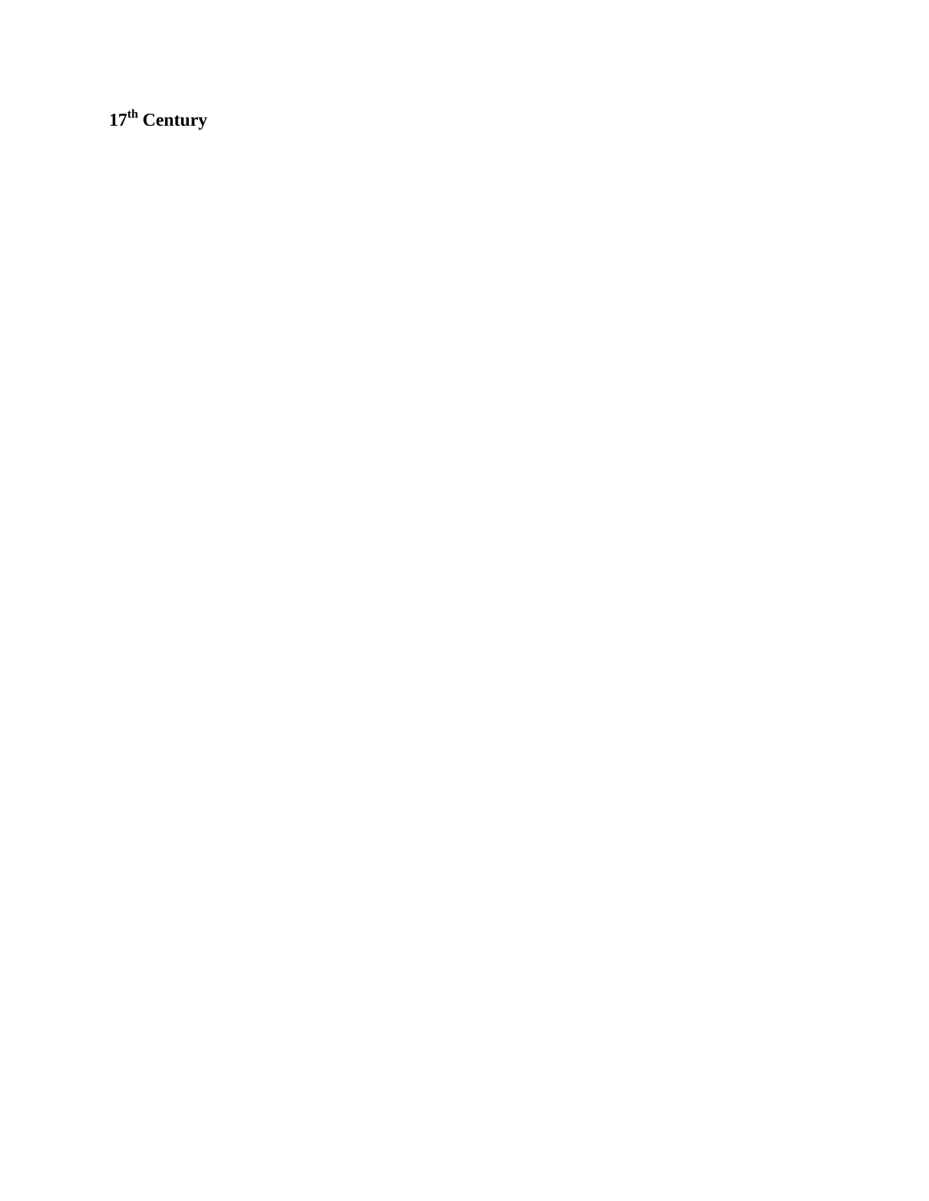**17th Century**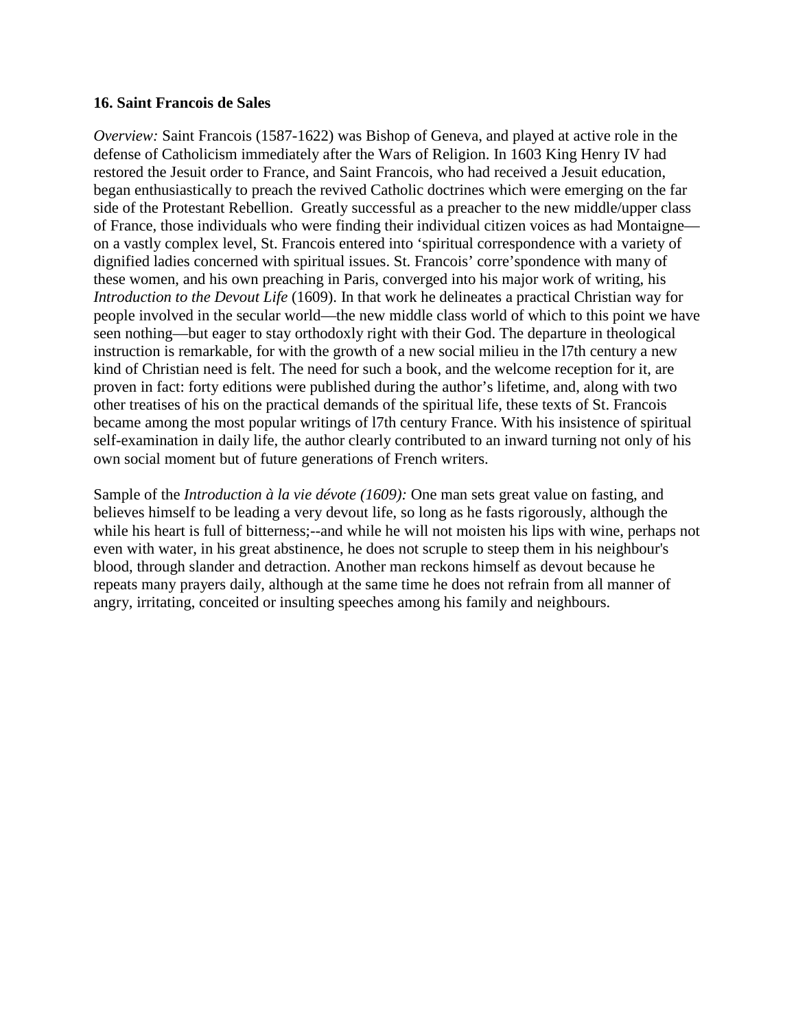**16. Saint Francois de Sales**

*Overview:* Saint Francois (1587-1622) was Bishop of Geneva, and played at active role in the defense of Catholicism immediately after the Wars of Religion. In 1603 King Henry IV had restored the Jesuit order to France, and Saint Francois, who had received a Jesuit education, began enthusiastically to preach the revived Catholic doctrines which were emerging on the far side of the Protestant Rebellion. Greatly successful as a preacher to the new middle/upper class of France, those individuals who were finding their individual citizen voices as had Montaigne—on a vastly complex level, St. Francois entered into 'spiritual correspondence with a variety of dignified ladies concerned with spiritual issues. St. Francois' corre'spondence with many of these women, and his own preaching in Paris, converged into his major work of writing, his *Introduction to the Devout Life* (1609). In that work he delineates a practical Christian way for people involved in the secular world—the new middle class world of which to this point we have seen nothing—but eager to stay orthodoxly right with their God. The departure in theological instruction is remarkable, for with the growth of a new social milieu in the l7th century a new kind of Christian need is felt. The need for such a book, and the welcome reception for it, are proven in fact: forty editions were published during the author's lifetime, and, along with two other treatises of his on the practical demands of the spiritual life, these texts of St. Francois became among the most popular writings of l7th century France. With his insistence of spiritual self-examination in daily life, the author clearly contributed to an inward turning not only of his own social moment but of future generations of French writers.

Sample of the *Introduction à la vie dévote (1609):* One man sets great value on fasting, and believes himself to be leading a very devout life, so long as he fasts rigorously, although the while his heart is full of bitterness;--and while he will not moisten his lips with wine, perhaps not even with water, in his great abstinence, he does not scruple to steep them in his neighbour's blood, through slander and detraction. Another man reckons himself as devout because he repeats many prayers daily, although at the same time he does not refrain from all manner of angry, irritating, conceited or insulting speeches among his family and neighbours.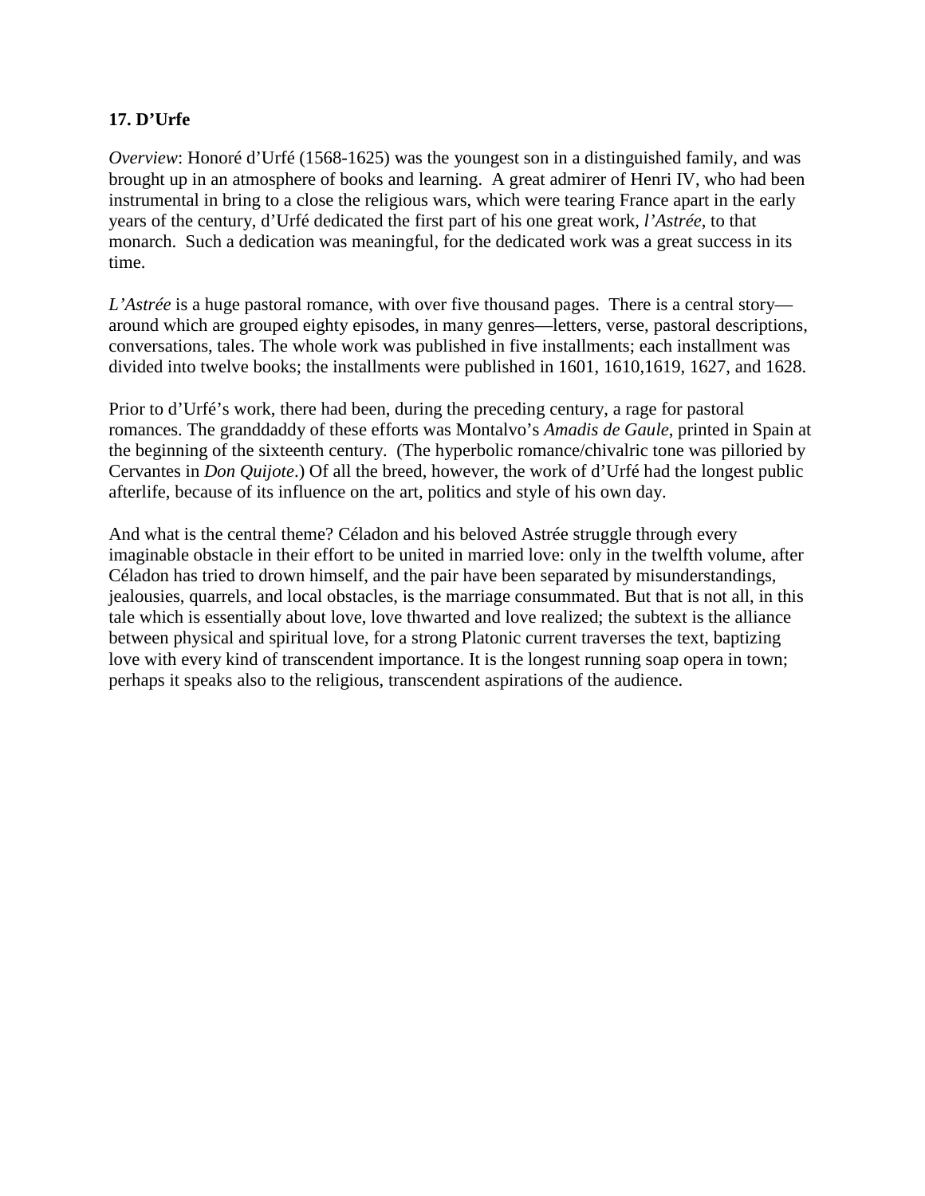**17. D'Urfe**

*Overview*: Honoré d'Urfé (1568-1625) was the youngest son in a distinguished family, and was brought up in an atmosphere of books and learning. A great admirer of Henri IV, who had been instrumental in bring to a close the religious wars, which were tearing France apart in the early years of the century, d'Urfé dedicated the first part of his one great work, *l'Astrée*, to that monarch. Such a dedication was meaningful, for the dedicated work was a great success in its time.

*L'Astrée* is a huge pastoral romance, with over five thousand pages. There is a central story—around which are grouped eighty episodes, in many genres—letters, verse, pastoral descriptions, conversations, tales. The whole work was published in five installments; each installment was divided into twelve books; the installments were published in 1601, 1610,1619, 1627, and 1628.

Prior to d'Urfé's work, there had been, during the preceding century, a rage for pastoral romances. The granddaddy of these efforts was Montalvo's *Amadis de Gaule*, printed in Spain at the beginning of the sixteenth century. (The hyperbolic romance/chivalric tone was pilloried by Cervantes in *Don Quijote*.) Of all the breed, however, the work of d'Urfé had the longest public afterlife, because of its influence on the art, politics and style of his own day.

And what is the central theme? Céladon and his beloved Astrée struggle through every imaginable obstacle in their effort to be united in married love: only in the twelfth volume, after Céladon has tried to drown himself, and the pair have been separated by misunderstandings, jealousies, quarrels, and local obstacles, is the marriage consummated. But that is not all, in this tale which is essentially about love, love thwarted and love realized; the subtext is the alliance between physical and spiritual love, for a strong Platonic current traverses the text, baptizing love with every kind of transcendent importance. It is the longest running soap opera in town; perhaps it speaks also to the religious, transcendent aspirations of the audience.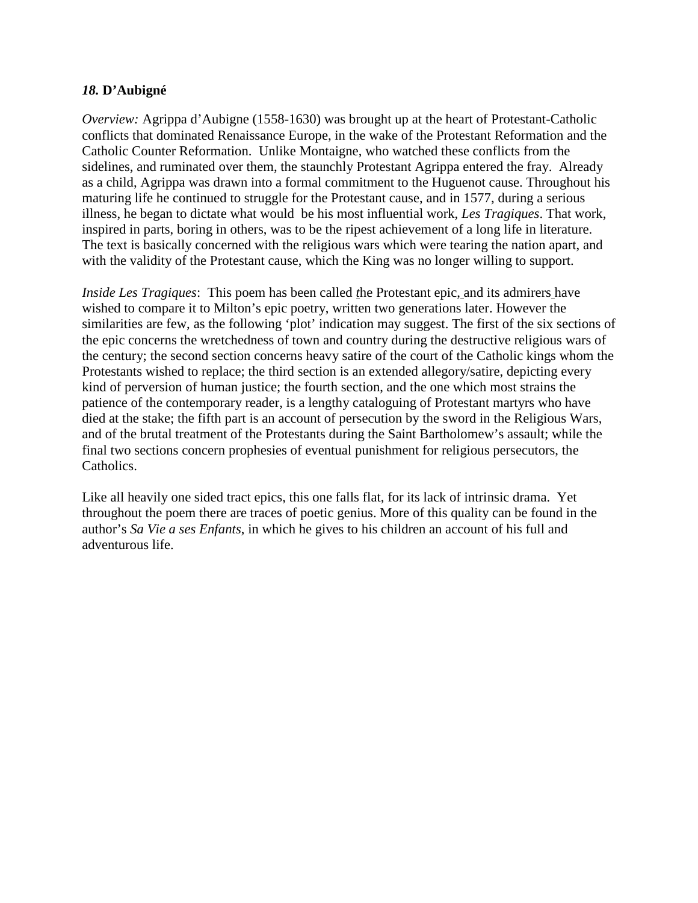***18.* D'Aubigné**

*Overview:* Agrippa d'Aubigne (1558-1630) was brought up at the heart of Protestant-Catholic conflicts that dominated Renaissance Europe, in the wake of the Protestant Reformation and the Catholic Counter Reformation. Unlike Montaigne, who watched these conflicts from the sidelines, and ruminated over them, the staunchly Protestant Agrippa entered the fray. Already as a child, Agrippa was drawn into a formal commitment to the Huguenot cause. Throughout his maturing life he continued to struggle for the Protestant cause, and in 1577, during a serious illness, he began to dictate what would be his most influential work, *Les Tragiques*. That work, inspired in parts, boring in others, was to be the ripest achievement of a long life in literature. The text is basically concerned with the religious wars which were tearing the nation apart, and with the validity of the Protestant cause, which the King was no longer willing to support.

*Inside Les Tragiques*: This poem has been called *t*he Protestant epic, and its admirers have wished to compare it to Milton's epic poetry, written two generations later. However the similarities are few, as the following 'plot' indication may suggest. The first of the six sections of the epic concerns the wretchedness of town and country during the destructive religious wars of the century; the second section concerns heavy satire of the court of the Catholic kings whom the Protestants wished to replace; the third section is an extended allegory/satire, depicting every kind of perversion of human justice; the fourth section, and the one which most strains the patience of the contemporary reader, is a lengthy cataloguing of Protestant martyrs who have died at the stake; the fifth part is an account of persecution by the sword in the Religious Wars, and of the brutal treatment of the Protestants during the Saint Bartholomew's assault; while the final two sections concern prophesies of eventual punishment for religious persecutors, the Catholics.

Like all heavily one sided tract epics, this one falls flat, for its lack of intrinsic drama. Yet throughout the poem there are traces of poetic genius. More of this quality can be found in the author's *Sa Vie a ses Enfants*, in which he gives to his children an account of his full and adventurous life.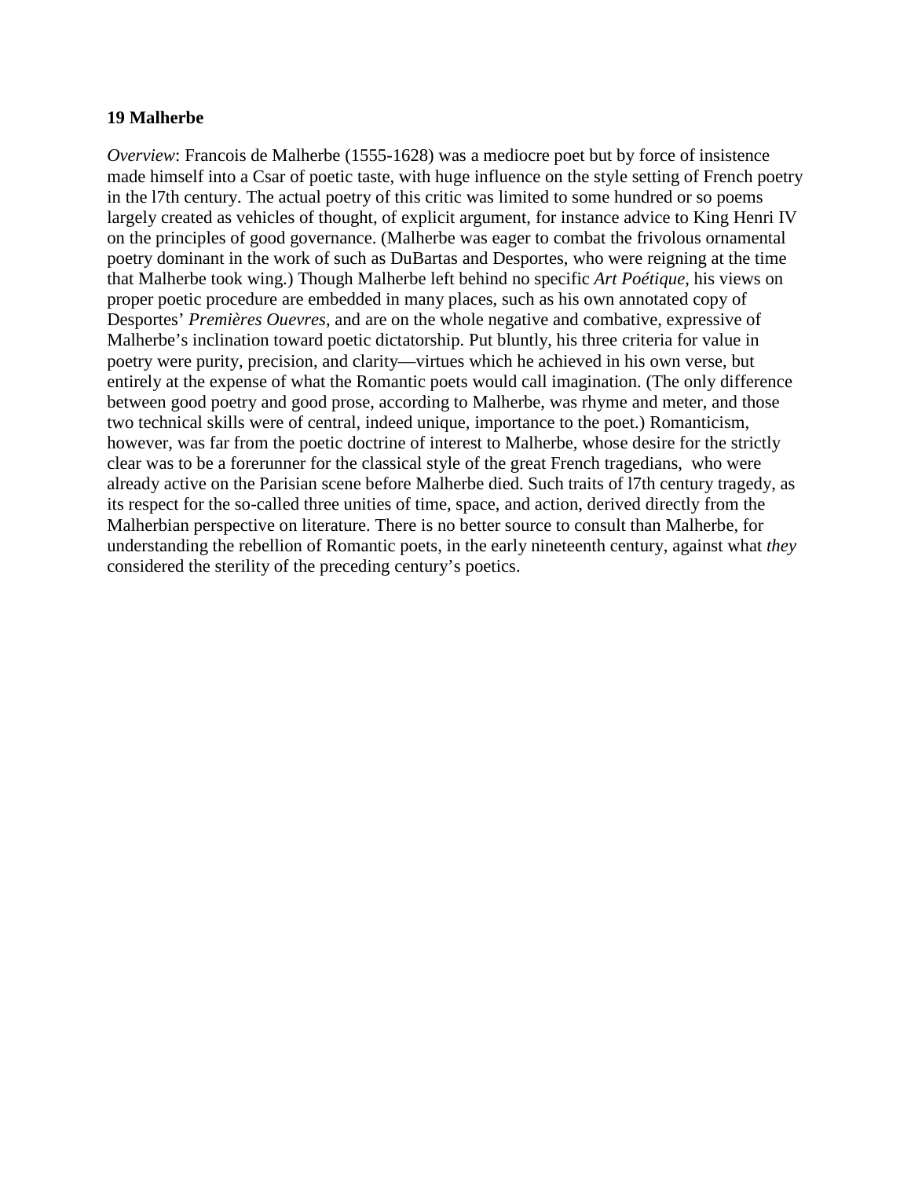**19 Malherbe**

*Overview*: Francois de Malherbe (1555-1628) was a mediocre poet but by force of insistence made himself into a Csar of poetic taste, with huge influence on the style setting of French poetry in the l7th century. The actual poetry of this critic was limited to some hundred or so poems largely created as vehicles of thought, of explicit argument, for instance advice to King Henri IV on the principles of good governance. (Malherbe was eager to combat the frivolous ornamental poetry dominant in the work of such as DuBartas and Desportes, who were reigning at the time that Malherbe took wing.) Though Malherbe left behind no specific *Art Poétique*, his views on proper poetic procedure are embedded in many places, such as his own annotated copy of Desportes' *Premières Ouevres*, and are on the whole negative and combative, expressive of Malherbe's inclination toward poetic dictatorship. Put bluntly, his three criteria for value in poetry were purity, precision, and clarity—virtues which he achieved in his own verse, but entirely at the expense of what the Romantic poets would call imagination. (The only difference between good poetry and good prose, according to Malherbe, was rhyme and meter, and those two technical skills were of central, indeed unique, importance to the poet.) Romanticism, however, was far from the poetic doctrine of interest to Malherbe, whose desire for the strictly clear was to be a forerunner for the classical style of the great French tragedians, who were already active on the Parisian scene before Malherbe died. Such traits of l7th century tragedy, as its respect for the so-called three unities of time, space, and action, derived directly from the Malherbian perspective on literature. There is no better source to consult than Malherbe, for understanding the rebellion of Romantic poets, in the early nineteenth century, against what *they* considered the sterility of the preceding century's poetics.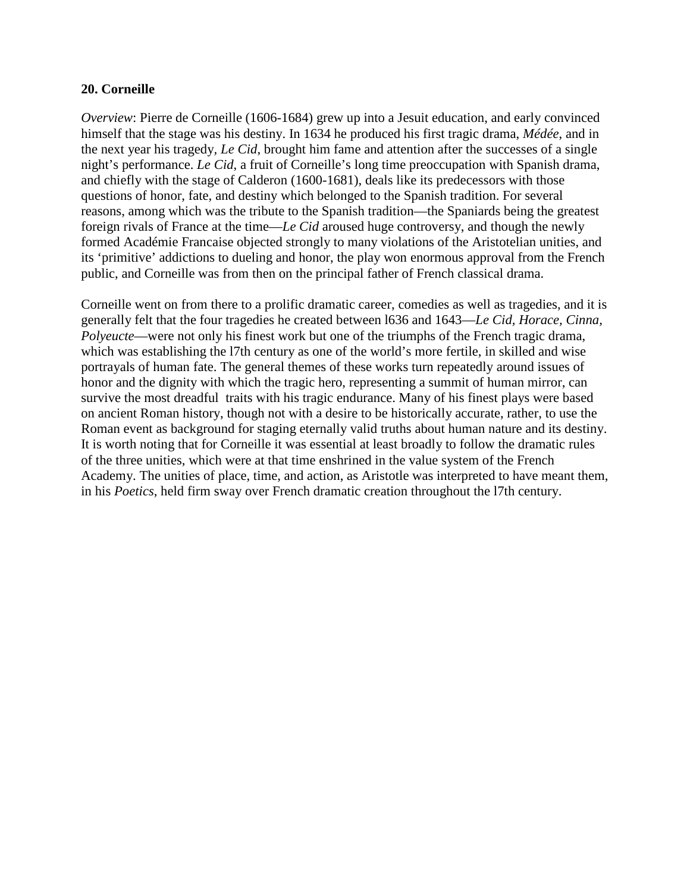**20. Corneille**

*Overview*: Pierre de Corneille (1606-1684) grew up into a Jesuit education, and early convinced himself that the stage was his destiny. In 1634 he produced his first tragic drama, *Médée*, and in the next year his tragedy, *Le Cid*, brought him fame and attention after the successes of a single night's performance. *Le Cid*, a fruit of Corneille's long time preoccupation with Spanish drama, and chiefly with the stage of Calderon (1600-1681), deals like its predecessors with those questions of honor, fate, and destiny which belonged to the Spanish tradition. For several reasons, among which was the tribute to the Spanish tradition—the Spaniards being the greatest foreign rivals of France at the time—*Le Cid* aroused huge controversy, and though the newly formed Académie Francaise objected strongly to many violations of the Aristotelian unities, and its 'primitive' addictions to dueling and honor, the play won enormous approval from the French public, and Corneille was from then on the principal father of French classical drama.

Corneille went on from there to a prolific dramatic career, comedies as well as tragedies, and it is generally felt that the four tragedies he created between l636 and 1643—*Le Cid, Horace, Cinna, Polyeucte*—were not only his finest work but one of the triumphs of the French tragic drama, which was establishing the l7th century as one of the world's more fertile, in skilled and wise portrayals of human fate. The general themes of these works turn repeatedly around issues of honor and the dignity with which the tragic hero, representing a summit of human mirror, can survive the most dreadful traits with his tragic endurance. Many of his finest plays were based on ancient Roman history, though not with a desire to be historically accurate, rather, to use the Roman event as background for staging eternally valid truths about human nature and its destiny. It is worth noting that for Corneille it was essential at least broadly to follow the dramatic rules of the three unities, which were at that time enshrined in the value system of the French Academy. The unities of place, time, and action, as Aristotle was interpreted to have meant them, in his *Poetics*, held firm sway over French dramatic creation throughout the l7th century.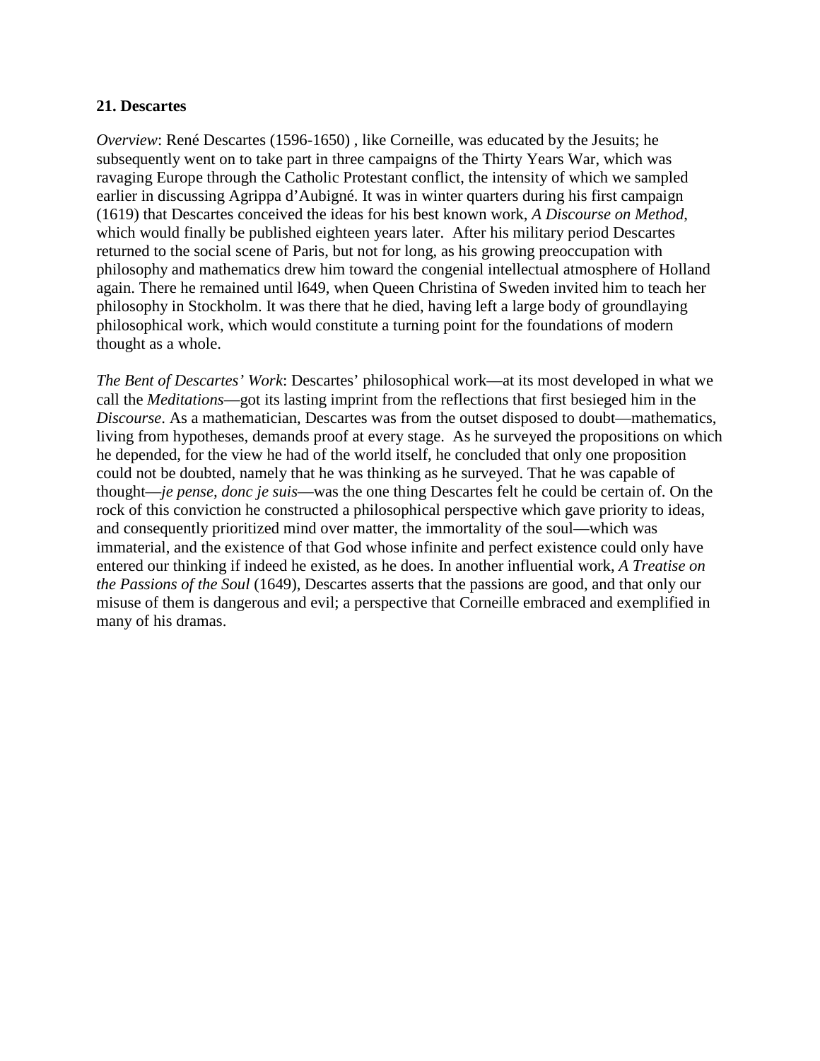**21. Descartes**

*Overview*: René Descartes (1596-1650) , like Corneille, was educated by the Jesuits; he subsequently went on to take part in three campaigns of the Thirty Years War, which was ravaging Europe through the Catholic Protestant conflict, the intensity of which we sampled earlier in discussing Agrippa d'Aubigné. It was in winter quarters during his first campaign (1619) that Descartes conceived the ideas for his best known work, *A Discourse on Method*, which would finally be published eighteen years later. After his military period Descartes returned to the social scene of Paris, but not for long, as his growing preoccupation with philosophy and mathematics drew him toward the congenial intellectual atmosphere of Holland again. There he remained until l649, when Queen Christina of Sweden invited him to teach her philosophy in Stockholm. It was there that he died, having left a large body of groundlaying philosophical work, which would constitute a turning point for the foundations of modern thought as a whole.

*The Bent of Descartes' Work*: Descartes' philosophical work—at its most developed in what we call the *Meditations*—got its lasting imprint from the reflections that first besieged him in the *Discourse*. As a mathematician, Descartes was from the outset disposed to doubt—mathematics, living from hypotheses, demands proof at every stage. As he surveyed the propositions on which he depended, for the view he had of the world itself, he concluded that only one proposition could not be doubted, namely that he was thinking as he surveyed. That he was capable of thought—*je pense, donc je suis*—was the one thing Descartes felt he could be certain of. On the rock of this conviction he constructed a philosophical perspective which gave priority to ideas, and consequently prioritized mind over matter, the immortality of the soul—which was immaterial, and the existence of that God whose infinite and perfect existence could only have entered our thinking if indeed he existed, as he does. In another influential work, *A Treatise on the Passions of the Soul* (1649), Descartes asserts that the passions are good, and that only our misuse of them is dangerous and evil; a perspective that Corneille embraced and exemplified in many of his dramas.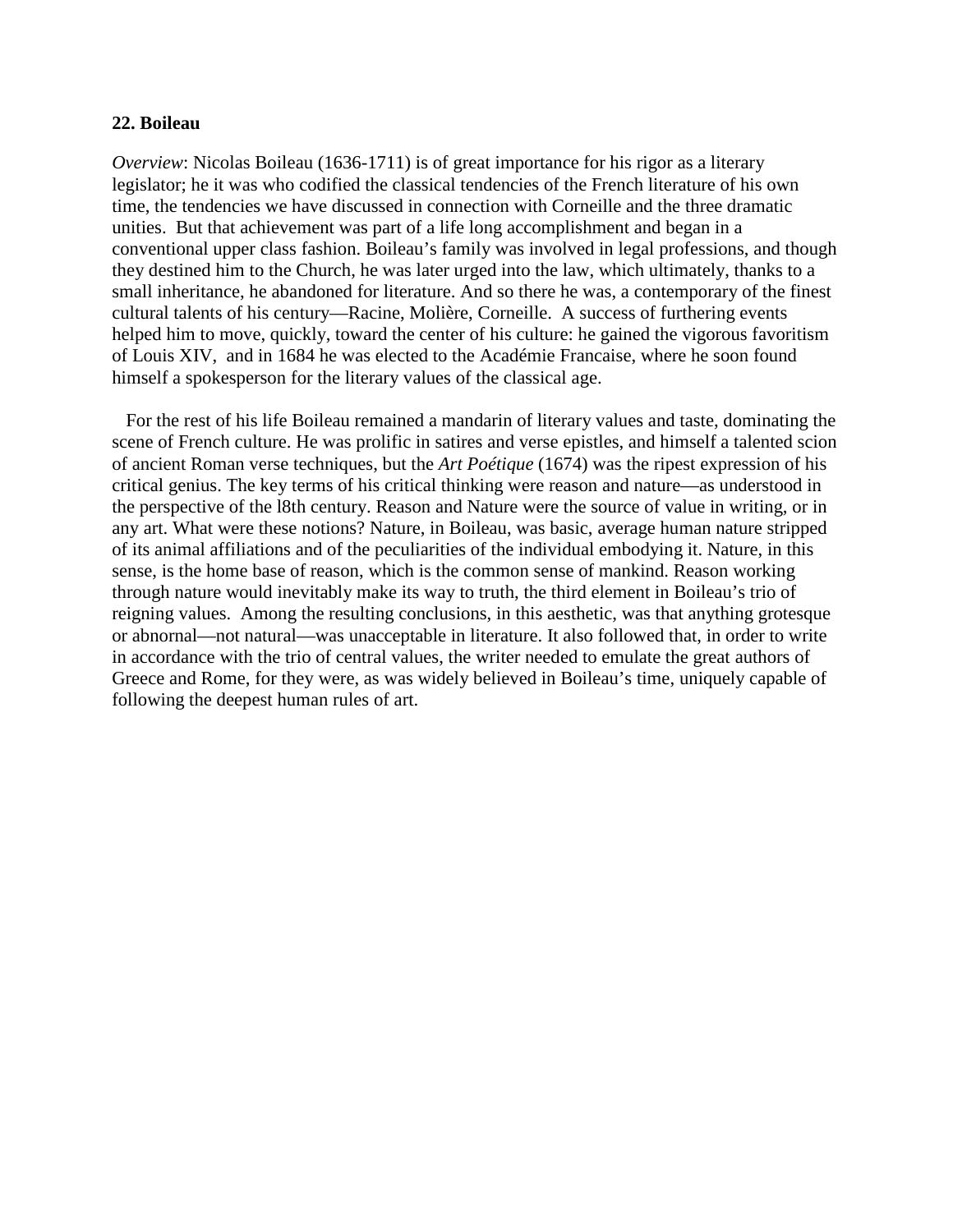**22. Boileau**

*Overview*: Nicolas Boileau (1636-1711) is of great importance for his rigor as a literary legislator; he it was who codified the classical tendencies of the French literature of his own time, the tendencies we have discussed in connection with Corneille and the three dramatic unities. But that achievement was part of a life long accomplishment and began in a conventional upper class fashion. Boileau's family was involved in legal professions, and though they destined him to the Church, he was later urged into the law, which ultimately, thanks to a small inheritance, he abandoned for literature. And so there he was, a contemporary of the finest cultural talents of his century—Racine, Molière, Corneille. A success of furthering events helped him to move, quickly, toward the center of his culture: he gained the vigorous favoritism of Louis XIV, and in 1684 he was elected to the Académie Francaise, where he soon found himself a spokesperson for the literary values of the classical age.

For the rest of his life Boileau remained a mandarin of literary values and taste, dominating the scene of French culture. He was prolific in satires and verse epistles, and himself a talented scion of ancient Roman verse techniques, but the *Art Poétique* (1674) was the ripest expression of his critical genius. The key terms of his critical thinking were reason and nature—as understood in the perspective of the l8th century. Reason and Nature were the source of value in writing, or in any art. What were these notions? Nature, in Boileau, was basic, average human nature stripped of its animal affiliations and of the peculiarities of the individual embodying it. Nature, in this sense, is the home base of reason, which is the common sense of mankind. Reason working through nature would inevitably make its way to truth, the third element in Boileau's trio of reigning values. Among the resulting conclusions, in this aesthetic, was that anything grotesque or abnornal—not natural—was unacceptable in literature. It also followed that, in order to write in accordance with the trio of central values, the writer needed to emulate the great authors of Greece and Rome, for they were, as was widely believed in Boileau's time, uniquely capable of following the deepest human rules of art.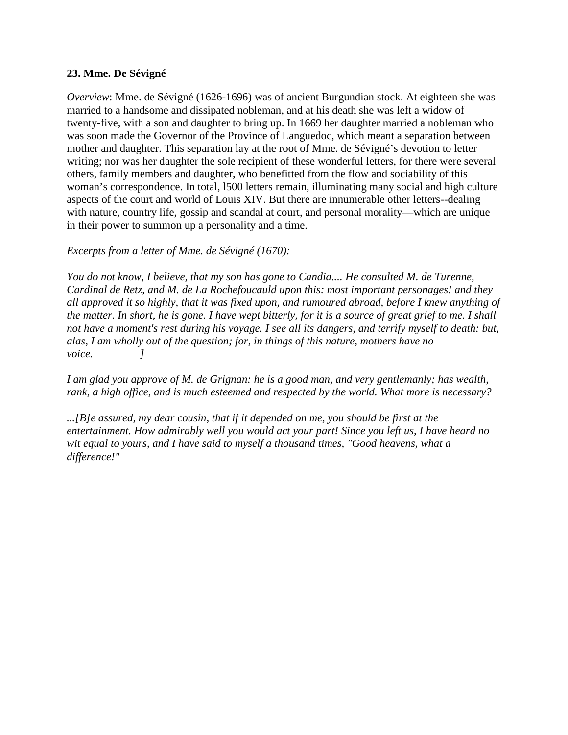**23. Mme. De Sévigné**

*Overview*: Mme. de Sévigné (1626-1696) was of ancient Burgundian stock. At eighteen she was married to a handsome and dissipated nobleman, and at his death she was left a widow of twenty-five, with a son and daughter to bring up. In 1669 her daughter married a nobleman who was soon made the Governor of the Province of Languedoc, which meant a separation between mother and daughter. This separation lay at the root of Mme. de Sévigné's devotion to letter writing; nor was her daughter the sole recipient of these wonderful letters, for there were several others, family members and daughter, who benefitted from the flow and sociability of this woman's correspondence. In total, l500 letters remain, illuminating many social and high culture aspects of the court and world of Louis XIV. But there are innumerable other letters--dealing with nature, country life, gossip and scandal at court, and personal morality—which are unique in their power to summon up a personality and a time.

*Excerpts from a letter of Mme. de Sévigné (1670):*

*You do not know, I believe, that my son has gone to Candia.... He consulted M. de Turenne, Cardinal de Retz, and M. de La Rochefoucauld upon this: most important personages! and they all approved it so highly, that it was fixed upon, and rumoured abroad, before I knew anything of the matter. In short, he is gone. I have wept bitterly, for it is a source of great grief to me. I shall not have a moment's rest during his voyage. I see all its dangers, and terrify myself to death: but, alas, I am wholly out of the question; for, in things of this nature, mothers have no voice. ]*

*I am glad you approve of M. de Grignan: he is a good man, and very gentlemanly; has wealth, rank, a high office, and is much esteemed and respected by the world. What more is necessary?*

*...[B]e assured, my dear cousin, that if it depended on me, you should be first at the entertainment. How admirably well you would act your part! Since you left us, I have heard no wit equal to yours, and I have said to myself a thousand times, "Good heavens, what a difference!"*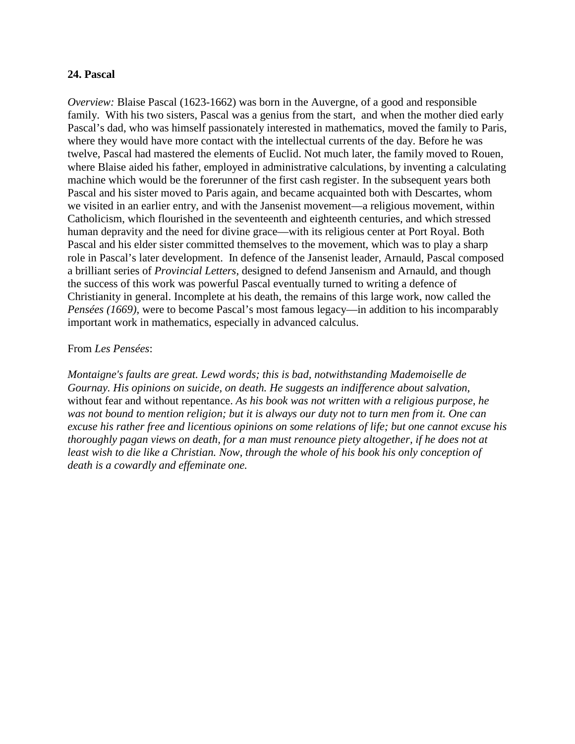**24. Pascal**

*Overview:* Blaise Pascal (1623-1662) was born in the Auvergne, of a good and responsible family. With his two sisters, Pascal was a genius from the start, and when the mother died early Pascal's dad, who was himself passionately interested in mathematics, moved the family to Paris, where they would have more contact with the intellectual currents of the day. Before he was twelve, Pascal had mastered the elements of Euclid. Not much later, the family moved to Rouen, where Blaise aided his father, employed in administrative calculations, by inventing a calculating machine which would be the forerunner of the first cash register. In the subsequent years both Pascal and his sister moved to Paris again, and became acquainted both with Descartes, whom we visited in an earlier entry, and with the Jansenist movement—a religious movement, within Catholicism, which flourished in the seventeenth and eighteenth centuries, and which stressed human depravity and the need for divine grace—with its religious center at Port Royal. Both Pascal and his elder sister committed themselves to the movement, which was to play a sharp role in Pascal's later development. In defence of the Jansenist leader, Arnauld, Pascal composed a brilliant series of *Provincial Letters*, designed to defend Jansenism and Arnauld, and though the success of this work was powerful Pascal eventually turned to writing a defence of Christianity in general. Incomplete at his death, the remains of this large work, now called the *Pensées (1669)*, were to become Pascal's most famous legacy—in addition to his incomparably important work in mathematics, especially in advanced calculus.

From *Les Pensées*:

*Montaigne's faults are great. Lewd words; this is bad, notwithstanding Mademoiselle de Gournay. His opinions on suicide, on death. He suggests an indifference about salvation,* without fear and without repentance. *As his book was not written with a religious purpose, he was not bound to mention religion; but it is always our duty not to turn men from it. One can excuse his rather free and licentious opinions on some relations of life; but one cannot excuse his thoroughly pagan views on death, for a man must renounce piety altogether, if he does not at least wish to die like a Christian. Now, through the whole of his book his only conception of death is a cowardly and effeminate one.*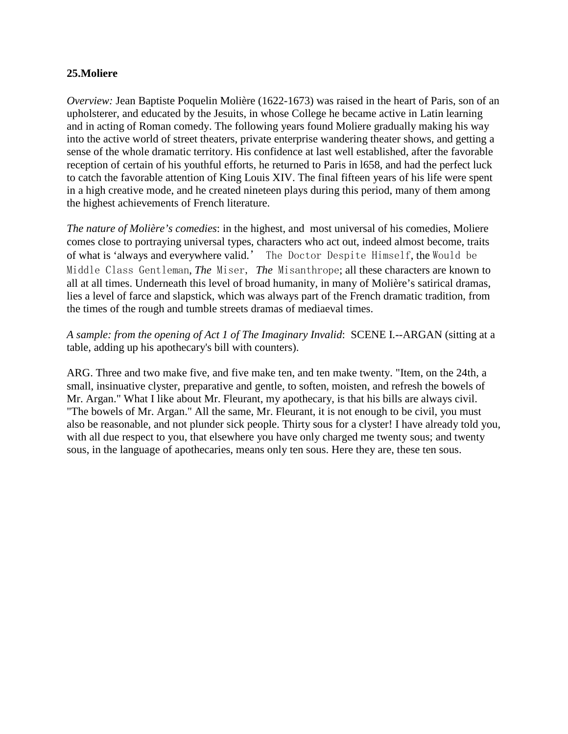**25.Moliere**

*Overview:* Jean Baptiste Poquelin Molière (1622-1673) was raised in the heart of Paris, son of an upholsterer, and educated by the Jesuits, in whose College he became active in Latin learning and in acting of Roman comedy. The following years found Moliere gradually making his way into the active world of street theaters, private enterprise wandering theater shows, and getting a sense of the whole dramatic territory. His confidence at last well established, after the favorable reception of certain of his youthful efforts, he returned to Paris in l658, and had the perfect luck to catch the favorable attention of King Louis XIV. The final fifteen years of his life were spent in a high creative mode, and he created nineteen plays during this period, many of them among the highest achievements of French literature.

*The nature of Molière's comedies*: in the highest, and most universal of his comedies, Moliere comes close to portraying universal types, characters who act out, indeed almost become, traits of what is 'always and everywhere valid.' The Doctor Despite Himself, the Would be Middle Class Gentleman, *The* Miser, *The* Misanthrope; all these characters are known to all at all times. Underneath this level of broad humanity, in many of Molière's satirical dramas, lies a level of farce and slapstick, which was always part of the French dramatic tradition, from the times of the rough and tumble streets dramas of mediaeval times.

*A sample: from the opening of Act 1 of The Imaginary Invalid*: SCENE I.--ARGAN (sitting at a table, adding up his apothecary's bill with counters).

ARG. Three and two make five, and five make ten, and ten make twenty. "Item, on the 24th, a small, insinuative clyster, preparative and gentle, to soften, moisten, and refresh the bowels of Mr. Argan." What I like about Mr. Fleurant, my apothecary, is that his bills are always civil. "The bowels of Mr. Argan." All the same, Mr. Fleurant, it is not enough to be civil, you must also be reasonable, and not plunder sick people. Thirty sous for a clyster! I have already told you, with all due respect to you, that elsewhere you have only charged me twenty sous; and twenty sous, in the language of apothecaries, means only ten sous. Here they are, these ten sous.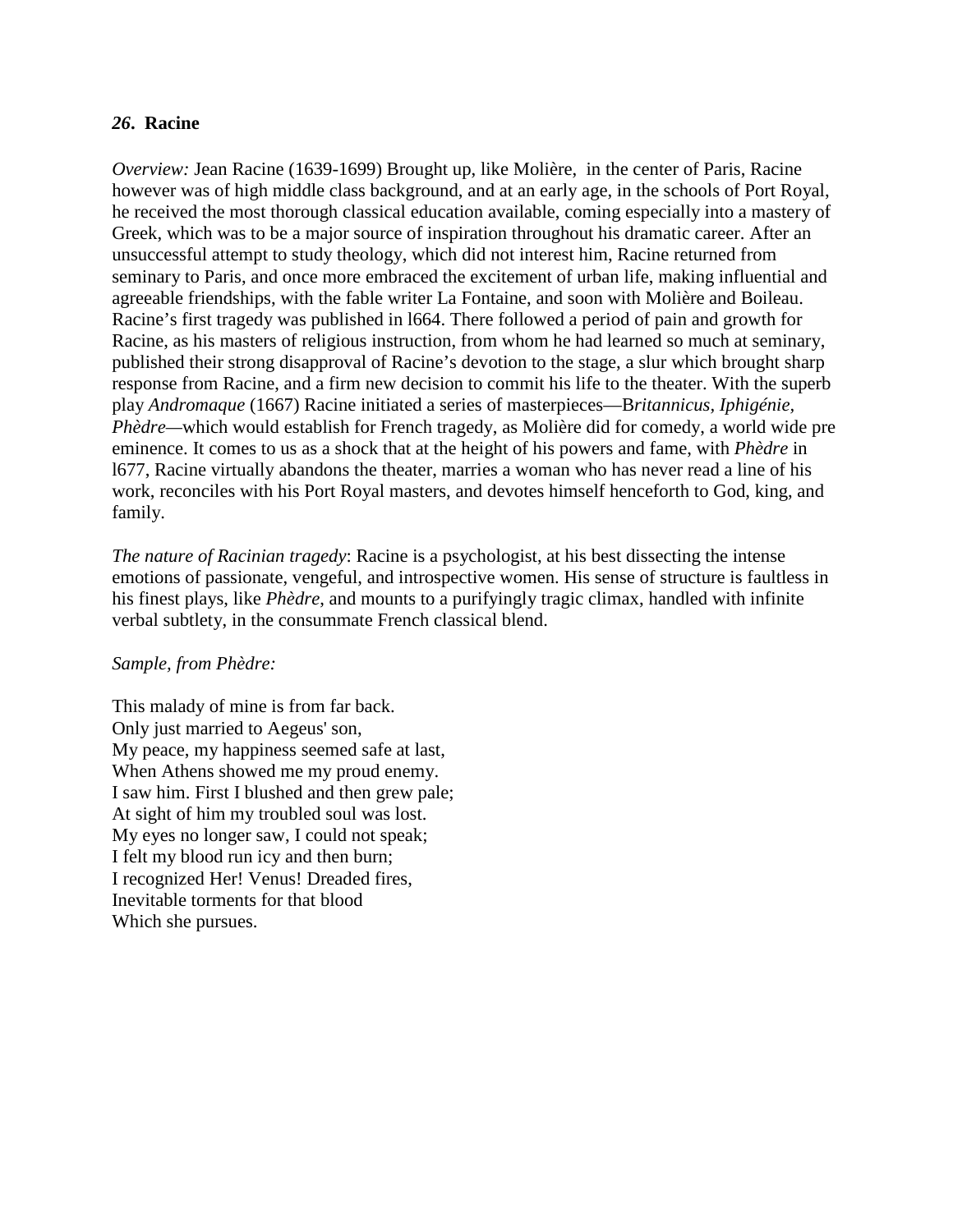***26*. Racine**

*Overview:* Jean Racine (1639-1699) Brought up, like Molière, in the center of Paris, Racine however was of high middle class background, and at an early age, in the schools of Port Royal, he received the most thorough classical education available, coming especially into a mastery of Greek, which was to be a major source of inspiration throughout his dramatic career. After an unsuccessful attempt to study theology, which did not interest him, Racine returned from seminary to Paris, and once more embraced the excitement of urban life, making influential and agreeable friendships, with the fable writer La Fontaine, and soon with Molière and Boileau. Racine's first tragedy was published in l664. There followed a period of pain and growth for Racine, as his masters of religious instruction, from whom he had learned so much at seminary, published their strong disapproval of Racine's devotion to the stage, a slur which brought sharp response from Racine, and a firm new decision to commit his life to the theater. With the superb play *Andromaque* (1667) Racine initiated a series of masterpieces—B*ritannicus, Iphigénie, Phèdre*—which would establish for French tragedy, as Molière did for comedy, a world wide pre eminence. It comes to us as a shock that at the height of his powers and fame, with *Phèdre* in l677, Racine virtually abandons the theater, marries a woman who has never read a line of his work, reconciles with his Port Royal masters, and devotes himself henceforth to God, king, and family.

*The nature of Racinian tragedy*: Racine is a psychologist, at his best dissecting the intense emotions of passionate, vengeful, and introspective women. His sense of structure is faultless in his finest plays, like *Phèdre,* and mounts to a purifyingly tragic climax, handled with infinite verbal subtlety, in the consummate French classical blend.

*Sample, from Phèdre:*

This malady of mine is from far back.
Only just married to Aegeus' son,
My peace, my happiness seemed safe at last,
When Athens showed me my proud enemy.
I saw him. First I blushed and then grew pale;
At sight of him my troubled soul was lost.
My eyes no longer saw, I could not speak;
I felt my blood run icy and then burn;
I recognized Her! Venus! Dreaded fires,
Inevitable torments for that blood
Which she pursues.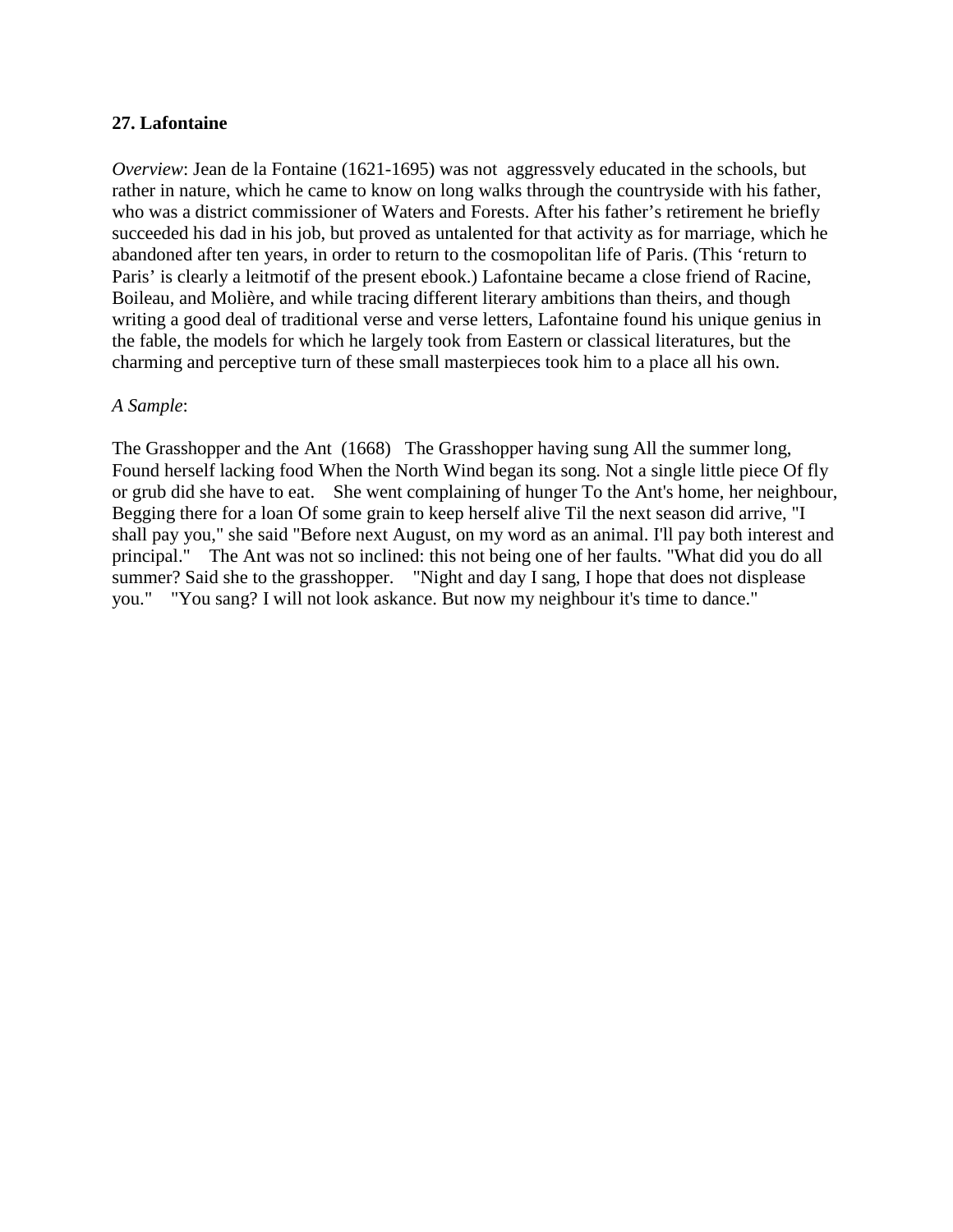**27. Lafontaine**

*Overview*: Jean de la Fontaine (1621-1695) was not aggressvely educated in the schools, but rather in nature, which he came to know on long walks through the countryside with his father, who was a district commissioner of Waters and Forests. After his father's retirement he briefly succeeded his dad in his job, but proved as untalented for that activity as for marriage, which he abandoned after ten years, in order to return to the cosmopolitan life of Paris. (This 'return to Paris' is clearly a leitmotif of the present ebook.) Lafontaine became a close friend of Racine, Boileau, and Molière, and while tracing different literary ambitions than theirs, and though writing a good deal of traditional verse and verse letters, Lafontaine found his unique genius in the fable, the models for which he largely took from Eastern or classical literatures, but the charming and perceptive turn of these small masterpieces took him to a place all his own.

*A Sample*:

The Grasshopper and the Ant (1668) The Grasshopper having sung All the summer long, Found herself lacking food When the North Wind began its song. Not a single little piece Of fly or grub did she have to eat. She went complaining of hunger To the Ant's home, her neighbour, Begging there for a loan Of some grain to keep herself alive Til the next season did arrive, "I shall pay you," she said "Before next August, on my word as an animal. I'll pay both interest and principal." The Ant was not so inclined: this not being one of her faults. "What did you do all summer? Said she to the grasshopper. "Night and day I sang, I hope that does not displease you." "You sang? I will not look askance. But now my neighbour it's time to dance."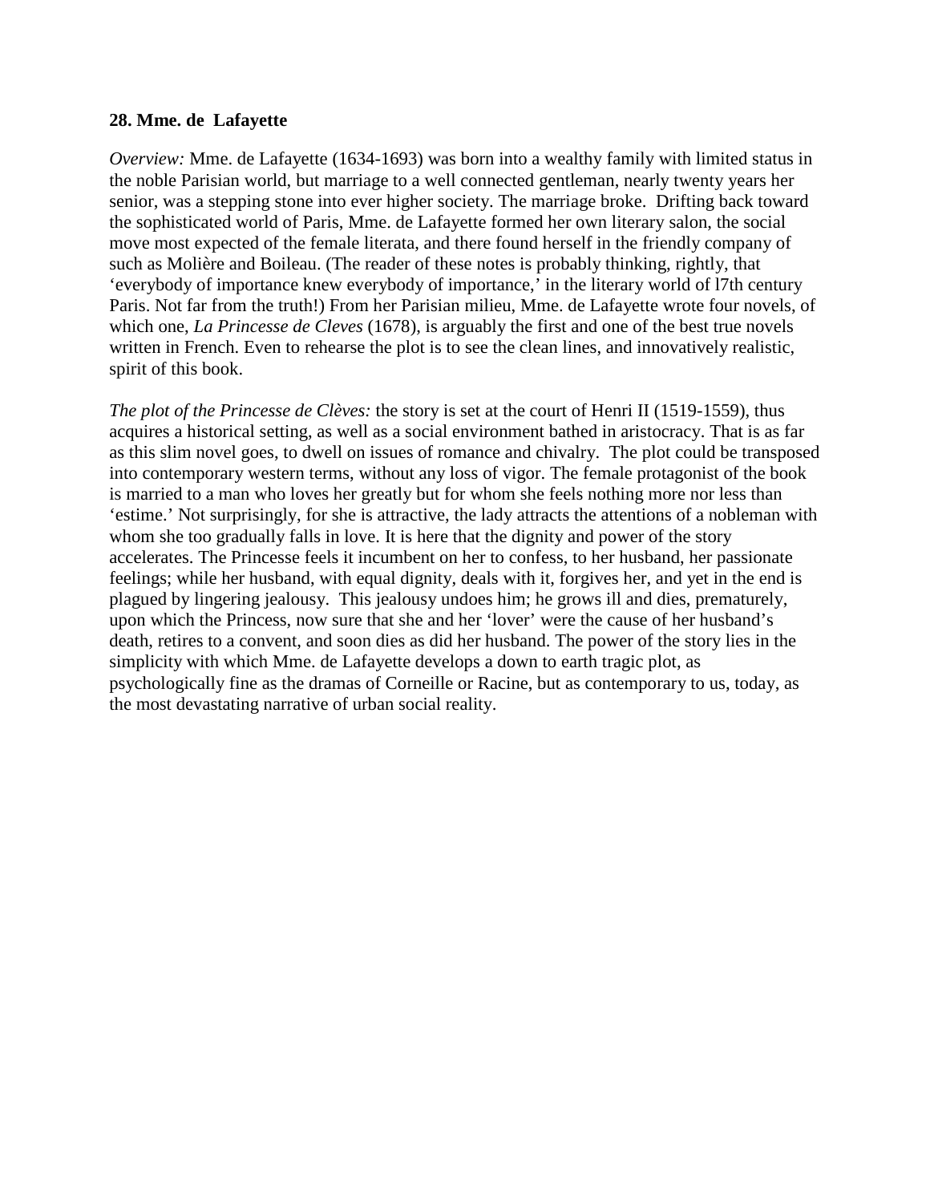**28. Mme. de Lafayette**

*Overview:* Mme. de Lafayette (1634-1693) was born into a wealthy family with limited status in the noble Parisian world, but marriage to a well connected gentleman, nearly twenty years her senior, was a stepping stone into ever higher society. The marriage broke. Drifting back toward the sophisticated world of Paris, Mme. de Lafayette formed her own literary salon, the social move most expected of the female literata, and there found herself in the friendly company of such as Molière and Boileau. (The reader of these notes is probably thinking, rightly, that 'everybody of importance knew everybody of importance,' in the literary world of l7th century Paris. Not far from the truth!) From her Parisian milieu, Mme. de Lafayette wrote four novels, of which one, *La Princesse de Cleves* (1678), is arguably the first and one of the best true novels written in French. Even to rehearse the plot is to see the clean lines, and innovatively realistic, spirit of this book.

*The plot of the Princesse de Clèves:* the story is set at the court of Henri II (1519-1559), thus acquires a historical setting, as well as a social environment bathed in aristocracy. That is as far as this slim novel goes, to dwell on issues of romance and chivalry. The plot could be transposed into contemporary western terms, without any loss of vigor. The female protagonist of the book is married to a man who loves her greatly but for whom she feels nothing more nor less than 'estime.' Not surprisingly, for she is attractive, the lady attracts the attentions of a nobleman with whom she too gradually falls in love. It is here that the dignity and power of the story accelerates. The Princesse feels it incumbent on her to confess, to her husband, her passionate feelings; while her husband, with equal dignity, deals with it, forgives her, and yet in the end is plagued by lingering jealousy. This jealousy undoes him; he grows ill and dies, prematurely, upon which the Princess, now sure that she and her 'lover' were the cause of her husband's death, retires to a convent, and soon dies as did her husband. The power of the story lies in the simplicity with which Mme. de Lafayette develops a down to earth tragic plot, as psychologically fine as the dramas of Corneille or Racine, but as contemporary to us, today, as the most devastating narrative of urban social reality.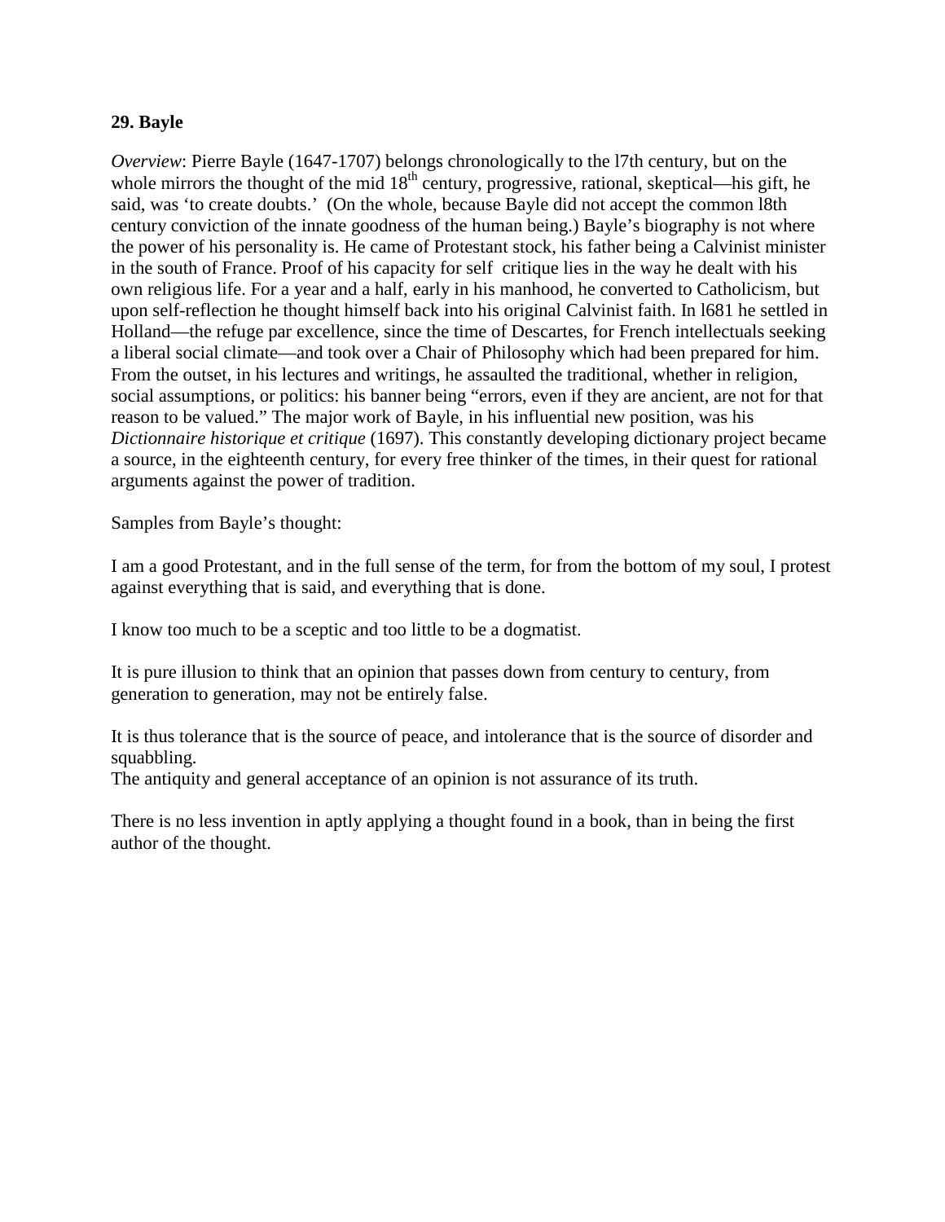**29. Bayle**

*Overview*: Pierre Bayle (1647-1707) belongs chronologically to the l7th century, but on the whole mirrors the thought of the mid 18th century, progressive, rational, skeptical—his gift, he said, was 'to create doubts.' (On the whole, because Bayle did not accept the common l8th century conviction of the innate goodness of the human being.) Bayle's biography is not where the power of his personality is. He came of Protestant stock, his father being a Calvinist minister in the south of France. Proof of his capacity for self critique lies in the way he dealt with his own religious life. For a year and a half, early in his manhood, he converted to Catholicism, but upon self-reflection he thought himself back into his original Calvinist faith. In l681 he settled in Holland—the refuge par excellence, since the time of Descartes, for French intellectuals seeking a liberal social climate—and took over a Chair of Philosophy which had been prepared for him. From the outset, in his lectures and writings, he assaulted the traditional, whether in religion, social assumptions, or politics: his banner being "errors, even if they are ancient, are not for that reason to be valued." The major work of Bayle, in his influential new position, was his *Dictionnaire historique et critique* (1697). This constantly developing dictionary project became a source, in the eighteenth century, for every free thinker of the times, in their quest for rational arguments against the power of tradition.

Samples from Bayle's thought:

I am a good Protestant, and in the full sense of the term, for from the bottom of my soul, I protest against everything that is said, and everything that is done.

I know too much to be a sceptic and too little to be a dogmatist.

It is pure illusion to think that an opinion that passes down from century to century, from generation to generation, may not be entirely false.

It is thus tolerance that is the source of peace, and intolerance that is the source of disorder and squabbling.
The antiquity and general acceptance of an opinion is not assurance of its truth.

There is no less invention in aptly applying a thought found in a book, than in being the first author of the thought.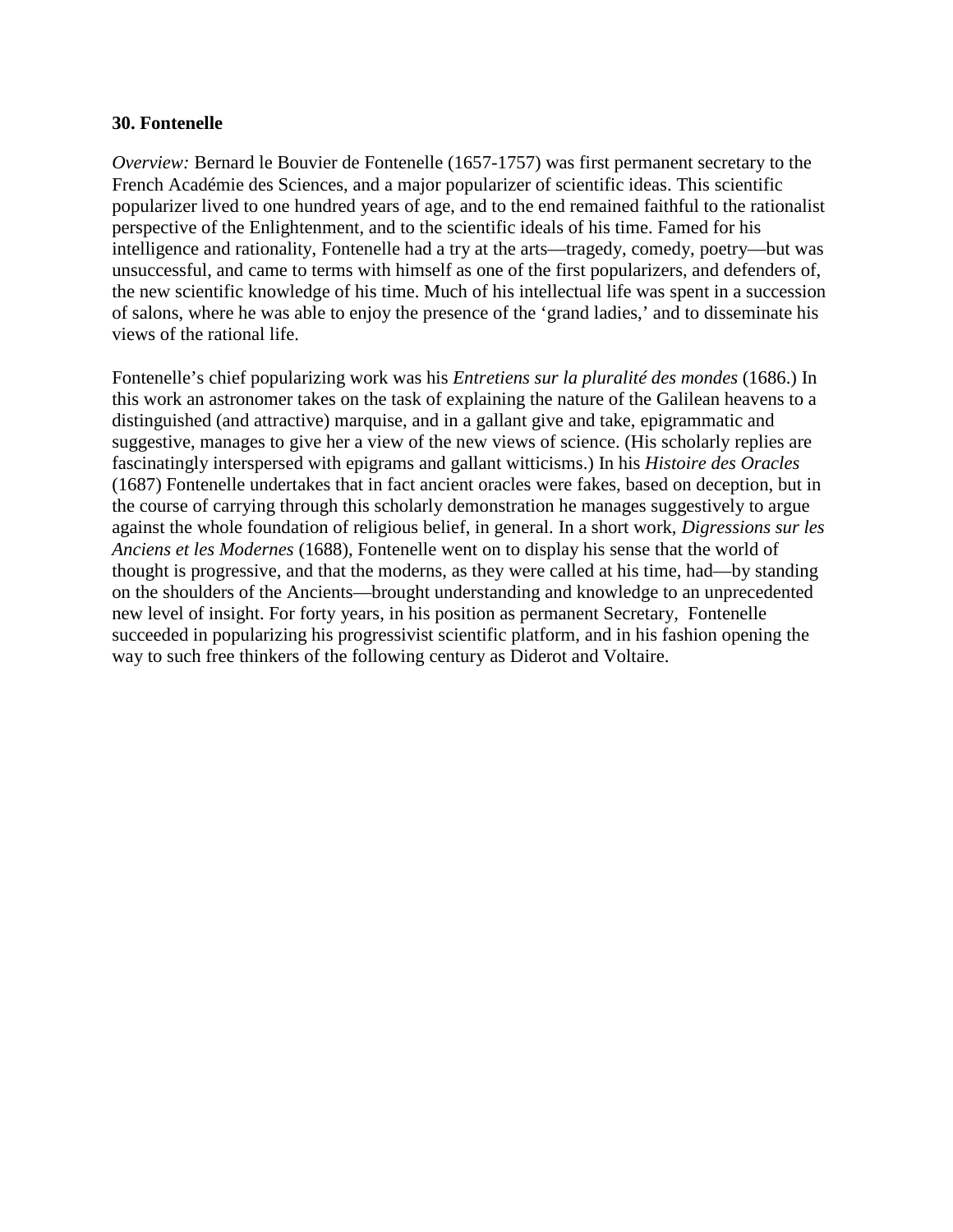**30. Fontenelle**

*Overview:* Bernard le Bouvier de Fontenelle (1657-1757) was first permanent secretary to the French Académie des Sciences, and a major popularizer of scientific ideas. This scientific popularizer lived to one hundred years of age, and to the end remained faithful to the rationalist perspective of the Enlightenment, and to the scientific ideals of his time. Famed for his intelligence and rationality, Fontenelle had a try at the arts—tragedy, comedy, poetry—but was unsuccessful, and came to terms with himself as one of the first popularizers, and defenders of, the new scientific knowledge of his time. Much of his intellectual life was spent in a succession of salons, where he was able to enjoy the presence of the 'grand ladies,' and to disseminate his views of the rational life.

Fontenelle's chief popularizing work was his *Entretiens sur la pluralité des mondes* (1686.) In this work an astronomer takes on the task of explaining the nature of the Galilean heavens to a distinguished (and attractive) marquise, and in a gallant give and take, epigrammatic and suggestive, manages to give her a view of the new views of science. (His scholarly replies are fascinatingly interspersed with epigrams and gallant witticisms.) In his *Histoire des Oracles* (1687) Fontenelle undertakes that in fact ancient oracles were fakes, based on deception, but in the course of carrying through this scholarly demonstration he manages suggestively to argue against the whole foundation of religious belief, in general. In a short work, *Digressions sur les Anciens et les Modernes* (1688), Fontenelle went on to display his sense that the world of thought is progressive, and that the moderns, as they were called at his time, had—by standing on the shoulders of the Ancients—brought understanding and knowledge to an unprecedented new level of insight. For forty years, in his position as permanent Secretary, Fontenelle succeeded in popularizing his progressivist scientific platform, and in his fashion opening the way to such free thinkers of the following century as Diderot and Voltaire.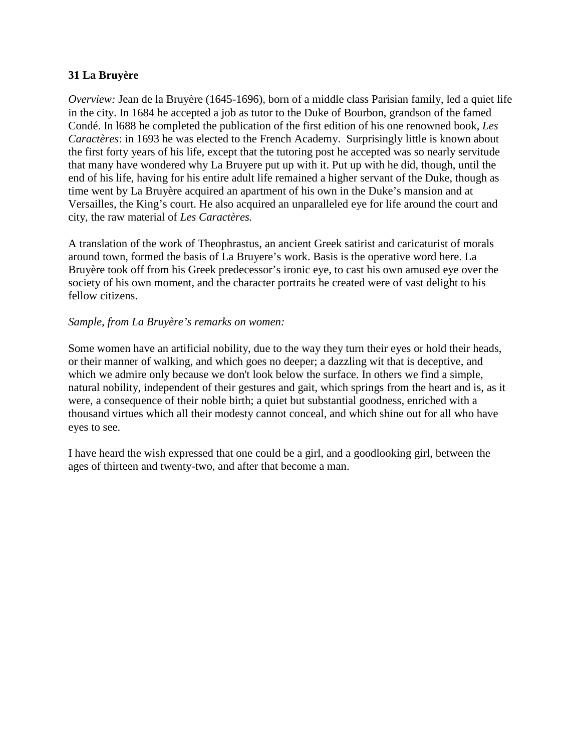**31 La Bruyère**

*Overview:* Jean de la Bruyère (1645-1696), born of a middle class Parisian family, led a quiet life in the city. In 1684 he accepted a job as tutor to the Duke of Bourbon, grandson of the famed Condé. In l688 he completed the publication of the first edition of his one renowned book, *Les Caractères*: in 1693 he was elected to the French Academy. Surprisingly little is known about the first forty years of his life, except that the tutoring post he accepted was so nearly servitude that many have wondered why La Bruyere put up with it. Put up with he did, though, until the end of his life, having for his entire adult life remained a higher servant of the Duke, though as time went by La Bruyère acquired an apartment of his own in the Duke's mansion and at Versailles, the King's court. He also acquired an unparalleled eye for life around the court and city, the raw material of *Les Caractères.*

A translation of the work of Theophrastus, an ancient Greek satirist and caricaturist of morals around town, formed the basis of La Bruyere's work. Basis is the operative word here. La Bruyère took off from his Greek predecessor's ironic eye, to cast his own amused eye over the society of his own moment, and the character portraits he created were of vast delight to his fellow citizens.

*Sample, from La Bruyère's remarks on women:*

Some women have an artificial nobility, due to the way they turn their eyes or hold their heads, or their manner of walking, and which goes no deeper; a dazzling wit that is deceptive, and which we admire only because we don't look below the surface. In others we find a simple, natural nobility, independent of their gestures and gait, which springs from the heart and is, as it were, a consequence of their noble birth; a quiet but substantial goodness, enriched with a thousand virtues which all their modesty cannot conceal, and which shine out for all who have eyes to see.

I have heard the wish expressed that one could be a girl, and a goodlooking girl, between the ages of thirteen and twenty-two, and after that become a man.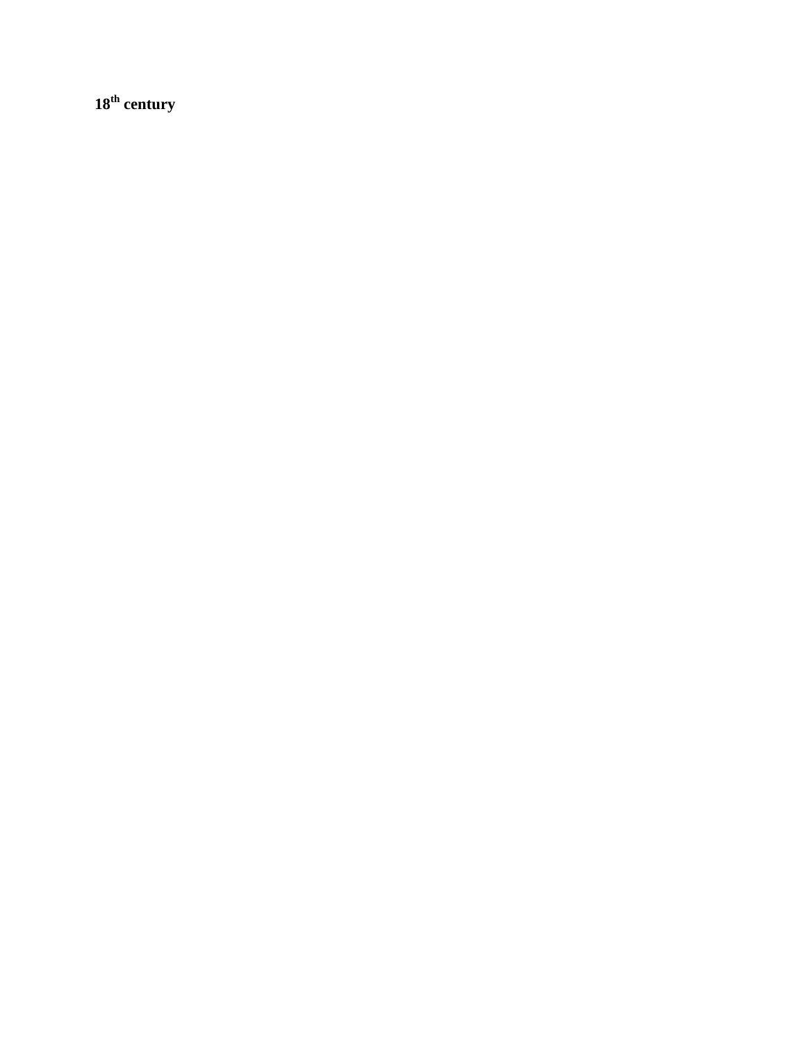**$18^{th}$ century**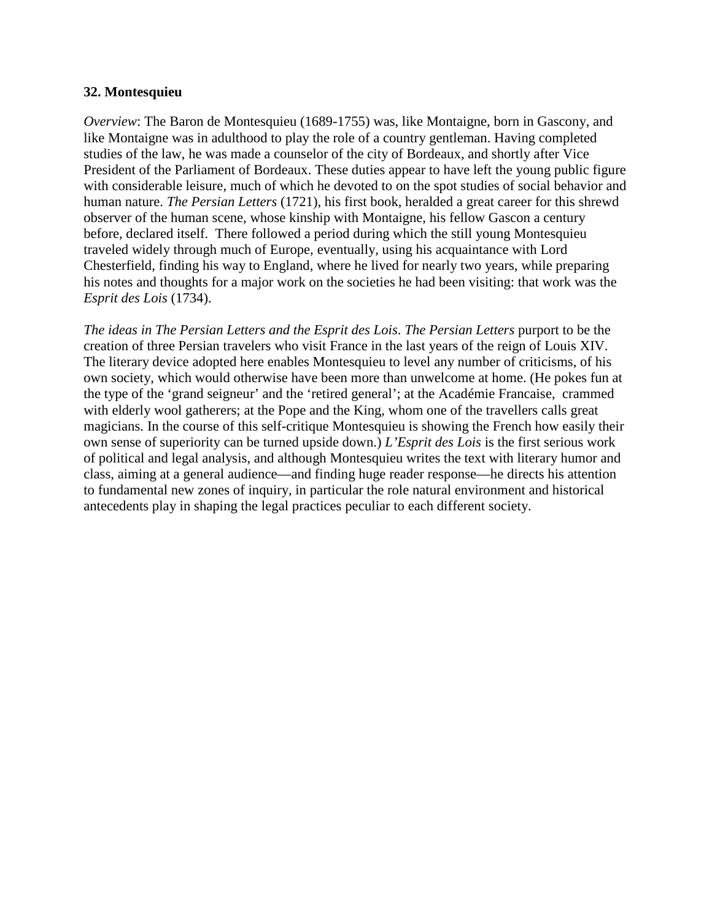**32. Montesquieu**

*Overview*: The Baron de Montesquieu (1689-1755) was, like Montaigne, born in Gascony, and like Montaigne was in adulthood to play the role of a country gentleman. Having completed studies of the law, he was made a counselor of the city of Bordeaux, and shortly after Vice President of the Parliament of Bordeaux. These duties appear to have left the young public figure with considerable leisure, much of which he devoted to on the spot studies of social behavior and human nature. *The Persian Letters* (1721), his first book, heralded a great career for this shrewd observer of the human scene, whose kinship with Montaigne, his fellow Gascon a century before, declared itself. There followed a period during which the still young Montesquieu traveled widely through much of Europe, eventually, using his acquaintance with Lord Chesterfield, finding his way to England, where he lived for nearly two years, while preparing his notes and thoughts for a major work on the societies he had been visiting: that work was the *Esprit des Lois* (1734).

*The ideas in The Persian Letters and the Esprit des Lois*. *The Persian Letters* purport to be the creation of three Persian travelers who visit France in the last years of the reign of Louis XIV. The literary device adopted here enables Montesquieu to level any number of criticisms, of his own society, which would otherwise have been more than unwelcome at home. (He pokes fun at the type of the 'grand seigneur' and the 'retired general'; at the Académie Francaise, crammed with elderly wool gatherers; at the Pope and the King, whom one of the travellers calls great magicians. In the course of this self-critique Montesquieu is showing the French how easily their own sense of superiority can be turned upside down.) *L'Esprit des Lois* is the first serious work of political and legal analysis, and although Montesquieu writes the text with literary humor and class, aiming at a general audience—and finding huge reader response—he directs his attention to fundamental new zones of inquiry, in particular the role natural environment and historical antecedents play in shaping the legal practices peculiar to each different society.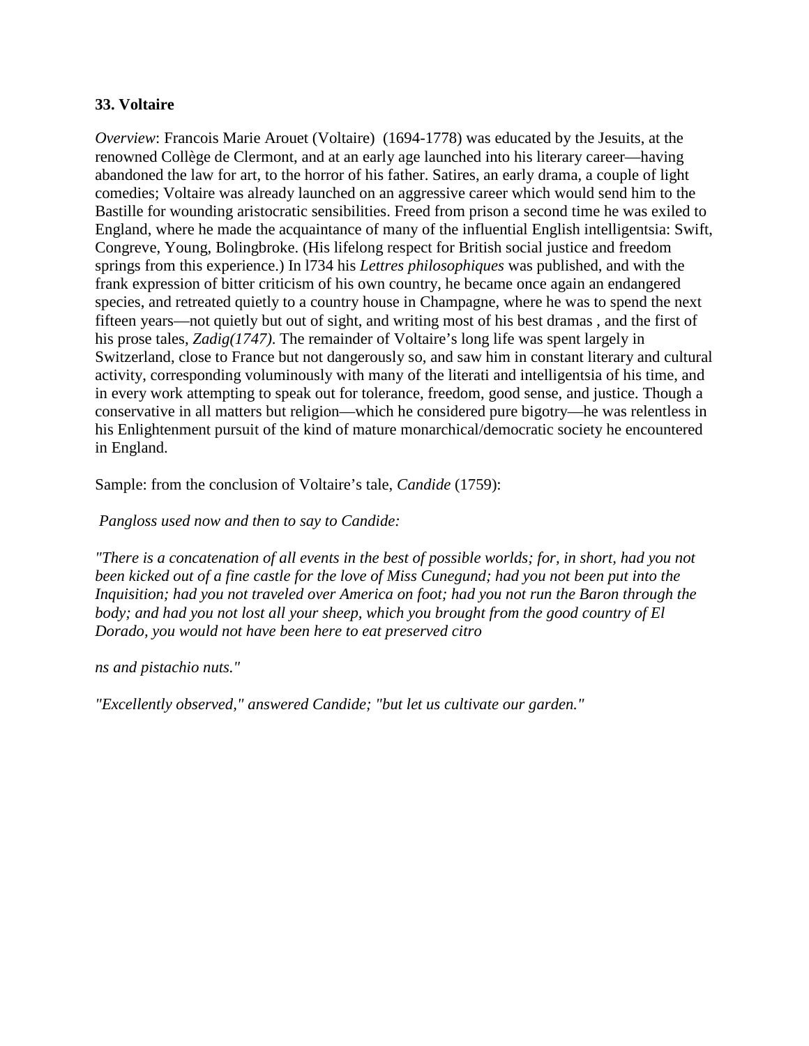**33. Voltaire**

*Overview*: Francois Marie Arouet (Voltaire) (1694-1778) was educated by the Jesuits, at the renowned Collège de Clermont, and at an early age launched into his literary career—having abandoned the law for art, to the horror of his father. Satires, an early drama, a couple of light comedies; Voltaire was already launched on an aggressive career which would send him to the Bastille for wounding aristocratic sensibilities. Freed from prison a second time he was exiled to England, where he made the acquaintance of many of the influential English intelligentsia: Swift, Congreve, Young, Bolingbroke. (His lifelong respect for British social justice and freedom springs from this experience.) In l734 his *Lettres philosophiques* was published, and with the frank expression of bitter criticism of his own country, he became once again an endangered species, and retreated quietly to a country house in Champagne, where he was to spend the next fifteen years—not quietly but out of sight, and writing most of his best dramas , and the first of his prose tales, *Zadig(1747).* The remainder of Voltaire's long life was spent largely in Switzerland, close to France but not dangerously so, and saw him in constant literary and cultural activity, corresponding voluminously with many of the literati and intelligentsia of his time, and in every work attempting to speak out for tolerance, freedom, good sense, and justice. Though a conservative in all matters but religion—which he considered pure bigotry—he was relentless in his Enlightenment pursuit of the kind of mature monarchical/democratic society he encountered in England.

Sample: from the conclusion of Voltaire's tale, *Candide* (1759):

*Pangloss used now and then to say to Candide:*

*"There is a concatenation of all events in the best of possible worlds; for, in short, had you not been kicked out of a fine castle for the love of Miss Cunegund; had you not been put into the Inquisition; had you not traveled over America on foot; had you not run the Baron through the body; and had you not lost all your sheep, which you brought from the good country of El Dorado, you would not have been here to eat preserved citro*

*ns and pistachio nuts."*

*"Excellently observed," answered Candide; "but let us cultivate our garden."*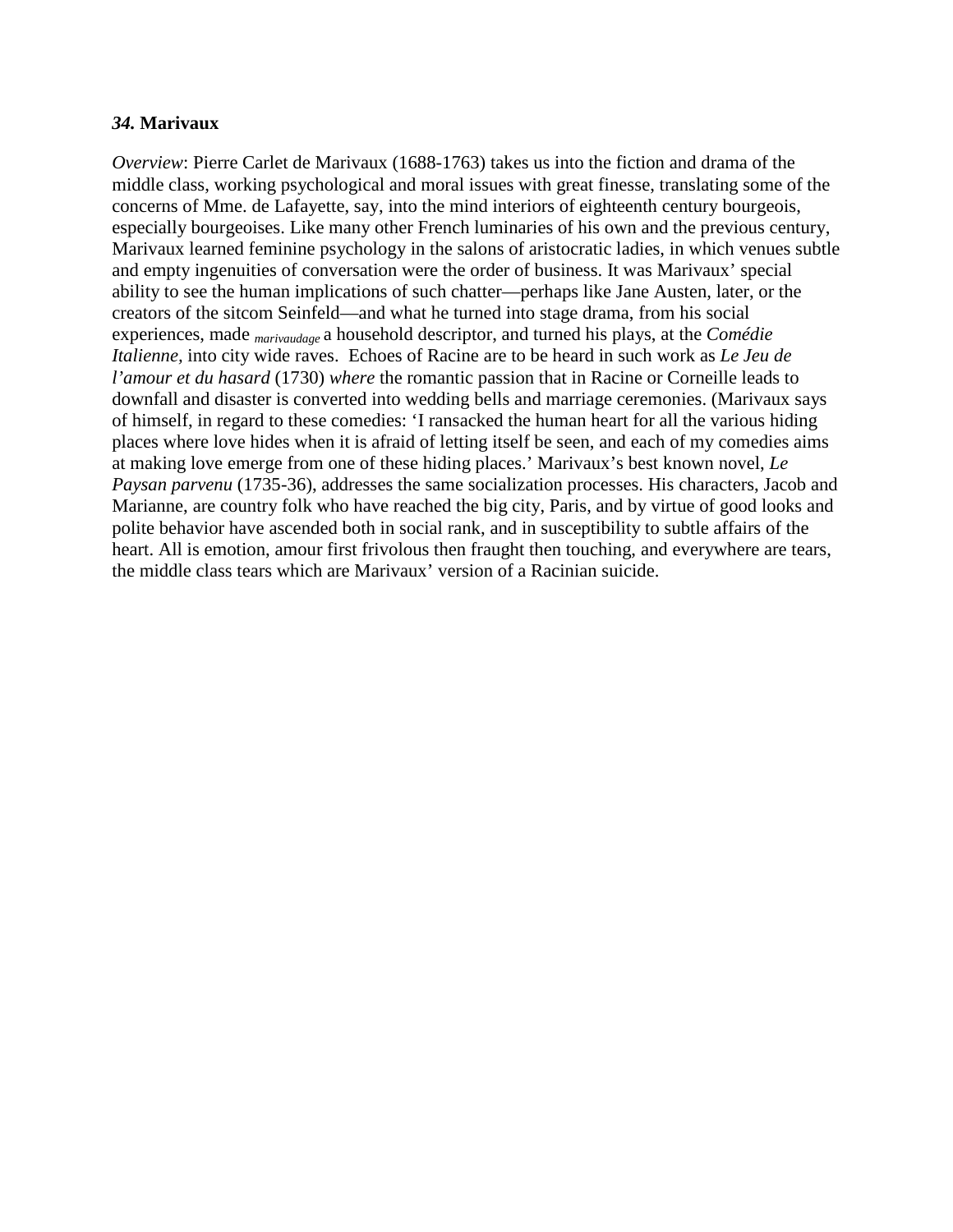***34.* Marivaux**

*Overview*: Pierre Carlet de Marivaux (1688-1763) takes us into the fiction and drama of the middle class, working psychological and moral issues with great finesse, translating some of the concerns of Mme. de Lafayette, say, into the mind interiors of eighteenth century bourgeois, especially bourgeoises. Like many other French luminaries of his own and the previous century, Marivaux learned feminine psychology in the salons of aristocratic ladies, in which venues subtle and empty ingenuities of conversation were the order of business. It was Marivaux' special ability to see the human implications of such chatter—perhaps like Jane Austen, later, or the creators of the sitcom Seinfeld—and what he turned into stage drama, from his social experiences, made *marivaudage* a household descriptor, and turned his plays, at the *Comédie Italienne,* into city wide raves. Echoes of Racine are to be heard in such work as *Le Jeu de l'amour et du hasard* (1730) *where* the romantic passion that in Racine or Corneille leads to downfall and disaster is converted into wedding bells and marriage ceremonies. (Marivaux says of himself, in regard to these comedies: 'I ransacked the human heart for all the various hiding places where love hides when it is afraid of letting itself be seen, and each of my comedies aims at making love emerge from one of these hiding places.' Marivaux's best known novel, *Le Paysan parvenu* (1735-36), addresses the same socialization processes. His characters, Jacob and Marianne, are country folk who have reached the big city, Paris, and by virtue of good looks and polite behavior have ascended both in social rank, and in susceptibility to subtle affairs of the heart. All is emotion, amour first frivolous then fraught then touching, and everywhere are tears, the middle class tears which are Marivaux' version of a Racinian suicide.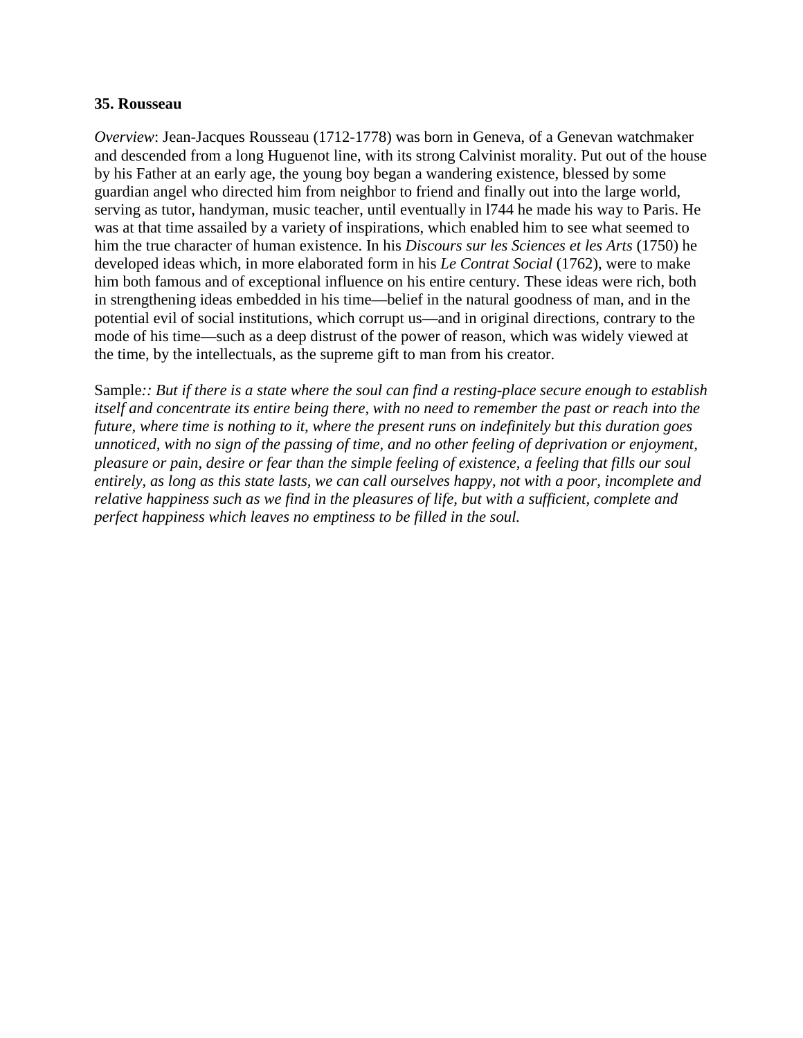**35. Rousseau**

*Overview*: Jean-Jacques Rousseau (1712-1778) was born in Geneva, of a Genevan watchmaker and descended from a long Huguenot line, with its strong Calvinist morality. Put out of the house by his Father at an early age, the young boy began a wandering existence, blessed by some guardian angel who directed him from neighbor to friend and finally out into the large world, serving as tutor, handyman, music teacher, until eventually in l744 he made his way to Paris. He was at that time assailed by a variety of inspirations, which enabled him to see what seemed to him the true character of human existence. In his *Discours sur les Sciences et les Arts* (1750) he developed ideas which, in more elaborated form in his *Le Contrat Social* (1762), were to make him both famous and of exceptional influence on his entire century. These ideas were rich, both in strengthening ideas embedded in his time—belief in the natural goodness of man, and in the potential evil of social institutions, which corrupt us—and in original directions, contrary to the mode of his time—such as a deep distrust of the power of reason, which was widely viewed at the time, by the intellectuals, as the supreme gift to man from his creator.

Sample*:: But if there is a state where the soul can find a resting-place secure enough to establish itself and concentrate its entire being there, with no need to remember the past or reach into the future, where time is nothing to it, where the present runs on indefinitely but this duration goes unnoticed, with no sign of the passing of time, and no other feeling of deprivation or enjoyment, pleasure or pain, desire or fear than the simple feeling of existence, a feeling that fills our soul entirely, as long as this state lasts, we can call ourselves happy, not with a poor, incomplete and relative happiness such as we find in the pleasures of life, but with a sufficient, complete and perfect happiness which leaves no emptiness to be filled in the soul.*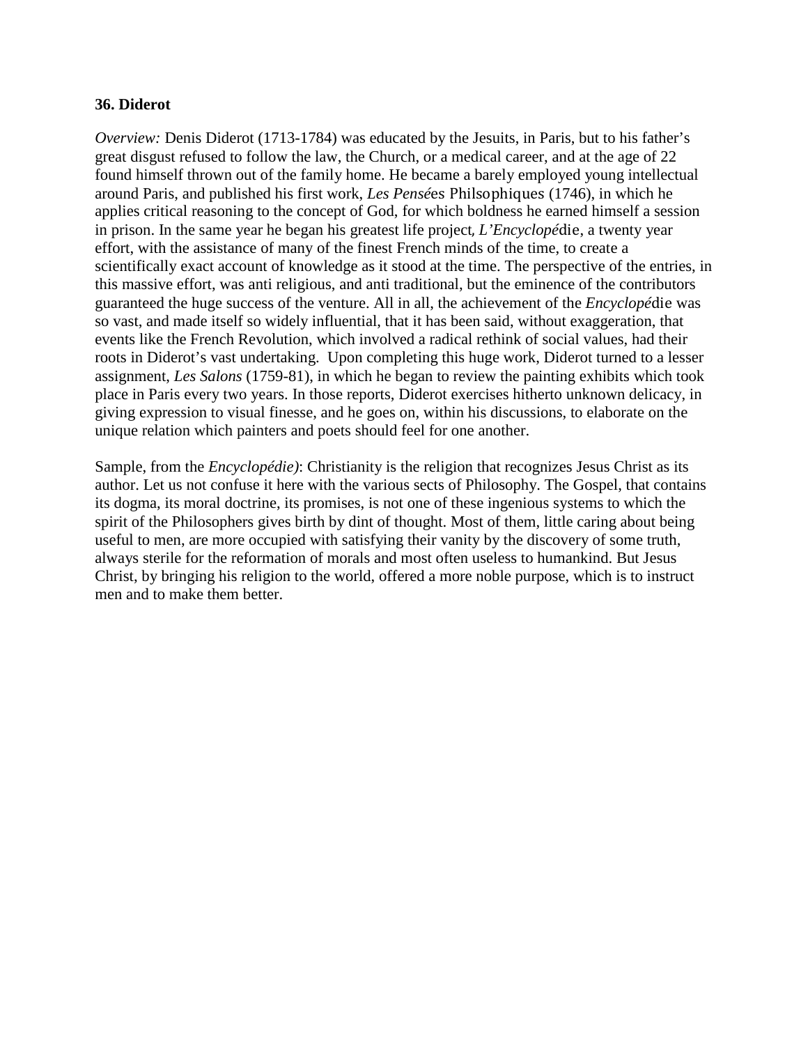**36. Diderot**

*Overview:* Denis Diderot (1713-1784) was educated by the Jesuits, in Paris, but to his father's great disgust refused to follow the law, the Church, or a medical career, and at the age of 22 found himself thrown out of the family home. He became a barely employed young intellectual around Paris, and published his first work, *Les Pensées* Philsophiques (1746), in which he applies critical reasoning to the concept of God, for which boldness he earned himself a session in prison. In the same year he began his greatest life project*, L'Encyclopédie*, a twenty year effort, with the assistance of many of the finest French minds of the time, to create a scientifically exact account of knowledge as it stood at the time. The perspective of the entries, in this massive effort, was anti religious, and anti traditional, but the eminence of the contributors guaranteed the huge success of the venture. All in all, the achievement of the *Encyclopédie* was so vast, and made itself so widely influential, that it has been said, without exaggeration, that events like the French Revolution, which involved a radical rethink of social values, had their roots in Diderot's vast undertaking. Upon completing this huge work, Diderot turned to a lesser assignment, *Les Salons* (1759-81), in which he began to review the painting exhibits which took place in Paris every two years. In those reports, Diderot exercises hitherto unknown delicacy, in giving expression to visual finesse, and he goes on, within his discussions, to elaborate on the unique relation which painters and poets should feel for one another.

Sample, from the *Encyclopédie)*: Christianity is the religion that recognizes Jesus Christ as its author. Let us not confuse it here with the various sects of Philosophy. The Gospel, that contains its dogma, its moral doctrine, its promises, is not one of these ingenious systems to which the spirit of the Philosophers gives birth by dint of thought. Most of them, little caring about being useful to men, are more occupied with satisfying their vanity by the discovery of some truth, always sterile for the reformation of morals and most often useless to humankind. But Jesus Christ, by bringing his religion to the world, offered a more noble purpose, which is to instruct men and to make them better.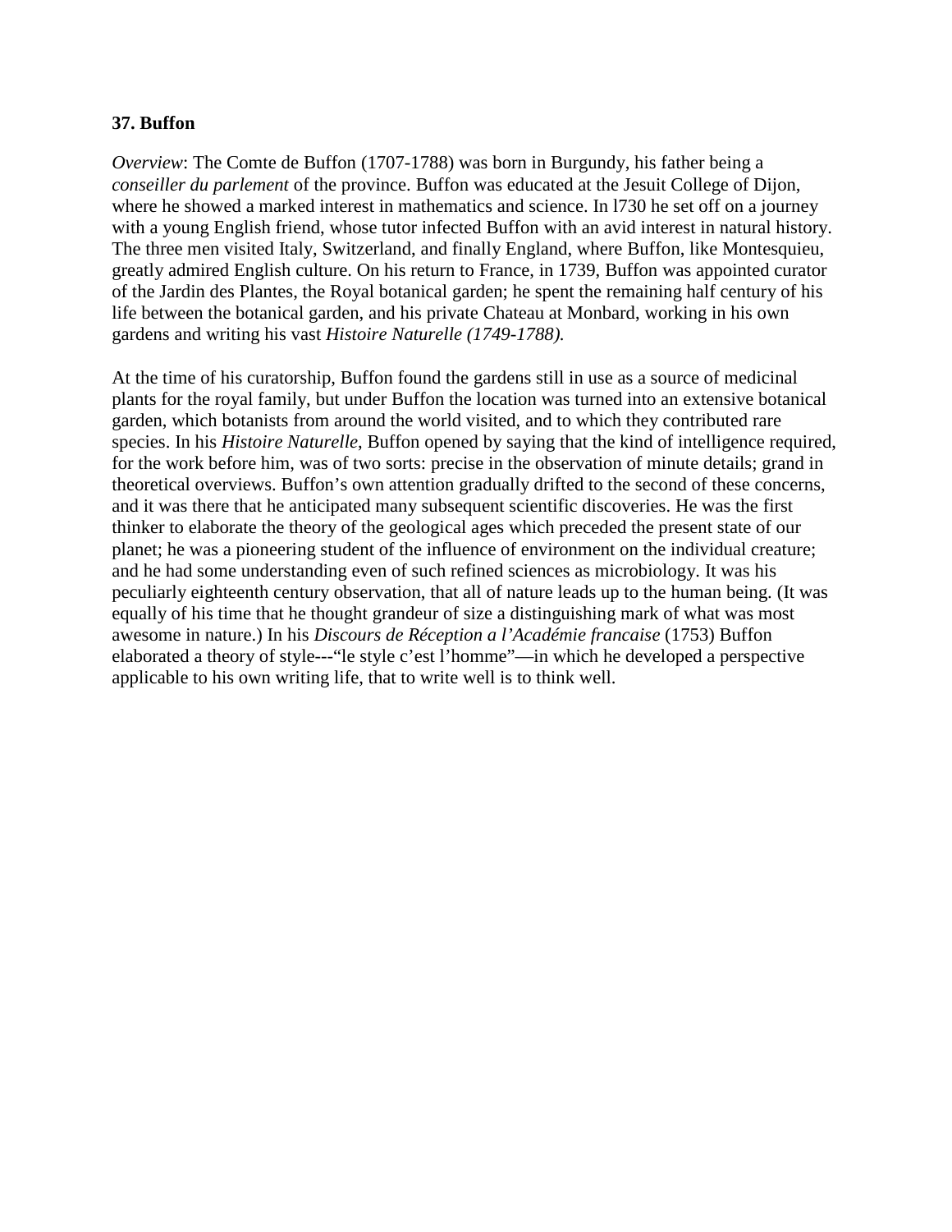**37. Buffon**

*Overview*: The Comte de Buffon (1707-1788) was born in Burgundy, his father being a *conseiller du parlement* of the province. Buffon was educated at the Jesuit College of Dijon, where he showed a marked interest in mathematics and science. In l730 he set off on a journey with a young English friend, whose tutor infected Buffon with an avid interest in natural history. The three men visited Italy, Switzerland, and finally England, where Buffon, like Montesquieu, greatly admired English culture. On his return to France, in 1739, Buffon was appointed curator of the Jardin des Plantes, the Royal botanical garden; he spent the remaining half century of his life between the botanical garden, and his private Chateau at Monbard, working in his own gardens and writing his vast *Histoire Naturelle (1749-1788).*

At the time of his curatorship, Buffon found the gardens still in use as a source of medicinal plants for the royal family, but under Buffon the location was turned into an extensive botanical garden, which botanists from around the world visited, and to which they contributed rare species. In his *Histoire Naturelle*, Buffon opened by saying that the kind of intelligence required, for the work before him, was of two sorts: precise in the observation of minute details; grand in theoretical overviews. Buffon's own attention gradually drifted to the second of these concerns, and it was there that he anticipated many subsequent scientific discoveries. He was the first thinker to elaborate the theory of the geological ages which preceded the present state of our planet; he was a pioneering student of the influence of environment on the individual creature; and he had some understanding even of such refined sciences as microbiology. It was his peculiarly eighteenth century observation, that all of nature leads up to the human being. (It was equally of his time that he thought grandeur of size a distinguishing mark of what was most awesome in nature.) In his *Discours de Réception a l'Académie francaise* (1753) Buffon elaborated a theory of style---"le style c'est l'homme"—in which he developed a perspective applicable to his own writing life, that to write well is to think well.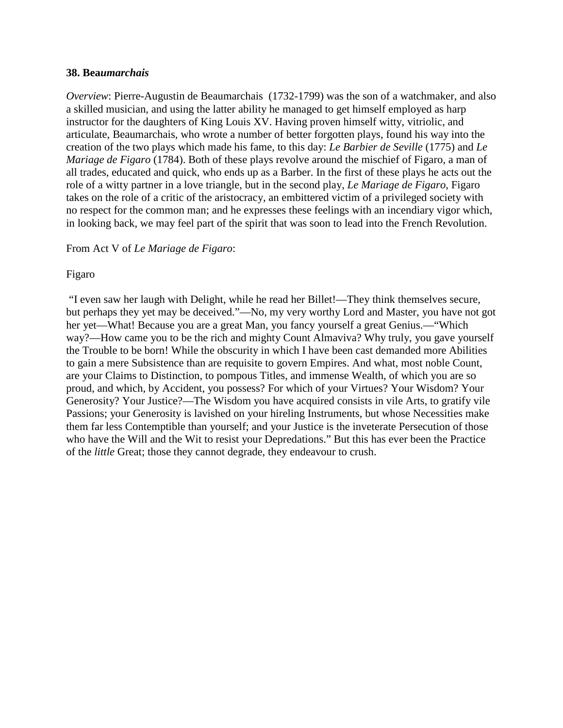**38. Bea*umarchais***

*Overview*: Pierre-Augustin de Beaumarchais (1732-1799) was the son of a watchmaker, and also a skilled musician, and using the latter ability he managed to get himself employed as harp instructor for the daughters of King Louis XV. Having proven himself witty, vitriolic, and articulate, Beaumarchais, who wrote a number of better forgotten plays, found his way into the creation of the two plays which made his fame, to this day: *Le Barbier de Seville* (1775) and *Le Mariage de Figaro* (1784). Both of these plays revolve around the mischief of Figaro, a man of all trades, educated and quick, who ends up as a Barber. In the first of these plays he acts out the role of a witty partner in a love triangle, but in the second play, *Le Mariage de Figaro*, Figaro takes on the role of a critic of the aristocracy, an embittered victim of a privileged society with no respect for the common man; and he expresses these feelings with an incendiary vigor which, in looking back, we may feel part of the spirit that was soon to lead into the French Revolution.

From Act V of *Le Mariage de Figaro*:

Figaro

"I even saw her laugh with Delight, while he read her Billet!—They think themselves secure, but perhaps they yet may be deceived."—No, my very worthy Lord and Master, you have not got her yet—What! Because you are a great Man, you fancy yourself a great Genius.—"Which way?—How came you to be the rich and mighty Count Almaviva? Why truly, you gave yourself the Trouble to be born! While the obscurity in which I have been cast demanded more Abilities to gain a mere Subsistence than are requisite to govern Empires. And what, most noble Count, are your Claims to Distinction, to pompous Titles, and immense Wealth, of which you are so proud, and which, by Accident, you possess? For which of your Virtues? Your Wisdom? Your Generosity? Your Justice?—The Wisdom you have acquired consists in vile Arts, to gratify vile Passions; your Generosity is lavished on your hireling Instruments, but whose Necessities make them far less Contemptible than yourself; and your Justice is the inveterate Persecution of those who have the Will and the Wit to resist your Depredations." But this has ever been the Practice of the *little* Great; those they cannot degrade, they endeavour to crush.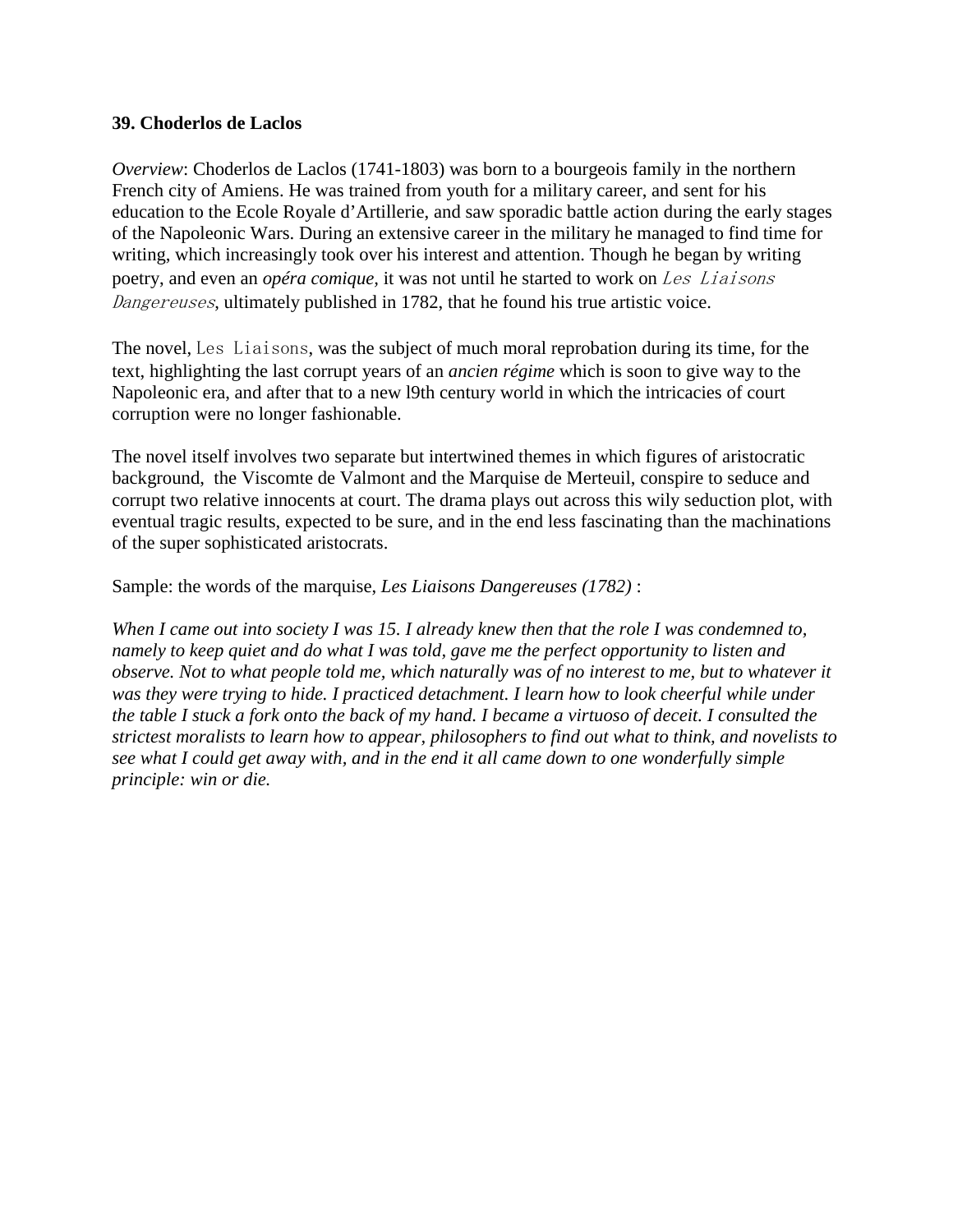**39. Choderlos de Laclos**

*Overview*: Choderlos de Laclos (1741-1803) was born to a bourgeois family in the northern French city of Amiens. He was trained from youth for a military career, and sent for his education to the Ecole Royale d'Artillerie, and saw sporadic battle action during the early stages of the Napoleonic Wars. During an extensive career in the military he managed to find time for writing, which increasingly took over his interest and attention. Though he began by writing poetry, and even an *opéra comique*, it was not until he started to work on *Les Liaisons Dangereuses*, ultimately published in 1782, that he found his true artistic voice.

The novel, Les Liaisons, was the subject of much moral reprobation during its time, for the text, highlighting the last corrupt years of an *ancien régime* which is soon to give way to the Napoleonic era, and after that to a new l9th century world in which the intricacies of court corruption were no longer fashionable.

The novel itself involves two separate but intertwined themes in which figures of aristocratic background, the Viscomte de Valmont and the Marquise de Merteuil, conspire to seduce and corrupt two relative innocents at court. The drama plays out across this wily seduction plot, with eventual tragic results, expected to be sure, and in the end less fascinating than the machinations of the super sophisticated aristocrats.

Sample: the words of the marquise, *Les Liaisons Dangereuses (1782)* :

*When I came out into society I was 15. I already knew then that the role I was condemned to, namely to keep quiet and do what I was told, gave me the perfect opportunity to listen and observe. Not to what people told me, which naturally was of no interest to me, but to whatever it was they were trying to hide. I practiced detachment. I learn how to look cheerful while under the table I stuck a fork onto the back of my hand. I became a virtuoso of deceit. I consulted the strictest moralists to learn how to appear, philosophers to find out what to think, and novelists to see what I could get away with, and in the end it all came down to one wonderfully simple principle: win or die.*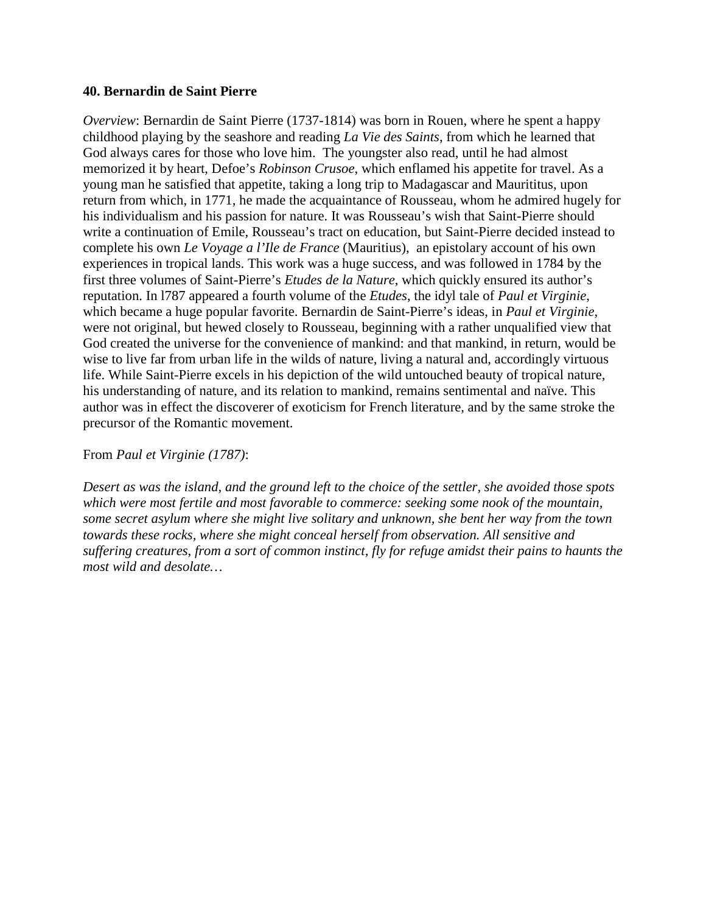**40. Bernardin de Saint Pierre**

*Overview*: Bernardin de Saint Pierre (1737-1814) was born in Rouen, where he spent a happy childhood playing by the seashore and reading *La Vie des Saints*, from which he learned that God always cares for those who love him.  The youngster also read, until he had almost memorized it by heart, Defoe's *Robinson Crusoe*, which enflamed his appetite for travel. As a young man he satisfied that appetite, taking a long trip to Madagascar and Maurititus, upon return from which, in 1771, he made the acquaintance of Rousseau, whom he admired hugely for his individualism and his passion for nature. It was Rousseau's wish that Saint-Pierre should write a continuation of Emile, Rousseau's tract on education, but Saint-Pierre decided instead to complete his own *Le Voyage a l'Ile de France* (Mauritius),  an epistolary account of his own experiences in tropical lands. This work was a huge success, and was followed in 1784 by the first three volumes of Saint-Pierre's *Etudes de la Nature*, which quickly ensured its author's reputation. In l787 appeared a fourth volume of the *Etudes*, the idyl tale of *Paul et Virginie*, which became a huge popular favorite. Bernardin de Saint-Pierre's ideas, in *Paul et Virginie*, were not original, but hewed closely to Rousseau, beginning with a rather unqualified view that God created the universe for the convenience of mankind: and that mankind, in return, would be wise to live far from urban life in the wilds of nature, living a natural and, accordingly virtuous life. While Saint-Pierre excels in his depiction of the wild untouched beauty of tropical nature, his understanding of nature, and its relation to mankind, remains sentimental and naïve. This author was in effect the discoverer of exoticism for French literature, and by the same stroke the precursor of the Romantic movement.

From *Paul et Virginie (1787)*:

*Desert as was the island, and the ground left to the choice of the settler, she avoided those spots which were most fertile and most favorable to commerce: seeking some nook of the mountain, some secret asylum where she might live solitary and unknown, she bent her way from the town towards these rocks, where she might conceal herself from observation. All sensitive and suffering creatures, from a sort of common instinct, fly for refuge amidst their pains to haunts the most wild and desolate…*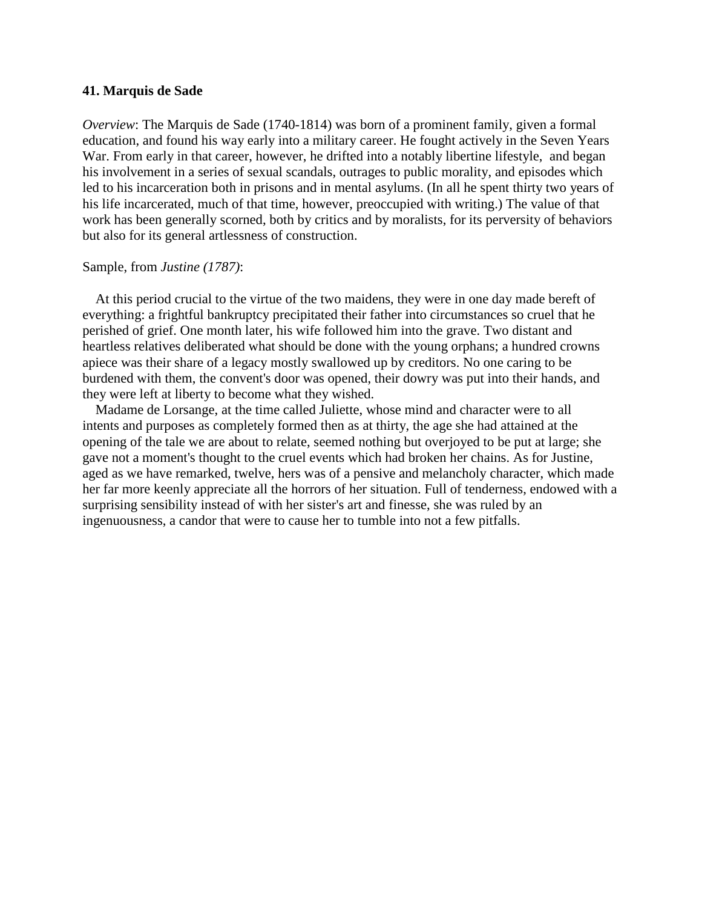### 41. Marquis de Sade

*Overview*: The Marquis de Sade (1740-1814) was born of a prominent family, given a formal education, and found his way early into a military career. He fought actively in the Seven Years War. From early in that career, however, he drifted into a notably libertine lifestyle, and began his involvement in a series of sexual scandals, outrages to public morality, and episodes which led to his incarceration both in prisons and in mental asylums. (In all he spent thirty two years of his life incarcerated, much of that time, however, preoccupied with writing.) The value of that work has been generally scorned, both by critics and by moralists, for its perversity of behaviors but also for its general artlessness of construction.

Sample, from *Justine (1787)*:

At this period crucial to the virtue of the two maidens, they were in one day made bereft of everything: a frightful bankruptcy precipitated their father into circumstances so cruel that he perished of grief. One month later, his wife followed him into the grave. Two distant and heartless relatives deliberated what should be done with the young orphans; a hundred crowns apiece was their share of a legacy mostly swallowed up by creditors. No one caring to be burdened with them, the convent's door was opened, their dowry was put into their hands, and they were left at liberty to become what they wished.

Madame de Lorsange, at the time called Juliette, whose mind and character were to all intents and purposes as completely formed then as at thirty, the age she had attained at the opening of the tale we are about to relate, seemed nothing but overjoyed to be put at large; she gave not a moment's thought to the cruel events which had broken her chains. As for Justine, aged as we have remarked, twelve, hers was of a pensive and melancholy character, which made her far more keenly appreciate all the horrors of her situation. Full of tenderness, endowed with a surprising sensibility instead of with her sister's art and finesse, she was ruled by an ingenuousness, a candor that were to cause her to tumble into not a few pitfalls.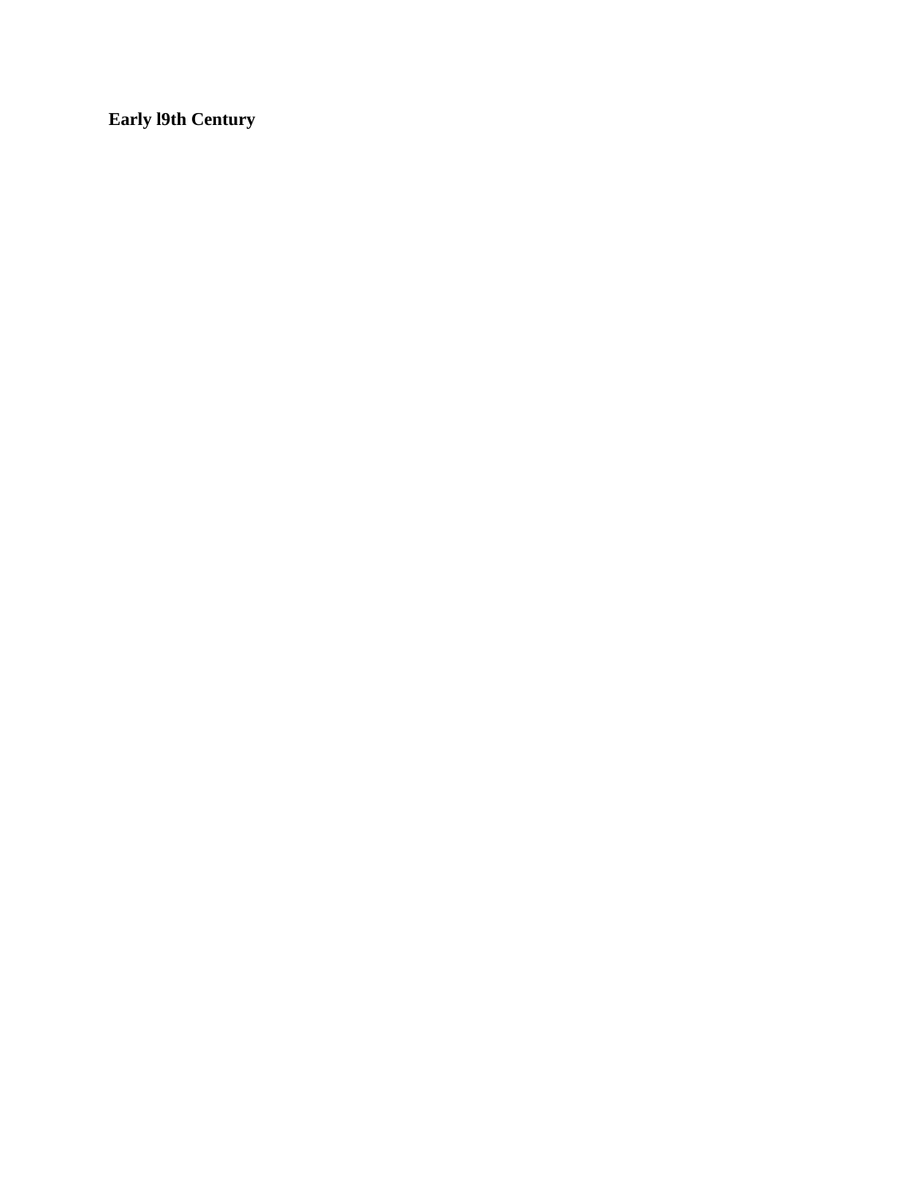**Early l9th Century**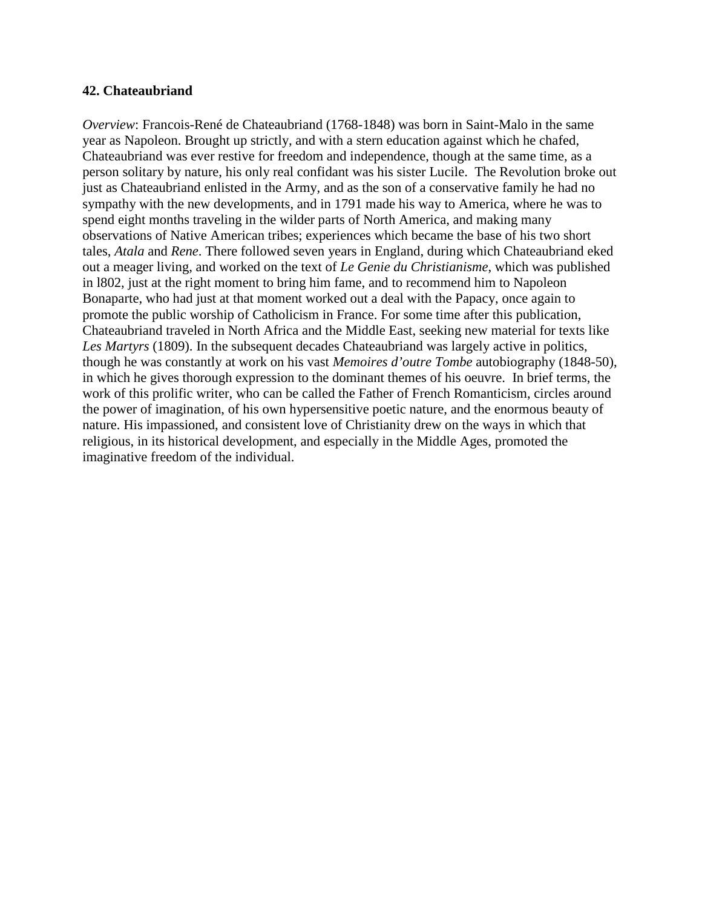**42. Chateaubriand**

*Overview*: Francois-René de Chateaubriand (1768-1848) was born in Saint-Malo in the same year as Napoleon. Brought up strictly, and with a stern education against which he chafed, Chateaubriand was ever restive for freedom and independence, though at the same time, as a person solitary by nature, his only real confidant was his sister Lucile. The Revolution broke out just as Chateaubriand enlisted in the Army, and as the son of a conservative family he had no sympathy with the new developments, and in 1791 made his way to America, where he was to spend eight months traveling in the wilder parts of North America, and making many observations of Native American tribes; experiences which became the base of his two short tales, *Atala* and *Rene*. There followed seven years in England, during which Chateaubriand eked out a meager living, and worked on the text of *Le Genie du Christianisme*, which was published in l802, just at the right moment to bring him fame, and to recommend him to Napoleon Bonaparte, who had just at that moment worked out a deal with the Papacy, once again to promote the public worship of Catholicism in France. For some time after this publication, Chateaubriand traveled in North Africa and the Middle East, seeking new material for texts like *Les Martyrs* (1809). In the subsequent decades Chateaubriand was largely active in politics, though he was constantly at work on his vast *Memoires d'outre Tombe* autobiography (1848-50), in which he gives thorough expression to the dominant themes of his oeuvre. In brief terms, the work of this prolific writer, who can be called the Father of French Romanticism, circles around the power of imagination, of his own hypersensitive poetic nature, and the enormous beauty of nature. His impassioned, and consistent love of Christianity drew on the ways in which that religious, in its historical development, and especially in the Middle Ages, promoted the imaginative freedom of the individual.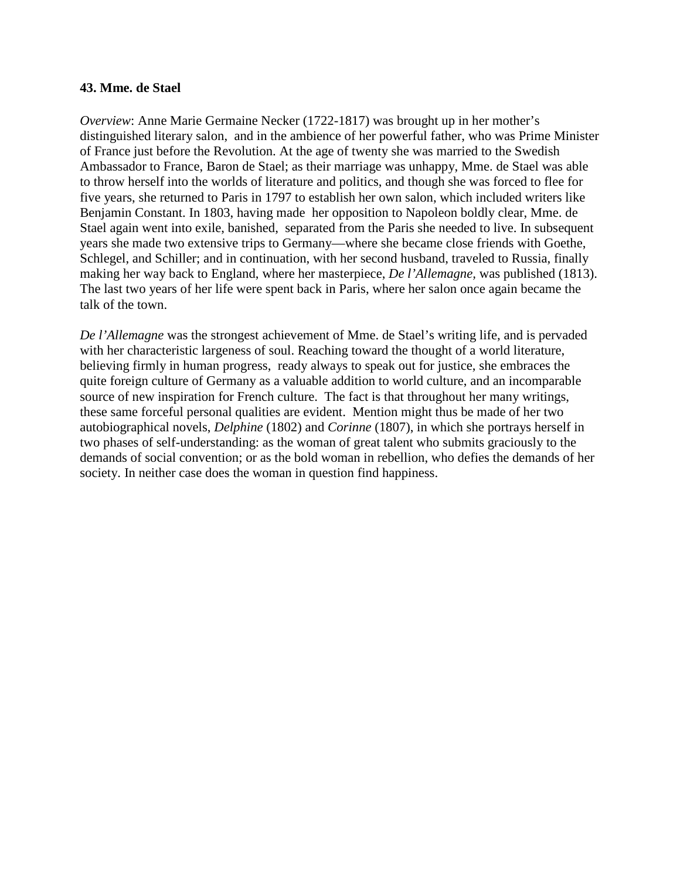**43. Mme. de Stael**

*Overview*: Anne Marie Germaine Necker (1722-1817) was brought up in her mother's distinguished literary salon, and in the ambience of her powerful father, who was Prime Minister of France just before the Revolution. At the age of twenty she was married to the Swedish Ambassador to France, Baron de Stael; as their marriage was unhappy, Mme. de Stael was able to throw herself into the worlds of literature and politics, and though she was forced to flee for five years, she returned to Paris in 1797 to establish her own salon, which included writers like Benjamin Constant. In 1803, having made her opposition to Napoleon boldly clear, Mme. de Stael again went into exile, banished, separated from the Paris she needed to live. In subsequent years she made two extensive trips to Germany—where she became close friends with Goethe, Schlegel, and Schiller; and in continuation, with her second husband, traveled to Russia, finally making her way back to England, where her masterpiece, *De l'Allemagne*, was published (1813). The last two years of her life were spent back in Paris, where her salon once again became the talk of the town.

*De l'Allemagne* was the strongest achievement of Mme. de Stael's writing life, and is pervaded with her characteristic largeness of soul. Reaching toward the thought of a world literature, believing firmly in human progress, ready always to speak out for justice, she embraces the quite foreign culture of Germany as a valuable addition to world culture, and an incomparable source of new inspiration for French culture. The fact is that throughout her many writings, these same forceful personal qualities are evident. Mention might thus be made of her two autobiographical novels, *Delphine* (1802) and *Corinne* (1807), in which she portrays herself in two phases of self-understanding: as the woman of great talent who submits graciously to the demands of social convention; or as the bold woman in rebellion, who defies the demands of her society. In neither case does the woman in question find happiness.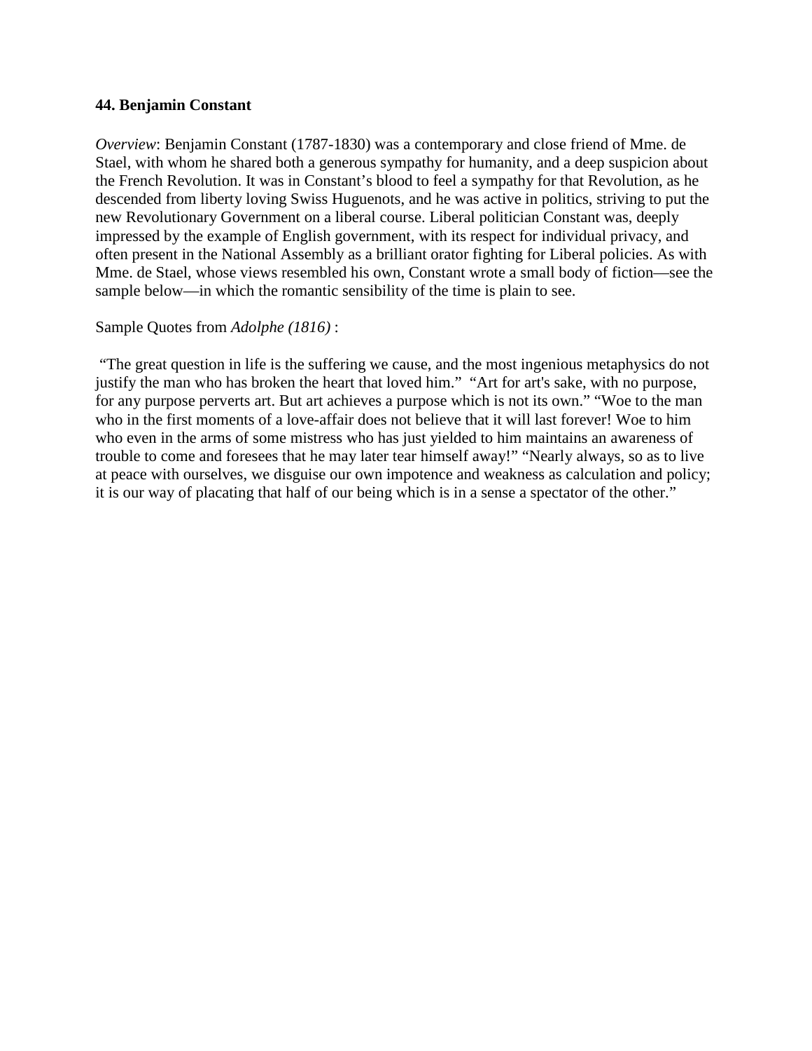**44. Benjamin Constant**

*Overview*: Benjamin Constant (1787-1830) was a contemporary and close friend of Mme. de Stael, with whom he shared both a generous sympathy for humanity, and a deep suspicion about the French Revolution. It was in Constant's blood to feel a sympathy for that Revolution, as he descended from liberty loving Swiss Huguenots, and he was active in politics, striving to put the new Revolutionary Government on a liberal course. Liberal politician Constant was, deeply impressed by the example of English government, with its respect for individual privacy, and often present in the National Assembly as a brilliant orator fighting for Liberal policies. As with Mme. de Stael, whose views resembled his own, Constant wrote a small body of fiction—see the sample below—in which the romantic sensibility of the time is plain to see.

Sample Quotes from *Adolphe (1816)* :

"The great question in life is the suffering we cause, and the most ingenious metaphysics do not justify the man who has broken the heart that loved him." "Art for art's sake, with no purpose, for any purpose perverts art. But art achieves a purpose which is not its own." "Woe to the man who in the first moments of a love-affair does not believe that it will last forever! Woe to him who even in the arms of some mistress who has just yielded to him maintains an awareness of trouble to come and foresees that he may later tear himself away!" "Nearly always, so as to live at peace with ourselves, we disguise our own impotence and weakness as calculation and policy; it is our way of placating that half of our being which is in a sense a spectator of the other."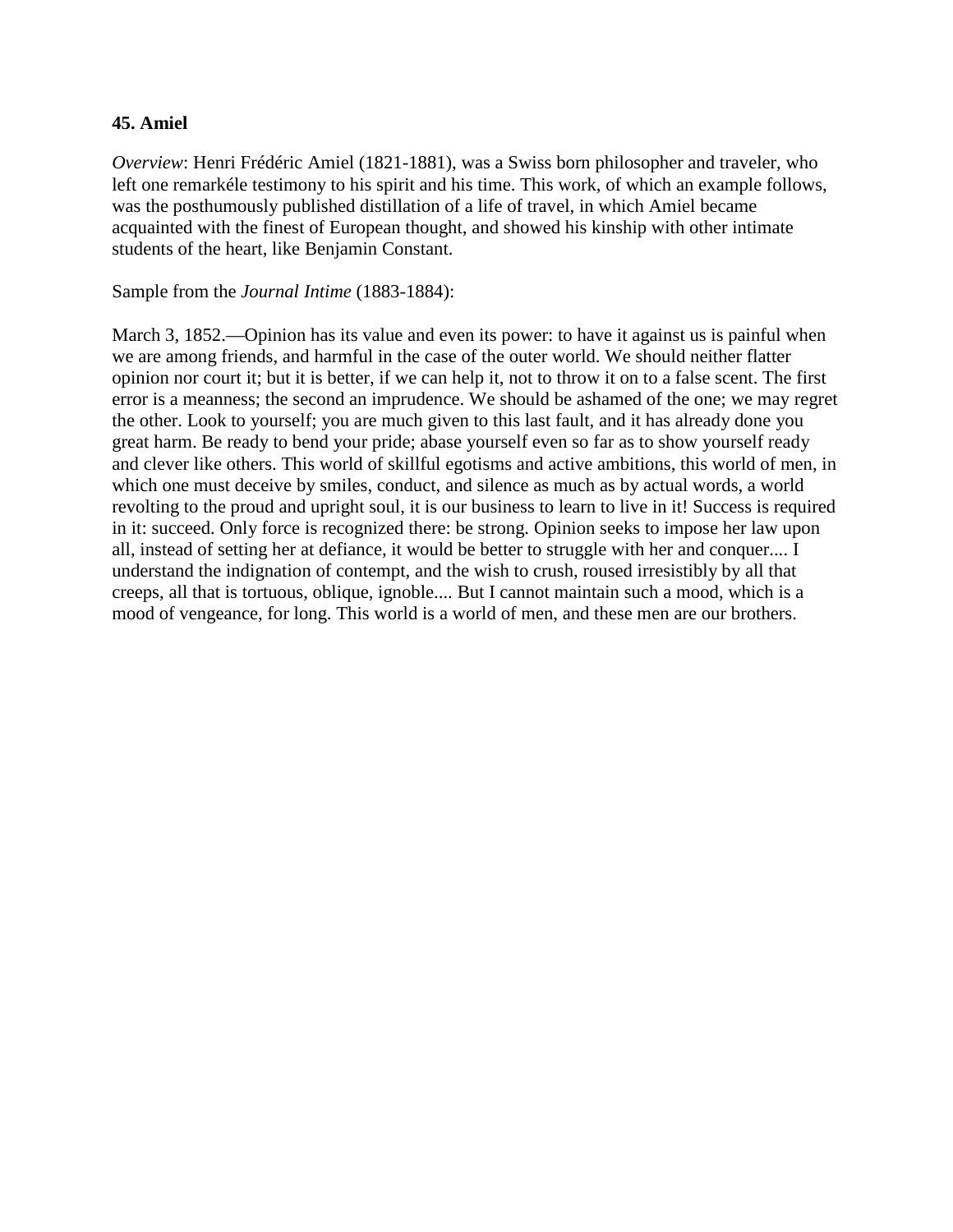**45. Amiel**

*Overview*: Henri Frédéric Amiel (1821-1881), was a Swiss born philosopher and traveler, who left one remarkéle testimony to his spirit and his time. This work, of which an example follows, was the posthumously published distillation of a life of travel, in which Amiel became acquainted with the finest of European thought, and showed his kinship with other intimate students of the heart, like Benjamin Constant.

Sample from the *Journal Intime* (1883-1884):

March 3, 1852.—Opinion has its value and even its power: to have it against us is painful when we are among friends, and harmful in the case of the outer world. We should neither flatter opinion nor court it; but it is better, if we can help it, not to throw it on to a false scent. The first error is a meanness; the second an imprudence. We should be ashamed of the one; we may regret the other. Look to yourself; you are much given to this last fault, and it has already done you great harm. Be ready to bend your pride; abase yourself even so far as to show yourself ready and clever like others. This world of skillful egotisms and active ambitions, this world of men, in which one must deceive by smiles, conduct, and silence as much as by actual words, a world revolting to the proud and upright soul, it is our business to learn to live in it! Success is required in it: succeed. Only force is recognized there: be strong. Opinion seeks to impose her law upon all, instead of setting her at defiance, it would be better to struggle with her and conquer.... I understand the indignation of contempt, and the wish to crush, roused irresistibly by all that creeps, all that is tortuous, oblique, ignoble.... But I cannot maintain such a mood, which is a mood of vengeance, for long. This world is a world of men, and these men are our brothers.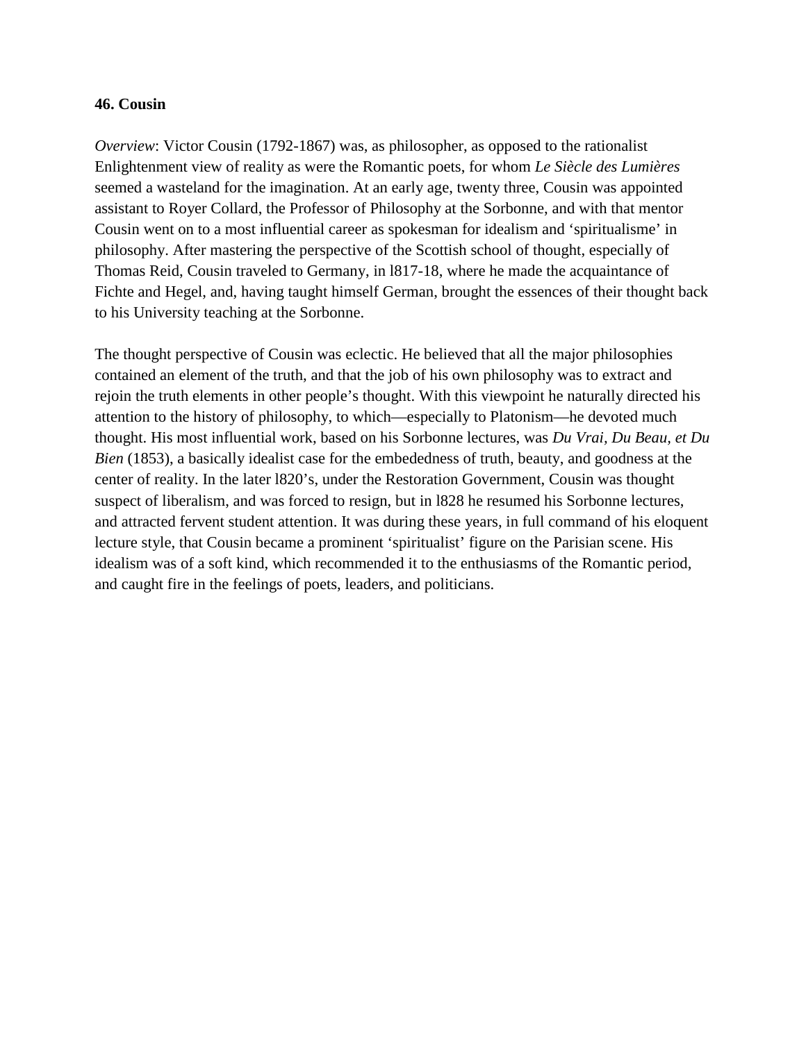**46. Cousin**

*Overview*: Victor Cousin (1792-1867) was, as philosopher, as opposed to the rationalist Enlightenment view of reality as were the Romantic poets, for whom *Le Siècle des Lumières* seemed a wasteland for the imagination. At an early age, twenty three, Cousin was appointed assistant to Royer Collard, the Professor of Philosophy at the Sorbonne, and with that mentor Cousin went on to a most influential career as spokesman for idealism and 'spiritualisme' in philosophy. After mastering the perspective of the Scottish school of thought, especially of Thomas Reid, Cousin traveled to Germany, in l817-18, where he made the acquaintance of Fichte and Hegel, and, having taught himself German, brought the essences of their thought back to his University teaching at the Sorbonne.

The thought perspective of Cousin was eclectic. He believed that all the major philosophies contained an element of the truth, and that the job of his own philosophy was to extract and rejoin the truth elements in other people's thought. With this viewpoint he naturally directed his attention to the history of philosophy, to which—especially to Platonism—he devoted much thought. His most influential work, based on his Sorbonne lectures, was *Du Vrai, Du Beau, et Du Bien* (1853), a basically idealist case for the embededness of truth, beauty, and goodness at the center of reality. In the later l820's, under the Restoration Government, Cousin was thought suspect of liberalism, and was forced to resign, but in l828 he resumed his Sorbonne lectures, and attracted fervent student attention. It was during these years, in full command of his eloquent lecture style, that Cousin became a prominent 'spiritualist' figure on the Parisian scene. His idealism was of a soft kind, which recommended it to the enthusiasms of the Romantic period, and caught fire in the feelings of poets, leaders, and politicians.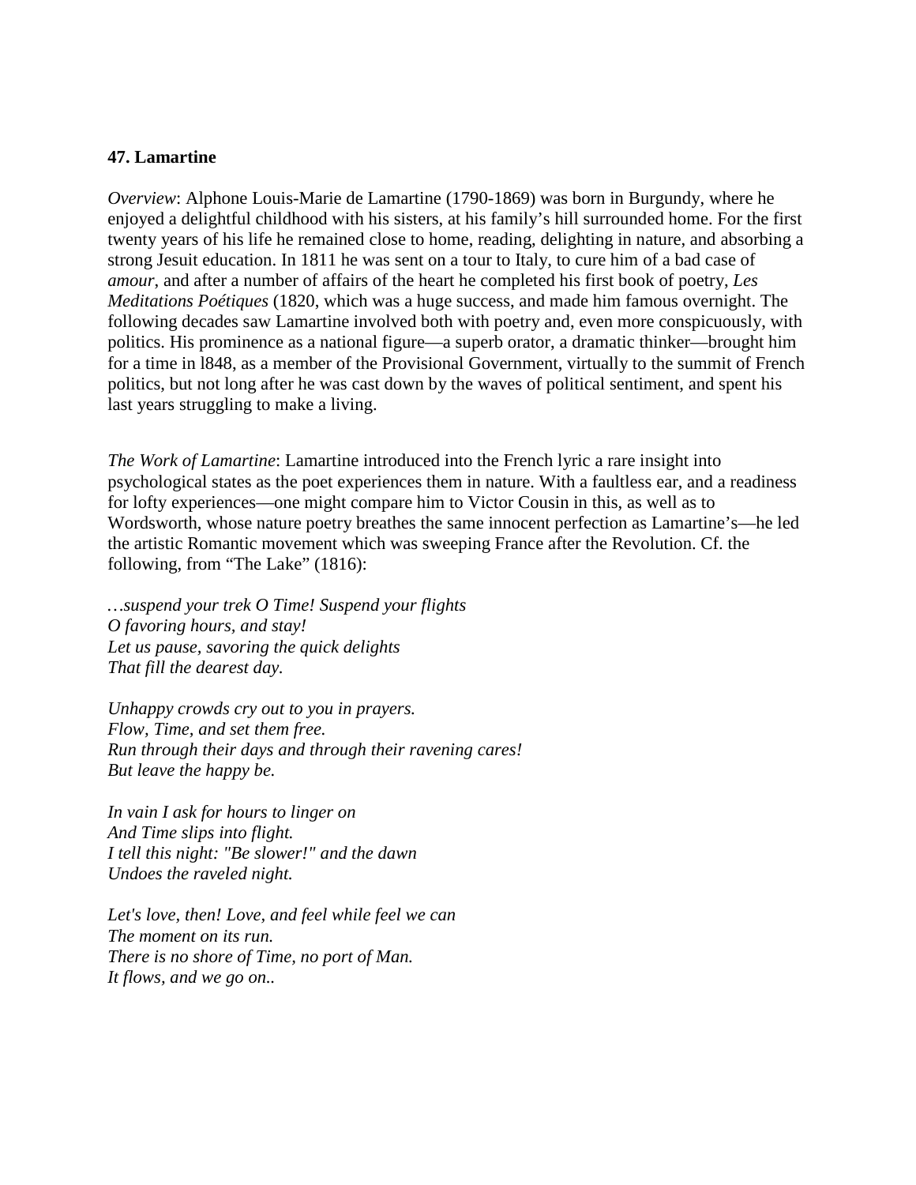**47. Lamartine**

*Overview*: Alphone Louis-Marie de Lamartine (1790-1869) was born in Burgundy, where he enjoyed a delightful childhood with his sisters, at his family's hill surrounded home. For the first twenty years of his life he remained close to home, reading, delighting in nature, and absorbing a strong Jesuit education. In 1811 he was sent on a tour to Italy, to cure him of a bad case of *amour*, and after a number of affairs of the heart he completed his first book of poetry, *Les Meditations Poétiques* (1820, which was a huge success, and made him famous overnight. The following decades saw Lamartine involved both with poetry and, even more conspicuously, with politics. His prominence as a national figure—a superb orator, a dramatic thinker—brought him for a time in l848, as a member of the Provisional Government, virtually to the summit of French politics, but not long after he was cast down by the waves of political sentiment, and spent his last years struggling to make a living.

*The Work of Lamartine*: Lamartine introduced into the French lyric a rare insight into psychological states as the poet experiences them in nature. With a faultless ear, and a readiness for lofty experiences—one might compare him to Victor Cousin in this, as well as to Wordsworth, whose nature poetry breathes the same innocent perfection as Lamartine's—he led the artistic Romantic movement which was sweeping France after the Revolution. Cf. the following, from "The Lake" (1816):

*…suspend your trek O Time! Suspend your flights*
*O favoring hours, and stay!*
*Let us pause, savoring the quick delights*
*That fill the dearest day.*

*Unhappy crowds cry out to you in prayers.*
*Flow, Time, and set them free.*
*Run through their days and through their ravening cares!*
*But leave the happy be.*

*In vain I ask for hours to linger on*
*And Time slips into flight.*
*I tell this night: "Be slower!" and the dawn*
*Undoes the raveled night.*

*Let's love, then! Love, and feel while feel we can*
*The moment on its run.*
*There is no shore of Time, no port of Man.*
*It flows, and we go on..*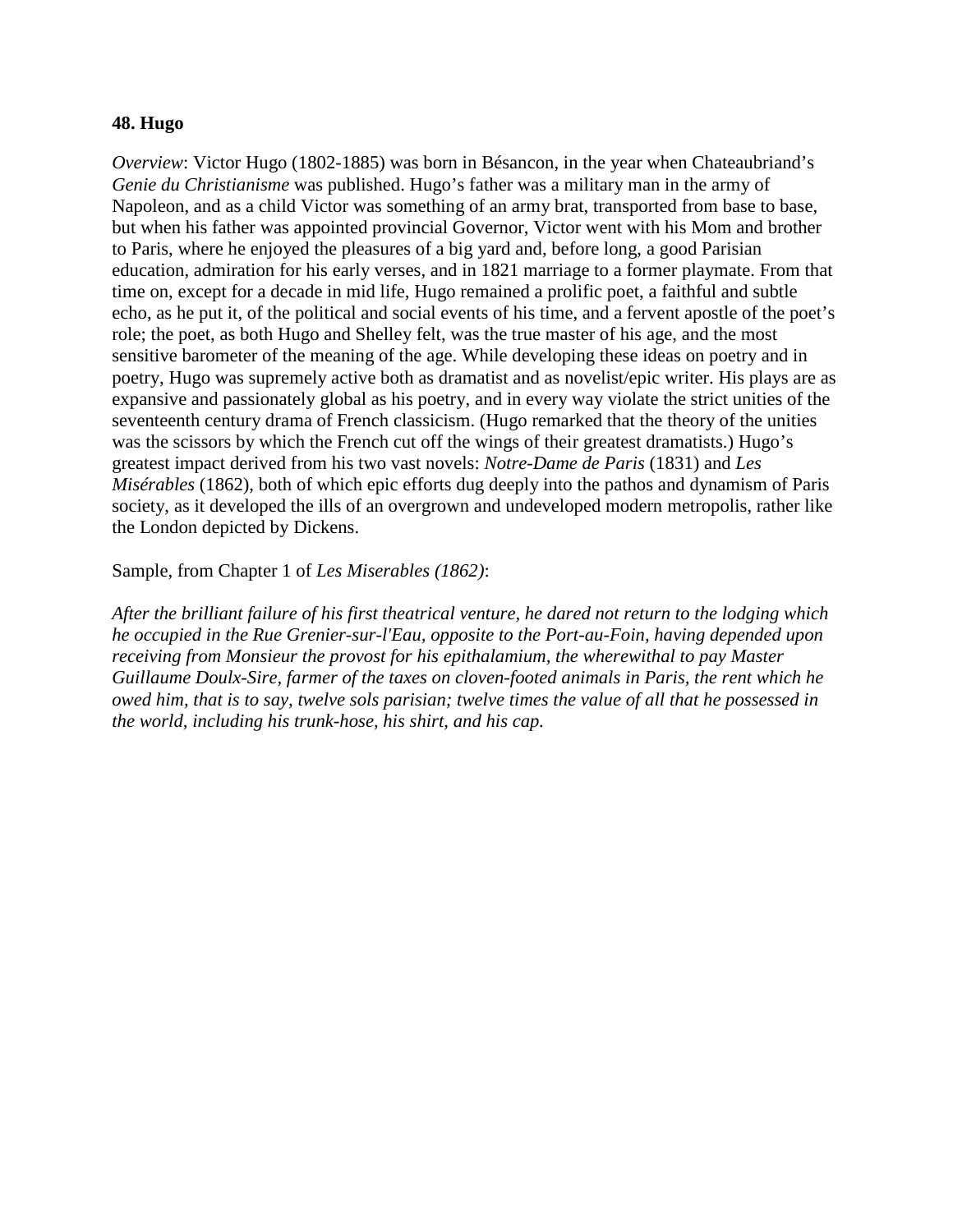**48. Hugo**

*Overview*: Victor Hugo (1802-1885) was born in Bésancon, in the year when Chateaubriand's *Genie du Christianisme* was published. Hugo's father was a military man in the army of Napoleon, and as a child Victor was something of an army brat, transported from base to base, but when his father was appointed provincial Governor, Victor went with his Mom and brother to Paris, where he enjoyed the pleasures of a big yard and, before long, a good Parisian education, admiration for his early verses, and in 1821 marriage to a former playmate. From that time on, except for a decade in mid life, Hugo remained a prolific poet, a faithful and subtle echo, as he put it, of the political and social events of his time, and a fervent apostle of the poet's role; the poet, as both Hugo and Shelley felt, was the true master of his age, and the most sensitive barometer of the meaning of the age. While developing these ideas on poetry and in poetry, Hugo was supremely active both as dramatist and as novelist/epic writer. His plays are as expansive and passionately global as his poetry, and in every way violate the strict unities of the seventeenth century drama of French classicism. (Hugo remarked that the theory of the unities was the scissors by which the French cut off the wings of their greatest dramatists.) Hugo's greatest impact derived from his two vast novels: *Notre-Dame de Paris* (1831) and *Les Misérables* (1862), both of which epic efforts dug deeply into the pathos and dynamism of Paris society, as it developed the ills of an overgrown and undeveloped modern metropolis, rather like the London depicted by Dickens.

Sample, from Chapter 1 of *Les Miserables (1862)*:

*After the brilliant failure of his first theatrical venture, he dared not return to the lodging which he occupied in the Rue Grenier-sur-l'Eau, opposite to the Port-au-Foin, having depended upon receiving from Monsieur the provost for his epithalamium, the wherewithal to pay Master Guillaume Doulx-Sire, farmer of the taxes on cloven-footed animals in Paris, the rent which he owed him, that is to say, twelve sols parisian; twelve times the value of all that he possessed in the world, including his trunk-hose, his shirt, and his cap.*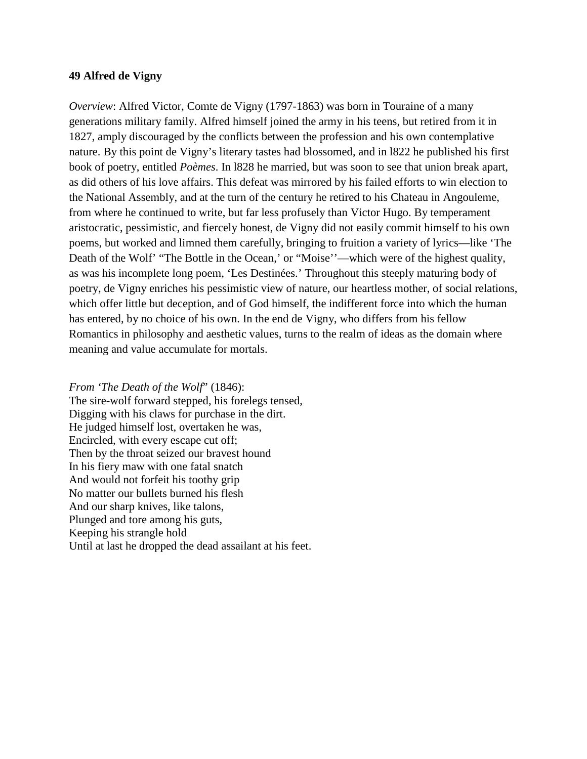**49 Alfred de Vigny**

*Overview*: Alfred Victor, Comte de Vigny (1797-1863) was born in Touraine of a many generations military family. Alfred himself joined the army in his teens, but retired from it in 1827, amply discouraged by the conflicts between the profession and his own contemplative nature. By this point de Vigny's literary tastes had blossomed, and in l822 he published his first book of poetry, entitled *Poèmes*. In l828 he married, but was soon to see that union break apart, as did others of his love affairs. This defeat was mirrored by his failed efforts to win election to the National Assembly, and at the turn of the century he retired to his Chateau in Angouleme, from where he continued to write, but far less profusely than Victor Hugo. By temperament aristocratic, pessimistic, and fiercely honest, de Vigny did not easily commit himself to his own poems, but worked and limned them carefully, bringing to fruition a variety of lyrics—like 'The Death of the Wolf' "The Bottle in the Ocean,' or "Moise''—which were of the highest quality, as was his incomplete long poem, 'Les Destinées.' Throughout this steeply maturing body of poetry, de Vigny enriches his pessimistic view of nature, our heartless mother, of social relations, which offer little but deception, and of God himself, the indifferent force into which the human has entered, by no choice of his own. In the end de Vigny, who differs from his fellow Romantics in philosophy and aesthetic values, turns to the realm of ideas as the domain where meaning and value accumulate for mortals.

*From 'The Death of the Wolf*' (1846):
The sire-wolf forward stepped, his forelegs tensed,
Digging with his claws for purchase in the dirt.
He judged himself lost, overtaken he was,
Encircled, with every escape cut off;
Then by the throat seized our bravest hound
In his fiery maw with one fatal snatch
And would not forfeit his toothy grip
No matter our bullets burned his flesh
And our sharp knives, like talons,
Plunged and tore among his guts,
Keeping his strangle hold
Until at last he dropped the dead assailant at his feet.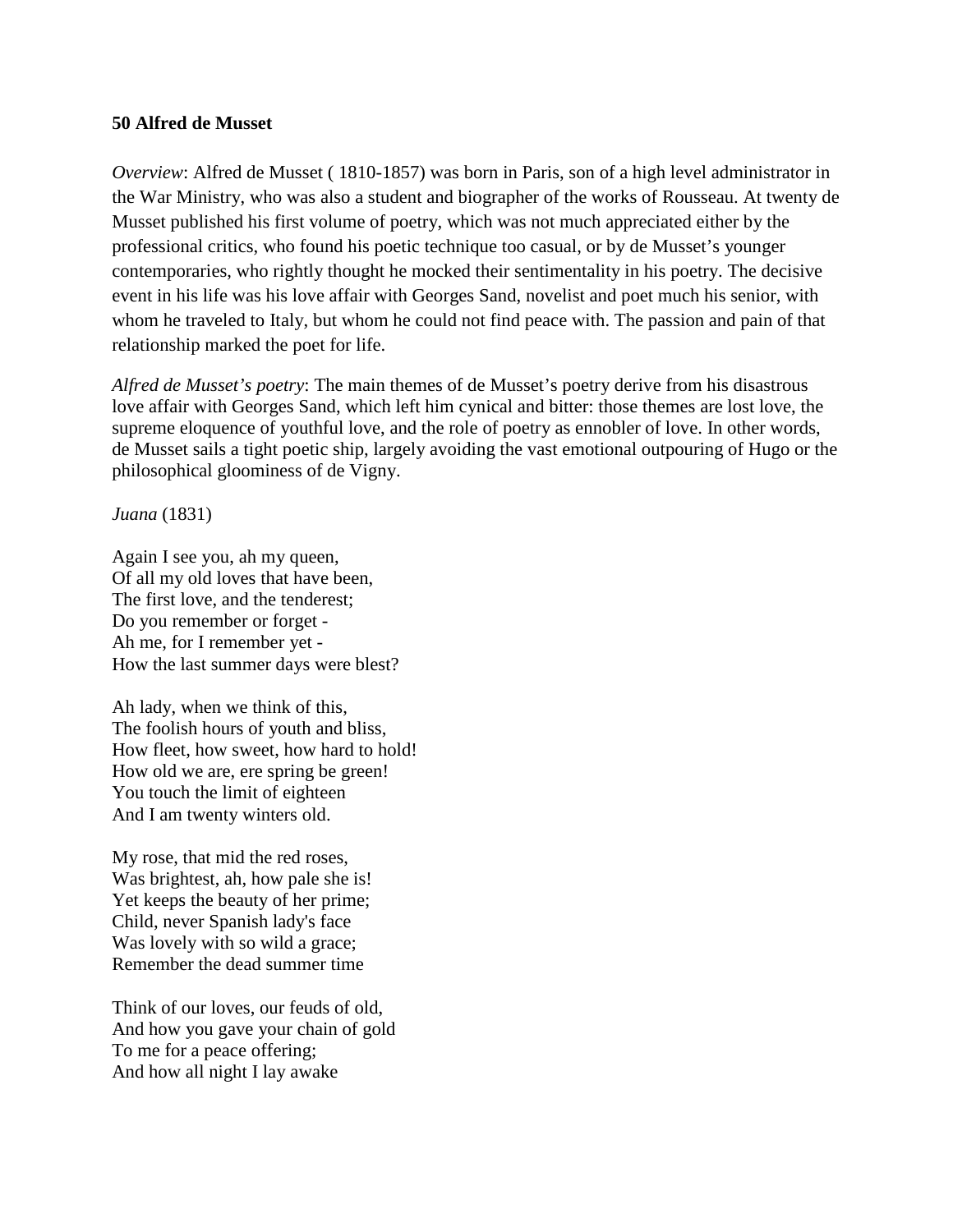**50 Alfred de Musset**

*Overview*: Alfred de Musset ( 1810-1857) was born in Paris, son of a high level administrator in the War Ministry, who was also a student and biographer of the works of Rousseau. At twenty de Musset published his first volume of poetry, which was not much appreciated either by the professional critics, who found his poetic technique too casual, or by de Musset's younger contemporaries, who rightly thought he mocked their sentimentality in his poetry. The decisive event in his life was his love affair with Georges Sand, novelist and poet much his senior, with whom he traveled to Italy, but whom he could not find peace with. The passion and pain of that relationship marked the poet for life.

*Alfred de Musset's poetry*: The main themes of de Musset's poetry derive from his disastrous love affair with Georges Sand, which left him cynical and bitter: those themes are lost love, the supreme eloquence of youthful love, and the role of poetry as ennobler of love. In other words, de Musset sails a tight poetic ship, largely avoiding the vast emotional outpouring of Hugo or the philosophical gloominess of de Vigny.

*Juana* (1831)

Again I see you, ah my queen,
Of all my old loves that have been,
The first love, and the tenderest;
Do you remember or forget -
Ah me, for I remember yet -
How the last summer days were blest?

Ah lady, when we think of this,
The foolish hours of youth and bliss,
How fleet, how sweet, how hard to hold!
How old we are, ere spring be green!
You touch the limit of eighteen
And I am twenty winters old.

My rose, that mid the red roses,
Was brightest, ah, how pale she is!
Yet keeps the beauty of her prime;
Child, never Spanish lady's face
Was lovely with so wild a grace;
Remember the dead summer time

Think of our loves, our feuds of old,
And how you gave your chain of gold
To me for a peace offering;
And how all night I lay awake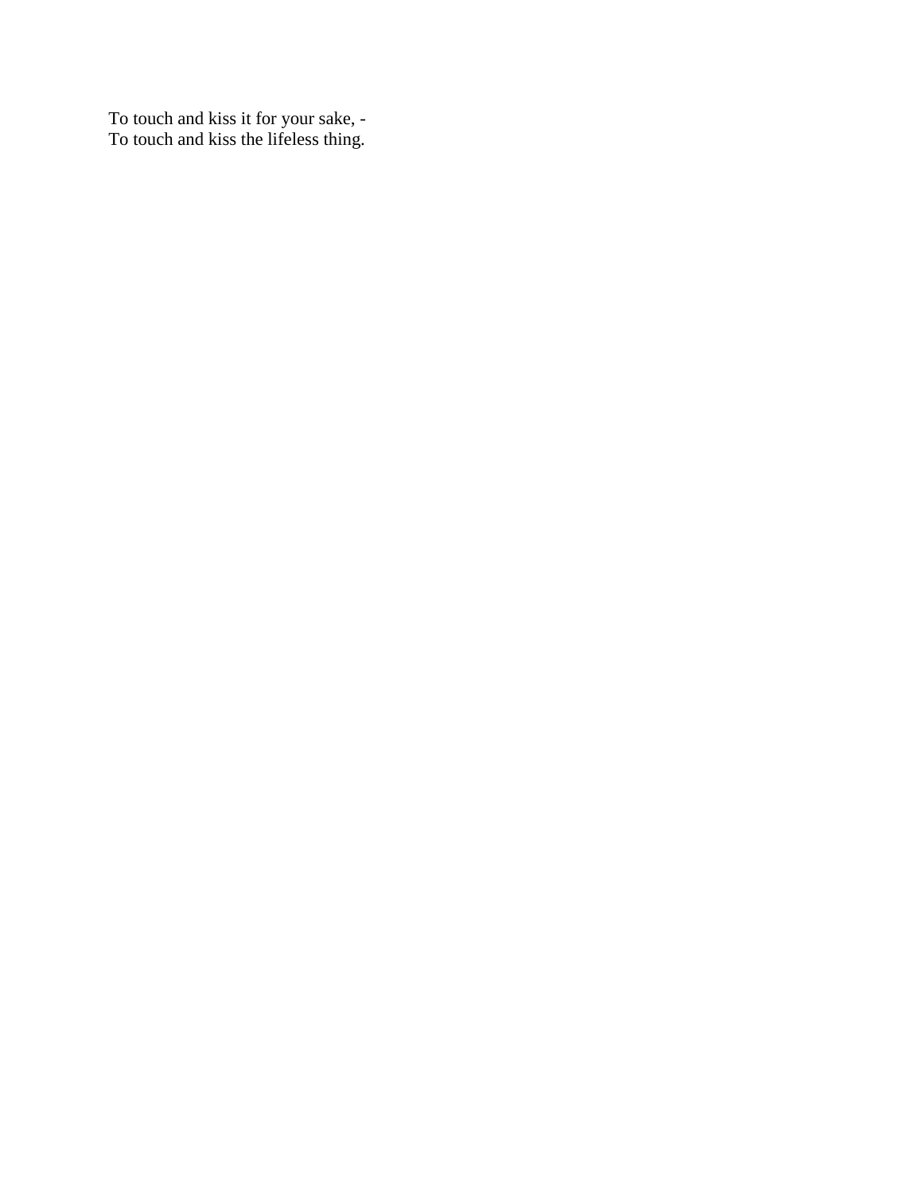To touch and kiss it for your sake, -  
To touch and kiss the lifeless thing.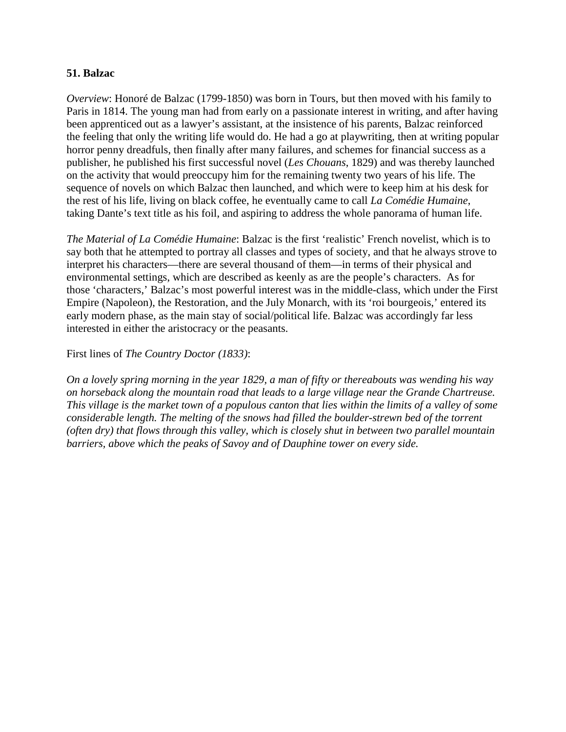**51. Balzac**

*Overview*: Honoré de Balzac (1799-1850) was born in Tours, but then moved with his family to Paris in 1814. The young man had from early on a passionate interest in writing, and after having been apprenticed out as a lawyer's assistant, at the insistence of his parents, Balzac reinforced the feeling that only the writing life would do. He had a go at playwriting, then at writing popular horror penny dreadfuls, then finally after many failures, and schemes for financial success as a publisher, he published his first successful novel (*Les Chouans*, 1829) and was thereby launched on the activity that would preoccupy him for the remaining twenty two years of his life. The sequence of novels on which Balzac then launched, and which were to keep him at his desk for the rest of his life, living on black coffee, he eventually came to call *La Comédie Humaine*, taking Dante's text title as his foil, and aspiring to address the whole panorama of human life.

*The Material of La Comédie Humaine*: Balzac is the first 'realistic' French novelist, which is to say both that he attempted to portray all classes and types of society, and that he always strove to interpret his characters—there are several thousand of them—in terms of their physical and environmental settings, which are described as keenly as are the people's characters. As for those 'characters,' Balzac's most powerful interest was in the middle-class, which under the First Empire (Napoleon), the Restoration, and the July Monarch, with its 'roi bourgeois,' entered its early modern phase, as the main stay of social/political life. Balzac was accordingly far less interested in either the aristocracy or the peasants.

First lines of *The Country Doctor (1833)*:

*On a lovely spring morning in the year 1829, a man of fifty or thereabouts was wending his way on horseback along the mountain road that leads to a large village near the Grande Chartreuse. This village is the market town of a populous canton that lies within the limits of a valley of some considerable length. The melting of the snows had filled the boulder-strewn bed of the torrent (often dry) that flows through this valley, which is closely shut in between two parallel mountain barriers, above which the peaks of Savoy and of Dauphine tower on every side.*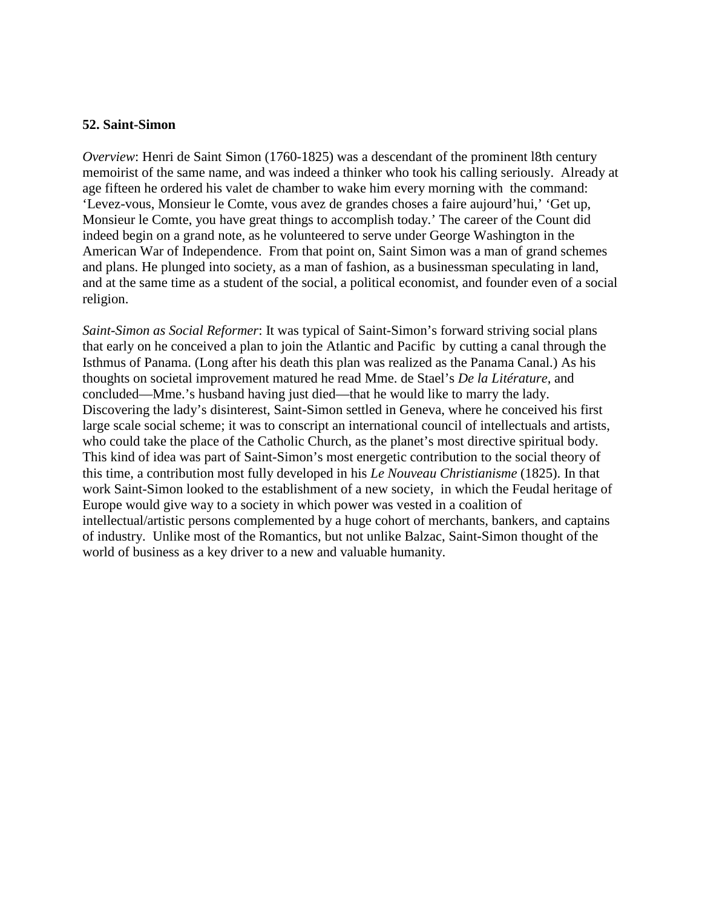**52. Saint-Simon**

*Overview*: Henri de Saint Simon (1760-1825) was a descendant of the prominent l8th century memoirist of the same name, and was indeed a thinker who took his calling seriously. Already at age fifteen he ordered his valet de chamber to wake him every morning with the command: 'Levez-vous, Monsieur le Comte, vous avez de grandes choses a faire aujourd'hui,' 'Get up, Monsieur le Comte, you have great things to accomplish today.' The career of the Count did indeed begin on a grand note, as he volunteered to serve under George Washington in the American War of Independence. From that point on, Saint Simon was a man of grand schemes and plans. He plunged into society, as a man of fashion, as a businessman speculating in land, and at the same time as a student of the social, a political economist, and founder even of a social religion.

*Saint-Simon as Social Reformer*: It was typical of Saint-Simon's forward striving social plans that early on he conceived a plan to join the Atlantic and Pacific by cutting a canal through the Isthmus of Panama. (Long after his death this plan was realized as the Panama Canal.) As his thoughts on societal improvement matured he read Mme. de Stael's *De la Litérature*, and concluded—Mme.'s husband having just died—that he would like to marry the lady. Discovering the lady's disinterest, Saint-Simon settled in Geneva, where he conceived his first large scale social scheme; it was to conscript an international council of intellectuals and artists, who could take the place of the Catholic Church, as the planet's most directive spiritual body. This kind of idea was part of Saint-Simon's most energetic contribution to the social theory of this time, a contribution most fully developed in his *Le Nouveau Christianisme* (1825). In that work Saint-Simon looked to the establishment of a new society, in which the Feudal heritage of Europe would give way to a society in which power was vested in a coalition of intellectual/artistic persons complemented by a huge cohort of merchants, bankers, and captains of industry. Unlike most of the Romantics, but not unlike Balzac, Saint-Simon thought of the world of business as a key driver to a new and valuable humanity.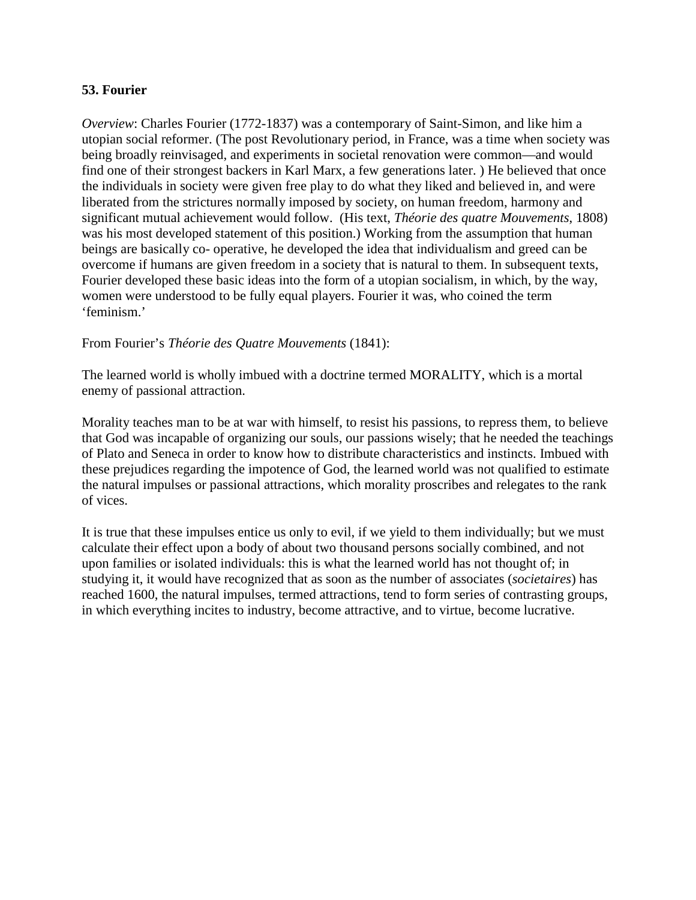**53. Fourier**

*Overview*: Charles Fourier (1772-1837) was a contemporary of Saint-Simon, and like him a utopian social reformer. (The post Revolutionary period, in France, was a time when society was being broadly reinvisaged, and experiments in societal renovation were common—and would find one of their strongest backers in Karl Marx, a few generations later. ) He believed that once the individuals in society were given free play to do what they liked and believed in, and were liberated from the strictures normally imposed by society, on human freedom, harmony and significant mutual achievement would follow. (His text, *Théorie des quatre Mouvements*, 1808) was his most developed statement of this position.) Working from the assumption that human beings are basically co- operative, he developed the idea that individualism and greed can be overcome if humans are given freedom in a society that is natural to them. In subsequent texts, Fourier developed these basic ideas into the form of a utopian socialism, in which, by the way, women were understood to be fully equal players. Fourier it was, who coined the term 'feminism.'

From Fourier's *Théorie des Quatre Mouvements* (1841):

The learned world is wholly imbued with a doctrine termed MORALITY, which is a mortal enemy of passional attraction.

Morality teaches man to be at war with himself, to resist his passions, to repress them, to believe that God was incapable of organizing our souls, our passions wisely; that he needed the teachings of Plato and Seneca in order to know how to distribute characteristics and instincts. Imbued with these prejudices regarding the impotence of God, the learned world was not qualified to estimate the natural impulses or passional attractions, which morality proscribes and relegates to the rank of vices.

It is true that these impulses entice us only to evil, if we yield to them individually; but we must calculate their effect upon a body of about two thousand persons socially combined, and not upon families or isolated individuals: this is what the learned world has not thought of; in studying it, it would have recognized that as soon as the number of associates (*societaires*) has reached 1600, the natural impulses, termed attractions, tend to form series of contrasting groups, in which everything incites to industry, become attractive, and to virtue, become lucrative.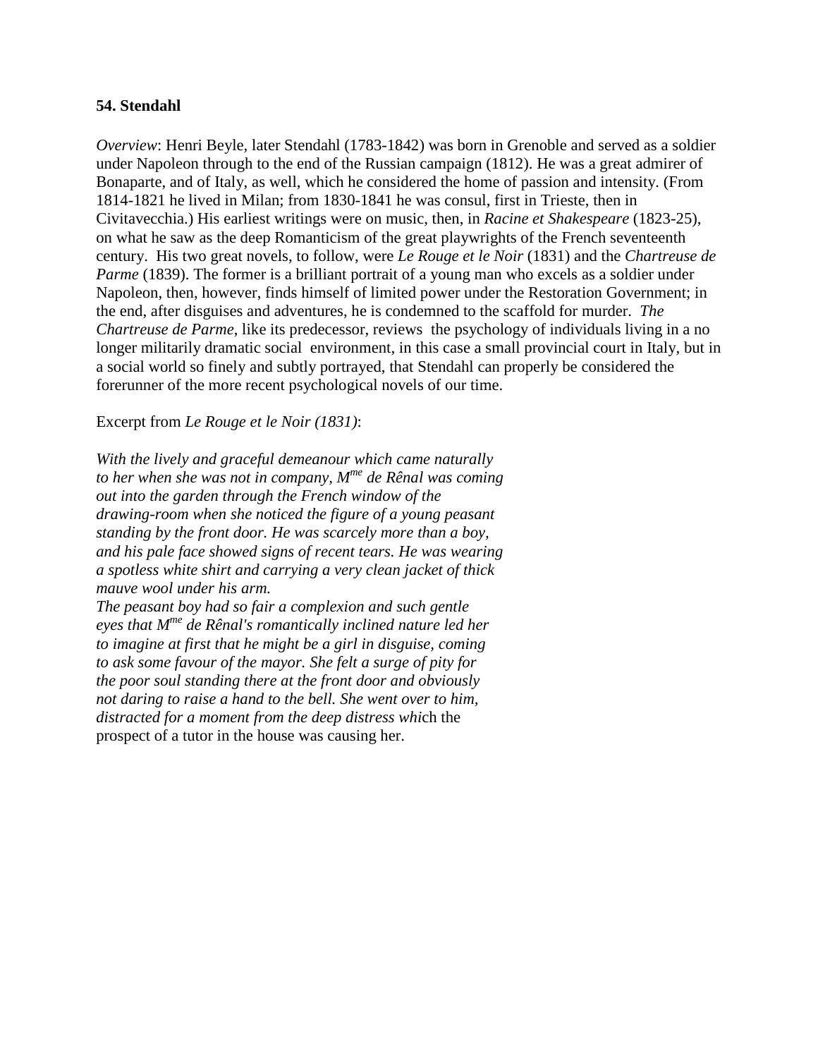**54. Stendahl**

*Overview*: Henri Beyle, later Stendahl (1783-1842) was born in Grenoble and served as a soldier under Napoleon through to the end of the Russian campaign (1812). He was a great admirer of Bonaparte, and of Italy, as well, which he considered the home of passion and intensity. (From 1814-1821 he lived in Milan; from 1830-1841 he was consul, first in Trieste, then in Civitavecchia.) His earliest writings were on music, then, in *Racine et Shakespeare* (1823-25), on what he saw as the deep Romanticism of the great playwrights of the French seventeenth century. His two great novels, to follow, were *Le Rouge et le Noir* (1831) and the *Chartreuse de Parme* (1839). The former is a brilliant portrait of a young man who excels as a soldier under Napoleon, then, however, finds himself of limited power under the Restoration Government; in the end, after disguises and adventures, he is condemned to the scaffold for murder. *The Chartreuse de Parme*, like its predecessor, reviews the psychology of individuals living in a no longer militarily dramatic social environment, in this case a small provincial court in Italy, but in a social world so finely and subtly portrayed, that Stendahl can properly be considered the forerunner of the more recent psychological novels of our time.

Excerpt from *Le Rouge et le Noir (1831)*:

*With the lively and graceful demeanour which came naturally to her when she was not in company, Mme de Rênal was coming out into the garden through the French window of the drawing-room when she noticed the figure of a young peasant standing by the front door. He was scarcely more than a boy, and his pale face showed signs of recent tears. He was wearing a spotless white shirt and carrying a very clean jacket of thick mauve wool under his arm.*

*The peasant boy had so fair a complexion and such gentle eyes that Mme de Rênal's romantically inclined nature led her to imagine at first that he might be a girl in disguise, coming to ask some favour of the mayor. She felt a surge of pity for the poor soul standing there at the front door and obviously not daring to raise a hand to the bell. She went over to him, distracted for a moment from the deep distress whi*ch the prospect of a tutor in the house was causing her.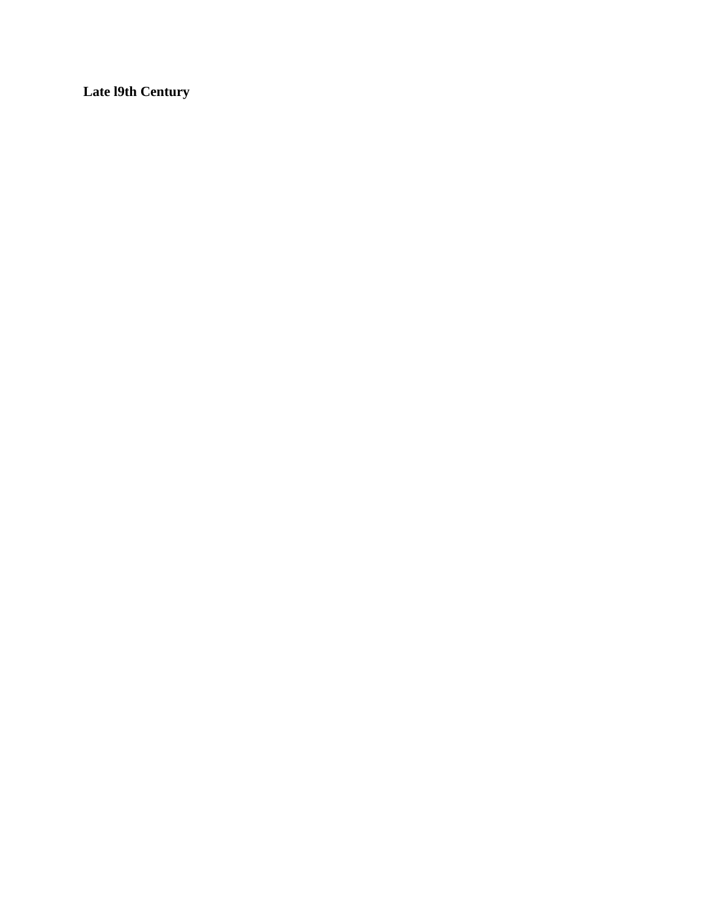**Late l9th Century**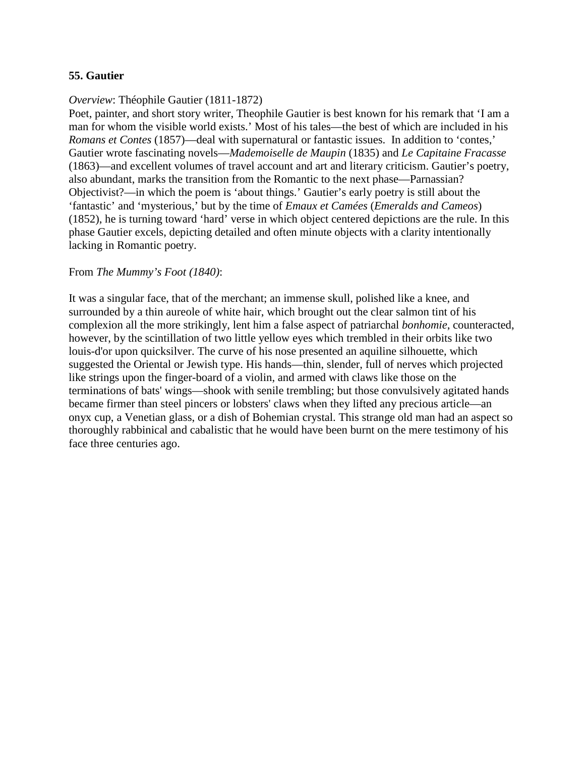**55. Gautier**

*Overview*: Théophile Gautier (1811-1872)

Poet, painter, and short story writer, Theophile Gautier is best known for his remark that 'I am a man for whom the visible world exists.' Most of his tales—the best of which are included in his *Romans et Contes* (1857)—deal with supernatural or fantastic issues. In addition to 'contes,' Gautier wrote fascinating novels—*Mademoiselle de Maupin* (1835) and *Le Capitaine Fracasse* (1863)—and excellent volumes of travel account and art and literary criticism. Gautier's poetry, also abundant, marks the transition from the Romantic to the next phase—Parnassian? Objectivist?—in which the poem is 'about things.' Gautier's early poetry is still about the 'fantastic' and 'mysterious,' but by the time of *Emaux et Camées* (*Emeralds and Cameos*) (1852), he is turning toward 'hard' verse in which object centered depictions are the rule. In this phase Gautier excels, depicting detailed and often minute objects with a clarity intentionally lacking in Romantic poetry.

From *The Mummy's Foot (1840)*:

It was a singular face, that of the merchant; an immense skull, polished like a knee, and surrounded by a thin aureole of white hair, which brought out the clear salmon tint of his complexion all the more strikingly, lent him a false aspect of patriarchal *bonhomie*, counteracted, however, by the scintillation of two little yellow eyes which trembled in their orbits like two louis-d'or upon quicksilver. The curve of his nose presented an aquiline silhouette, which suggested the Oriental or Jewish type. His hands—thin, slender, full of nerves which projected like strings upon the finger-board of a violin, and armed with claws like those on the terminations of bats' wings—shook with senile trembling; but those convulsively agitated hands became firmer than steel pincers or lobsters' claws when they lifted any precious article—an onyx cup, a Venetian glass, or a dish of Bohemian crystal. This strange old man had an aspect so thoroughly rabbinical and cabalistic that he would have been burnt on the mere testimony of his face three centuries ago.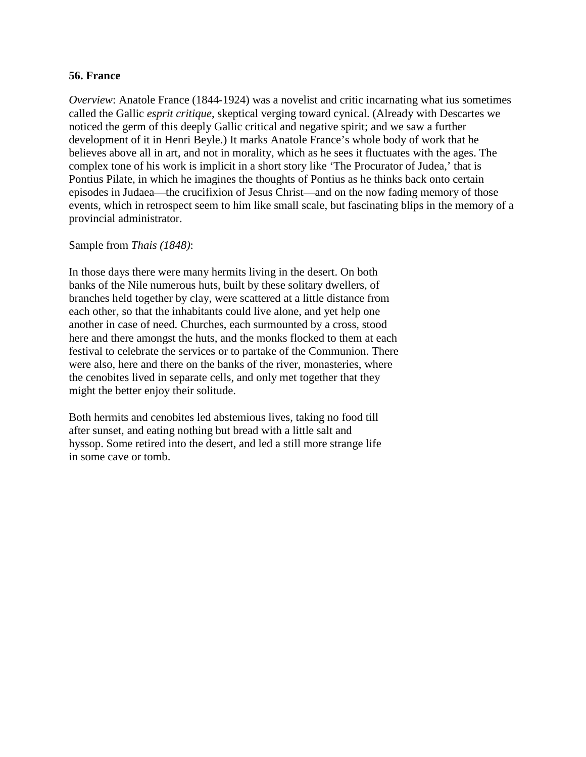**56. France**

*Overview*: Anatole France (1844-1924) was a novelist and critic incarnating what ius sometimes called the Gallic *esprit critique*, skeptical verging toward cynical. (Already with Descartes we noticed the germ of this deeply Gallic critical and negative spirit; and we saw a further development of it in Henri Beyle.) It marks Anatole France's whole body of work that he believes above all in art, and not in morality, which as he sees it fluctuates with the ages. The complex tone of his work is implicit in a short story like 'The Procurator of Judea,' that is Pontius Pilate, in which he imagines the thoughts of Pontius as he thinks back onto certain episodes in Judaea—the crucifixion of Jesus Christ—and on the now fading memory of those events, which in retrospect seem to him like small scale, but fascinating blips in the memory of a provincial administrator.

Sample from *Thais (1848)*:

In those days there were many hermits living in the desert. On both banks of the Nile numerous huts, built by these solitary dwellers, of branches held together by clay, were scattered at a little distance from each other, so that the inhabitants could live alone, and yet help one another in case of need. Churches, each surmounted by a cross, stood here and there amongst the huts, and the monks flocked to them at each festival to celebrate the services or to partake of the Communion. There were also, here and there on the banks of the river, monasteries, where the cenobites lived in separate cells, and only met together that they might the better enjoy their solitude.

Both hermits and cenobites led abstemious lives, taking no food till after sunset, and eating nothing but bread with a little salt and hyssop. Some retired into the desert, and led a still more strange life in some cave or tomb.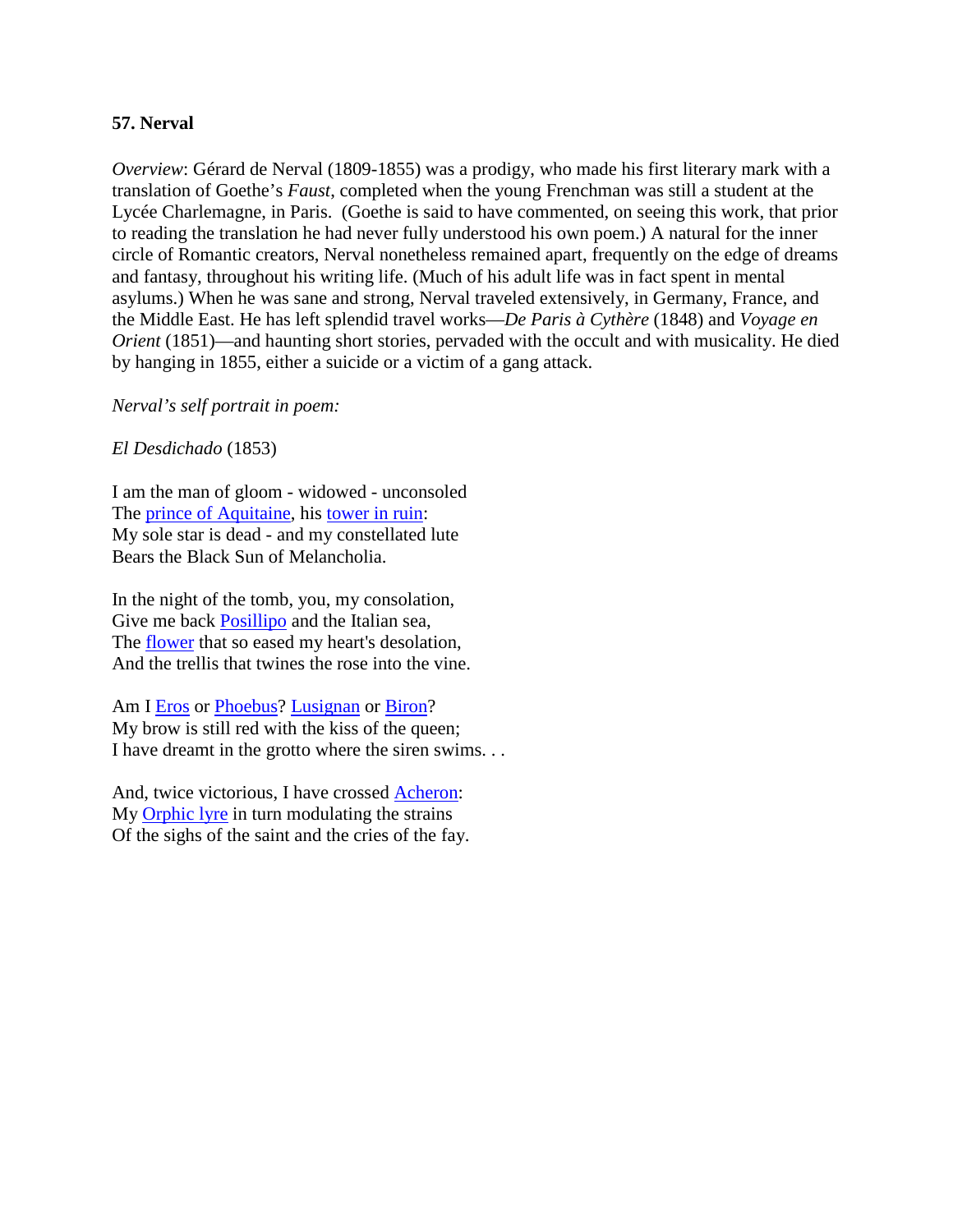**57. Nerval**

*Overview*: Gérard de Nerval (1809-1855) was a prodigy, who made his first literary mark with a translation of Goethe's *Faust*, completed when the young Frenchman was still a student at the Lycée Charlemagne, in Paris. (Goethe is said to have commented, on seeing this work, that prior to reading the translation he had never fully understood his own poem.) A natural for the inner circle of Romantic creators, Nerval nonetheless remained apart, frequently on the edge of dreams and fantasy, throughout his writing life. (Much of his adult life was in fact spent in mental asylums.) When he was sane and strong, Nerval traveled extensively, in Germany, France, and the Middle East. He has left splendid travel works—*De Paris à Cythère* (1848) and *Voyage en Orient* (1851)—and haunting short stories, pervaded with the occult and with musicality. He died by hanging in 1855, either a suicide or a victim of a gang attack.

*Nerval's self portrait in poem:*

*El Desdichado* (1853)

I am the man of gloom - widowed - unconsoled
The prince of Aquitaine, his tower in ruin:
My sole star is dead - and my constellated lute
Bears the Black Sun of Melancholia.

In the night of the tomb, you, my consolation,
Give me back Posillipo and the Italian sea,
The flower that so eased my heart's desolation,
And the trellis that twines the rose into the vine.

Am I Eros or Phoebus? Lusignan or Biron?
My brow is still red with the kiss of the queen;
I have dreamt in the grotto where the siren swims. . .

And, twice victorious, I have crossed Acheron:
My Orphic lyre in turn modulating the strains
Of the sighs of the saint and the cries of the fay.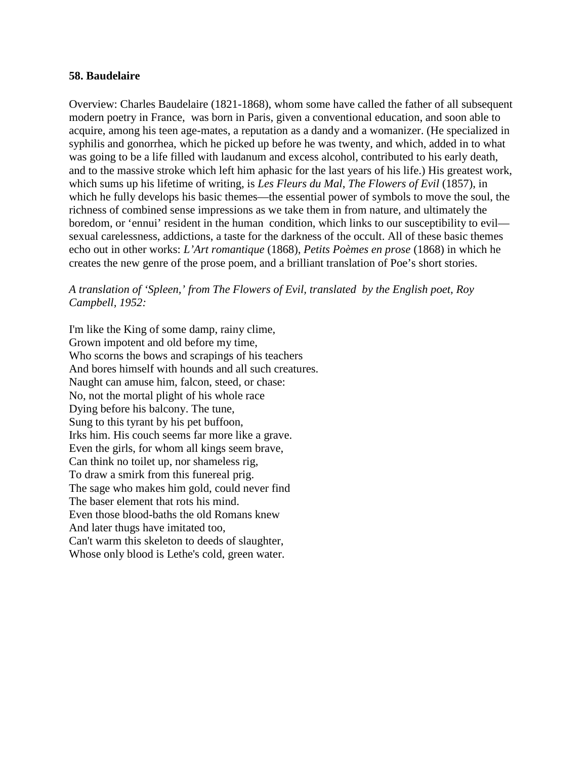### 58. Baudelaire

Overview: Charles Baudelaire (1821-1868), whom some have called the father of all subsequent modern poetry in France, was born in Paris, given a conventional education, and soon able to acquire, among his teen age-mates, a reputation as a dandy and a womanizer. (He specialized in syphilis and gonorrhea, which he picked up before he was twenty, and which, added in to what was going to be a life filled with laudanum and excess alcohol, contributed to his early death, and to the massive stroke which left him aphasic for the last years of his life.) His greatest work, which sums up his lifetime of writing, is *Les Fleurs du Mal*, *The Flowers of Evil* (1857), in which he fully develops his basic themes—the essential power of symbols to move the soul, the richness of combined sense impressions as we take them in from nature, and ultimately the boredom, or 'ennui' resident in the human condition, which links to our susceptibility to evil—sexual carelessness, addictions, a taste for the darkness of the occult. All of these basic themes echo out in other works: *L'Art romantique* (1868), *Petits Poèmes en prose* (1868) in which he creates the new genre of the prose poem, and a brilliant translation of Poe's short stories.

*A translation of 'Spleen,' from The Flowers of Evil, translated by the English poet, Roy Campbell, 1952:*

I'm like the King of some damp, rainy clime,  
Grown impotent and old before my time,  
Who scorns the bows and scrapings of his teachers  
And bores himself with hounds and all such creatures.  
Naught can amuse him, falcon, steed, or chase:  
No, not the mortal plight of his whole race  
Dying before his balcony. The tune,  
Sung to this tyrant by his pet buffoon,  
Irks him. His couch seems far more like a grave.  
Even the girls, for whom all kings seem brave,  
Can think no toilet up, nor shameless rig,  
To draw a smirk from this funereal prig.  
The sage who makes him gold, could never find  
The baser element that rots his mind.  
Even those blood-baths the old Romans knew  
And later thugs have imitated too,  
Can't warm this skeleton to deeds of slaughter,  
Whose only blood is Lethe's cold, green water.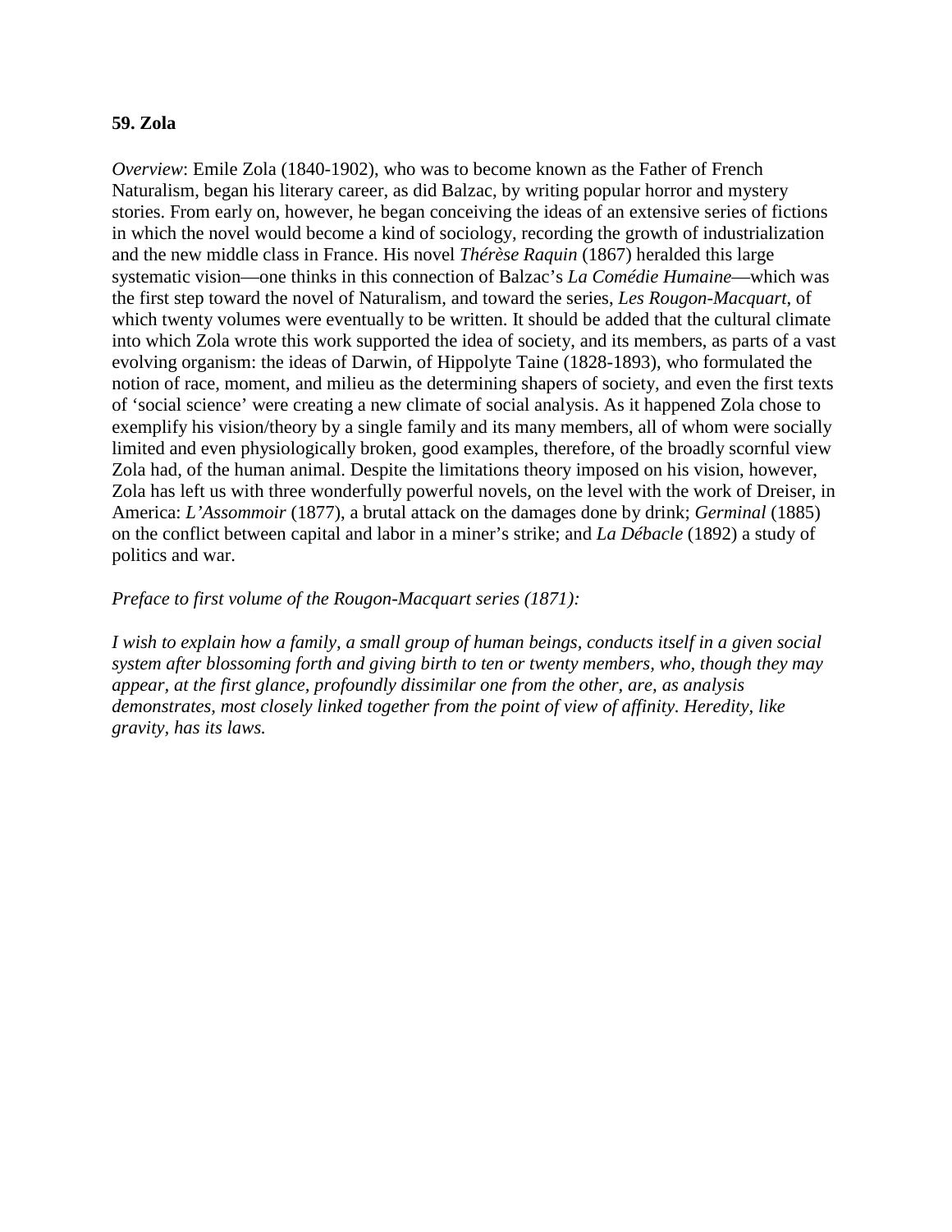**59. Zola**

*Overview*: Emile Zola (1840-1902), who was to become known as the Father of French Naturalism, began his literary career, as did Balzac, by writing popular horror and mystery stories. From early on, however, he began conceiving the ideas of an extensive series of fictions in which the novel would become a kind of sociology, recording the growth of industrialization and the new middle class in France. His novel *Thérèse Raquin* (1867) heralded this large systematic vision—one thinks in this connection of Balzac's *La Comédie Humaine*—which was the first step toward the novel of Naturalism, and toward the series, *Les Rougon-Macquart*, of which twenty volumes were eventually to be written. It should be added that the cultural climate into which Zola wrote this work supported the idea of society, and its members, as parts of a vast evolving organism: the ideas of Darwin, of Hippolyte Taine (1828-1893), who formulated the notion of race, moment, and milieu as the determining shapers of society, and even the first texts of 'social science' were creating a new climate of social analysis. As it happened Zola chose to exemplify his vision/theory by a single family and its many members, all of whom were socially limited and even physiologically broken, good examples, therefore, of the broadly scornful view Zola had, of the human animal. Despite the limitations theory imposed on his vision, however, Zola has left us with three wonderfully powerful novels, on the level with the work of Dreiser, in America: *L'Assommoir* (1877), a brutal attack on the damages done by drink; *Germinal* (1885) on the conflict between capital and labor in a miner's strike; and *La Débacle* (1892) a study of politics and war.

*Preface to first volume of the Rougon-Macquart series (1871):*

*I wish to explain how a family, a small group of human beings, conducts itself in a given social system after blossoming forth and giving birth to ten or twenty members, who, though they may appear, at the first glance, profoundly dissimilar one from the other, are, as analysis demonstrates, most closely linked together from the point of view of affinity. Heredity, like gravity, has its laws.*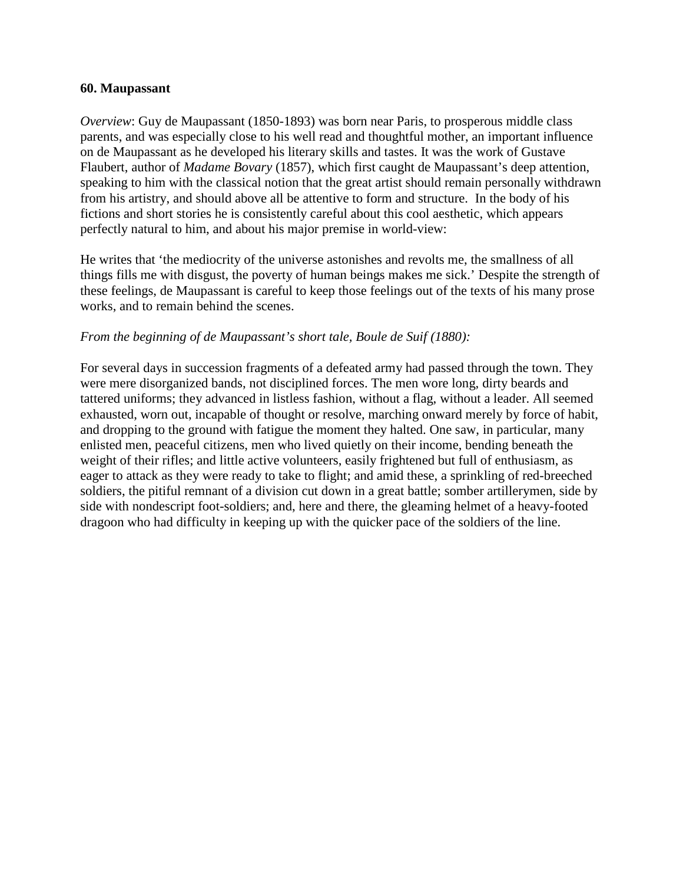**60. Maupassant**

*Overview*: Guy de Maupassant (1850-1893) was born near Paris, to prosperous middle class parents, and was especially close to his well read and thoughtful mother, an important influence on de Maupassant as he developed his literary skills and tastes. It was the work of Gustave Flaubert, author of *Madame Bovary* (1857), which first caught de Maupassant's deep attention, speaking to him with the classical notion that the great artist should remain personally withdrawn from his artistry, and should above all be attentive to form and structure. In the body of his fictions and short stories he is consistently careful about this cool aesthetic, which appears perfectly natural to him, and about his major premise in world-view:

He writes that 'the mediocrity of the universe astonishes and revolts me, the smallness of all things fills me with disgust, the poverty of human beings makes me sick.' Despite the strength of these feelings, de Maupassant is careful to keep those feelings out of the texts of his many prose works, and to remain behind the scenes.

*From the beginning of de Maupassant's short tale, Boule de Suif (1880):*

For several days in succession fragments of a defeated army had passed through the town. They were mere disorganized bands, not disciplined forces. The men wore long, dirty beards and tattered uniforms; they advanced in listless fashion, without a flag, without a leader. All seemed exhausted, worn out, incapable of thought or resolve, marching onward merely by force of habit, and dropping to the ground with fatigue the moment they halted. One saw, in particular, many enlisted men, peaceful citizens, men who lived quietly on their income, bending beneath the weight of their rifles; and little active volunteers, easily frightened but full of enthusiasm, as eager to attack as they were ready to take to flight; and amid these, a sprinkling of red-breeched soldiers, the pitiful remnant of a division cut down in a great battle; somber artillerymen, side by side with nondescript foot-soldiers; and, here and there, the gleaming helmet of a heavy-footed dragoon who had difficulty in keeping up with the quicker pace of the soldiers of the line.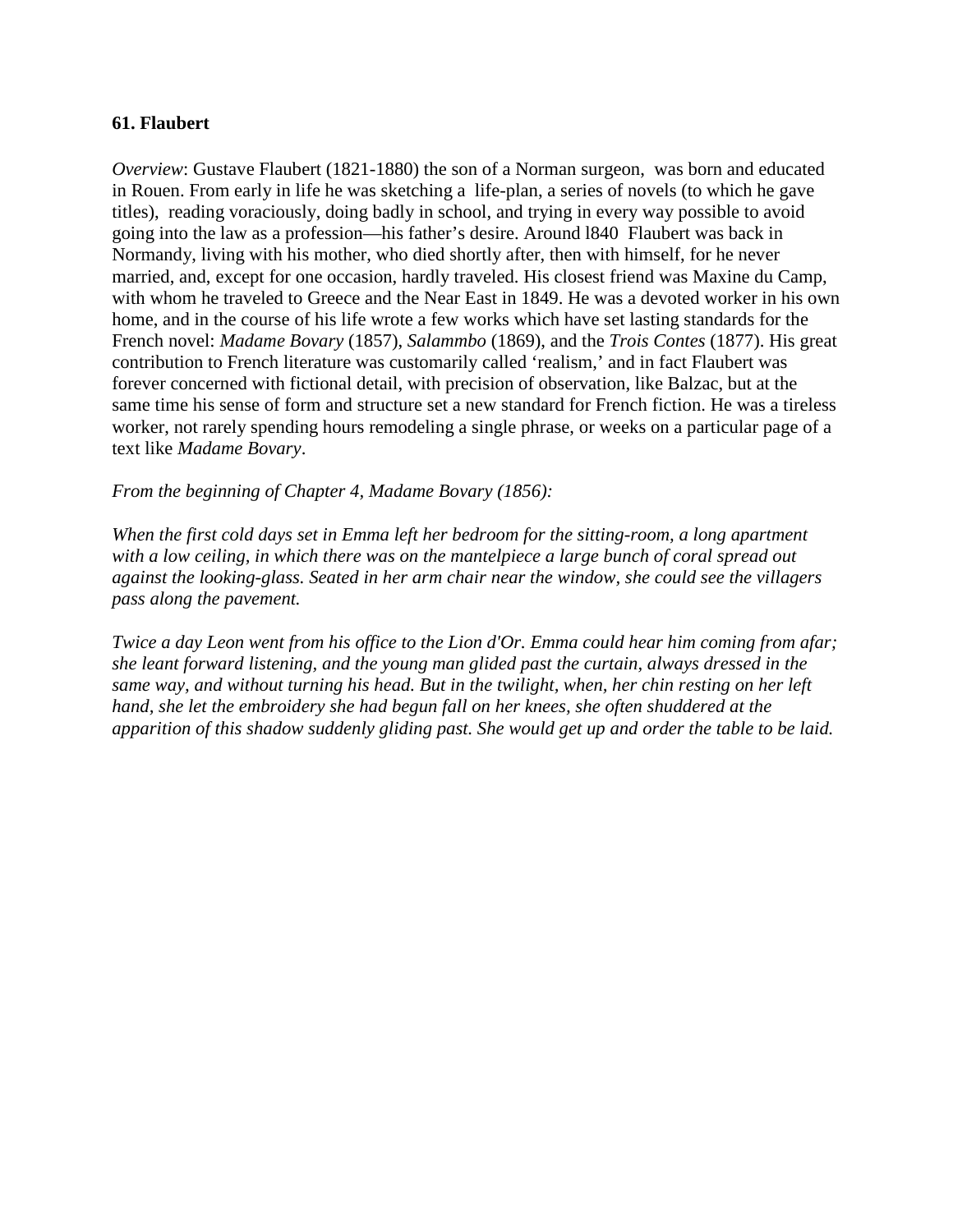**61. Flaubert**

*Overview*: Gustave Flaubert (1821-1880) the son of a Norman surgeon, was born and educated in Rouen. From early in life he was sketching a life-plan, a series of novels (to which he gave titles), reading voraciously, doing badly in school, and trying in every way possible to avoid going into the law as a profession—his father's desire. Around l840 Flaubert was back in Normandy, living with his mother, who died shortly after, then with himself, for he never married, and, except for one occasion, hardly traveled. His closest friend was Maxine du Camp, with whom he traveled to Greece and the Near East in 1849. He was a devoted worker in his own home, and in the course of his life wrote a few works which have set lasting standards for the French novel: *Madame Bovary* (1857), *Salammbo* (1869), and the *Trois Contes* (1877). His great contribution to French literature was customarily called 'realism,' and in fact Flaubert was forever concerned with fictional detail, with precision of observation, like Balzac, but at the same time his sense of form and structure set a new standard for French fiction. He was a tireless worker, not rarely spending hours remodeling a single phrase, or weeks on a particular page of a text like *Madame Bovary*.

*From the beginning of Chapter 4, Madame Bovary (1856):*

*When the first cold days set in Emma left her bedroom for the sitting-room, a long apartment with a low ceiling, in which there was on the mantelpiece a large bunch of coral spread out against the looking-glass. Seated in her arm chair near the window, she could see the villagers pass along the pavement.*

*Twice a day Leon went from his office to the Lion d'Or. Emma could hear him coming from afar; she leant forward listening, and the young man glided past the curtain, always dressed in the same way, and without turning his head. But in the twilight, when, her chin resting on her left hand, she let the embroidery she had begun fall on her knees, she often shuddered at the apparition of this shadow suddenly gliding past. She would get up and order the table to be laid.*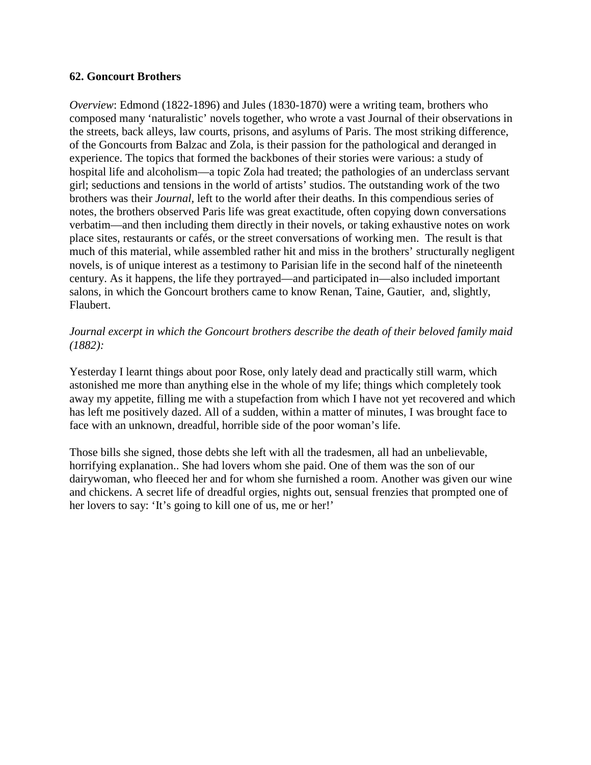**62. Goncourt Brothers**

*Overview*: Edmond (1822-1896) and Jules (1830-1870) were a writing team, brothers who composed many 'naturalistic' novels together, who wrote a vast Journal of their observations in the streets, back alleys, law courts, prisons, and asylums of Paris. The most striking difference, of the Goncourts from Balzac and Zola, is their passion for the pathological and deranged in experience. The topics that formed the backbones of their stories were various: a study of hospital life and alcoholism—a topic Zola had treated; the pathologies of an underclass servant girl; seductions and tensions in the world of artists' studios. The outstanding work of the two brothers was their *Journal*, left to the world after their deaths. In this compendious series of notes, the brothers observed Paris life was great exactitude, often copying down conversations verbatim—and then including them directly in their novels, or taking exhaustive notes on work place sites, restaurants or cafés, or the street conversations of working men. The result is that much of this material, while assembled rather hit and miss in the brothers' structurally negligent novels, is of unique interest as a testimony to Parisian life in the second half of the nineteenth century. As it happens, the life they portrayed—and participated in—also included important salons, in which the Goncourt brothers came to know Renan, Taine, Gautier, and, slightly, Flaubert.

*Journal excerpt in which the Goncourt brothers describe the death of their beloved family maid (1882):*

Yesterday I learnt things about poor Rose, only lately dead and practically still warm, which astonished me more than anything else in the whole of my life; things which completely took away my appetite, filling me with a stupefaction from which I have not yet recovered and which has left me positively dazed. All of a sudden, within a matter of minutes, I was brought face to face with an unknown, dreadful, horrible side of the poor woman's life.

Those bills she signed, those debts she left with all the tradesmen, all had an unbelievable, horrifying explanation.. She had lovers whom she paid. One of them was the son of our dairywoman, who fleeced her and for whom she furnished a room. Another was given our wine and chickens. A secret life of dreadful orgies, nights out, sensual frenzies that prompted one of her lovers to say: 'It's going to kill one of us, me or her!'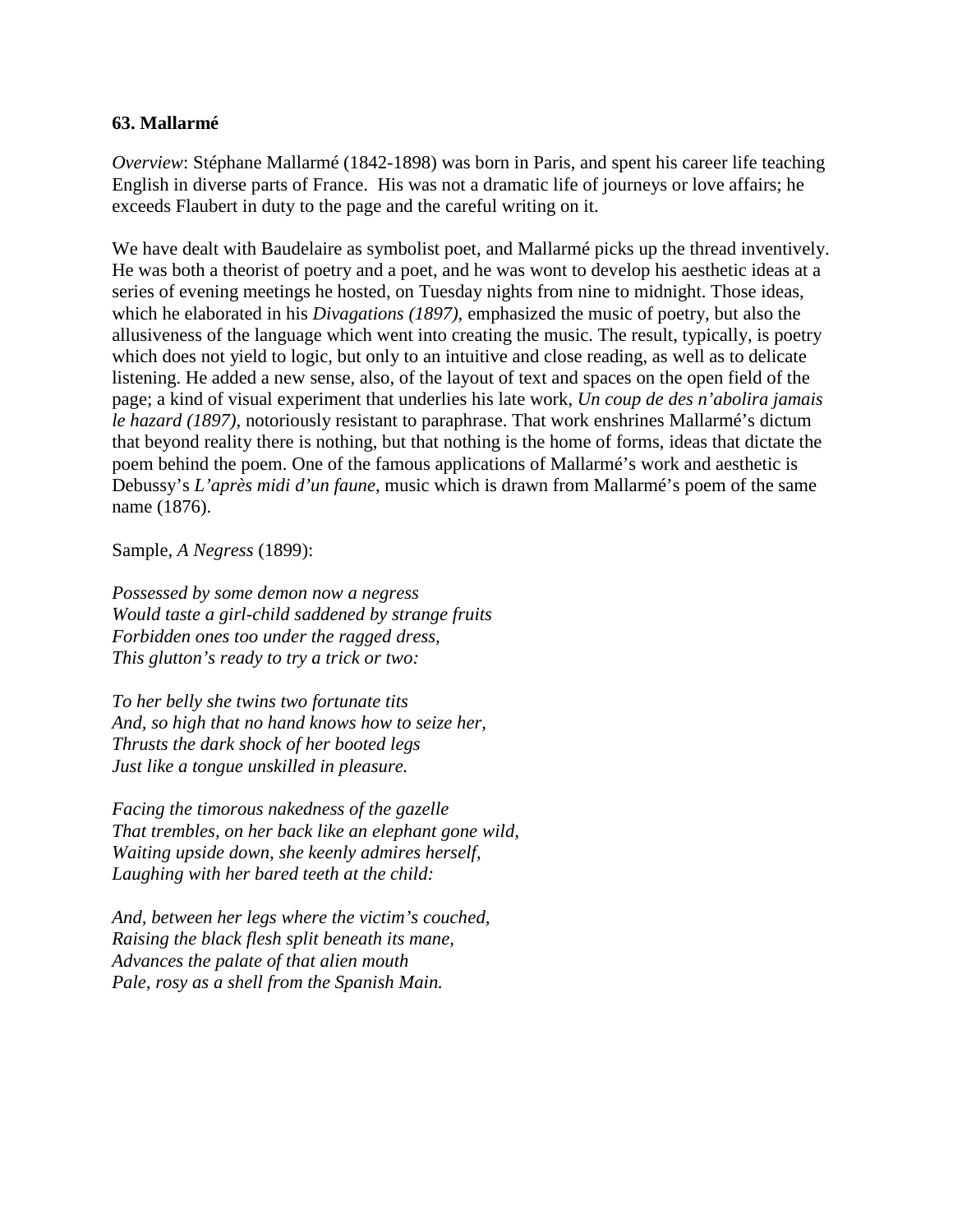**63. Mallarmé**

*Overview*: Stéphane Mallarmé (1842-1898) was born in Paris, and spent his career life teaching English in diverse parts of France. His was not a dramatic life of journeys or love affairs; he exceeds Flaubert in duty to the page and the careful writing on it.

We have dealt with Baudelaire as symbolist poet, and Mallarmé picks up the thread inventively. He was both a theorist of poetry and a poet, and he was wont to develop his aesthetic ideas at a series of evening meetings he hosted, on Tuesday nights from nine to midnight. Those ideas, which he elaborated in his *Divagations (1897),* emphasized the music of poetry, but also the allusiveness of the language which went into creating the music. The result, typically, is poetry which does not yield to logic, but only to an intuitive and close reading, as well as to delicate listening. He added a new sense, also, of the layout of text and spaces on the open field of the page; a kind of visual experiment that underlies his late work, *Un coup de des n'abolira jamais le hazard (1897),* notoriously resistant to paraphrase. That work enshrines Mallarmé's dictum that beyond reality there is nothing, but that nothing is the home of forms, ideas that dictate the poem behind the poem. One of the famous applications of Mallarmé's work and aesthetic is Debussy's *L'après midi d'un faune*, music which is drawn from Mallarmé's poem of the same name (1876).

Sample, *A Negress* (1899):

*Possessed by some demon now a negress*
*Would taste a girl-child saddened by strange fruits*
*Forbidden ones too under the ragged dress,*
*This glutton's ready to try a trick or two:*

*To her belly she twins two fortunate tits*
*And, so high that no hand knows how to seize her,*
*Thrusts the dark shock of her booted legs*
*Just like a tongue unskilled in pleasure.*

*Facing the timorous nakedness of the gazelle*
*That trembles, on her back like an elephant gone wild,*
*Waiting upside down, she keenly admires herself,*
*Laughing with her bared teeth at the child:*

*And, between her legs where the victim's couched,*
*Raising the black flesh split beneath its mane,*
*Advances the palate of that alien mouth*
*Pale, rosy as a shell from the Spanish Main.*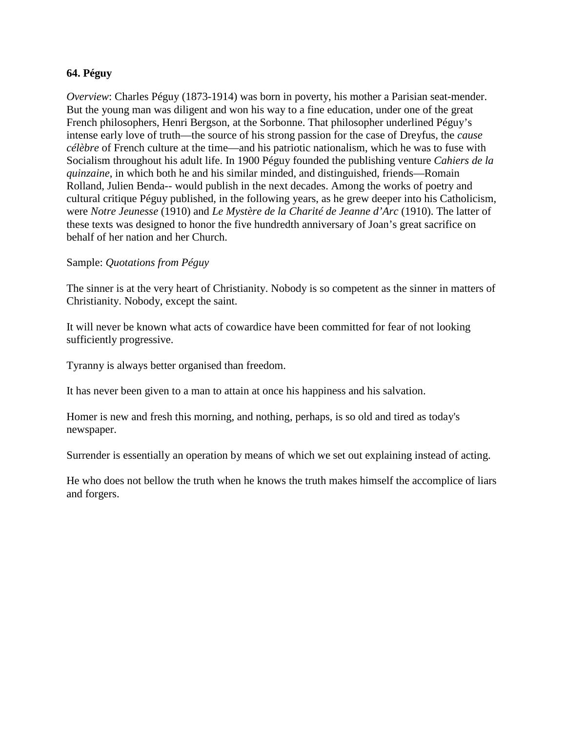**64. Péguy**

*Overview*: Charles Péguy (1873-1914) was born in poverty, his mother a Parisian seat-mender. But the young man was diligent and won his way to a fine education, under one of the great French philosophers, Henri Bergson, at the Sorbonne. That philosopher underlined Péguy's intense early love of truth—the source of his strong passion for the case of Dreyfus, the *cause célèbre* of French culture at the time—and his patriotic nationalism, which he was to fuse with Socialism throughout his adult life. In 1900 Péguy founded the publishing venture *Cahiers de la quinzaine*, in which both he and his similar minded, and distinguished, friends—Romain Rolland, Julien Benda-- would publish in the next decades. Among the works of poetry and cultural critique Péguy published, in the following years, as he grew deeper into his Catholicism, were *Notre Jeunesse* (1910) and *Le Mystère de la Charité de Jeanne d'Arc* (1910). The latter of these texts was designed to honor the five hundredth anniversary of Joan's great sacrifice on behalf of her nation and her Church.

Sample: *Quotations from Péguy*

The sinner is at the very heart of Christianity. Nobody is so competent as the sinner in matters of Christianity. Nobody, except the saint.

It will never be known what acts of cowardice have been committed for fear of not looking sufficiently progressive.

Tyranny is always better organised than freedom.

It has never been given to a man to attain at once his happiness and his salvation.

Homer is new and fresh this morning, and nothing, perhaps, is so old and tired as today's newspaper.

Surrender is essentially an operation by means of which we set out explaining instead of acting.

He who does not bellow the truth when he knows the truth makes himself the accomplice of liars and forgers.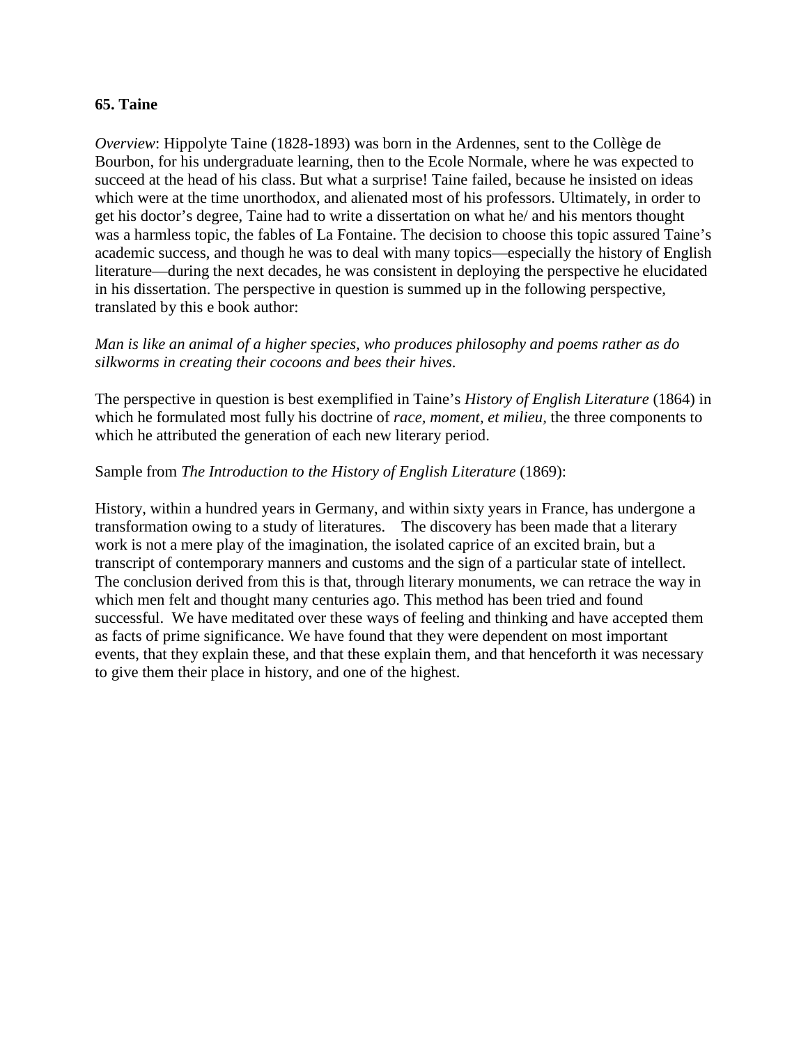**65. Taine**

*Overview*: Hippolyte Taine (1828-1893) was born in the Ardennes, sent to the Collège de Bourbon, for his undergraduate learning, then to the Ecole Normale, where he was expected to succeed at the head of his class. But what a surprise! Taine failed, because he insisted on ideas which were at the time unorthodox, and alienated most of his professors. Ultimately, in order to get his doctor's degree, Taine had to write a dissertation on what he/ and his mentors thought was a harmless topic, the fables of La Fontaine. The decision to choose this topic assured Taine's academic success, and though he was to deal with many topics—especially the history of English literature—during the next decades, he was consistent in deploying the perspective he elucidated in his dissertation. The perspective in question is summed up in the following perspective, translated by this e book author:

*Man is like an animal of a higher species, who produces philosophy and poems rather as do silkworms in creating their cocoons and bees their hives.*

The perspective in question is best exemplified in Taine's *History of English Literature* (1864) in which he formulated most fully his doctrine of *race, moment, et milieu,* the three components to which he attributed the generation of each new literary period.

Sample from *The Introduction to the History of English Literature* (1869):

History, within a hundred years in Germany, and within sixty years in France, has undergone a transformation owing to a study of literatures. The discovery has been made that a literary work is not a mere play of the imagination, the isolated caprice of an excited brain, but a transcript of contemporary manners and customs and the sign of a particular state of intellect. The conclusion derived from this is that, through literary monuments, we can retrace the way in which men felt and thought many centuries ago. This method has been tried and found successful. We have meditated over these ways of feeling and thinking and have accepted them as facts of prime significance. We have found that they were dependent on most important events, that they explain these, and that these explain them, and that henceforth it was necessary to give them their place in history, and one of the highest.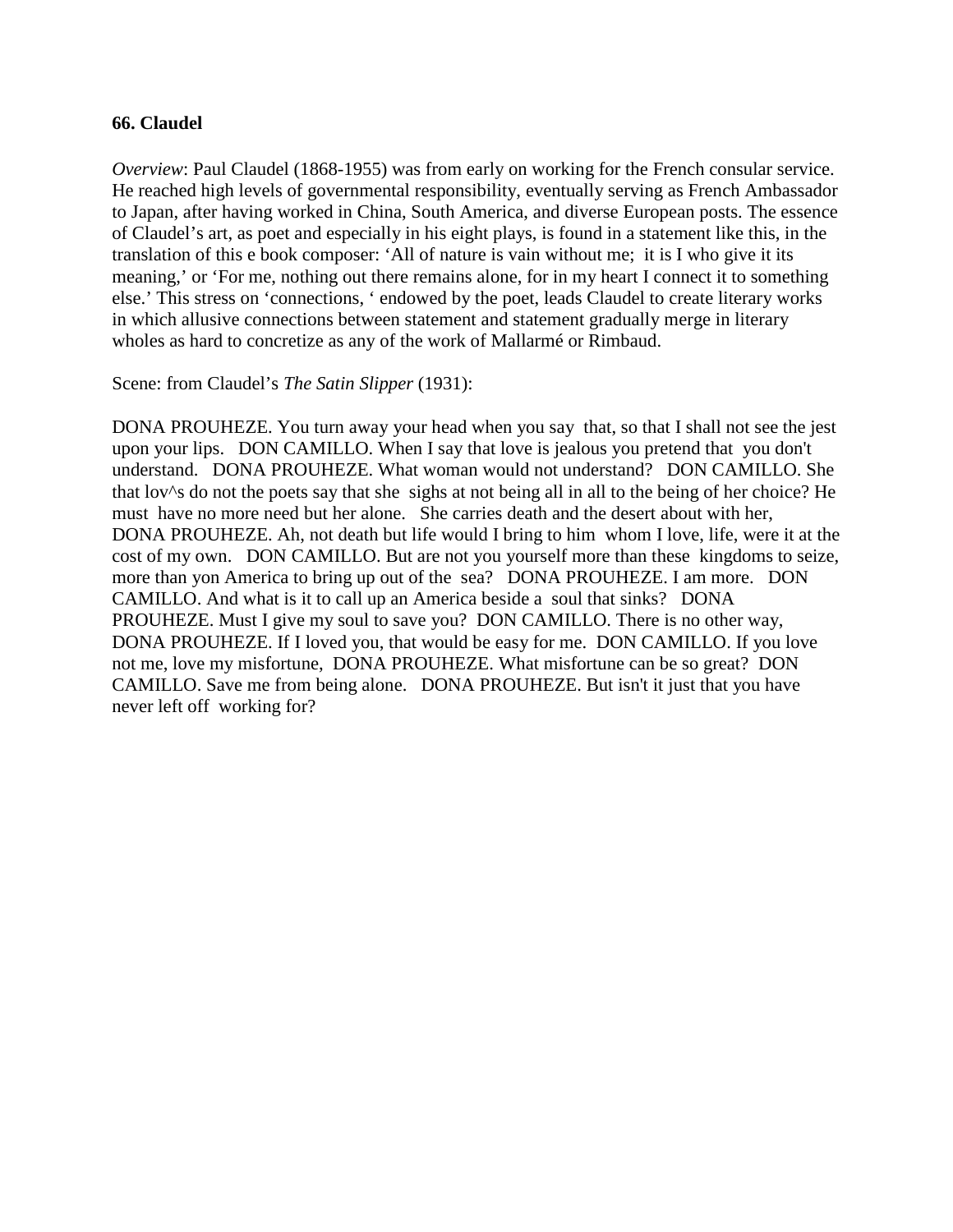**66. Claudel**

*Overview*: Paul Claudel (1868-1955) was from early on working for the French consular service. He reached high levels of governmental responsibility, eventually serving as French Ambassador to Japan, after having worked in China, South America, and diverse European posts. The essence of Claudel's art, as poet and especially in his eight plays, is found in a statement like this, in the translation of this e book composer: 'All of nature is vain without me; it is I who give it its meaning,' or 'For me, nothing out there remains alone, for in my heart I connect it to something else.' This stress on 'connections, ' endowed by the poet, leads Claudel to create literary works in which allusive connections between statement and statement gradually merge in literary wholes as hard to concretize as any of the work of Mallarmé or Rimbaud.

Scene: from Claudel's *The Satin Slipper* (1931):

DONA PROUHEZE. You turn away your head when you say that, so that I shall not see the jest upon your lips. DON CAMILLO. When I say that love is jealous you pretend that you don't understand. DONA PROUHEZE. What woman would not understand? DON CAMILLO. She that lov^s do not the poets say that she sighs at not being all in all to the being of her choice? He must have no more need but her alone. She carries death and the desert about with her, DONA PROUHEZE. Ah, not death but life would I bring to him whom I love, life, were it at the cost of my own. DON CAMILLO. But are not you yourself more than these kingdoms to seize, more than yon America to bring up out of the sea? DONA PROUHEZE. I am more. DON CAMILLO. And what is it to call up an America beside a soul that sinks? DONA PROUHEZE. Must I give my soul to save you? DON CAMILLO. There is no other way, DONA PROUHEZE. If I loved you, that would be easy for me. DON CAMILLO. If you love not me, love my misfortune, DONA PROUHEZE. What misfortune can be so great? DON CAMILLO. Save me from being alone. DONA PROUHEZE. But isn't it just that you have never left off working for?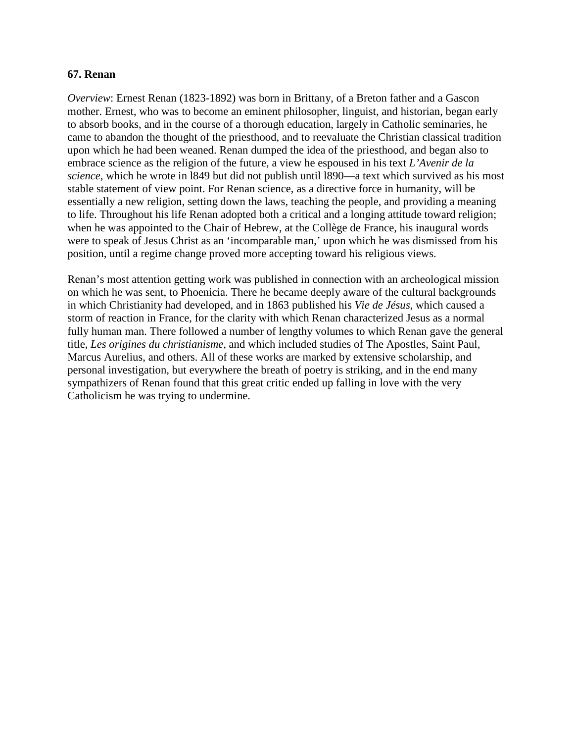**67. Renan**

*Overview*: Ernest Renan (1823-1892) was born in Brittany, of a Breton father and a Gascon mother. Ernest, who was to become an eminent philosopher, linguist, and historian, began early to absorb books, and in the course of a thorough education, largely in Catholic seminaries, he came to abandon the thought of the priesthood, and to reevaluate the Christian classical tradition upon which he had been weaned. Renan dumped the idea of the priesthood, and began also to embrace science as the religion of the future, a view he espoused in his text *L'Avenir de la science*, which he wrote in l849 but did not publish until l890—a text which survived as his most stable statement of view point. For Renan science, as a directive force in humanity, will be essentially a new religion, setting down the laws, teaching the people, and providing a meaning to life. Throughout his life Renan adopted both a critical and a longing attitude toward religion; when he was appointed to the Chair of Hebrew, at the Collège de France, his inaugural words were to speak of Jesus Christ as an 'incomparable man,' upon which he was dismissed from his position, until a regime change proved more accepting toward his religious views.

Renan's most attention getting work was published in connection with an archeological mission on which he was sent, to Phoenicia. There he became deeply aware of the cultural backgrounds in which Christianity had developed, and in 1863 published his *Vie de Jésus*, which caused a storm of reaction in France, for the clarity with which Renan characterized Jesus as a normal fully human man. There followed a number of lengthy volumes to which Renan gave the general title, *Les origines du christianisme*, and which included studies of The Apostles, Saint Paul, Marcus Aurelius, and others. All of these works are marked by extensive scholarship, and personal investigation, but everywhere the breath of poetry is striking, and in the end many sympathizers of Renan found that this great critic ended up falling in love with the very Catholicism he was trying to undermine.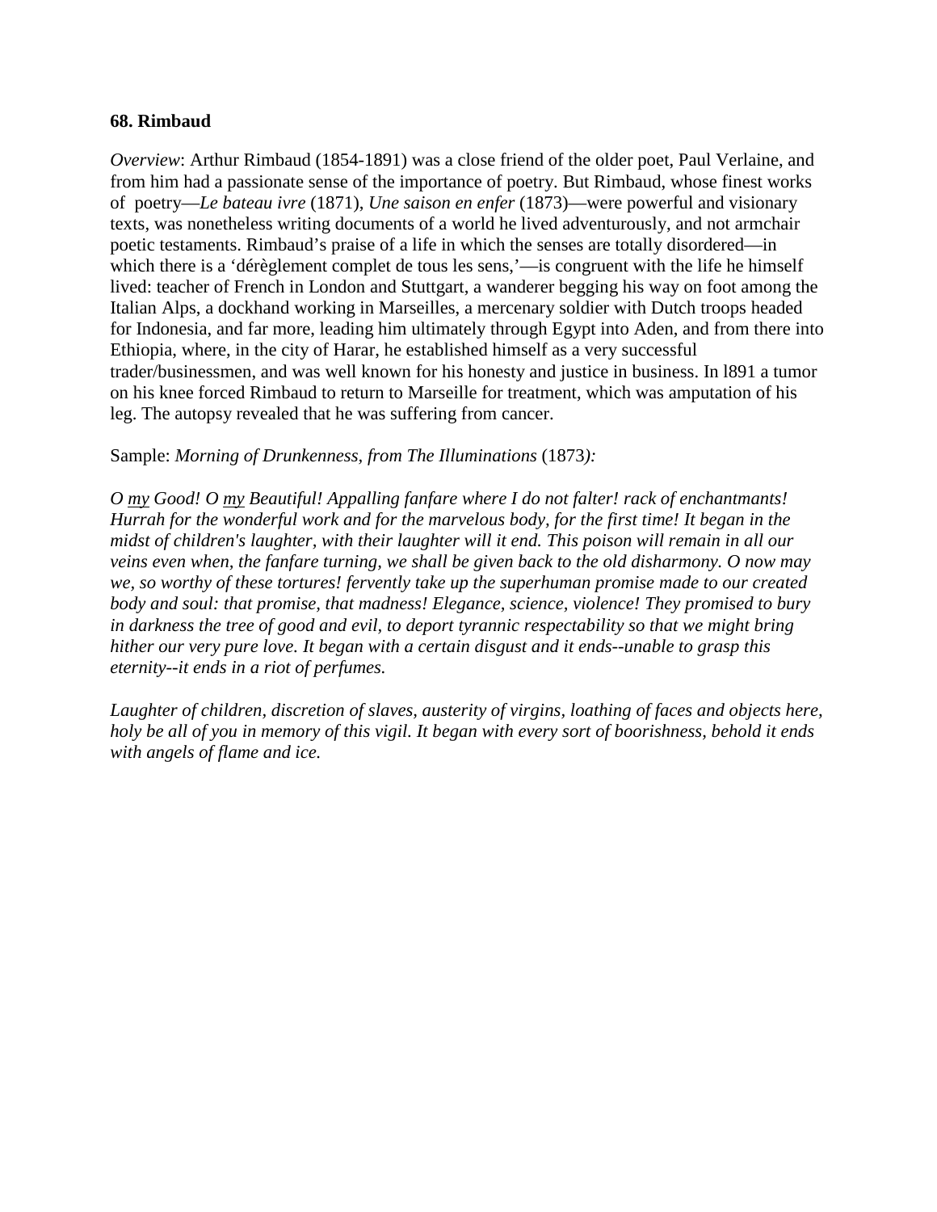**68. Rimbaud**

*Overview*: Arthur Rimbaud (1854-1891) was a close friend of the older poet, Paul Verlaine, and from him had a passionate sense of the importance of poetry. But Rimbaud, whose finest works of poetry—*Le bateau ivre* (1871), *Une saison en enfer* (1873)—were powerful and visionary texts, was nonetheless writing documents of a world he lived adventurously, and not armchair poetic testaments. Rimbaud's praise of a life in which the senses are totally disordered—in which there is a 'dérèglement complet de tous les sens,'—is congruent with the life he himself lived: teacher of French in London and Stuttgart, a wanderer begging his way on foot among the Italian Alps, a dockhand working in Marseilles, a mercenary soldier with Dutch troops headed for Indonesia, and far more, leading him ultimately through Egypt into Aden, and from there into Ethiopia, where, in the city of Harar, he established himself as a very successful trader/businessmen, and was well known for his honesty and justice in business. In l891 a tumor on his knee forced Rimbaud to return to Marseille for treatment, which was amputation of his leg. The autopsy revealed that he was suffering from cancer.

Sample: *Morning of Drunkenness, from The Illuminations* (1873*):*

*O <u>my</u> Good! O <u>my</u> Beautiful! Appalling fanfare where I do not falter! rack of enchantmants! Hurrah for the wonderful work and for the marvelous body, for the first time! It began in the midst of children's laughter, with their laughter will it end. This poison will remain in all our veins even when, the fanfare turning, we shall be given back to the old disharmony. O now may we, so worthy of these tortures! fervently take up the superhuman promise made to our created body and soul: that promise, that madness! Elegance, science, violence! They promised to bury in darkness the tree of good and evil, to deport tyrannic respectability so that we might bring hither our very pure love. It began with a certain disgust and it ends--unable to grasp this eternity--it ends in a riot of perfumes.*

*Laughter of children, discretion of slaves, austerity of virgins, loathing of faces and objects here, holy be all of you in memory of this vigil. It began with every sort of boorishness, behold it ends with angels of flame and ice.*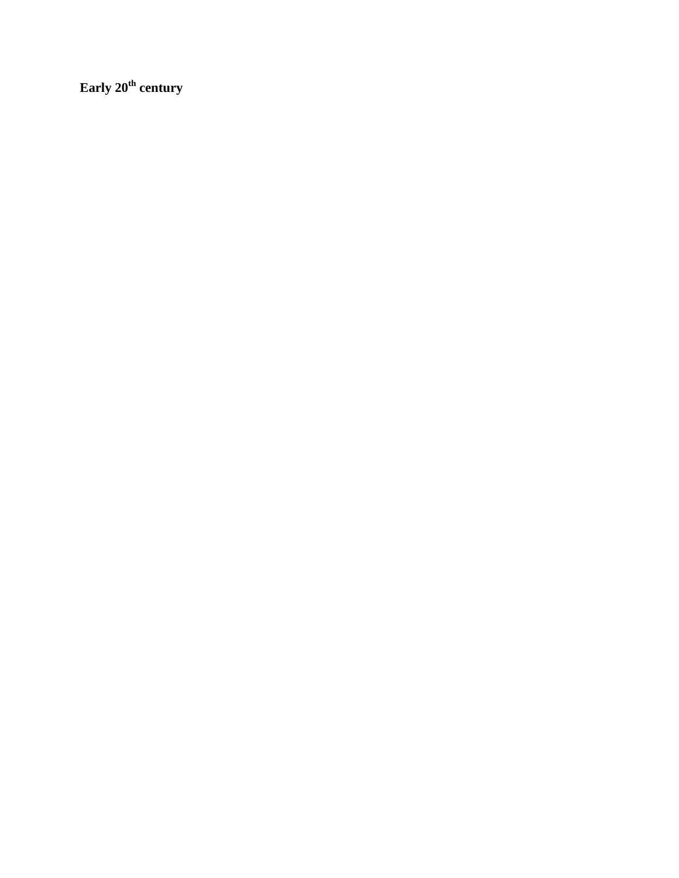**Early 20th century**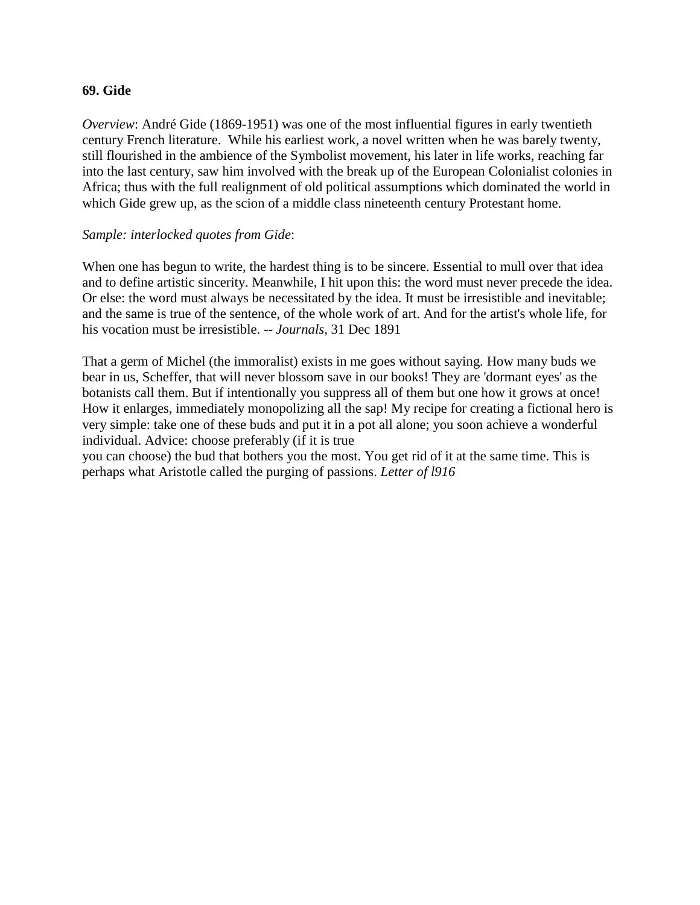**69. Gide**

*Overview*: André Gide (1869-1951) was one of the most influential figures in early twentieth century French literature. While his earliest work, a novel written when he was barely twenty, still flourished in the ambience of the Symbolist movement, his later in life works, reaching far into the last century, saw him involved with the break up of the European Colonialist colonies in Africa; thus with the full realignment of old political assumptions which dominated the world in which Gide grew up, as the scion of a middle class nineteenth century Protestant home.

*Sample: interlocked quotes from Gide*:

When one has begun to write, the hardest thing is to be sincere. Essential to mull over that idea and to define artistic sincerity. Meanwhile, I hit upon this: the word must never precede the idea. Or else: the word must always be necessitated by the idea. It must be irresistible and inevitable; and the same is true of the sentence, of the whole work of art. And for the artist's whole life, for his vocation must be irresistible. -- *Journals*, 31 Dec 1891

That a germ of Michel (the immoralist) exists in me goes without saying. How many buds we bear in us, Scheffer, that will never blossom save in our books! They are 'dormant eyes' as the botanists call them. But if intentionally you suppress all of them but one how it grows at once! How it enlarges, immediately monopolizing all the sap! My recipe for creating a fictional hero is very simple: take one of these buds and put it in a pot all alone; you soon achieve a wonderful individual. Advice: choose preferably (if it is true you can choose) the bud that bothers you the most. You get rid of it at the same time. This is perhaps what Aristotle called the purging of passions. *Letter of l916*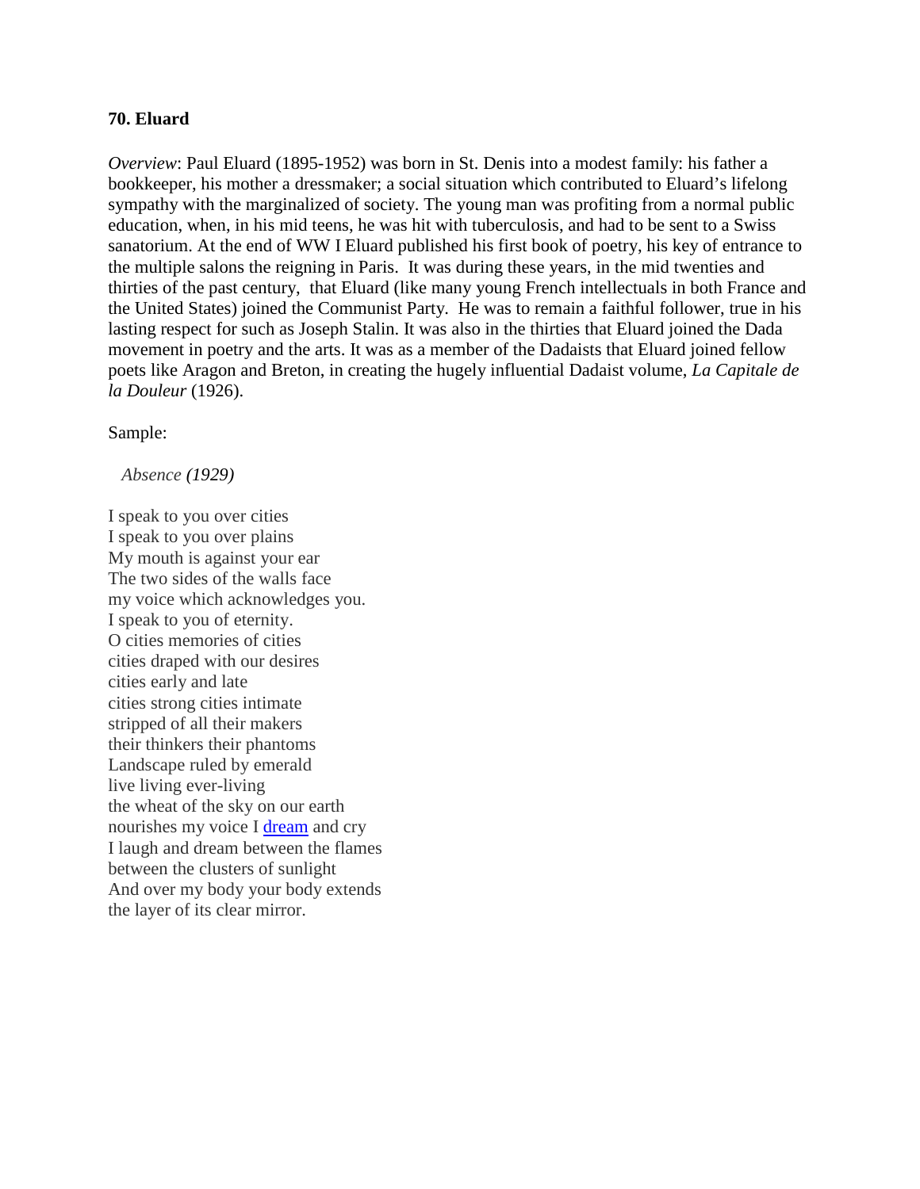**70. Eluard**

*Overview*: Paul Eluard (1895-1952) was born in St. Denis into a modest family: his father a bookkeeper, his mother a dressmaker; a social situation which contributed to Eluard's lifelong sympathy with the marginalized of society. The young man was profiting from a normal public education, when, in his mid teens, he was hit with tuberculosis, and had to be sent to a Swiss sanatorium. At the end of WW I Eluard published his first book of poetry, his key of entrance to the multiple salons the reigning in Paris. It was during these years, in the mid twenties and thirties of the past century, that Eluard (like many young French intellectuals in both France and the United States) joined the Communist Party. He was to remain a faithful follower, true in his lasting respect for such as Joseph Stalin. It was also in the thirties that Eluard joined the Dada movement in poetry and the arts. It was as a member of the Dadaists that Eluard joined fellow poets like Aragon and Breton, in creating the hugely influential Dadaist volume, *La Capitale de la Douleur* (1926).

Sample:

*Absence (1929)*

I speak to you over cities
I speak to you over plains
My mouth is against your ear
The two sides of the walls face
my voice which acknowledges you.
I speak to you of eternity.
O cities memories of cities
cities draped with our desires
cities early and late
cities strong cities intimate
stripped of all their makers
their thinkers their phantoms
Landscape ruled by emerald
live living ever-living
the wheat of the sky on our earth
nourishes my voice I dream and cry
I laugh and dream between the flames
between the clusters of sunlight
And over my body your body extends
the layer of its clear mirror.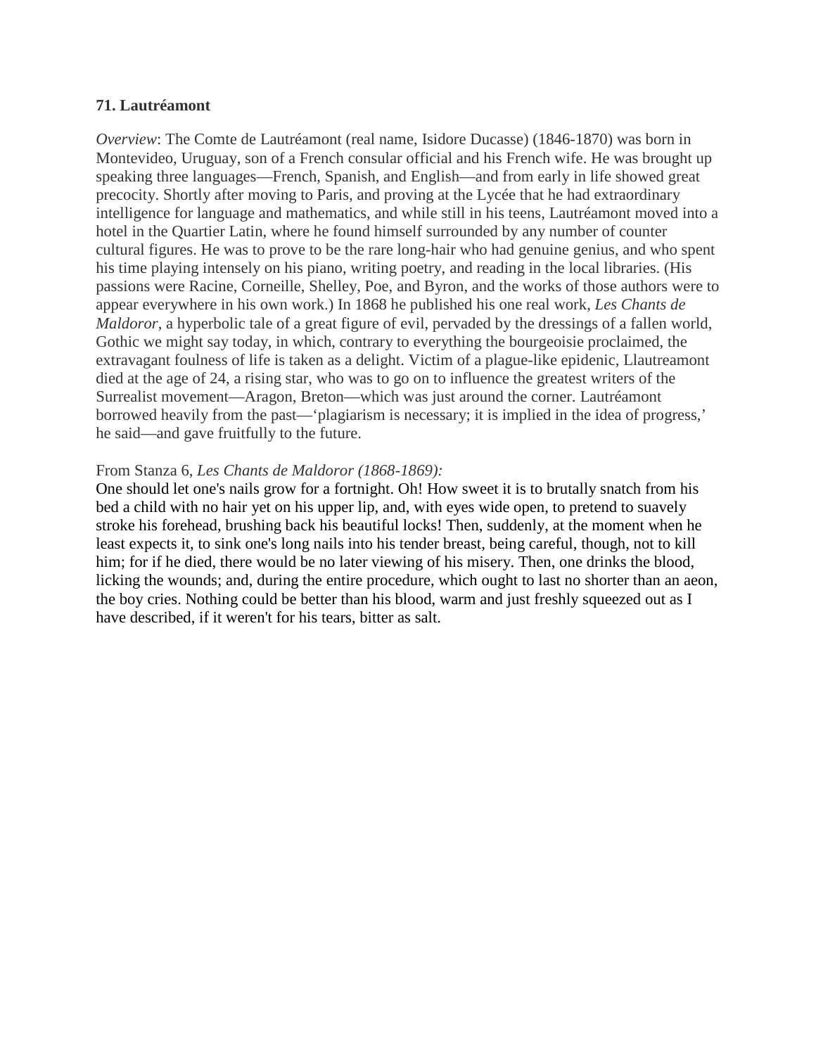**71. Lautréamont**

*Overview*: The Comte de Lautréamont (real name, Isidore Ducasse) (1846-1870) was born in Montevideo, Uruguay, son of a French consular official and his French wife. He was brought up speaking three languages—French, Spanish, and English—and from early in life showed great precocity. Shortly after moving to Paris, and proving at the Lycée that he had extraordinary intelligence for language and mathematics, and while still in his teens, Lautréamont moved into a hotel in the Quartier Latin, where he found himself surrounded by any number of counter cultural figures. He was to prove to be the rare long-hair who had genuine genius, and who spent his time playing intensely on his piano, writing poetry, and reading in the local libraries. (His passions were Racine, Corneille, Shelley, Poe, and Byron, and the works of those authors were to appear everywhere in his own work.) In 1868 he published his one real work, *Les Chants de Maldoror*, a hyperbolic tale of a great figure of evil, pervaded by the dressings of a fallen world, Gothic we might say today, in which, contrary to everything the bourgeoisie proclaimed, the extravagant foulness of life is taken as a delight. Victim of a plague-like epidenic, Llautreamont died at the age of 24, a rising star, who was to go on to influence the greatest writers of the Surrealist movement—Aragon, Breton—which was just around the corner. Lautréamont borrowed heavily from the past—'plagiarism is necessary; it is implied in the idea of progress,' he said—and gave fruitfully to the future.

From Stanza 6, *Les Chants de Maldoror (1868-1869):*

One should let one's nails grow for a fortnight. Oh! How sweet it is to brutally snatch from his bed a child with no hair yet on his upper lip, and, with eyes wide open, to pretend to suavely stroke his forehead, brushing back his beautiful locks! Then, suddenly, at the moment when he least expects it, to sink one's long nails into his tender breast, being careful, though, not to kill him; for if he died, there would be no later viewing of his misery. Then, one drinks the blood, licking the wounds; and, during the entire procedure, which ought to last no shorter than an aeon, the boy cries. Nothing could be better than his blood, warm and just freshly squeezed out as I have described, if it weren't for his tears, bitter as salt.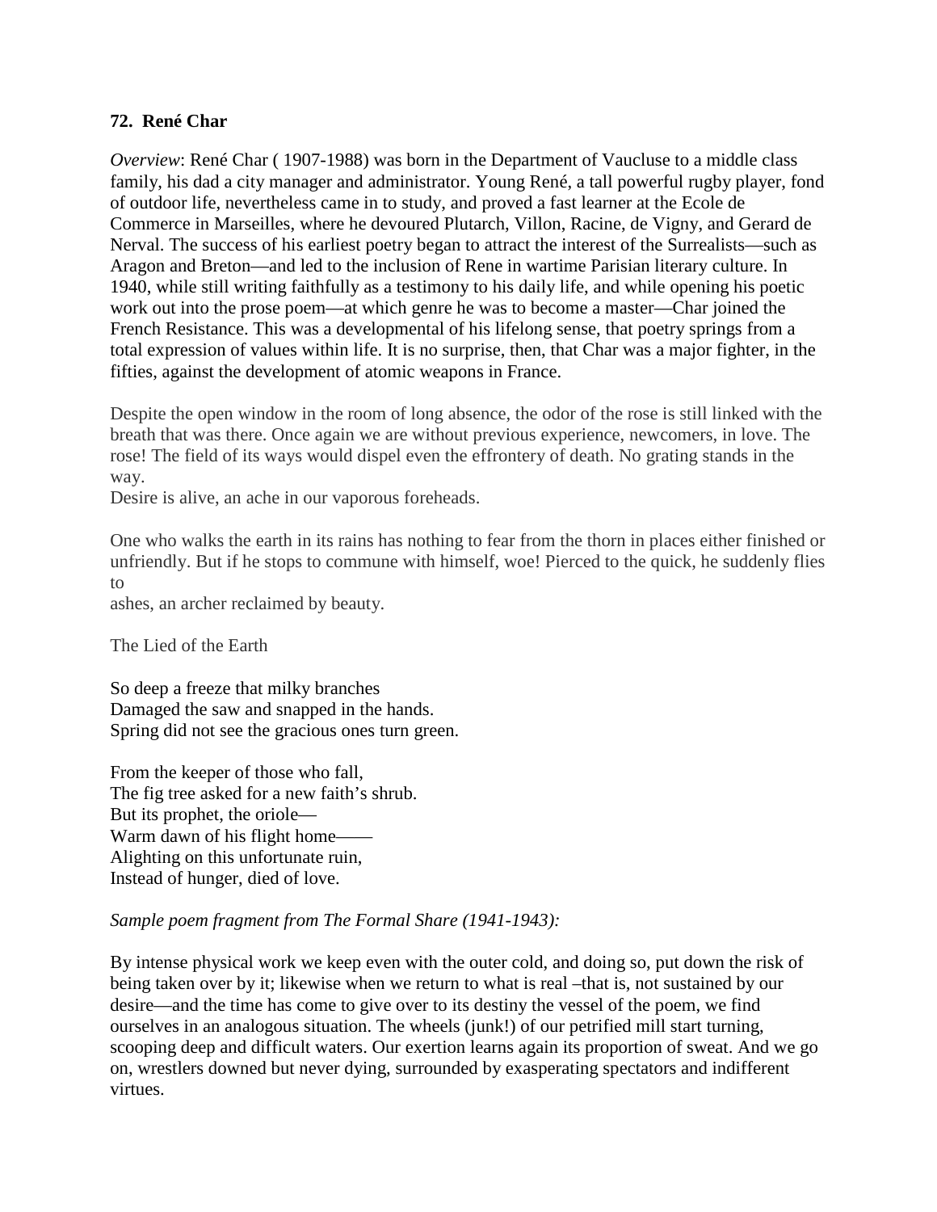**72. René Char**

*Overview*: René Char ( 1907-1988) was born in the Department of Vaucluse to a middle class family, his dad a city manager and administrator. Young René, a tall powerful rugby player, fond of outdoor life, nevertheless came in to study, and proved a fast learner at the Ecole de Commerce in Marseilles, where he devoured Plutarch, Villon, Racine, de Vigny, and Gerard de Nerval. The success of his earliest poetry began to attract the interest of the Surrealists—such as Aragon and Breton—and led to the inclusion of Rene in wartime Parisian literary culture. In 1940, while still writing faithfully as a testimony to his daily life, and while opening his poetic work out into the prose poem—at which genre he was to become a master—Char joined the French Resistance. This was a developmental of his lifelong sense, that poetry springs from a total expression of values within life. It is no surprise, then, that Char was a major fighter, in the fifties, against the development of atomic weapons in France.

Despite the open window in the room of long absence, the odor of the rose is still linked with the breath that was there. Once again we are without previous experience, newcomers, in love. The rose! The field of its ways would dispel even the effrontery of death. No grating stands in the way.
Desire is alive, an ache in our vaporous foreheads.

One who walks the earth in its rains has nothing to fear from the thorn in places either finished or unfriendly. But if he stops to commune with himself, woe! Pierced to the quick, he suddenly flies to
ashes, an archer reclaimed by beauty.

The Lied of the Earth

So deep a freeze that milky branches
Damaged the saw and snapped in the hands.
Spring did not see the gracious ones turn green.

From the keeper of those who fall,
The fig tree asked for a new faith's shrub.
But its prophet, the oriole—
Warm dawn of his flight home——
Alighting on this unfortunate ruin,
Instead of hunger, died of love.

*Sample poem fragment from The Formal Share (1941-1943):*

By intense physical work we keep even with the outer cold, and doing so, put down the risk of being taken over by it; likewise when we return to what is real –that is, not sustained by our desire—and the time has come to give over to its destiny the vessel of the poem, we find ourselves in an analogous situation. The wheels (junk!) of our petrified mill start turning, scooping deep and difficult waters. Our exertion learns again its proportion of sweat. And we go on, wrestlers downed but never dying, surrounded by exasperating spectators and indifferent virtues.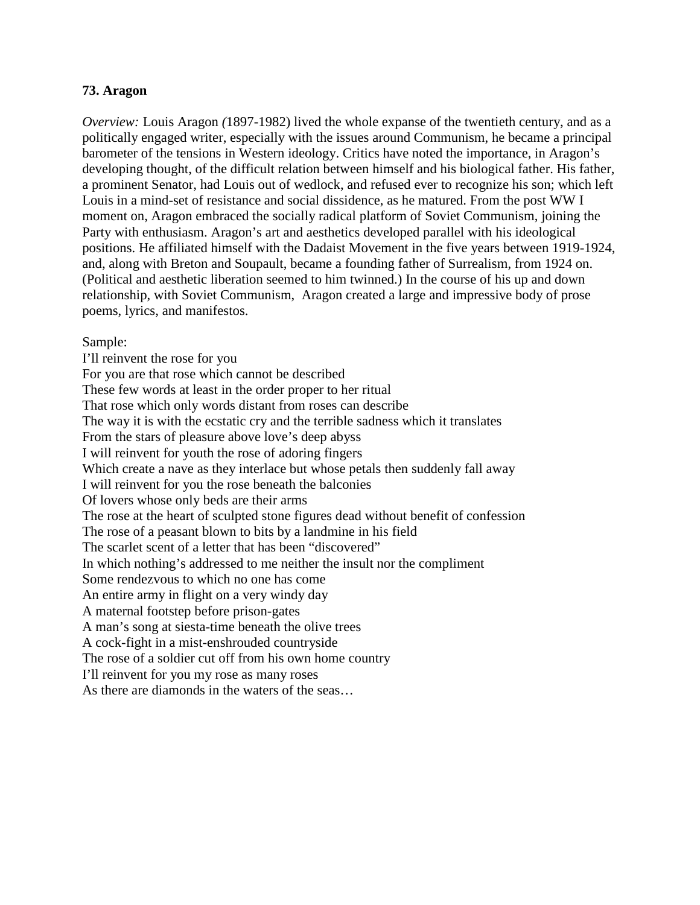**73. Aragon**

*Overview:* Louis Aragon *(*1897-1982) lived the whole expanse of the twentieth century, and as a politically engaged writer, especially with the issues around Communism, he became a principal barometer of the tensions in Western ideology. Critics have noted the importance, in Aragon's developing thought, of the difficult relation between himself and his biological father. His father, a prominent Senator, had Louis out of wedlock, and refused ever to recognize his son; which left Louis in a mind-set of resistance and social dissidence, as he matured. From the post WW I moment on, Aragon embraced the socially radical platform of Soviet Communism, joining the Party with enthusiasm. Aragon's art and aesthetics developed parallel with his ideological positions. He affiliated himself with the Dadaist Movement in the five years between 1919-1924, and, along with Breton and Soupault, became a founding father of Surrealism, from 1924 on. (Political and aesthetic liberation seemed to him twinned.) In the course of his up and down relationship, with Soviet Communism, Aragon created a large and impressive body of prose poems, lyrics, and manifestos.

Sample:

I'll reinvent the rose for you
For you are that rose which cannot be described
These few words at least in the order proper to her ritual
That rose which only words distant from roses can describe
The way it is with the ecstatic cry and the terrible sadness which it translates
From the stars of pleasure above love's deep abyss
I will reinvent for youth the rose of adoring fingers
Which create a nave as they interlace but whose petals then suddenly fall away
I will reinvent for you the rose beneath the balconies
Of lovers whose only beds are their arms
The rose at the heart of sculpted stone figures dead without benefit of confession
The rose of a peasant blown to bits by a landmine in his field
The scarlet scent of a letter that has been "discovered"
In which nothing's addressed to me neither the insult nor the compliment
Some rendezvous to which no one has come
An entire army in flight on a very windy day
A maternal footstep before prison-gates
A man's song at siesta-time beneath the olive trees
A cock-fight in a mist-enshrouded countryside
The rose of a soldier cut off from his own home country
I'll reinvent for you my rose as many roses
As there are diamonds in the waters of the seas…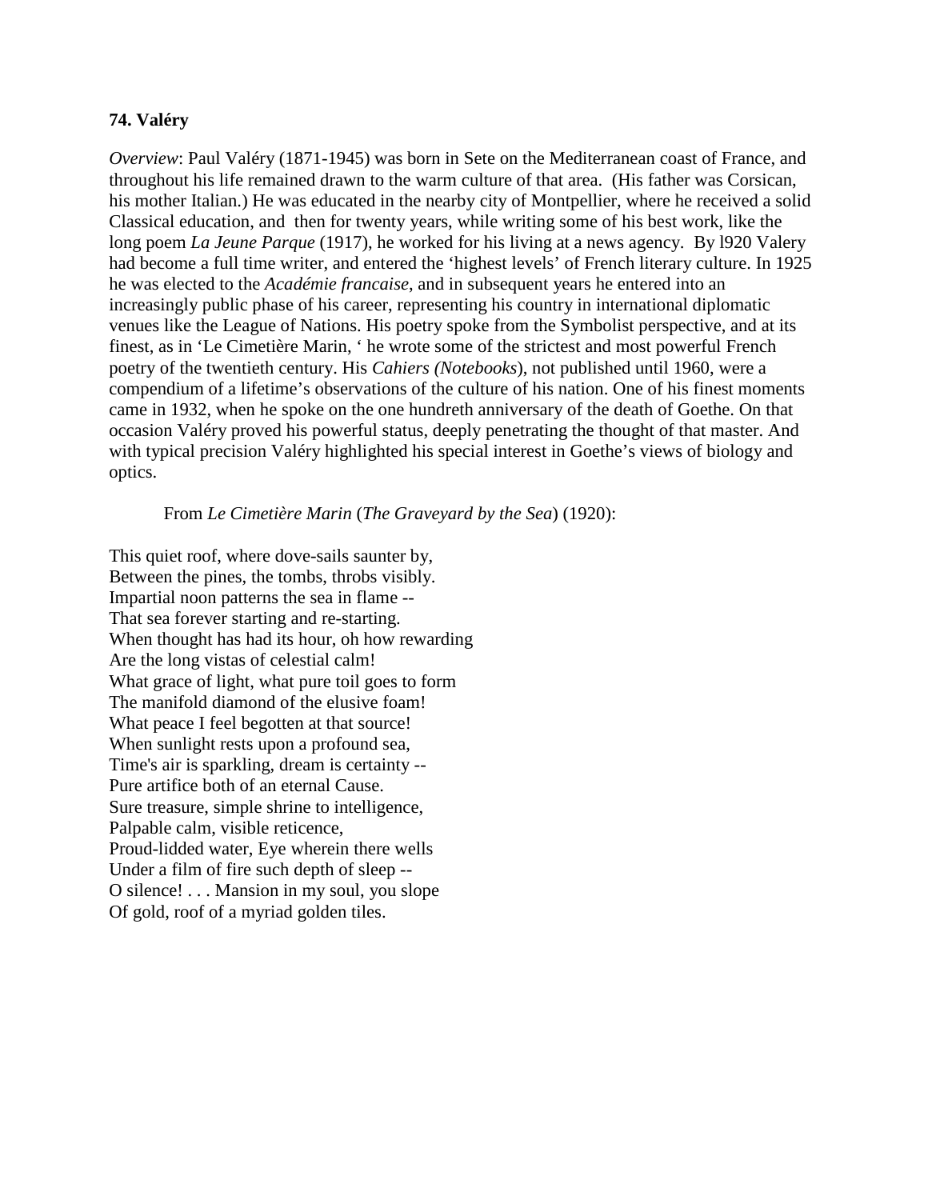**74. Valéry**

*Overview*: Paul Valéry (1871-1945) was born in Sete on the Mediterranean coast of France, and throughout his life remained drawn to the warm culture of that area. (His father was Corsican, his mother Italian.) He was educated in the nearby city of Montpellier, where he received a solid Classical education, and then for twenty years, while writing some of his best work, like the long poem *La Jeune Parque* (1917), he worked for his living at a news agency. By l920 Valery had become a full time writer, and entered the 'highest levels' of French literary culture. In 1925 he was elected to the *Académie francaise*, and in subsequent years he entered into an increasingly public phase of his career, representing his country in international diplomatic venues like the League of Nations. His poetry spoke from the Symbolist perspective, and at its finest, as in 'Le Cimetière Marin, ' he wrote some of the strictest and most powerful French poetry of the twentieth century. His *Cahiers (Notebooks*), not published until 1960, were a compendium of a lifetime's observations of the culture of his nation. One of his finest moments came in 1932, when he spoke on the one hundreth anniversary of the death of Goethe. On that occasion Valéry proved his powerful status, deeply penetrating the thought of that master. And with typical precision Valéry highlighted his special interest in Goethe's views of biology and optics.

From *Le Cimetière Marin* (*The Graveyard by the Sea*) (1920):

This quiet roof, where dove-sails saunter by,
Between the pines, the tombs, throbs visibly.
Impartial noon patterns the sea in flame --
That sea forever starting and re-starting.
When thought has had its hour, oh how rewarding
Are the long vistas of celestial calm!
What grace of light, what pure toil goes to form
The manifold diamond of the elusive foam!
What peace I feel begotten at that source!
When sunlight rests upon a profound sea,
Time's air is sparkling, dream is certainty --
Pure artifice both of an eternal Cause.
Sure treasure, simple shrine to intelligence,
Palpable calm, visible reticence,
Proud-lidded water, Eye wherein there wells
Under a film of fire such depth of sleep --
O silence! . . . Mansion in my soul, you slope
Of gold, roof of a myriad golden tiles.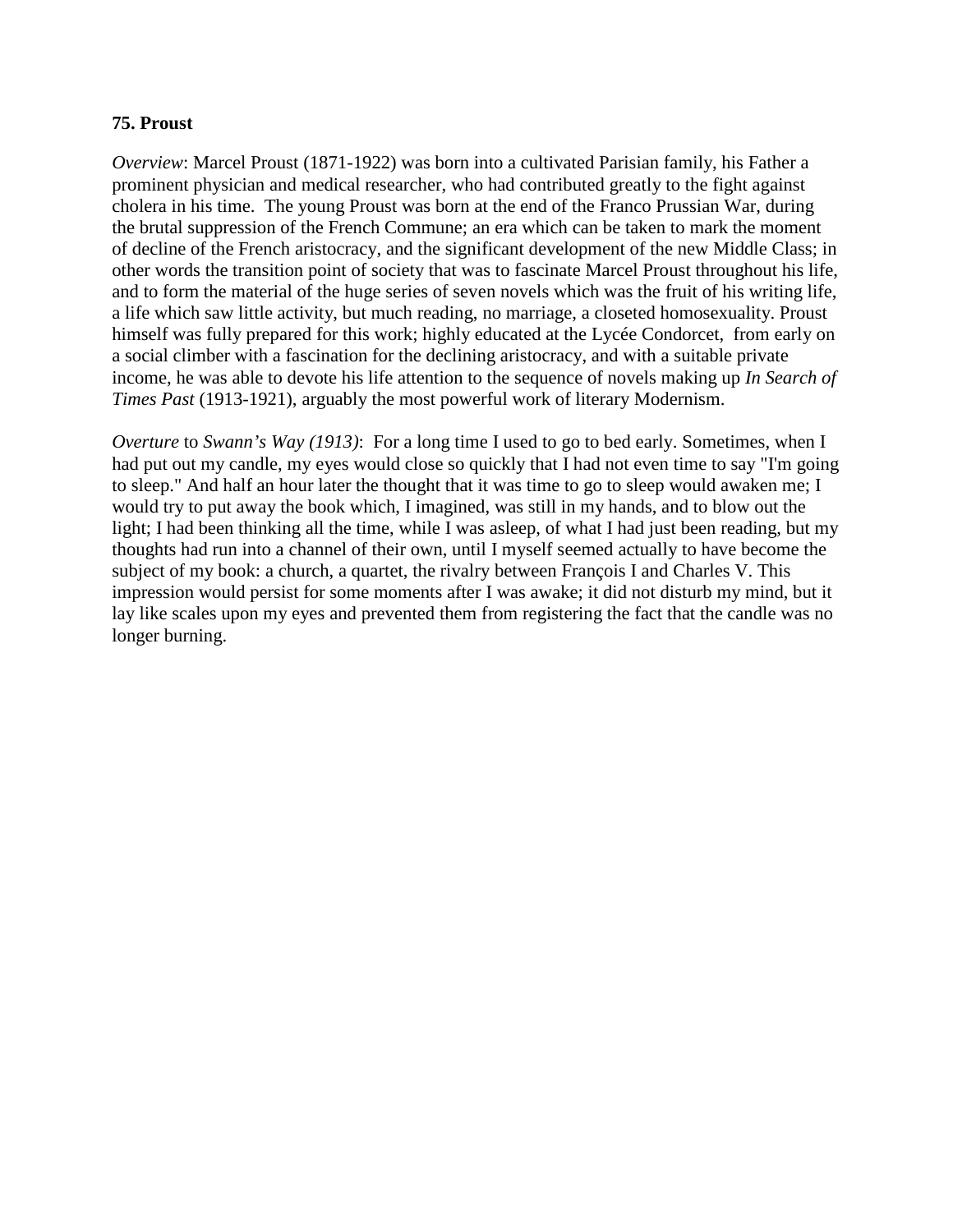**75. Proust**

*Overview*: Marcel Proust (1871-1922) was born into a cultivated Parisian family, his Father a prominent physician and medical researcher, who had contributed greatly to the fight against cholera in his time. The young Proust was born at the end of the Franco Prussian War, during the brutal suppression of the French Commune; an era which can be taken to mark the moment of decline of the French aristocracy, and the significant development of the new Middle Class; in other words the transition point of society that was to fascinate Marcel Proust throughout his life, and to form the material of the huge series of seven novels which was the fruit of his writing life, a life which saw little activity, but much reading, no marriage, a closeted homosexuality. Proust himself was fully prepared for this work; highly educated at the Lycée Condorcet, from early on a social climber with a fascination for the declining aristocracy, and with a suitable private income, he was able to devote his life attention to the sequence of novels making up *In Search of Times Past* (1913-1921), arguably the most powerful work of literary Modernism.

*Overture* to *Swann's Way (1913)*: For a long time I used to go to bed early. Sometimes, when I had put out my candle, my eyes would close so quickly that I had not even time to say "I'm going to sleep." And half an hour later the thought that it was time to go to sleep would awaken me; I would try to put away the book which, I imagined, was still in my hands, and to blow out the light; I had been thinking all the time, while I was asleep, of what I had just been reading, but my thoughts had run into a channel of their own, until I myself seemed actually to have become the subject of my book: a church, a quartet, the rivalry between François I and Charles V. This impression would persist for some moments after I was awake; it did not disturb my mind, but it lay like scales upon my eyes and prevented them from registering the fact that the candle was no longer burning.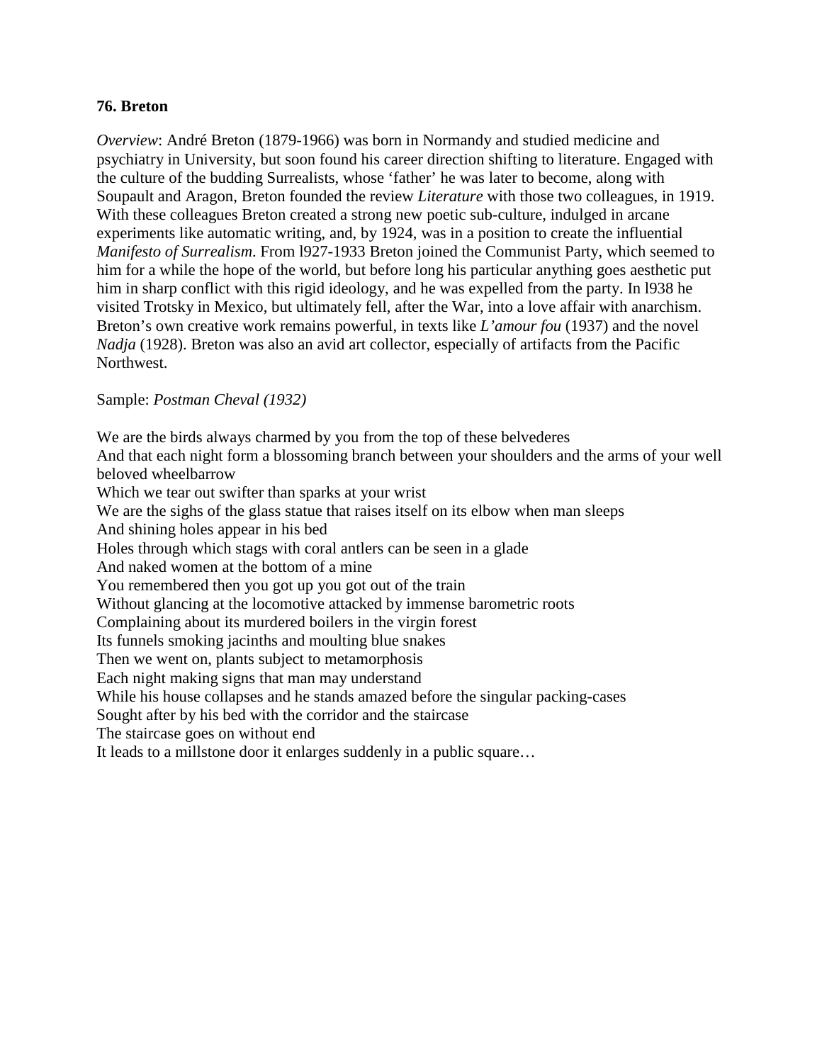**76. Breton**

*Overview*: André Breton (1879-1966) was born in Normandy and studied medicine and psychiatry in University, but soon found his career direction shifting to literature. Engaged with the culture of the budding Surrealists, whose 'father' he was later to become, along with Soupault and Aragon, Breton founded the review *Literature* with those two colleagues, in 1919. With these colleagues Breton created a strong new poetic sub-culture, indulged in arcane experiments like automatic writing, and, by 1924, was in a position to create the influential *Manifesto of Surrealism*. From l927-1933 Breton joined the Communist Party, which seemed to him for a while the hope of the world, but before long his particular anything goes aesthetic put him in sharp conflict with this rigid ideology, and he was expelled from the party. In l938 he visited Trotsky in Mexico, but ultimately fell, after the War, into a love affair with anarchism. Breton's own creative work remains powerful, in texts like *L'amour fou* (1937) and the novel *Nadja* (1928). Breton was also an avid art collector, especially of artifacts from the Pacific Northwest.

Sample: *Postman Cheval (1932)*

We are the birds always charmed by you from the top of these belvederes  
And that each night form a blossoming branch between your shoulders and the arms of your well beloved wheelbarrow  
Which we tear out swifter than sparks at your wrist  
We are the sighs of the glass statue that raises itself on its elbow when man sleeps  
And shining holes appear in his bed  
Holes through which stags with coral antlers can be seen in a glade  
And naked women at the bottom of a mine  
You remembered then you got up you got out of the train  
Without glancing at the locomotive attacked by immense barometric roots  
Complaining about its murdered boilers in the virgin forest  
Its funnels smoking jacinths and moulting blue snakes  
Then we went on, plants subject to metamorphosis  
Each night making signs that man may understand  
While his house collapses and he stands amazed before the singular packing-cases  
Sought after by his bed with the corridor and the staircase  
The staircase goes on without end  
It leads to a millstone door it enlarges suddenly in a public square…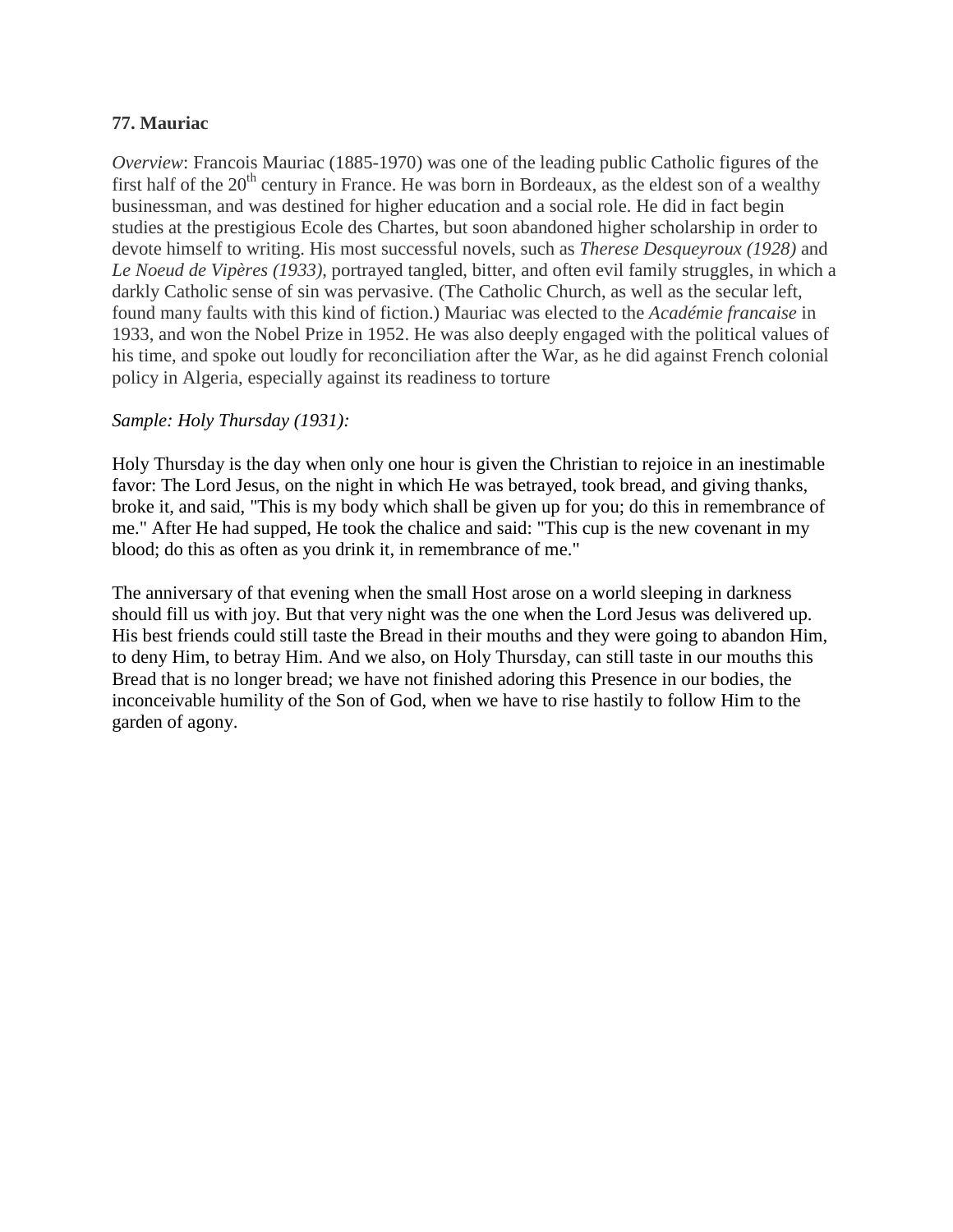**77. Mauriac**

*Overview*: Francois Mauriac (1885-1970) was one of the leading public Catholic figures of the first half of the 20th century in France. He was born in Bordeaux, as the eldest son of a wealthy businessman, and was destined for higher education and a social role. He did in fact begin studies at the prestigious Ecole des Chartes, but soon abandoned higher scholarship in order to devote himself to writing. His most successful novels, such as *Therese Desqueyroux (1928)* and *Le Noeud de Vipères (1933)*, portrayed tangled, bitter, and often evil family struggles, in which a darkly Catholic sense of sin was pervasive. (The Catholic Church, as well as the secular left, found many faults with this kind of fiction.) Mauriac was elected to the *Académie francaise* in 1933, and won the Nobel Prize in 1952. He was also deeply engaged with the political values of his time, and spoke out loudly for reconciliation after the War, as he did against French colonial policy in Algeria, especially against its readiness to torture

*Sample: Holy Thursday (1931):*

Holy Thursday is the day when only one hour is given the Christian to rejoice in an inestimable favor: The Lord Jesus, on the night in which He was betrayed, took bread, and giving thanks, broke it, and said, "This is my body which shall be given up for you; do this in remembrance of me." After He had supped, He took the chalice and said: "This cup is the new covenant in my blood; do this as often as you drink it, in remembrance of me."

The anniversary of that evening when the small Host arose on a world sleeping in darkness should fill us with joy. But that very night was the one when the Lord Jesus was delivered up. His best friends could still taste the Bread in their mouths and they were going to abandon Him, to deny Him, to betray Him. And we also, on Holy Thursday, can still taste in our mouths this Bread that is no longer bread; we have not finished adoring this Presence in our bodies, the inconceivable humility of the Son of God, when we have to rise hastily to follow Him to the garden of agony.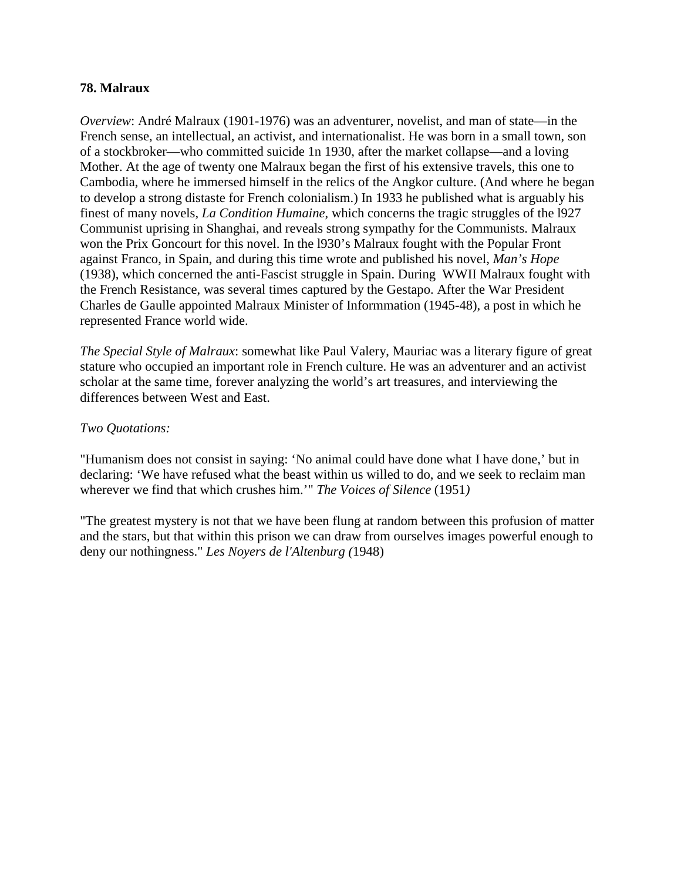**78. Malraux**

*Overview*: André Malraux (1901-1976) was an adventurer, novelist, and man of state—in the French sense, an intellectual, an activist, and internationalist. He was born in a small town, son of a stockbroker—who committed suicide 1n 1930, after the market collapse—and a loving Mother. At the age of twenty one Malraux began the first of his extensive travels, this one to Cambodia, where he immersed himself in the relics of the Angkor culture. (And where he began to develop a strong distaste for French colonialism.) In 1933 he published what is arguably his finest of many novels, *La Condition Humaine*, which concerns the tragic struggles of the l927 Communist uprising in Shanghai, and reveals strong sympathy for the Communists. Malraux won the Prix Goncourt for this novel. In the l930's Malraux fought with the Popular Front against Franco, in Spain, and during this time wrote and published his novel, *Man's Hope* (1938), which concerned the anti-Fascist struggle in Spain. During WWII Malraux fought with the French Resistance, was several times captured by the Gestapo. After the War President Charles de Gaulle appointed Malraux Minister of Informmation (1945-48), a post in which he represented France world wide.

*The Special Style of Malraux*: somewhat like Paul Valery, Mauriac was a literary figure of great stature who occupied an important role in French culture. He was an adventurer and an activist scholar at the same time, forever analyzing the world's art treasures, and interviewing the differences between West and East.

*Two Quotations:*

"Humanism does not consist in saying: 'No animal could have done what I have done,' but in declaring: 'We have refused what the beast within us willed to do, and we seek to reclaim man wherever we find that which crushes him.'" *The Voices of Silence* (1951*)*

"The greatest mystery is not that we have been flung at random between this profusion of matter and the stars, but that within this prison we can draw from ourselves images powerful enough to deny our nothingness." *Les Noyers de l'Altenburg (*1948)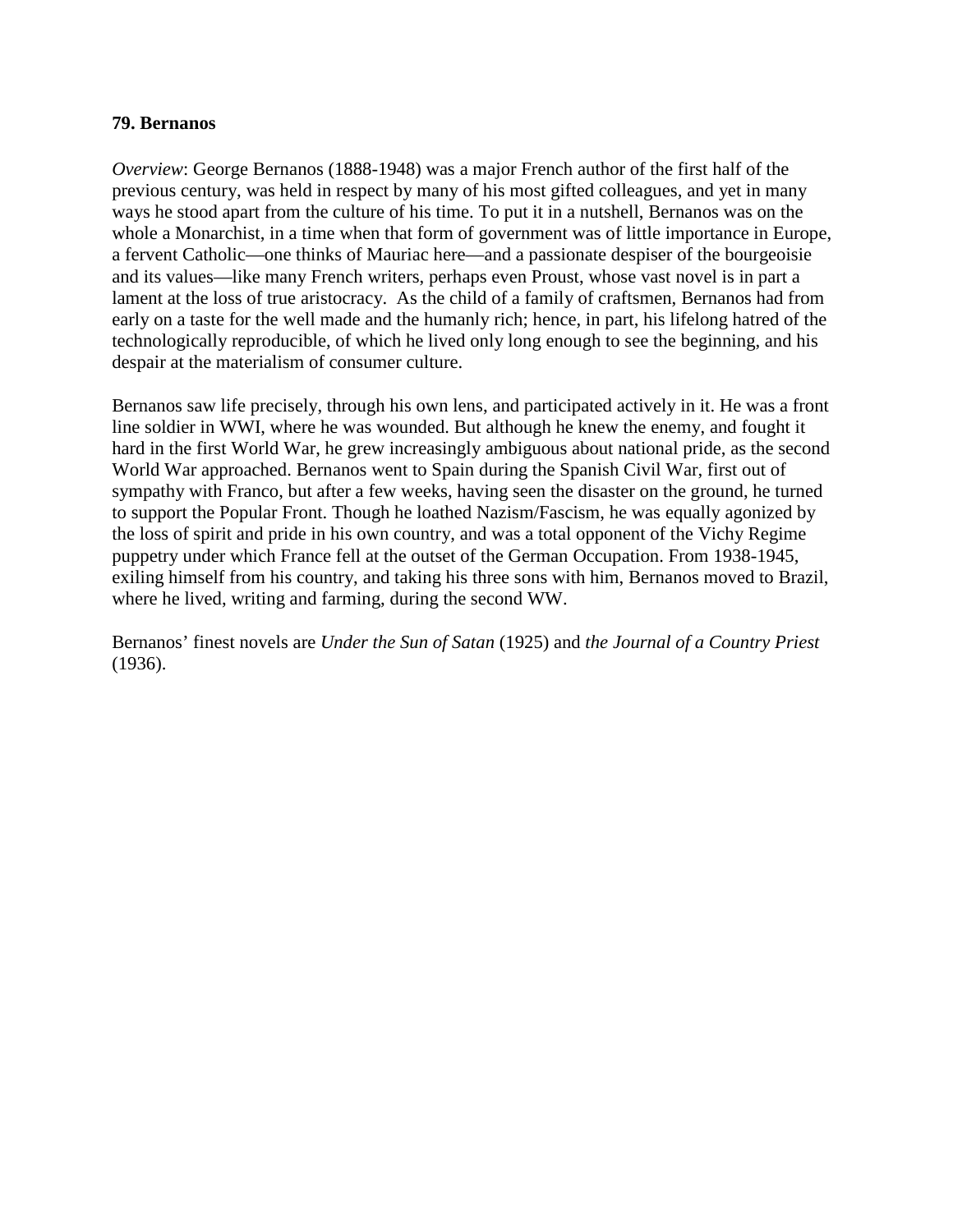**79. Bernanos**

*Overview*: George Bernanos (1888-1948) was a major French author of the first half of the previous century, was held in respect by many of his most gifted colleagues, and yet in many ways he stood apart from the culture of his time. To put it in a nutshell, Bernanos was on the whole a Monarchist, in a time when that form of government was of little importance in Europe, a fervent Catholic—one thinks of Mauriac here—and a passionate despiser of the bourgeoisie and its values—like many French writers, perhaps even Proust, whose vast novel is in part a lament at the loss of true aristocracy. As the child of a family of craftsmen, Bernanos had from early on a taste for the well made and the humanly rich; hence, in part, his lifelong hatred of the technologically reproducible, of which he lived only long enough to see the beginning, and his despair at the materialism of consumer culture.

Bernanos saw life precisely, through his own lens, and participated actively in it. He was a front line soldier in WWI, where he was wounded. But although he knew the enemy, and fought it hard in the first World War, he grew increasingly ambiguous about national pride, as the second World War approached. Bernanos went to Spain during the Spanish Civil War, first out of sympathy with Franco, but after a few weeks, having seen the disaster on the ground, he turned to support the Popular Front. Though he loathed Nazism/Fascism, he was equally agonized by the loss of spirit and pride in his own country, and was a total opponent of the Vichy Regime puppetry under which France fell at the outset of the German Occupation. From 1938-1945, exiling himself from his country, and taking his three sons with him, Bernanos moved to Brazil, where he lived, writing and farming, during the second WW.

Bernanos' finest novels are *Under the Sun of Satan* (1925) and *the Journal of a Country Priest* (1936).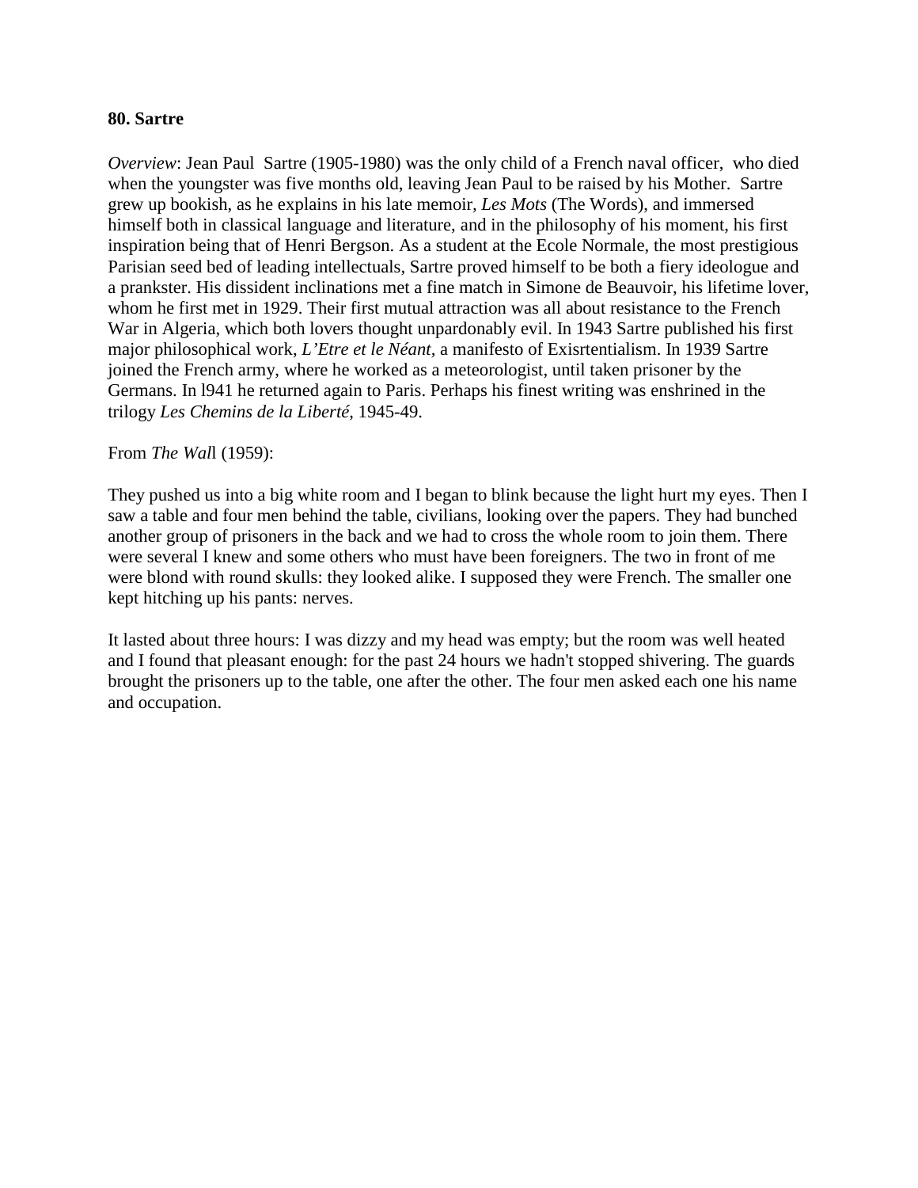**80. Sartre**

*Overview*: Jean Paul Sartre (1905-1980) was the only child of a French naval officer, who died when the youngster was five months old, leaving Jean Paul to be raised by his Mother. Sartre grew up bookish, as he explains in his late memoir, *Les Mots* (The Words), and immersed himself both in classical language and literature, and in the philosophy of his moment, his first inspiration being that of Henri Bergson. As a student at the Ecole Normale, the most prestigious Parisian seed bed of leading intellectuals, Sartre proved himself to be both a fiery ideologue and a prankster. His dissident inclinations met a fine match in Simone de Beauvoir, his lifetime lover, whom he first met in 1929. Their first mutual attraction was all about resistance to the French War in Algeria, which both lovers thought unpardonably evil. In 1943 Sartre published his first major philosophical work, *L'Etre et le Néant,* a manifesto of Exisrtentialism. In 1939 Sartre joined the French army, where he worked as a meteorologist, until taken prisoner by the Germans. In l941 he returned again to Paris. Perhaps his finest writing was enshrined in the trilogy *Les Chemins de la Liberté*, 1945-49.

From *The Wal*l (1959):

They pushed us into a big white room and I began to blink because the light hurt my eyes. Then I saw a table and four men behind the table, civilians, looking over the papers. They had bunched another group of prisoners in the back and we had to cross the whole room to join them. There were several I knew and some others who must have been foreigners. The two in front of me were blond with round skulls: they looked alike. I supposed they were French. The smaller one kept hitching up his pants: nerves.

It lasted about three hours: I was dizzy and my head was empty; but the room was well heated and I found that pleasant enough: for the past 24 hours we hadn't stopped shivering. The guards brought the prisoners up to the table, one after the other. The four men asked each one his name and occupation.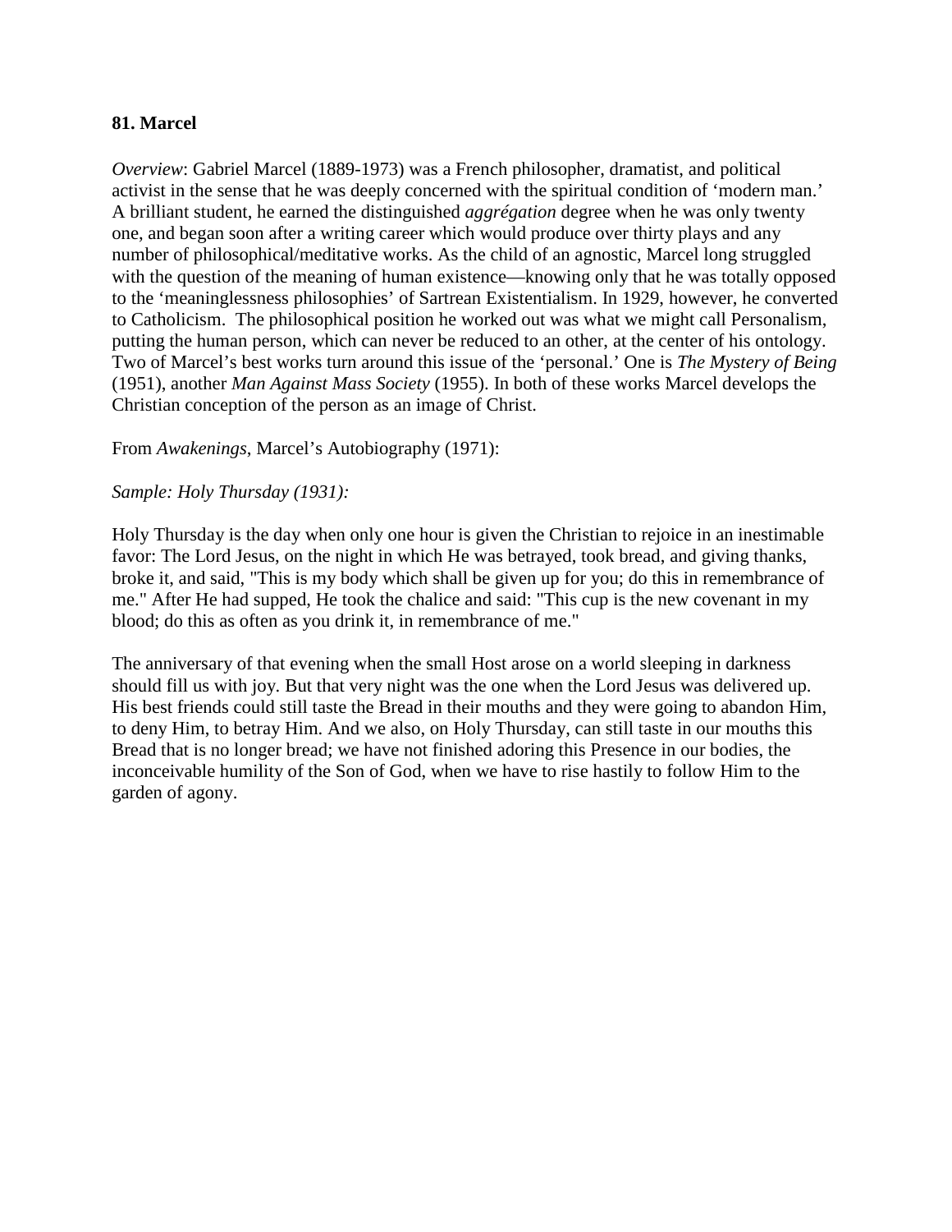**81. Marcel**

*Overview*: Gabriel Marcel (1889-1973) was a French philosopher, dramatist, and political activist in the sense that he was deeply concerned with the spiritual condition of 'modern man.' A brilliant student, he earned the distinguished *aggrégation* degree when he was only twenty one, and began soon after a writing career which would produce over thirty plays and any number of philosophical/meditative works. As the child of an agnostic, Marcel long struggled with the question of the meaning of human existence—knowing only that he was totally opposed to the 'meaninglessness philosophies' of Sartrean Existentialism. In 1929, however, he converted to Catholicism. The philosophical position he worked out was what we might call Personalism, putting the human person, which can never be reduced to an other, at the center of his ontology. Two of Marcel's best works turn around this issue of the 'personal.' One is *The Mystery of Being* (1951), another *Man Against Mass Society* (1955). In both of these works Marcel develops the Christian conception of the person as an image of Christ.

From *Awakenings*, Marcel's Autobiography (1971):

*Sample: Holy Thursday (1931):*

Holy Thursday is the day when only one hour is given the Christian to rejoice in an inestimable favor: The Lord Jesus, on the night in which He was betrayed, took bread, and giving thanks, broke it, and said, "This is my body which shall be given up for you; do this in remembrance of me." After He had supped, He took the chalice and said: "This cup is the new covenant in my blood; do this as often as you drink it, in remembrance of me."

The anniversary of that evening when the small Host arose on a world sleeping in darkness should fill us with joy. But that very night was the one when the Lord Jesus was delivered up. His best friends could still taste the Bread in their mouths and they were going to abandon Him, to deny Him, to betray Him. And we also, on Holy Thursday, can still taste in our mouths this Bread that is no longer bread; we have not finished adoring this Presence in our bodies, the inconceivable humility of the Son of God, when we have to rise hastily to follow Him to the garden of agony.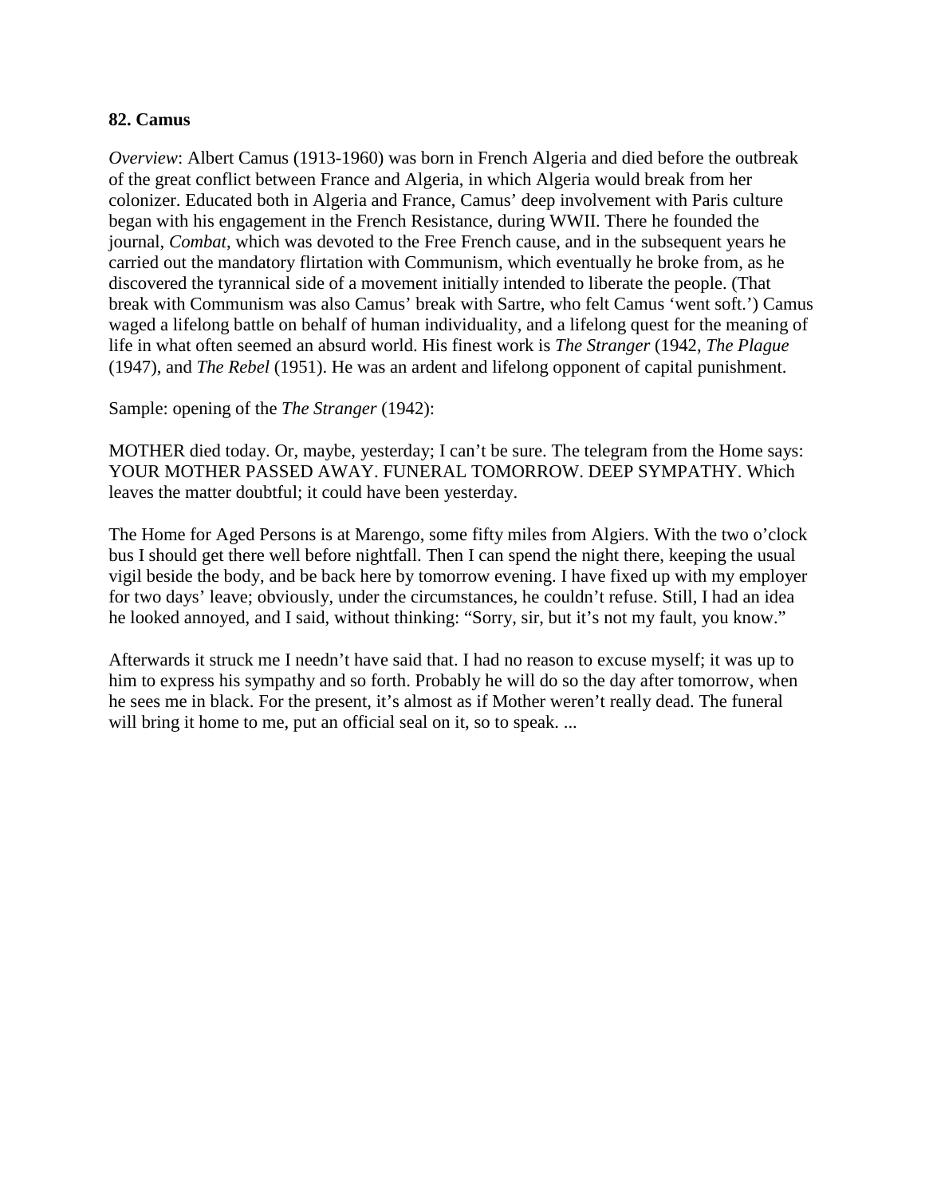**82. Camus**

*Overview*: Albert Camus (1913-1960) was born in French Algeria and died before the outbreak of the great conflict between France and Algeria, in which Algeria would break from her colonizer. Educated both in Algeria and France, Camus' deep involvement with Paris culture began with his engagement in the French Resistance, during WWII. There he founded the journal, *Combat*, which was devoted to the Free French cause, and in the subsequent years he carried out the mandatory flirtation with Communism, which eventually he broke from, as he discovered the tyrannical side of a movement initially intended to liberate the people. (That break with Communism was also Camus' break with Sartre, who felt Camus 'went soft.') Camus waged a lifelong battle on behalf of human individuality, and a lifelong quest for the meaning of life in what often seemed an absurd world. His finest work is *The Stranger* (1942, *The Plague* (1947), and *The Rebel* (1951). He was an ardent and lifelong opponent of capital punishment.

Sample: opening of the *The Stranger* (1942):

MOTHER died today. Or, maybe, yesterday; I can't be sure. The telegram from the Home says: YOUR MOTHER PASSED AWAY. FUNERAL TOMORROW. DEEP SYMPATHY. Which leaves the matter doubtful; it could have been yesterday.

The Home for Aged Persons is at Marengo, some fifty miles from Algiers. With the two o'clock bus I should get there well before nightfall. Then I can spend the night there, keeping the usual vigil beside the body, and be back here by tomorrow evening. I have fixed up with my employer for two days' leave; obviously, under the circumstances, he couldn't refuse. Still, I had an idea he looked annoyed, and I said, without thinking: "Sorry, sir, but it's not my fault, you know."

Afterwards it struck me I needn't have said that. I had no reason to excuse myself; it was up to him to express his sympathy and so forth. Probably he will do so the day after tomorrow, when he sees me in black. For the present, it's almost as if Mother weren't really dead. The funeral will bring it home to me, put an official seal on it, so to speak. ...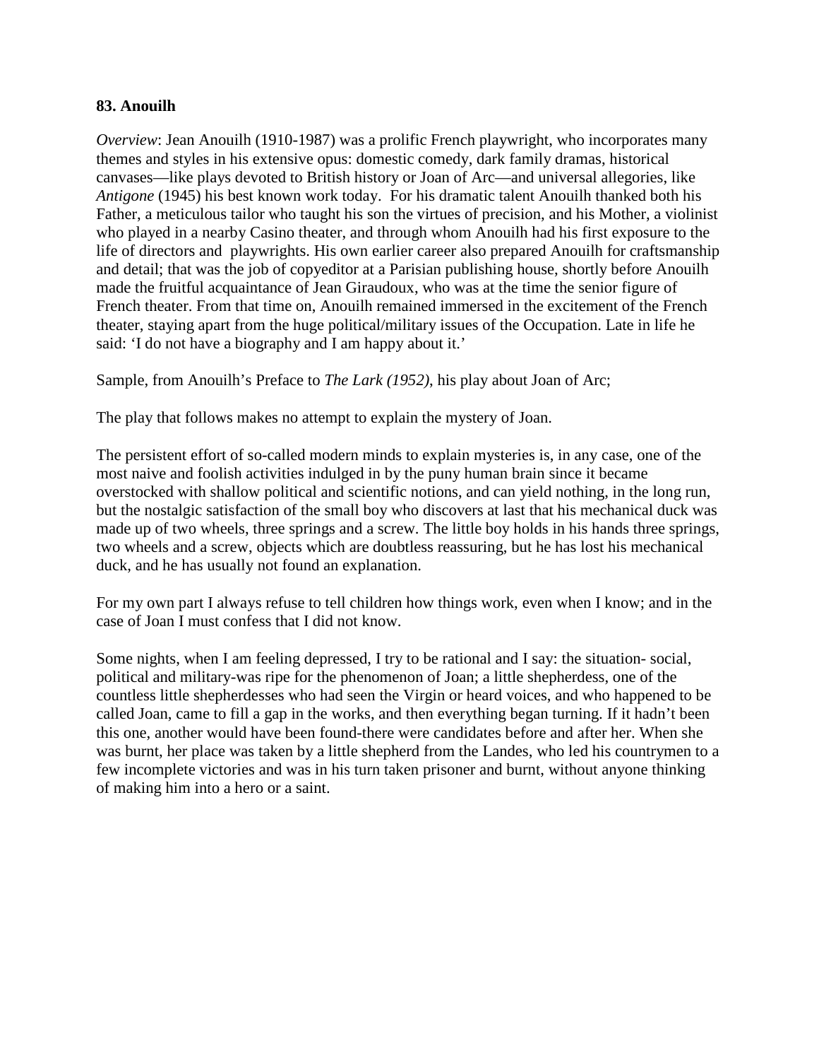**83. Anouilh**

*Overview*: Jean Anouilh (1910-1987) was a prolific French playwright, who incorporates many themes and styles in his extensive opus: domestic comedy, dark family dramas, historical canvases—like plays devoted to British history or Joan of Arc—and universal allegories, like *Antigone* (1945) his best known work today. For his dramatic talent Anouilh thanked both his Father, a meticulous tailor who taught his son the virtues of precision, and his Mother, a violinist who played in a nearby Casino theater, and through whom Anouilh had his first exposure to the life of directors and playwrights. His own earlier career also prepared Anouilh for craftsmanship and detail; that was the job of copyeditor at a Parisian publishing house, shortly before Anouilh made the fruitful acquaintance of Jean Giraudoux, who was at the time the senior figure of French theater. From that time on, Anouilh remained immersed in the excitement of the French theater, staying apart from the huge political/military issues of the Occupation. Late in life he said: 'I do not have a biography and I am happy about it.'

Sample, from Anouilh's Preface to *The Lark (1952)*, his play about Joan of Arc;

The play that follows makes no attempt to explain the mystery of Joan.

The persistent effort of so-called modern minds to explain mysteries is, in any case, one of the most naive and foolish activities indulged in by the puny human brain since it became overstocked with shallow political and scientific notions, and can yield nothing, in the long run, but the nostalgic satisfaction of the small boy who discovers at last that his mechanical duck was made up of two wheels, three springs and a screw. The little boy holds in his hands three springs, two wheels and a screw, objects which are doubtless reassuring, but he has lost his mechanical duck, and he has usually not found an explanation.

For my own part I always refuse to tell children how things work, even when I know; and in the case of Joan I must confess that I did not know.

Some nights, when I am feeling depressed, I try to be rational and I say: the situation- social, political and military-was ripe for the phenomenon of Joan; a little shepherdess, one of the countless little shepherdesses who had seen the Virgin or heard voices, and who happened to be called Joan, came to fill a gap in the works, and then everything began turning. If it hadn't been this one, another would have been found-there were candidates before and after her. When she was burnt, her place was taken by a little shepherd from the Landes, who led his countrymen to a few incomplete victories and was in his turn taken prisoner and burnt, without anyone thinking of making him into a hero or a saint.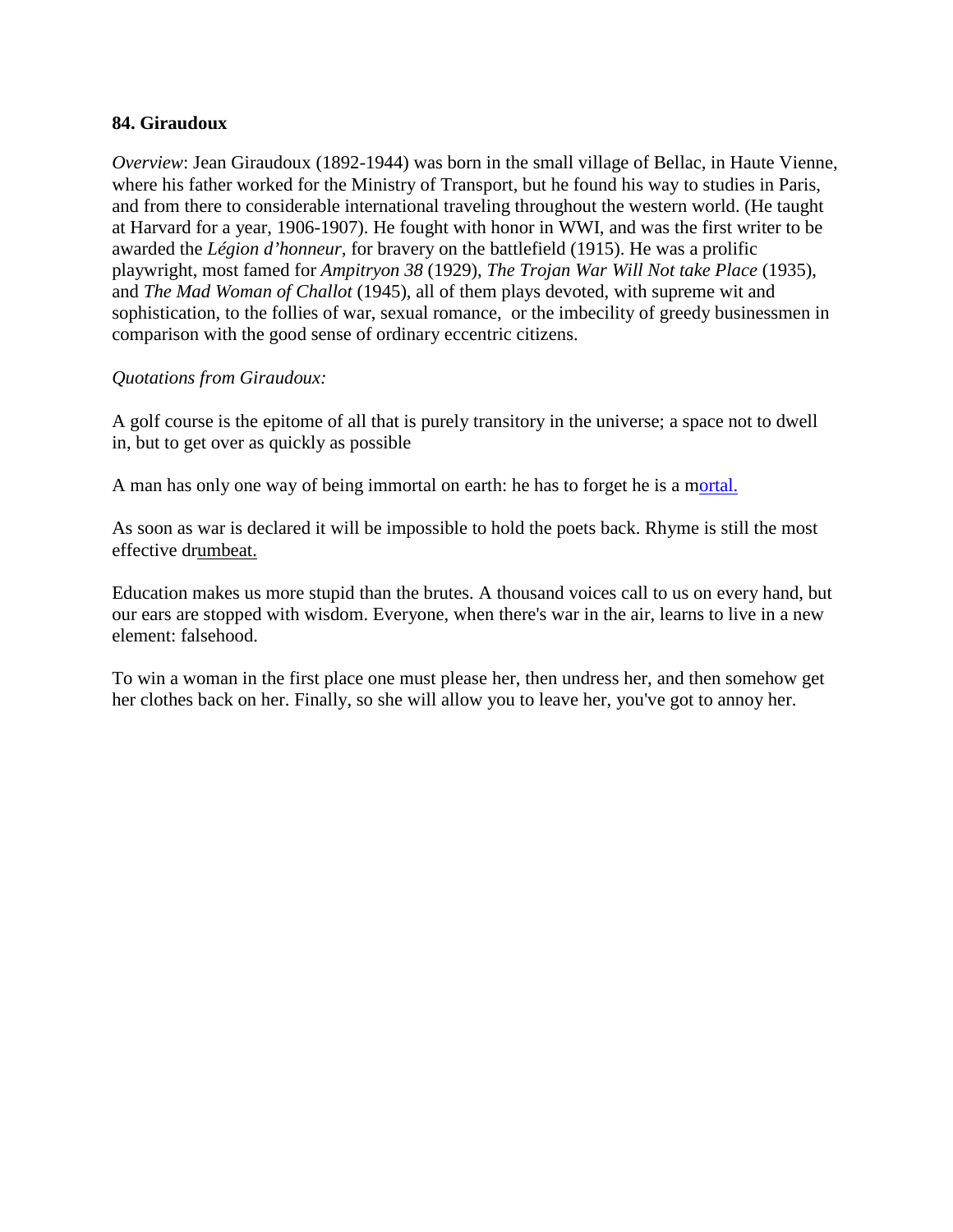**84. Giraudoux**

*Overview*: Jean Giraudoux (1892-1944) was born in the small village of Bellac, in Haute Vienne, where his father worked for the Ministry of Transport, but he found his way to studies in Paris, and from there to considerable international traveling throughout the western world. (He taught at Harvard for a year, 1906-1907). He fought with honor in WWI, and was the first writer to be awarded the *Légion d'honneur*, for bravery on the battlefield (1915). He was a prolific playwright, most famed for *Ampitryon 38* (1929), *The Trojan War Will Not take Place* (1935), and *The Mad Woman of Challot* (1945), all of them plays devoted, with supreme wit and sophistication, to the follies of war, sexual romance, or the imbecility of greedy businessmen in comparison with the good sense of ordinary eccentric citizens.

*Quotations from Giraudoux:*

A golf course is the epitome of all that is purely transitory in the universe; a space not to dwell in, but to get over as quickly as possible

A man has only one way of being immortal on earth: he has to forget he is a mortal.

As soon as war is declared it will be impossible to hold the poets back. Rhyme is still the most effective drumbeat.

Education makes us more stupid than the brutes. A thousand voices call to us on every hand, but our ears are stopped with wisdom. Everyone, when there's war in the air, learns to live in a new element: falsehood.

To win a woman in the first place one must please her, then undress her, and then somehow get her clothes back on her. Finally, so she will allow you to leave her, you've got to annoy her.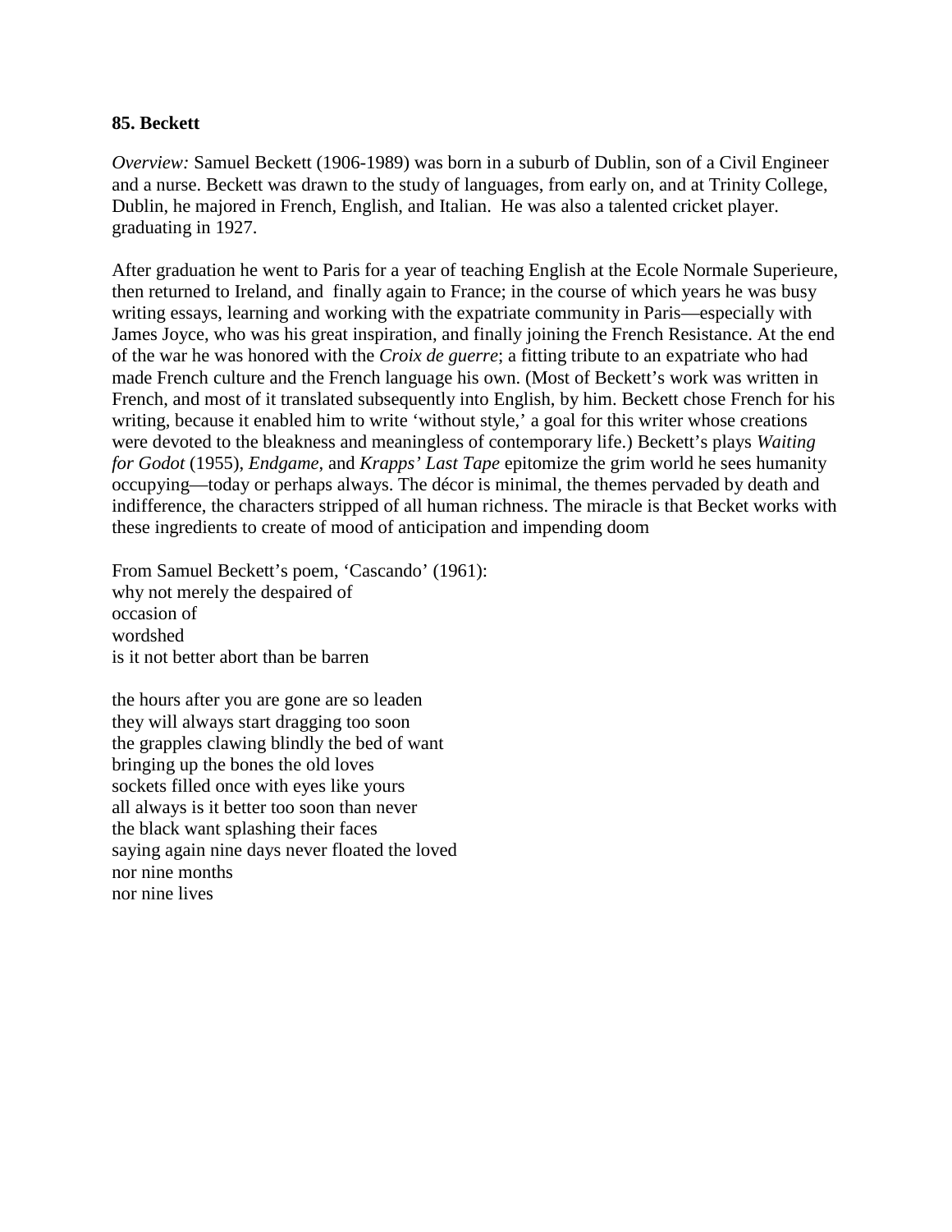**85. Beckett**

*Overview:* Samuel Beckett (1906-1989) was born in a suburb of Dublin, son of a Civil Engineer and a nurse. Beckett was drawn to the study of languages, from early on, and at Trinity College, Dublin, he majored in French, English, and Italian. He was also a talented cricket player. graduating in 1927.

After graduation he went to Paris for a year of teaching English at the Ecole Normale Superieure, then returned to Ireland, and finally again to France; in the course of which years he was busy writing essays, learning and working with the expatriate community in Paris—especially with James Joyce, who was his great inspiration, and finally joining the French Resistance. At the end of the war he was honored with the *Croix de guerre*; a fitting tribute to an expatriate who had made French culture and the French language his own. (Most of Beckett's work was written in French, and most of it translated subsequently into English, by him. Beckett chose French for his writing, because it enabled him to write 'without style,' a goal for this writer whose creations were devoted to the bleakness and meaningless of contemporary life.) Beckett's plays *Waiting for Godot* (1955), *Endgame*, and *Krapps' Last Tape* epitomize the grim world he sees humanity occupying—today or perhaps always. The décor is minimal, the themes pervaded by death and indifference, the characters stripped of all human richness. The miracle is that Becket works with these ingredients to create of mood of anticipation and impending doom

From Samuel Beckett's poem, 'Cascando' (1961):
why not merely the despaired of
occasion of
wordshed
is it not better abort than be barren

the hours after you are gone are so leaden
they will always start dragging too soon
the grapples clawing blindly the bed of want
bringing up the bones the old loves
sockets filled once with eyes like yours
all always is it better too soon than never
the black want splashing their faces
saying again nine days never floated the loved
nor nine months
nor nine lives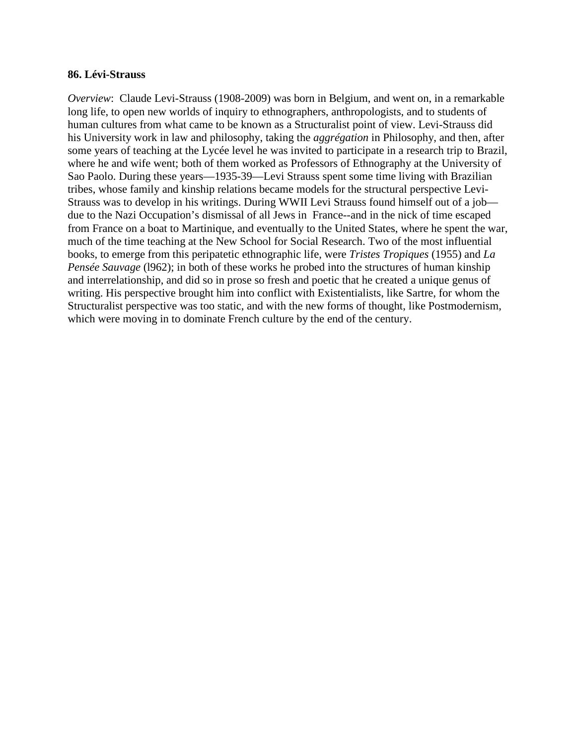**86. Lévi-Strauss**

*Overview*: Claude Levi-Strauss (1908-2009) was born in Belgium, and went on, in a remarkable long life, to open new worlds of inquiry to ethnographers, anthropologists, and to students of human cultures from what came to be known as a Structuralist point of view. Levi-Strauss did his University work in law and philosophy, taking the *aggrégation* in Philosophy, and then, after some years of teaching at the Lycée level he was invited to participate in a research trip to Brazil, where he and wife went; both of them worked as Professors of Ethnography at the University of Sao Paolo. During these years—1935-39—Levi Strauss spent some time living with Brazilian tribes, whose family and kinship relations became models for the structural perspective Levi-Strauss was to develop in his writings. During WWII Levi Strauss found himself out of a job—due to the Nazi Occupation's dismissal of all Jews in France--and in the nick of time escaped from France on a boat to Martinique, and eventually to the United States, where he spent the war, much of the time teaching at the New School for Social Research. Two of the most influential books, to emerge from this peripatetic ethnographic life, were *Tristes Tropiques* (1955) and *La Pensée Sauvage* (l962); in both of these works he probed into the structures of human kinship and interrelationship, and did so in prose so fresh and poetic that he created a unique genus of writing. His perspective brought him into conflict with Existentialists, like Sartre, for whom the Structuralist perspective was too static, and with the new forms of thought, like Postmodernism, which were moving in to dominate French culture by the end of the century.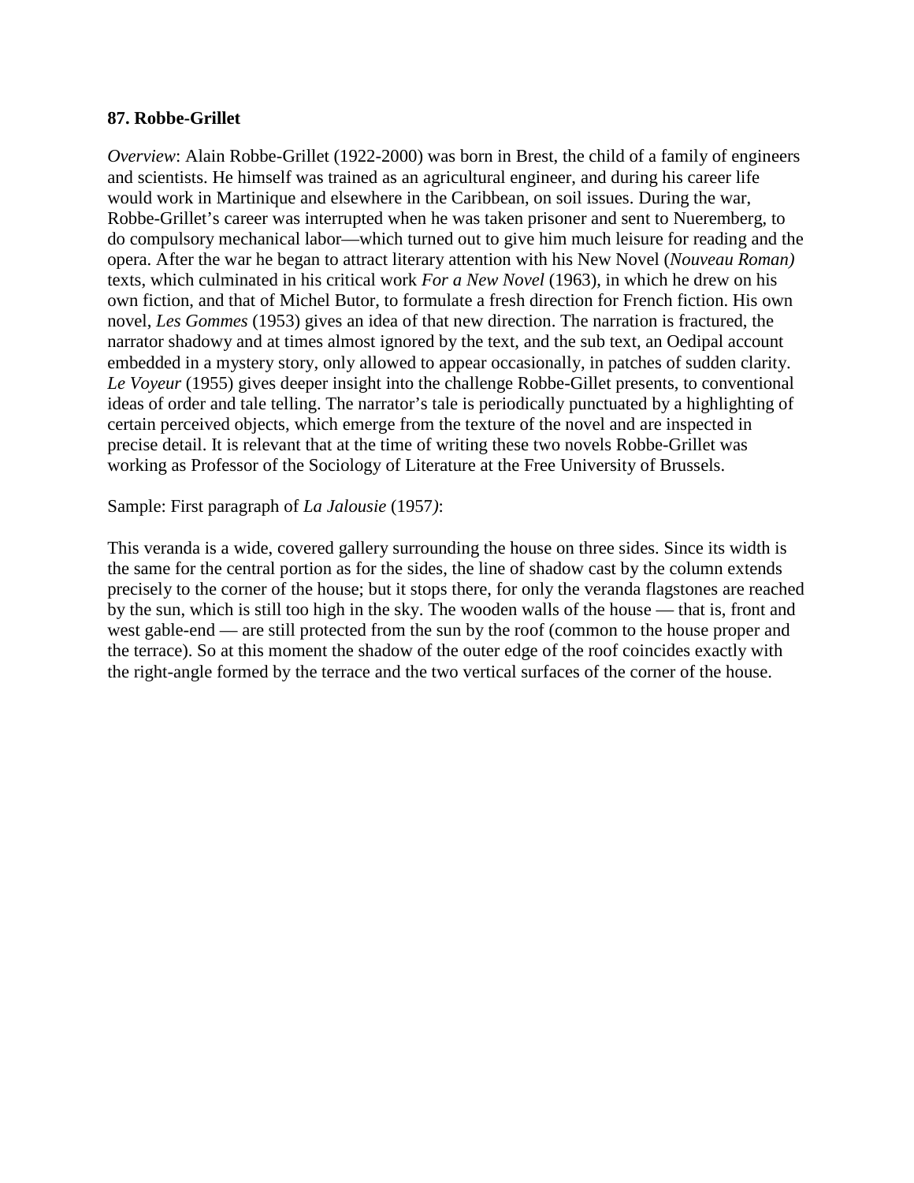**87. Robbe-Grillet**

*Overview*: Alain Robbe-Grillet (1922-2000) was born in Brest, the child of a family of engineers and scientists. He himself was trained as an agricultural engineer, and during his career life would work in Martinique and elsewhere in the Caribbean, on soil issues. During the war, Robbe-Grillet's career was interrupted when he was taken prisoner and sent to Nueremberg, to do compulsory mechanical labor—which turned out to give him much leisure for reading and the opera. After the war he began to attract literary attention with his New Novel (*Nouveau Roman)* texts, which culminated in his critical work *For a New Novel* (1963), in which he drew on his own fiction, and that of Michel Butor, to formulate a fresh direction for French fiction. His own novel, *Les Gommes* (1953) gives an idea of that new direction. The narration is fractured, the narrator shadowy and at times almost ignored by the text, and the sub text, an Oedipal account embedded in a mystery story, only allowed to appear occasionally, in patches of sudden clarity. *Le Voyeur* (1955) gives deeper insight into the challenge Robbe-Gillet presents, to conventional ideas of order and tale telling. The narrator's tale is periodically punctuated by a highlighting of certain perceived objects, which emerge from the texture of the novel and are inspected in precise detail. It is relevant that at the time of writing these two novels Robbe-Grillet was working as Professor of the Sociology of Literature at the Free University of Brussels.

Sample: First paragraph of *La Jalousie* (1957*)*:

This veranda is a wide, covered gallery surrounding the house on three sides. Since its width is the same for the central portion as for the sides, the line of shadow cast by the column extends precisely to the corner of the house; but it stops there, for only the veranda flagstones are reached by the sun, which is still too high in the sky. The wooden walls of the house — that is, front and west gable-end — are still protected from the sun by the roof (common to the house proper and the terrace). So at this moment the shadow of the outer edge of the roof coincides exactly with the right-angle formed by the terrace and the two vertical surfaces of the corner of the house.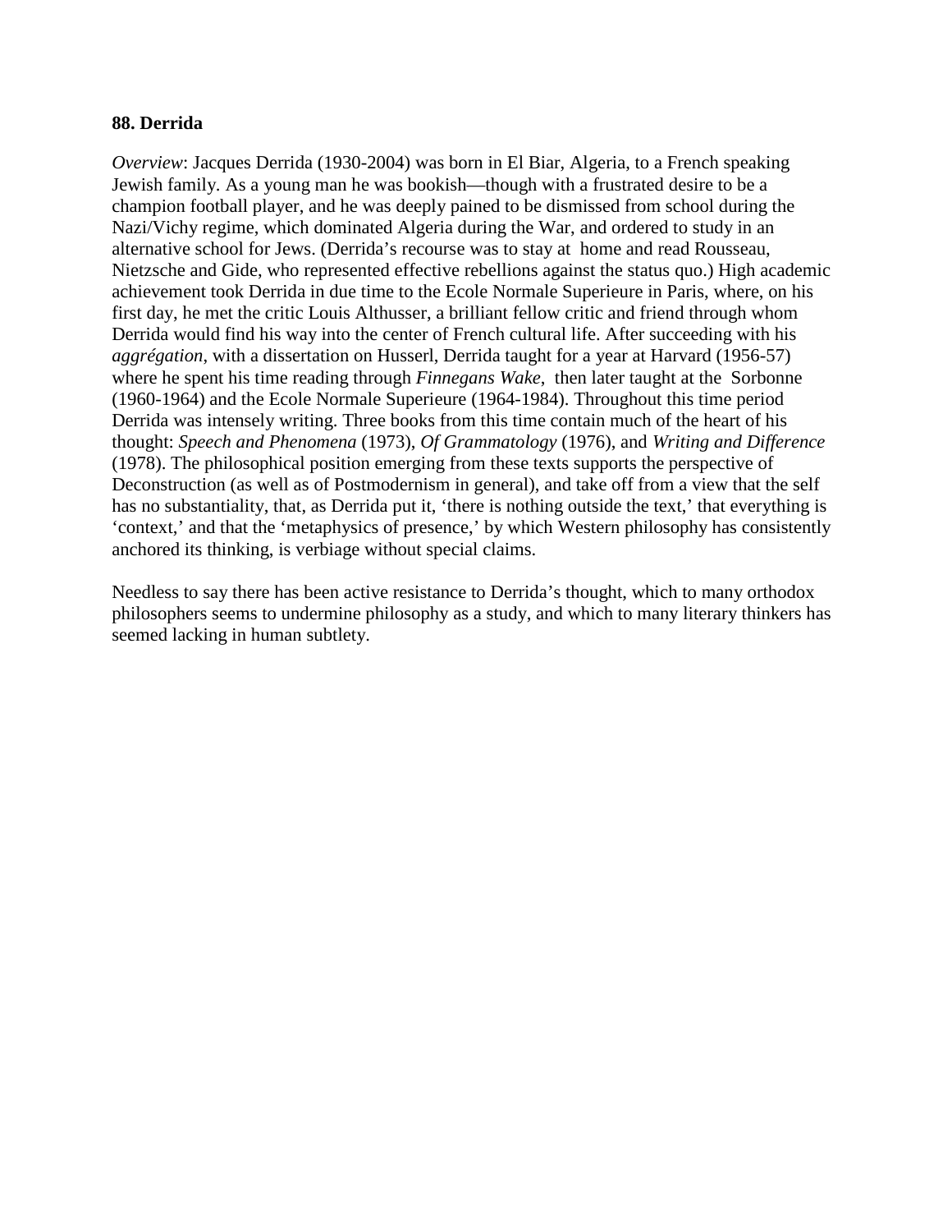**88. Derrida**

*Overview*: Jacques Derrida (1930-2004) was born in El Biar, Algeria, to a French speaking Jewish family. As a young man he was bookish—though with a frustrated desire to be a champion football player, and he was deeply pained to be dismissed from school during the Nazi/Vichy regime, which dominated Algeria during the War, and ordered to study in an alternative school for Jews. (Derrida's recourse was to stay at home and read Rousseau, Nietzsche and Gide, who represented effective rebellions against the status quo.) High academic achievement took Derrida in due time to the Ecole Normale Superieure in Paris, where, on his first day, he met the critic Louis Althusser, a brilliant fellow critic and friend through whom Derrida would find his way into the center of French cultural life. After succeeding with his *aggrégation*, with a dissertation on Husserl, Derrida taught for a year at Harvard (1956-57) where he spent his time reading through *Finnegans Wake*, then later taught at the Sorbonne (1960-1964) and the Ecole Normale Superieure (1964-1984). Throughout this time period Derrida was intensely writing. Three books from this time contain much of the heart of his thought: *Speech and Phenomena* (1973), *Of Grammatology* (1976), and *Writing and Difference* (1978). The philosophical position emerging from these texts supports the perspective of Deconstruction (as well as of Postmodernism in general), and take off from a view that the self has no substantiality, that, as Derrida put it, 'there is nothing outside the text,' that everything is 'context,' and that the 'metaphysics of presence,' by which Western philosophy has consistently anchored its thinking, is verbiage without special claims.

Needless to say there has been active resistance to Derrida's thought, which to many orthodox philosophers seems to undermine philosophy as a study, and which to many literary thinkers has seemed lacking in human subtlety.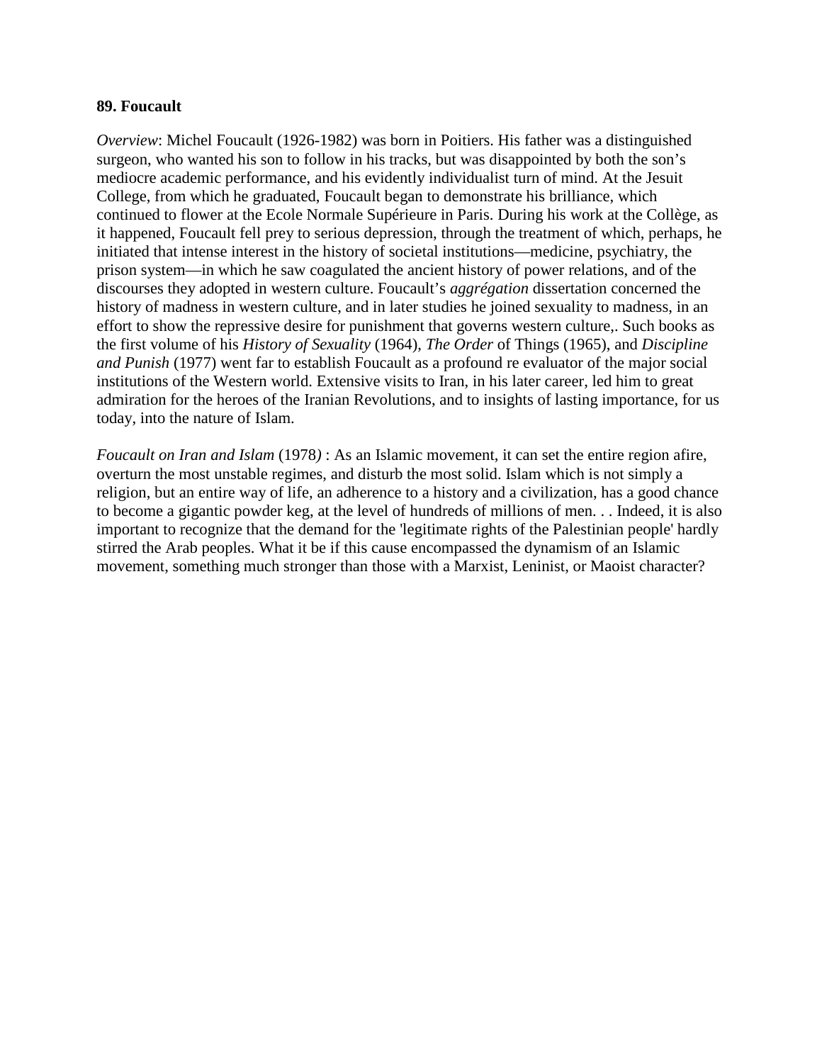**89. Foucault**

*Overview*: Michel Foucault (1926-1982) was born in Poitiers. His father was a distinguished surgeon, who wanted his son to follow in his tracks, but was disappointed by both the son's mediocre academic performance, and his evidently individualist turn of mind. At the Jesuit College, from which he graduated, Foucault began to demonstrate his brilliance, which continued to flower at the Ecole Normale Supérieure in Paris. During his work at the Collège, as it happened, Foucault fell prey to serious depression, through the treatment of which, perhaps, he initiated that intense interest in the history of societal institutions—medicine, psychiatry, the prison system—in which he saw coagulated the ancient history of power relations, and of the discourses they adopted in western culture. Foucault's *aggrégation* dissertation concerned the history of madness in western culture, and in later studies he joined sexuality to madness, in an effort to show the repressive desire for punishment that governs western culture,. Such books as the first volume of his *History of Sexuality* (1964), *The Order* of Things (1965), and *Discipline and Punish* (1977) went far to establish Foucault as a profound re evaluator of the major social institutions of the Western world. Extensive visits to Iran, in his later career, led him to great admiration for the heroes of the Iranian Revolutions, and to insights of lasting importance, for us today, into the nature of Islam.

*Foucault on Iran and Islam* (1978*)* : As an Islamic movement, it can set the entire region afire, overturn the most unstable regimes, and disturb the most solid. Islam which is not simply a religion, but an entire way of life, an adherence to a history and a civilization, has a good chance to become a gigantic powder keg, at the level of hundreds of millions of men. . . Indeed, it is also important to recognize that the demand for the 'legitimate rights of the Palestinian people' hardly stirred the Arab peoples. What it be if this cause encompassed the dynamism of an Islamic movement, something much stronger than those with a Marxist, Leninist, or Maoist character?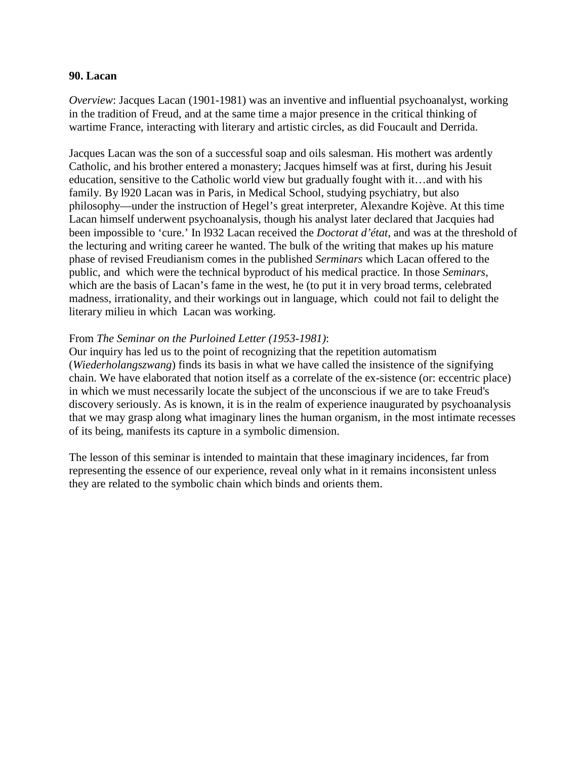**90. Lacan**

*Overview*: Jacques Lacan (1901-1981) was an inventive and influential psychoanalyst, working in the tradition of Freud, and at the same time a major presence in the critical thinking of wartime France, interacting with literary and artistic circles, as did Foucault and Derrida.

Jacques Lacan was the son of a successful soap and oils salesman. His mothert was ardently Catholic, and his brother entered a monastery; Jacques himself was at first, during his Jesuit education, sensitive to the Catholic world view but gradually fought with it…and with his family. By l920 Lacan was in Paris, in Medical School, studying psychiatry, but also philosophy—under the instruction of Hegel's great interpreter, Alexandre Kojève. At this time Lacan himself underwent psychoanalysis, though his analyst later declared that Jacquies had been impossible to 'cure.' In l932 Lacan received the *Doctorat d'état*, and was at the threshold of the lecturing and writing career he wanted. The bulk of the writing that makes up his mature phase of revised Freudianism comes in the published *Serminars* which Lacan offered to the public, and which were the technical byproduct of his medical practice. In those *Seminars*, which are the basis of Lacan's fame in the west, he (to put it in very broad terms, celebrated madness, irrationality, and their workings out in language, which could not fail to delight the literary milieu in which Lacan was working.

From *The Seminar on the Purloined Letter (1953-1981)*:
Our inquiry has led us to the point of recognizing that the repetition automatism (*Wiederholangszwang*) finds its basis in what we have called the insistence of the signifying chain. We have elaborated that notion itself as a correlate of the ex-sistence (or: eccentric place) in which we must necessarily locate the subject of the unconscious if we are to take Freud's discovery seriously. As is known, it is in the realm of experience inaugurated by psychoanalysis that we may grasp along what imaginary lines the human organism, in the most intimate recesses of its being, manifests its capture in a symbolic dimension.

The lesson of this seminar is intended to maintain that these imaginary incidences, far from representing the essence of our experience, reveal only what in it remains inconsistent unless they are related to the symbolic chain which binds and orients them.